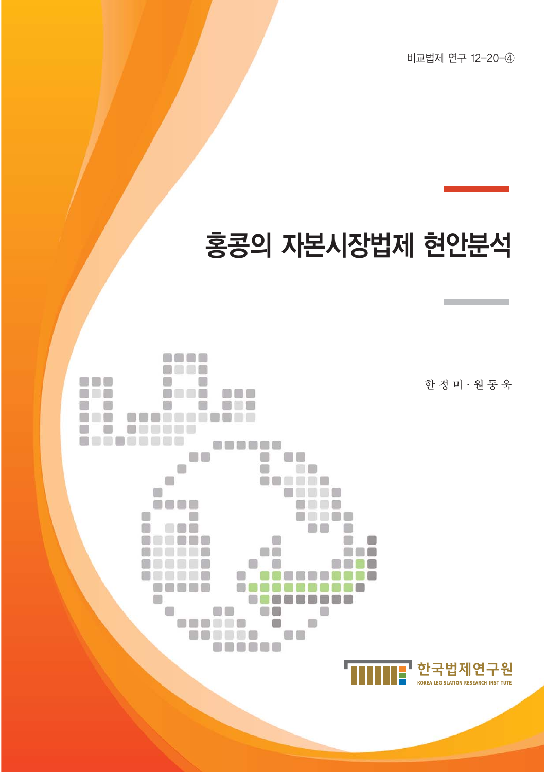비교법제 연구 12-20-④

# 홍콩의 자본시장법제 현안분석

한 정 미 · 원 동 욱

한국법제연구원
KOREA LEGISLATION RESEARCH INSTITUTE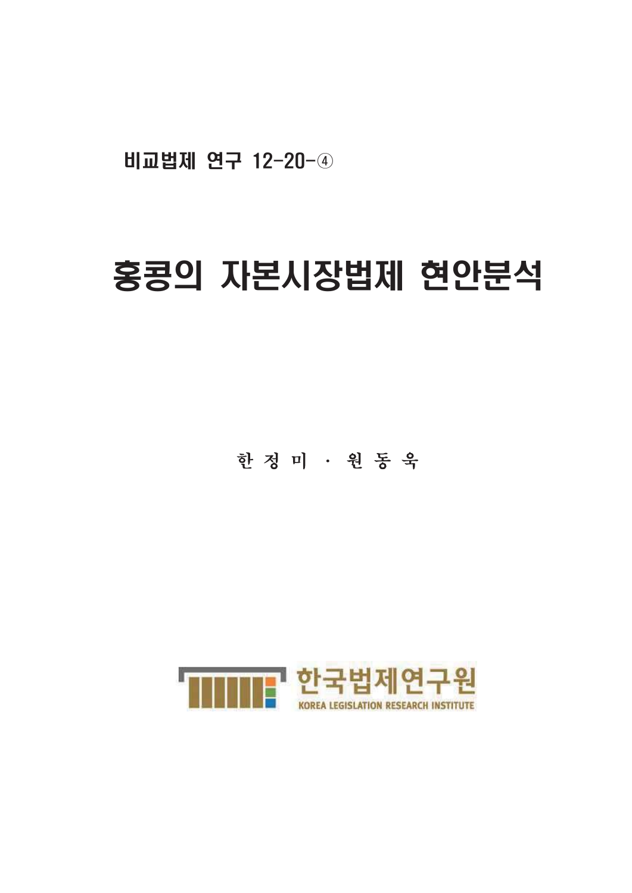비교법제 연구 12-20-④

# 홍콩의 자본시장법제 현안분석

한 정 미 · 원 동 욱

한국법제연구원

KOREA LEGISLATION RESEARCH INSTITUTE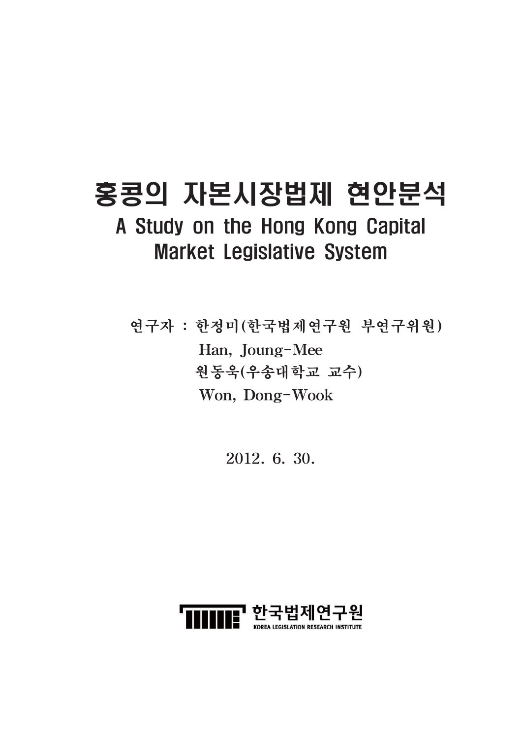# 홍콩의 자본시장법제 현안분석

## A Study on the Hong Kong Capital Market Legislative System

연구자 : 한정미(한국법제연구원 부연구위원)
Han, Joung-Mee
원동욱(우송대학교 교수)
Won, Dong-Wook

2012. 6. 30.

한국법제연구원
KOREA LEGISLATION RESEARCH INSTITUTE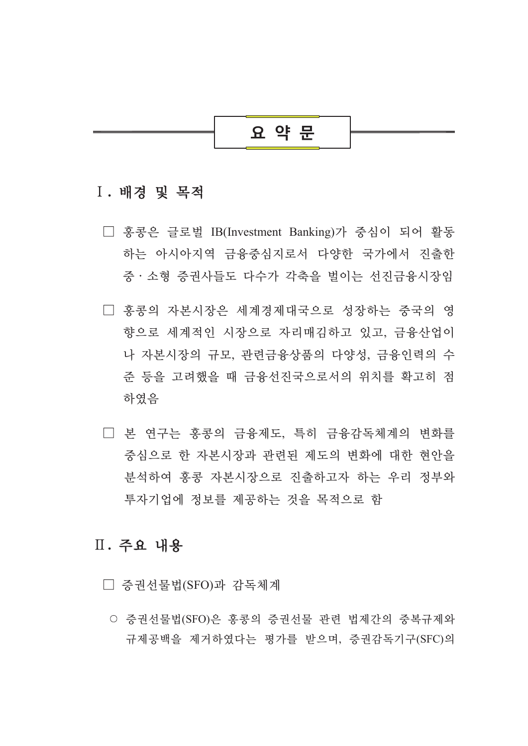# 요 약 문

## Ⅰ. 배경 및 목적

□ 홍콩은 글로벌 IB(Investment Banking)가 중심이 되어 활동하는 아시아지역 금융중심지로서 다양한 국가에서 진출한 중·소형 증권사들도 다수가 각축을 벌이는 선진금융시장임

□ 홍콩의 자본시장은 세계경제대국으로 성장하는 중국의 영향으로 세계적인 시장으로 자리매김하고 있고, 금융산업이나 자본시장의 규모, 관련금융상품의 다양성, 금융인력의 수준 등을 고려했을 때 금융선진국으로서의 위치를 확고히 점하였음

□ 본 연구는 홍콩의 금융제도, 특히 금융감독체계의 변화를 중심으로 한 자본시장과 관련된 제도의 변화에 대한 현안을 분석하여 홍콩 자본시장으로 진출하고자 하는 우리 정부와 투자기업에 정보를 제공하는 것을 목적으로 함

## Ⅱ. 주요 내용

□ 증권선물법(SFO)과 감독체계

○ 증권선물법(SFO)은 홍콩의 증권선물 관련 법제간의 중복규제와 규제공백을 제거하였다는 평가를 받으며, 증권감독기구(SFC)의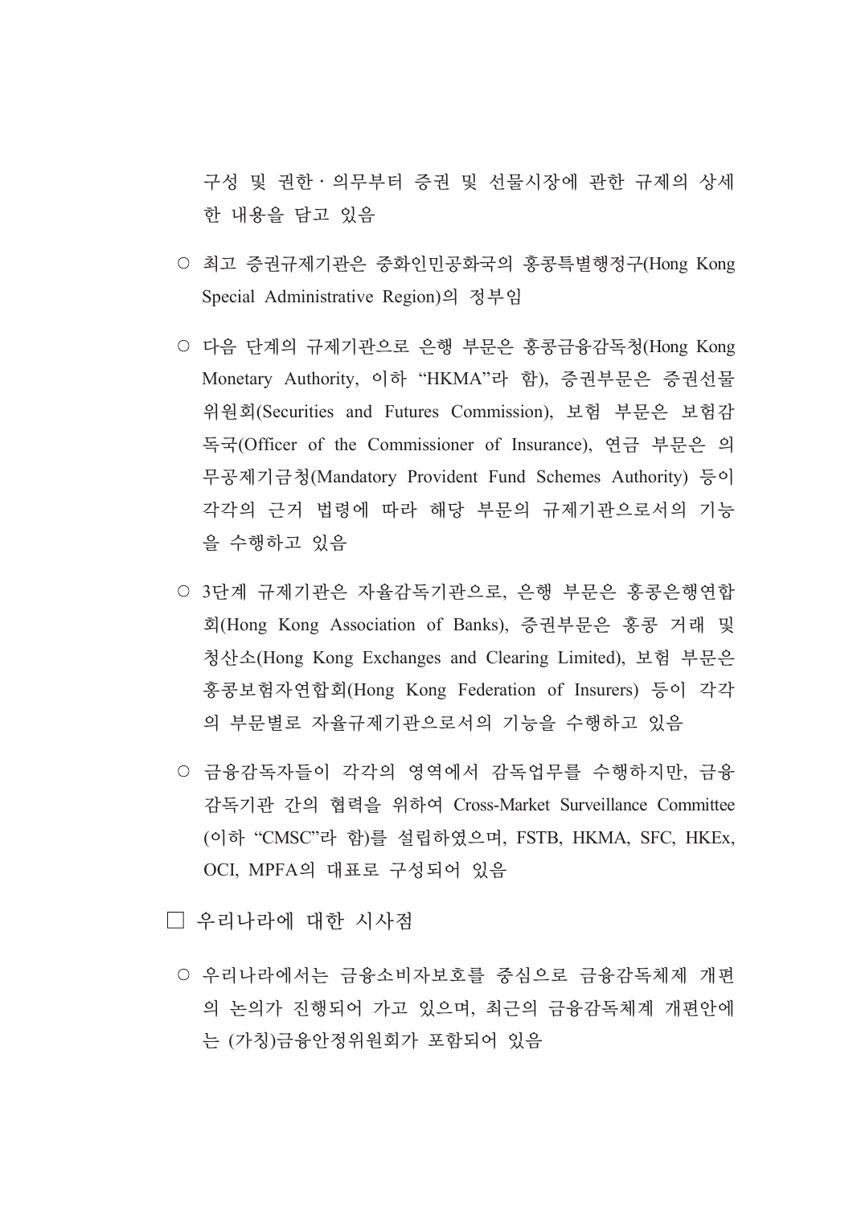구성 및 권한 · 의무부터 증권 및 선물시장에 관한 규제의 상세한 내용을 담고 있음

- ○ 최고 증권규제기관은 중화인민공화국의 홍콩특별행정구(Hong Kong Special Administrative Region)의 정부임

- ○ 다음 단계의 규제기관으로 은행 부문은 홍콩금융감독청(Hong Kong Monetary Authority, 이하 "HKMA"라 함), 증권부문은 증권선물위원회(Securities and Futures Commission), 보험 부문은 보험감독국(Officer of the Commissioner of Insurance), 연금 부문은 의무공제기금청(Mandatory Provident Fund Schemes Authority) 등이 각각의 근거 법령에 따라 해당 부문의 규제기관으로서의 기능을 수행하고 있음

- ○ 3단계 규제기관은 자율감독기관으로, 은행 부문은 홍콩은행연합회(Hong Kong Association of Banks), 증권부문은 홍콩 거래 및 청산소(Hong Kong Exchanges and Clearing Limited), 보험 부문은 홍콩보험자연합회(Hong Kong Federation of Insurers) 등이 각각의 부문별로 자율규제기관으로서의 기능을 수행하고 있음

- ○ 금융감독자들이 각각의 영역에서 감독업무를 수행하지만, 금융감독기관 간의 협력을 위하여 Cross-Market Surveillance Committee (이하 "CMSC"라 함)를 설립하였으며, FSTB, HKMA, SFC, HKEx, OCI, MPFA의 대표로 구성되어 있음

□ 우리나라에 대한 시사점

- ○ 우리나라에서는 금융소비자보호를 중심으로 금융감독체제 개편의 논의가 진행되어 가고 있으며, 최근의 금융감독체계 개편안에는 (가칭)금융안정위원회가 포함되어 있음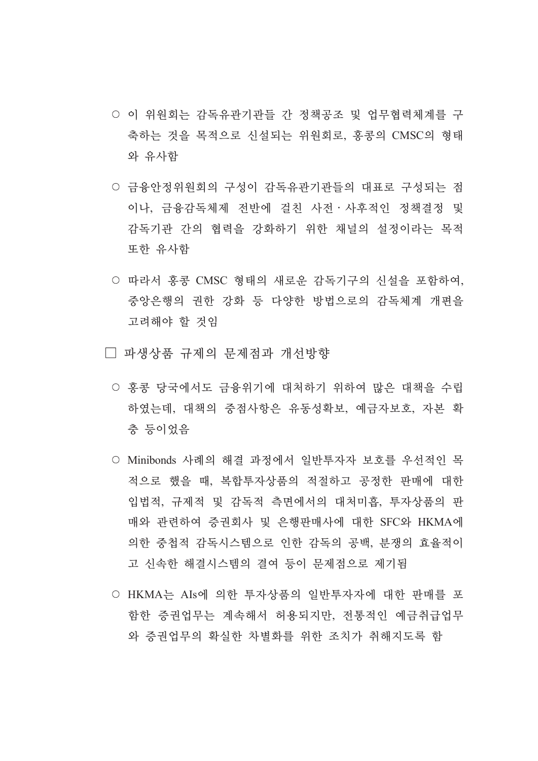- ○ 이 위원회는 감독유관기관들 간 정책공조 및 업무협력체계를 구축하는 것을 목적으로 신설되는 위원회로, 홍콩의 CMSC의 형태와 유사함

- ○ 금융안정위원회의 구성이 감독유관기관들의 대표로 구성되는 점이나, 금융감독체제 전반에 걸친 사전 · 사후적인 정책결정 및 감독기관 간의 협력을 강화하기 위한 채널의 설정이라는 목적 또한 유사함

- ○ 따라서 홍콩 CMSC 형태의 새로운 감독기구의 신설을 포함하여, 중앙은행의 권한 강화 등 다양한 방법으로의 감독체계 개편을 고려해야 할 것임

□ 파생상품 규제의 문제점과 개선방향

- ○ 홍콩 당국에서도 금융위기에 대처하기 위하여 많은 대책을 수립하였는데, 대책의 중점사항은 유동성확보, 예금자보호, 자본 확충 등이었음

- ○ Minibonds 사례의 해결 과정에서 일반투자자 보호를 우선적인 목적으로 했을 때, 복합투자상품의 적절하고 공정한 판매에 대한 입법적, 규제적 및 감독적 측면에서의 대처미흡, 투자상품의 판매와 관련하여 증권회사 및 은행판매사에 대한 SFC와 HKMA에 의한 중첩적 감독시스템으로 인한 감독의 공백, 분쟁의 효율적이고 신속한 해결시스템의 결여 등이 문제점으로 제기됨

- ○ HKMA는 AIs에 의한 투자상품의 일반투자자에 대한 판매를 포함한 증권업무는 계속해서 허용되지만, 전통적인 예금취급업무와 증권업무의 확실한 차별화를 위한 조치가 취해지도록 함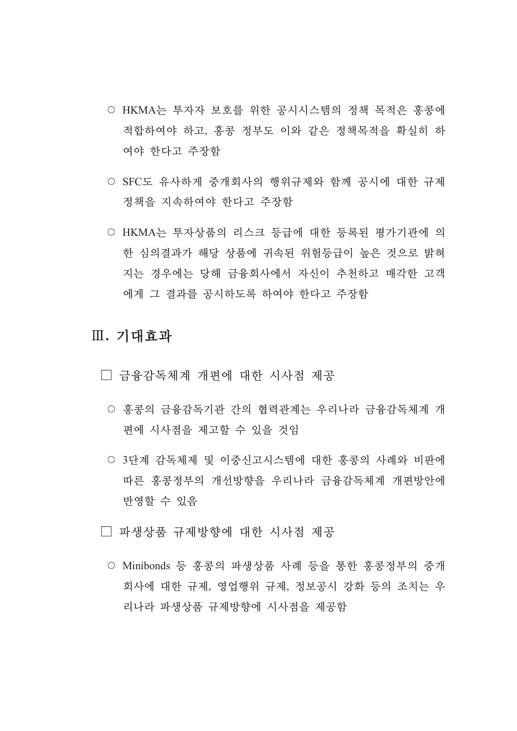○ HKMA는 투자자 보호를 위한 공시시스템의 정책 목적은 홍콩에 적합하여야 하고, 홍콩 정부도 이와 같은 정책목적을 확실히 하여야 한다고 주장함

○ SFC도 유사하게 중개회사의 행위규제와 함께 공시에 대한 규제 정책을 지속하여야 한다고 주장함

○ HKMA는 투자상품의 리스크 등급에 대한 등록된 평가기관에 의한 심의결과가 해당 상품에 귀속된 위험등급이 높은 것으로 밝혀지는 경우에는 당해 금융회사에서 자신이 추천하고 매각한 고객에게 그 결과를 공시하도록 하여야 한다고 주장함

## Ⅲ. 기대효과

□ 금융감독체계 개편에 대한 시사점 제공

○ 홍콩의 금융감독기관 간의 협력관계는 우리나라 금융감독체계 개편에 시사점을 제고할 수 있을 것임

○ 3단계 감독체제 및 이중신고시스템에 대한 홍콩의 사례와 비판에 따른 홍콩정부의 개선방향을 우리나라 금융감독체계 개편방안에 반영할 수 있음

□ 파생상품 규제방향에 대한 시사점 제공

○ Minibonds 등 홍콩의 파생상품 사례 등을 통한 홍콩정부의 중개회사에 대한 규제, 영업행위 규제, 정보공시 강화 등의 조치는 우리나라 파생상품 규제방향에 시사점을 제공함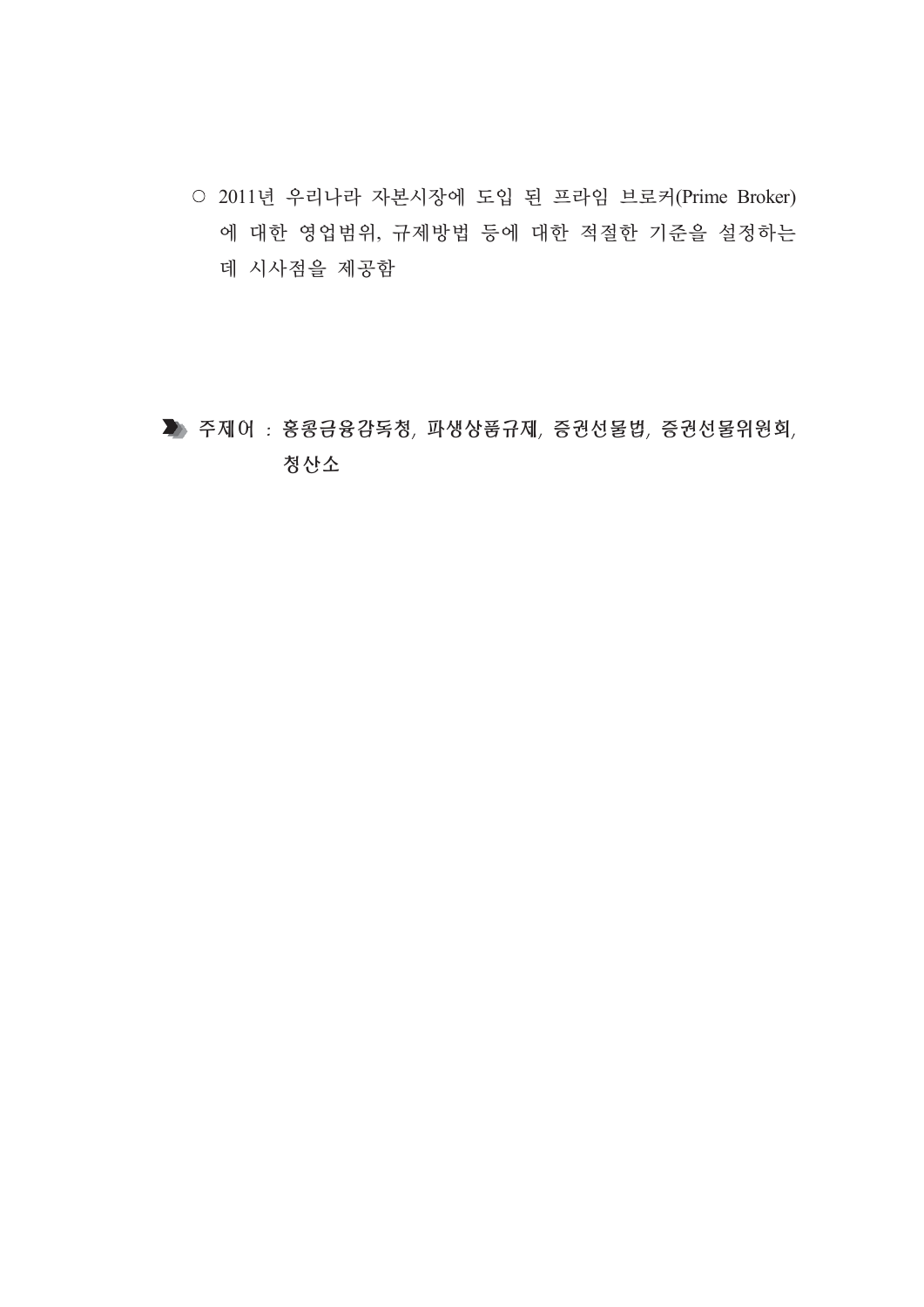○ 2011년 우리나라 자본시장에 도입 된 프라임 브로커(Prime Broker)에 대한 영업범위, 규제방법 등에 대한 적절한 기준을 설정하는데 시사점을 제공함

**주제어** : **홍콩금융감독청, 파생상품규제, 증권선물법, 증권선물위원회, 청산소**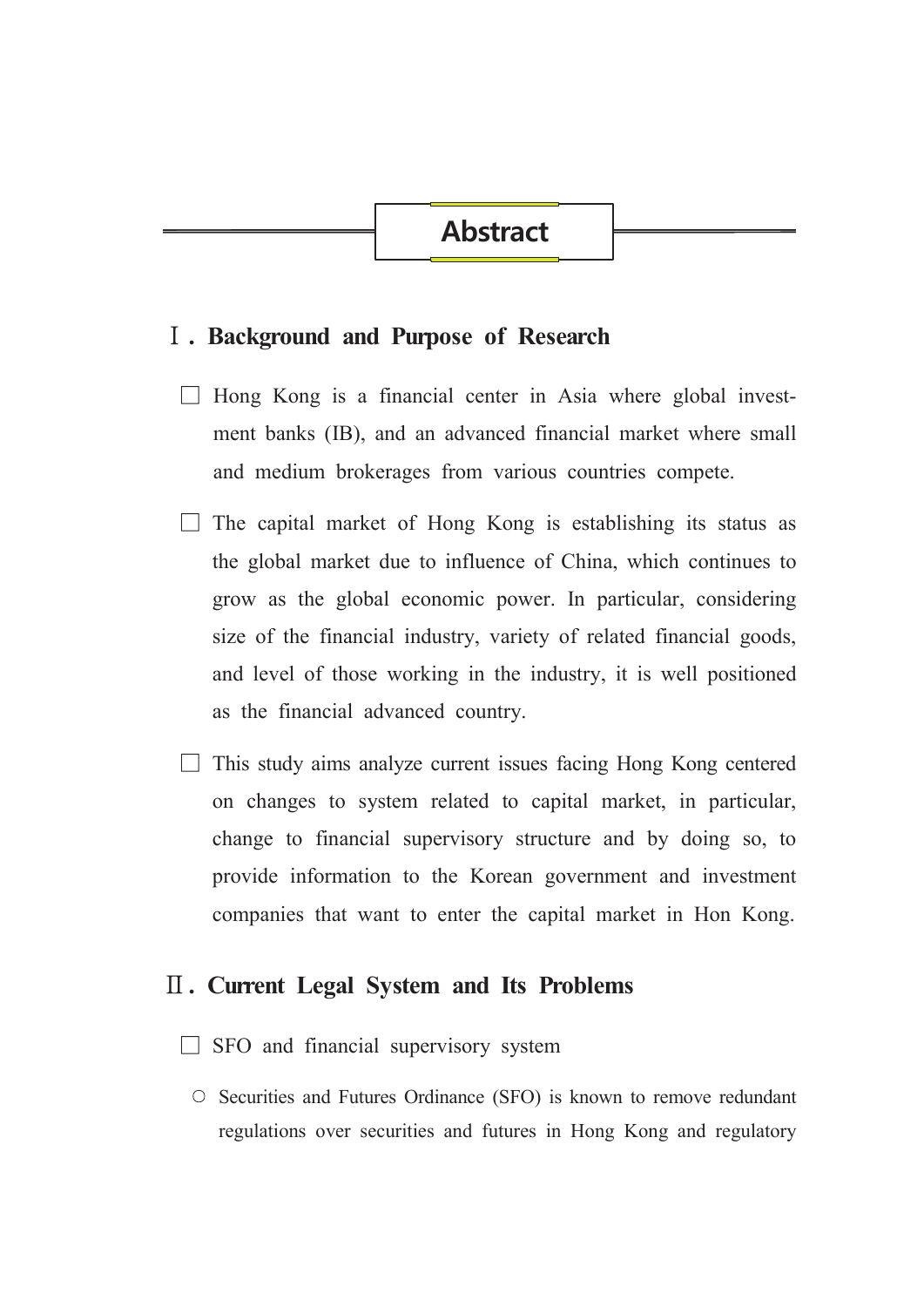# Abstract

## Ⅰ. Background and Purpose of Research

□ Hong Kong is a financial center in Asia where global investment banks (IB), and an advanced financial market where small and medium brokerages from various countries compete.

□ The capital market of Hong Kong is establishing its status as the global market due to influence of China, which continues to grow as the global economic power. In particular, considering size of the financial industry, variety of related financial goods, and level of those working in the industry, it is well positioned as the financial advanced country.

□ This study aims analyze current issues facing Hong Kong centered on changes to system related to capital market, in particular, change to financial supervisory structure and by doing so, to provide information to the Korean government and investment companies that want to enter the capital market in Hon Kong.

## Ⅱ. Current Legal System and Its Problems

□ SFO and financial supervisory system

○ Securities and Futures Ordinance (SFO) is known to remove redundant regulations over securities and futures in Hong Kong and regulatory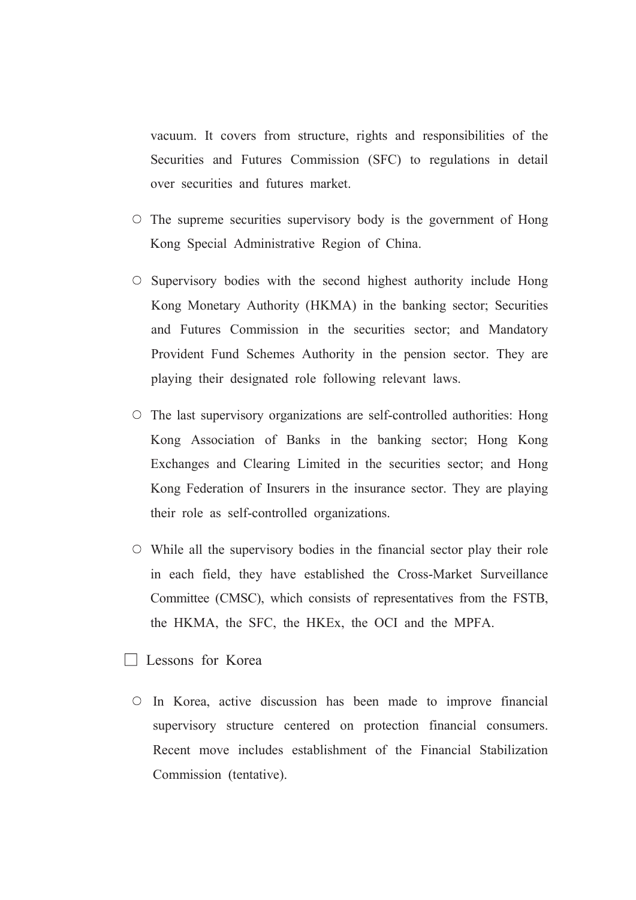vacuum. It covers from structure, rights and responsibilities of the Securities and Futures Commission (SFC) to regulations in detail over securities and futures market.

- ○ The supreme securities supervisory body is the government of Hong Kong Special Administrative Region of China.

- ○ Supervisory bodies with the second highest authority include Hong Kong Monetary Authority (HKMA) in the banking sector; Securities and Futures Commission in the securities sector; and Mandatory Provident Fund Schemes Authority in the pension sector. They are playing their designated role following relevant laws.

- ○ The last supervisory organizations are self-controlled authorities: Hong Kong Association of Banks in the banking sector; Hong Kong Exchanges and Clearing Limited in the securities sector; and Hong Kong Federation of Insurers in the insurance sector. They are playing their role as self-controlled organizations.

- ○ While all the supervisory bodies in the financial sector play their role in each field, they have established the Cross-Market Surveillance Committee (CMSC), which consists of representatives from the FSTB, the HKMA, the SFC, the HKEx, the OCI and the MPFA.

□ Lessons for Korea

- ○ In Korea, active discussion has been made to improve financial supervisory structure centered on protection financial consumers. Recent move includes establishment of the Financial Stabilization Commission (tentative).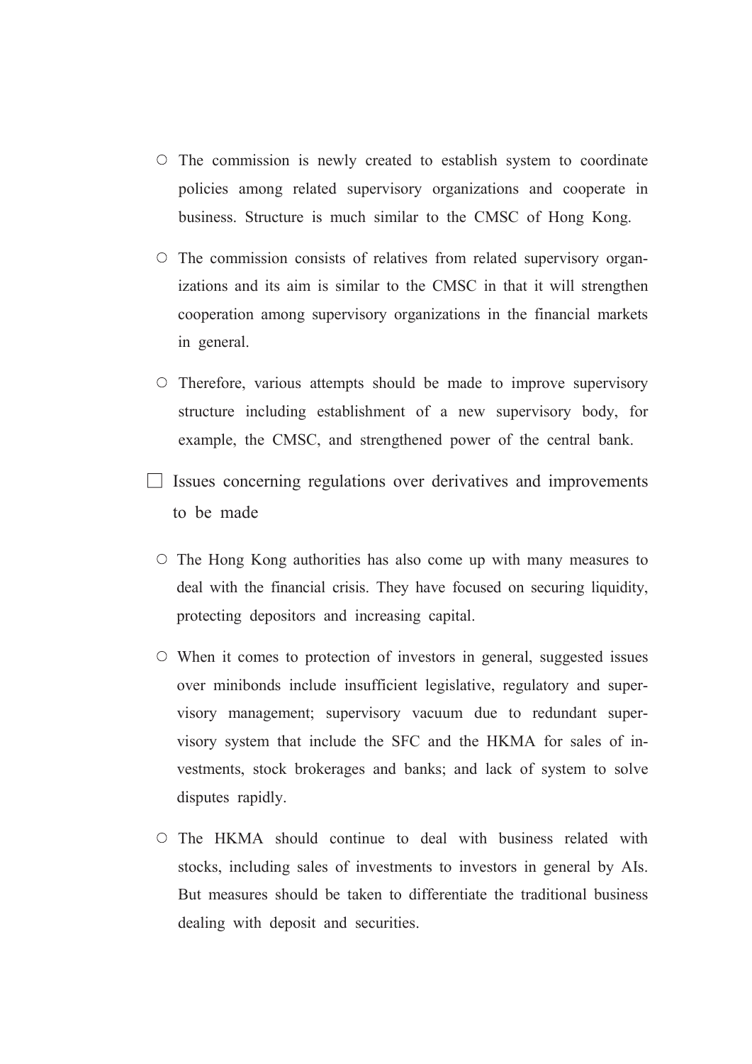- ○ The commission is newly created to establish system to coordinate policies among related supervisory organizations and cooperate in business. Structure is much similar to the CMSC of Hong Kong.

- ○ The commission consists of relatives from related supervisory organizations and its aim is similar to the CMSC in that it will strengthen cooperation among supervisory organizations in the financial markets in general.

- ○ Therefore, various attempts should be made to improve supervisory structure including establishment of a new supervisory body, for example, the CMSC, and strengthened power of the central bank.

□ Issues concerning regulations over derivatives and improvements to be made

- ○ The Hong Kong authorities has also come up with many measures to deal with the financial crisis. They have focused on securing liquidity, protecting depositors and increasing capital.

- ○ When it comes to protection of investors in general, suggested issues over minibonds include insufficient legislative, regulatory and supervisory management; supervisory vacuum due to redundant supervisory system that include the SFC and the HKMA for sales of investments, stock brokerages and banks; and lack of system to solve disputes rapidly.

- ○ The HKMA should continue to deal with business related with stocks, including sales of investments to investors in general by AIs. But measures should be taken to differentiate the traditional business dealing with deposit and securities.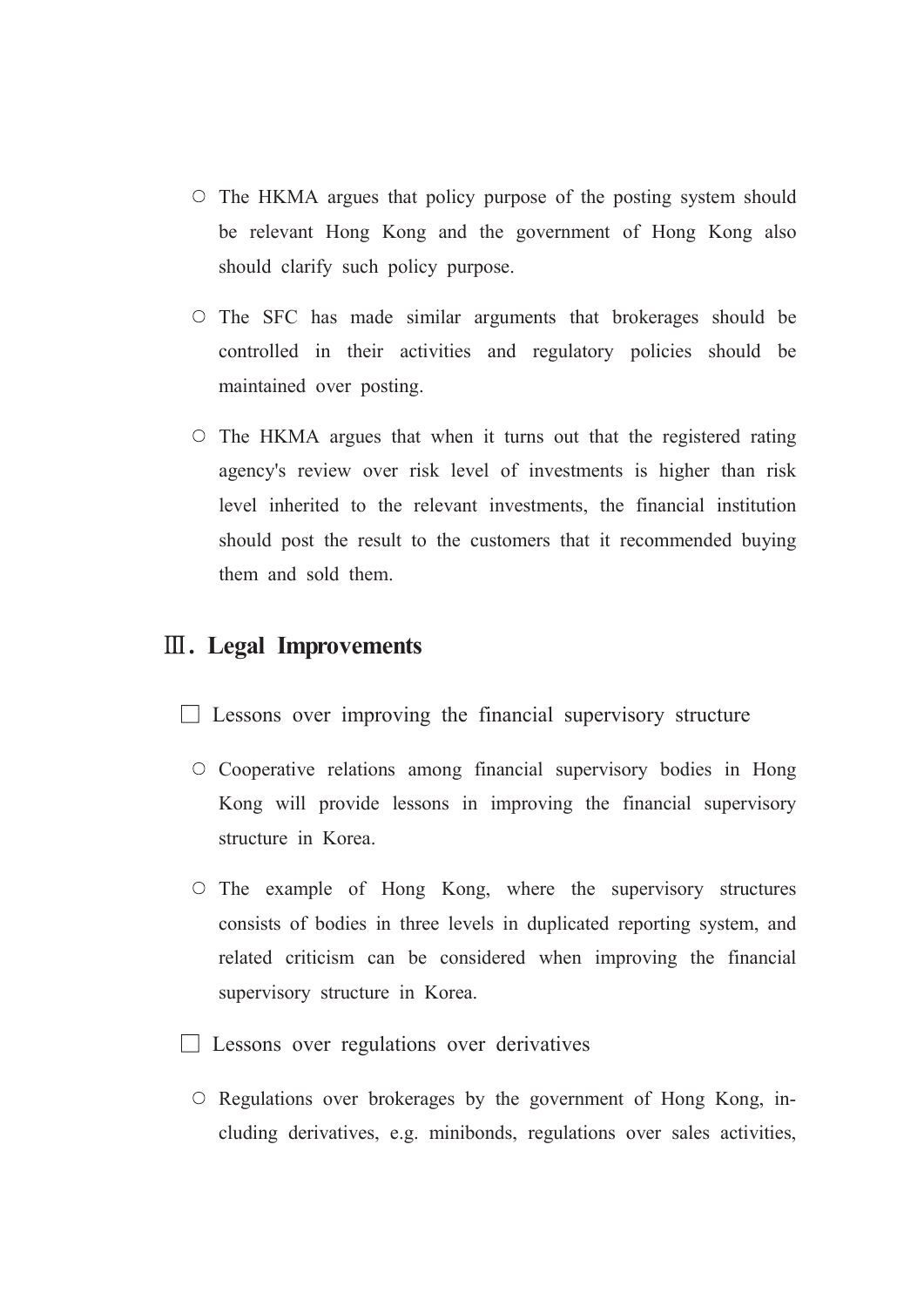○ The HKMA argues that policy purpose of the posting system should be relevant Hong Kong and the government of Hong Kong also should clarify such policy purpose.

○ The SFC has made similar arguments that brokerages should be controlled in their activities and regulatory policies should be maintained over posting.

○ The HKMA argues that when it turns out that the registered rating agency's review over risk level of investments is higher than risk level inherited to the relevant investments, the financial institution should post the result to the customers that it recommended buying them and sold them.

## Ⅲ. Legal Improvements

□ Lessons over improving the financial supervisory structure

○ Cooperative relations among financial supervisory bodies in Hong Kong will provide lessons in improving the financial supervisory structure in Korea.

○ The example of Hong Kong, where the supervisory structures consists of bodies in three levels in duplicated reporting system, and related criticism can be considered when improving the financial supervisory structure in Korea.

□ Lessons over regulations over derivatives

○ Regulations over brokerages by the government of Hong Kong, including derivatives, e.g. minibonds, regulations over sales activities,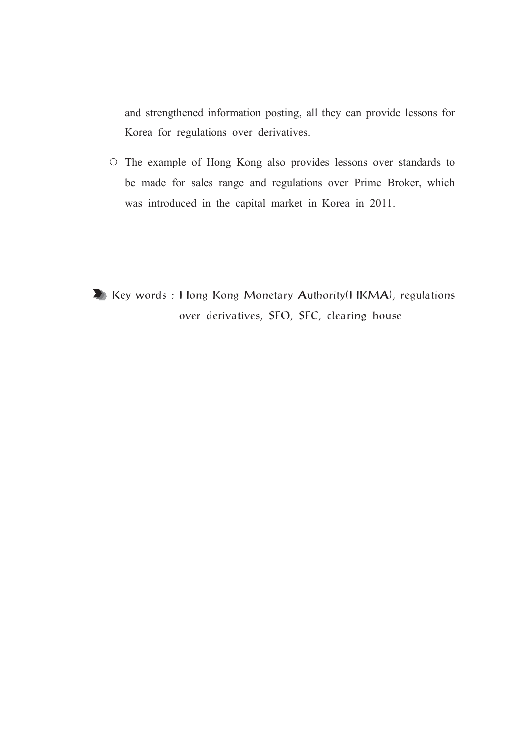and strengthened information posting, all they can provide lessons for Korea for regulations over derivatives.

○ The example of Hong Kong also provides lessons over standards to be made for sales range and regulations over Prime Broker, which was introduced in the capital market in Korea in 2011.

Key words : Hong Kong Monetary Authority(HKMA), regulations over derivatives, SFO, SFC, clearing house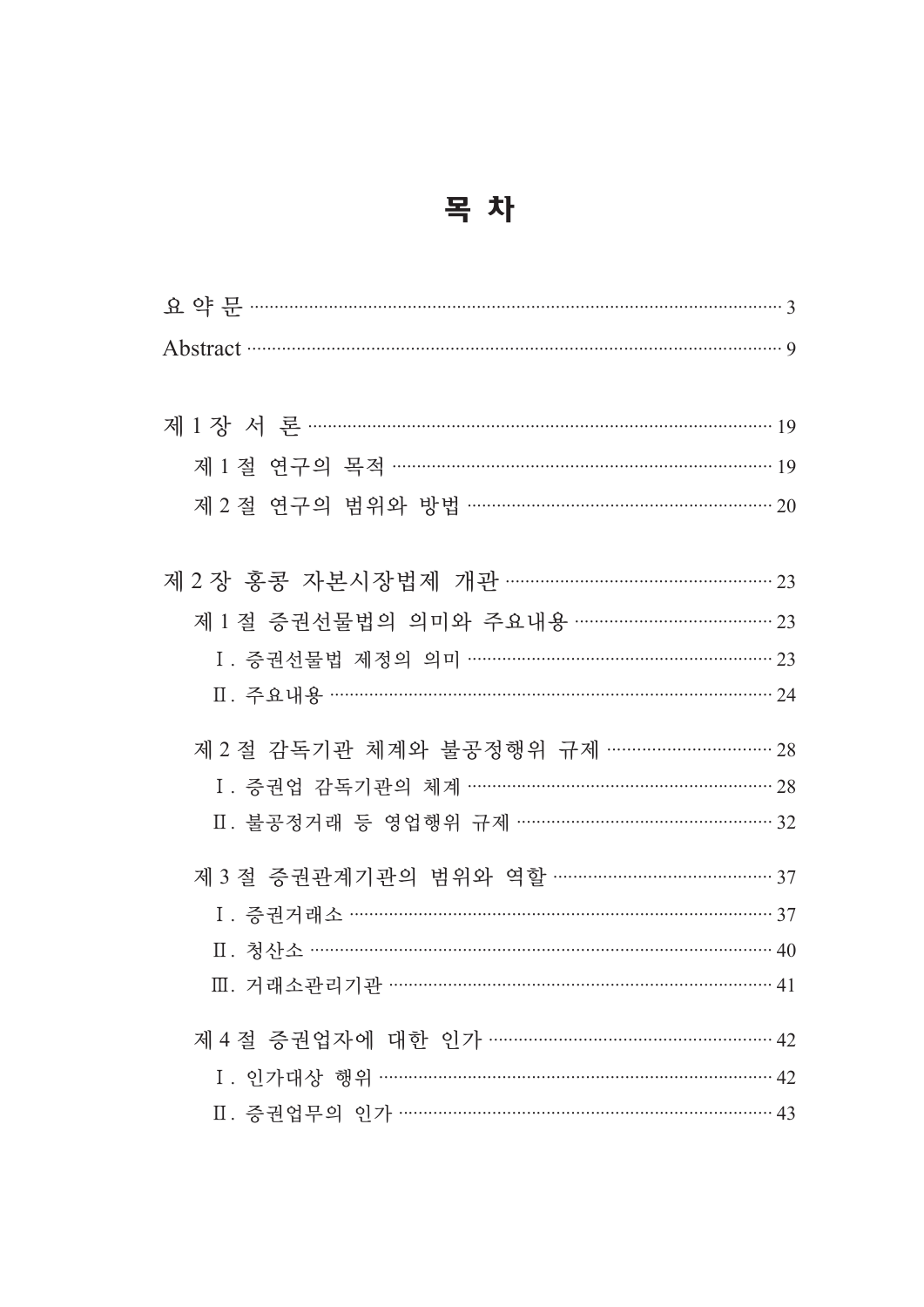# 목 차

요 약 문 ········································································ 3

Abstract ········································································ 9

제 1 장 서 론 ········································································ 19

　제 1 절 연구의 목적 ········································································ 19

　제 2 절 연구의 범위와 방법 ········································································ 20

제 2 장 홍콩 자본시장법제 개관 ········································································ 23

　제 1 절 증권선물법의 의미와 주요내용 ········································································ 23

　　Ⅰ. 증권선물법 제정의 의미 ········································································ 23

　　Ⅱ. 주요내용 ········································································ 24

　제 2 절 감독기관 체계와 불공정행위 규제 ········································································ 28

　　Ⅰ. 증권업 감독기관의 체계 ········································································ 28

　　Ⅱ. 불공정거래 등 영업행위 규제 ········································································ 32

　제 3 절 증권관계기관의 범위와 역할 ········································································ 37

　　Ⅰ. 증권거래소 ········································································ 37

　　Ⅱ. 청산소 ········································································ 40

　　Ⅲ. 거래소관리기관 ········································································ 41

　제 4 절 증권업자에 대한 인가 ········································································ 42

　　Ⅰ. 인가대상 행위 ········································································ 42

　　Ⅱ. 증권업무의 인가 ········································································ 43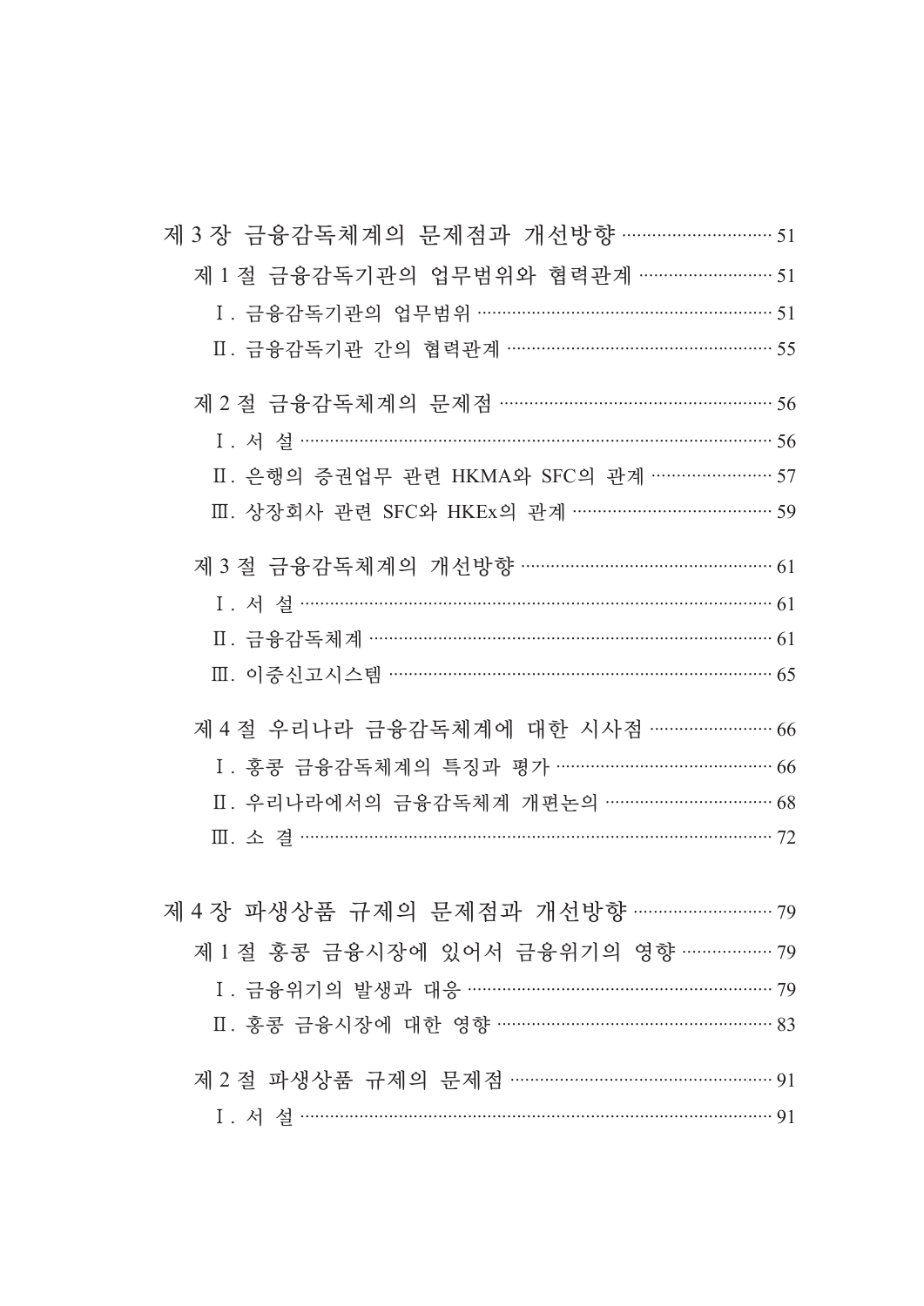제 3 장 금융감독체계의 문제점과 개선방향 ··························· 51

제 1 절 금융감독기관의 업무범위와 협력관계 ························ 51

Ⅰ. 금융감독기관의 업무범위 ························································ 51

Ⅱ. 금융감독기관 간의 협력관계 ···················································· 55

제 2 절 금융감독체계의 문제점 ···················································· 56

Ⅰ. 서 설 ···························································································· 56

Ⅱ. 은행의 증권업무 관련 HKMA와 SFC의 관계 ······················ 57

Ⅲ. 상장회사 관련 SFC와 HKEx의 관계 ······································ 59

제 3 절 금융감독체계의 개선방향 ················································ 61

Ⅰ. 서 설 ···························································································· 61

Ⅱ. 금융감독체계 ·············································································· 61

Ⅲ. 이중신고시스템 ·········································································· 65

제 4 절 우리나라 금융감독체계에 대한 시사점 ························ 66

Ⅰ. 홍콩 금융감독체계의 특징과 평가 ·········································· 66

Ⅱ. 우리나라에서의 금융감독체계 개편논의 ································ 68

Ⅲ. 소 결 ···························································································· 72

제 4 장 파생상품 규제의 문제점과 개선방향 ··························· 79

제 1 절 홍콩 금융시장에 있어서 금융위기의 영향 ················· 79

Ⅰ. 금융위기의 발생과 대응 ·························································· 79

Ⅱ. 홍콩 금융시장에 대한 영향 ······················································ 83

제 2 절 파생상품 규제의 문제점 ·················································· 91

Ⅰ. 서 설 ···························································································· 91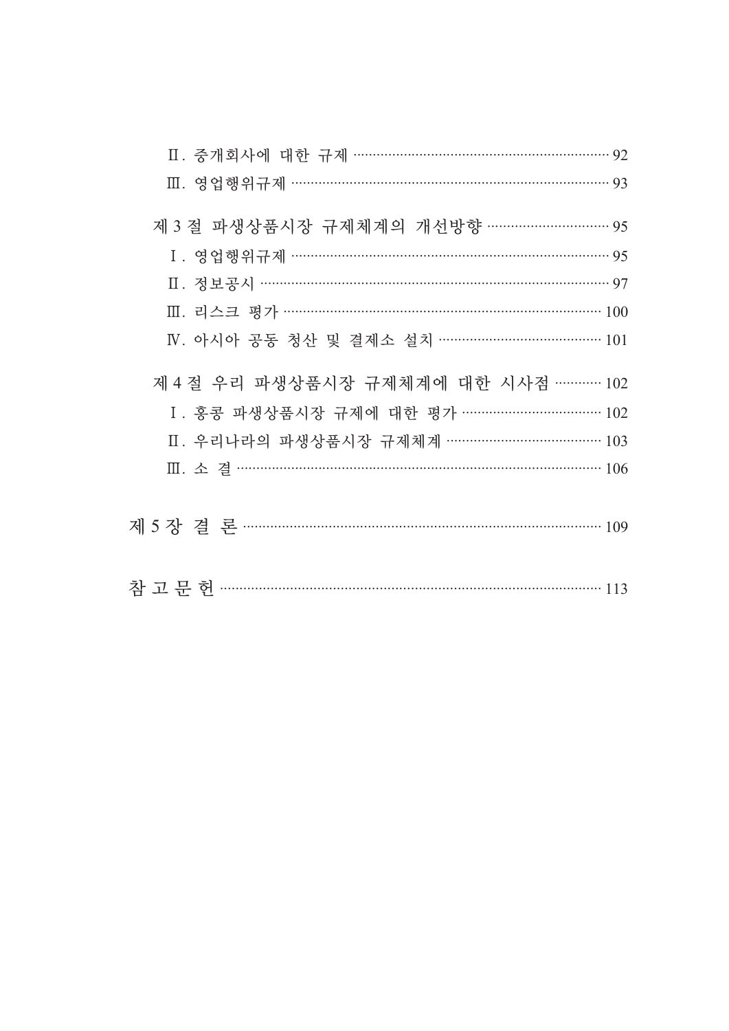Ⅱ. 중개회사에 대한 규제 ········································································ 92

Ⅲ. 영업행위규제 ·················································································· 93

제 3 절 파생상품시장 규제체계의 개선방향 ··············································· 95

Ⅰ. 영업행위규제 ·················································································· 95

Ⅱ. 정보공시 ························································································ 97

Ⅲ. 리스크 평가 ·················································································· 100

Ⅳ. 아시아 공동 청산 및 결제소 설치 ··················································· 101

제 4 절 우리 파생상품시장 규제체계에 대한 시사점 ································· 102

Ⅰ. 홍콩 파생상품시장 규제에 대한 평가 ··············································· 102

Ⅱ. 우리나라의 파생상품시장 규제체계 ·················································· 103

Ⅲ. 소 결 ························································································ 106

제 5 장 결 론 ························································································ 109

참 고 문 헌 ························································································ 113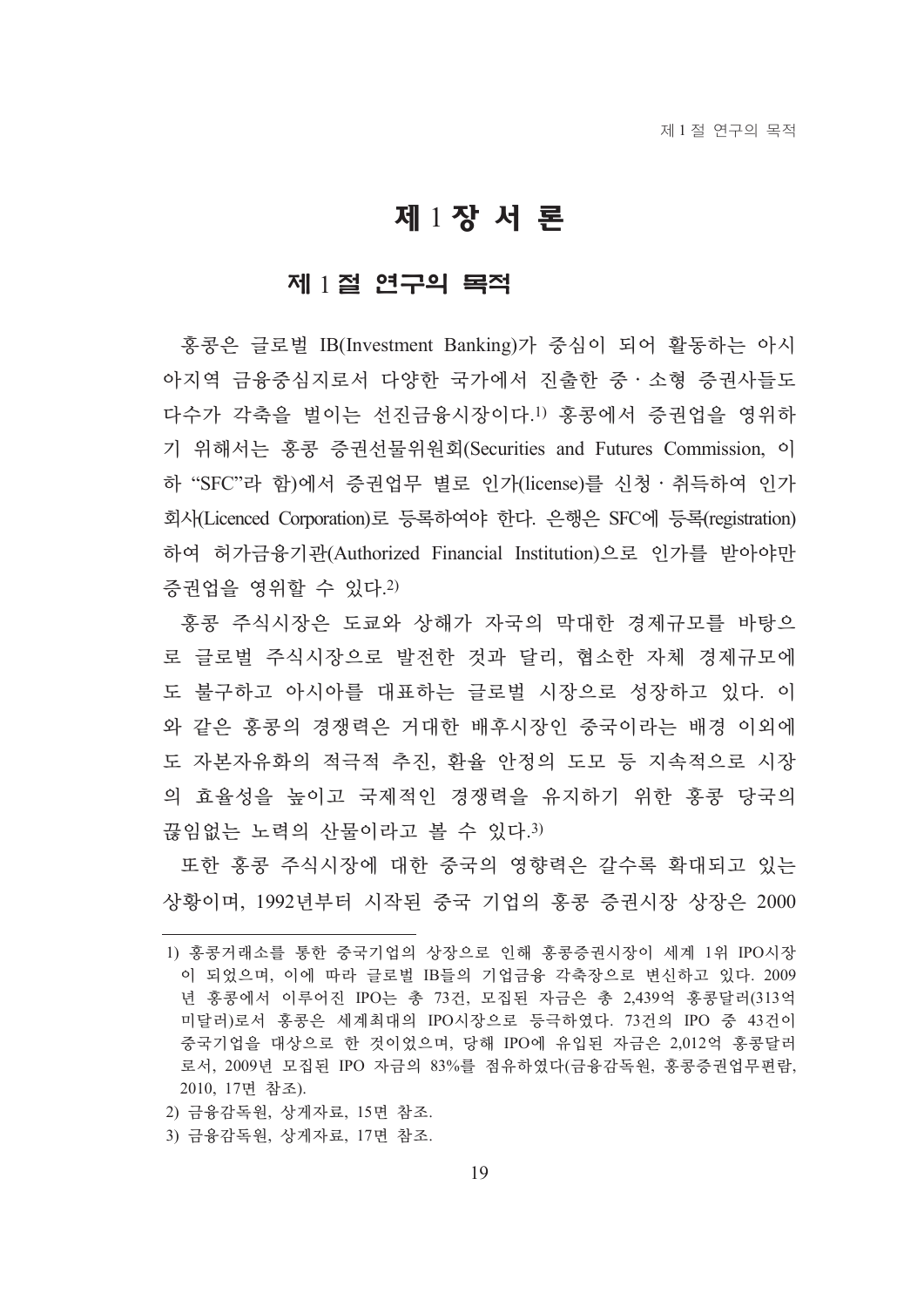# 제 1 장 서 론

## 제 1 절 연구의 목적

홍콩은 글로벌 IB(Investment Banking)가 중심이 되어 활동하는 아시아지역 금융중심지로서 다양한 국가에서 진출한 중·소형 증권사들도 다수가 각축을 벌이는 선진금융시장이다.[1] 홍콩에서 증권업을 영위하기 위해서는 홍콩 증권선물위원회(Securities and Futures Commission, 이하 "SFC"라 함)에서 증권업무 별로 인가(license)를 신청·취득하여 인가회사(Licenced Corporation)로 등록하여야 한다. 은행은 SFC에 등록(registration)하여 허가금융기관(Authorized Financial Institution)으로 인가를 받아야만 증권업을 영위할 수 있다.[2]

홍콩 주식시장은 도쿄와 상해가 자국의 막대한 경제규모를 바탕으로 글로벌 주식시장으로 발전한 것과 달리, 협소한 자체 경제규모에도 불구하고 아시아를 대표하는 글로벌 시장으로 성장하고 있다. 이와 같은 홍콩의 경쟁력은 거대한 배후시장인 중국이라는 배경 이외에도 자본자유화의 적극적 추진, 환율 안정의 도모 등 지속적으로 시장의 효율성을 높이고 국제적인 경쟁력을 유지하기 위한 홍콩 당국의 끊임없는 노력의 산물이라고 볼 수 있다.[3]

또한 홍콩 주식시장에 대한 중국의 영향력은 갈수록 확대되고 있는 상황이며, 1992년부터 시작된 중국 기업의 홍콩 증권시장 상장은 2000

---

1) 홍콩거래소를 통한 중국기업의 상장으로 인해 홍콩증권시장이 세계 1위 IPO시장이 되었으며, 이에 따라 글로벌 IB들의 기업금융 각축장으로 변신하고 있다. 2009년 홍콩에서 이루어진 IPO는 총 73건, 모집된 자금은 총 2,439억 홍콩달러(313억 미달러)로서 홍콩은 세계최대의 IPO시장으로 등극하였다. 73건의 IPO 중 43건이 중국기업을 대상으로 한 것이었으며, 당해 IPO에 유입된 자금은 2,012억 홍콩달러로서, 2009년 모집된 IPO 자금의 83%를 점유하였다(금융감독원, 홍콩증권업무편람, 2010, 17면 참조).

2) 금융감독원, 상게자료, 15면 참조.

3) 금융감독원, 상게자료, 17면 참조.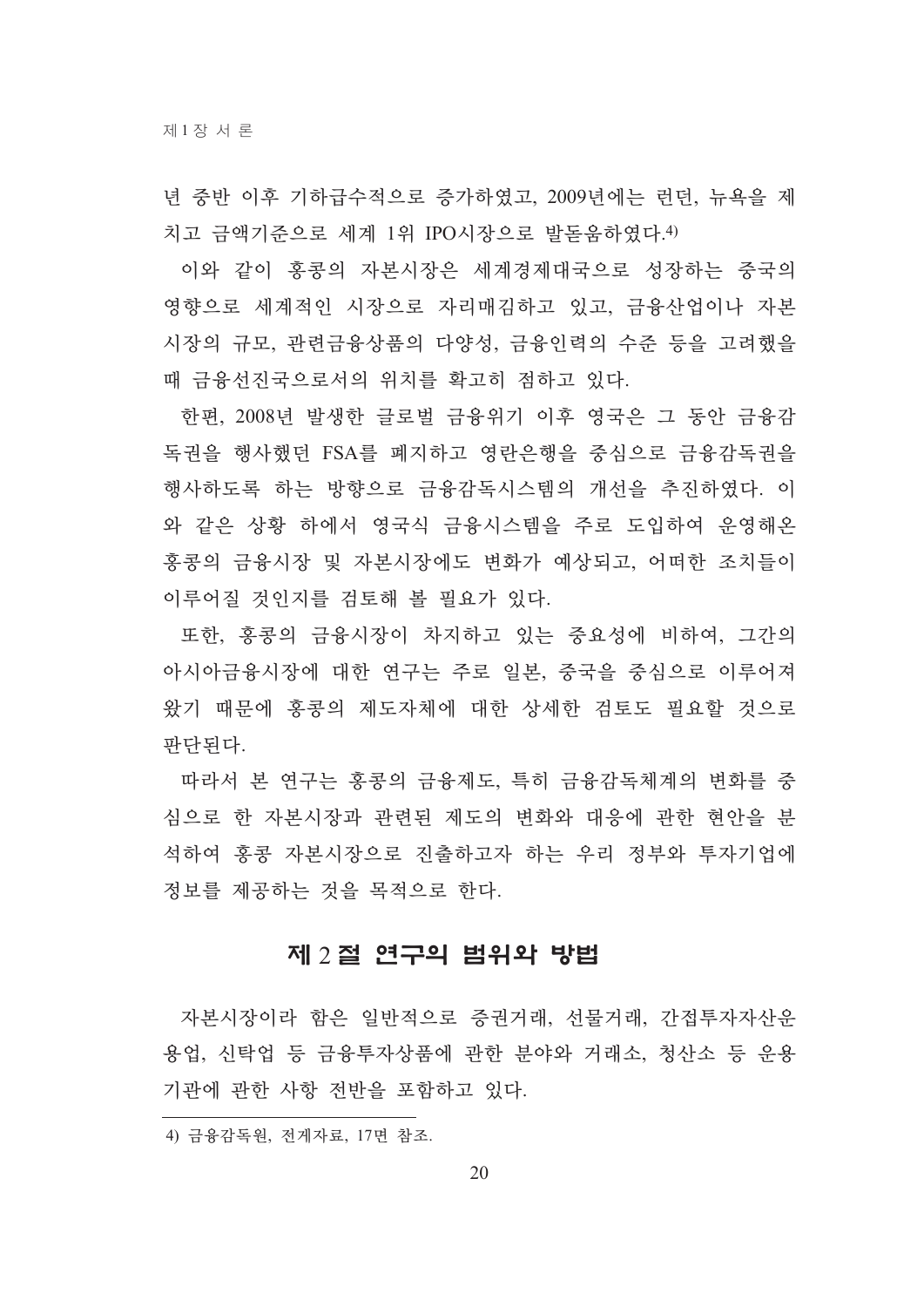년 중반 이후 기하급수적으로 증가하였고, 2009년에는 런던, 뉴욕을 제치고 금액기준으로 세계 1위 IPO시장으로 발돋움하였다.[4)]

이와 같이 홍콩의 자본시장은 세계경제대국으로 성장하는 중국의 영향으로 세계적인 시장으로 자리매김하고 있고, 금융산업이나 자본시장의 규모, 관련금융상품의 다양성, 금융인력의 수준 등을 고려했을 때 금융선진국으로서의 위치를 확고히 점하고 있다.

한편, 2008년 발생한 글로벌 금융위기 이후 영국은 그 동안 금융감독권을 행사했던 FSA를 폐지하고 영란은행을 중심으로 금융감독권을 행사하도록 하는 방향으로 금융감독시스템의 개선을 추진하였다. 이와 같은 상황 하에서 영국식 금융시스템을 주로 도입하여 운영해온 홍콩의 금융시장 및 자본시장에도 변화가 예상되고, 어떠한 조치들이 이루어질 것인지를 검토해 볼 필요가 있다.

또한, 홍콩의 금융시장이 차지하고 있는 중요성에 비하여, 그간의 아시아금융시장에 대한 연구는 주로 일본, 중국을 중심으로 이루어져 왔기 때문에 홍콩의 제도자체에 대한 상세한 검토도 필요할 것으로 판단된다.

따라서 본 연구는 홍콩의 금융제도, 특히 금융감독체계의 변화를 중심으로 한 자본시장과 관련된 제도의 변화와 대응에 관한 현안을 분석하여 홍콩 자본시장으로 진출하고자 하는 우리 정부와 투자기업에 정보를 제공하는 것을 목적으로 한다.

## 제 2 절 연구의 범위와 방법

자본시장이라 함은 일반적으로 증권거래, 선물거래, 간접투자자산운용업, 신탁업 등 금융투자상품에 관한 분야와 거래소, 청산소 등 운용기관에 관한 사항 전반을 포함하고 있다.

---

4) 금융감독원, 전게자료, 17면 참조.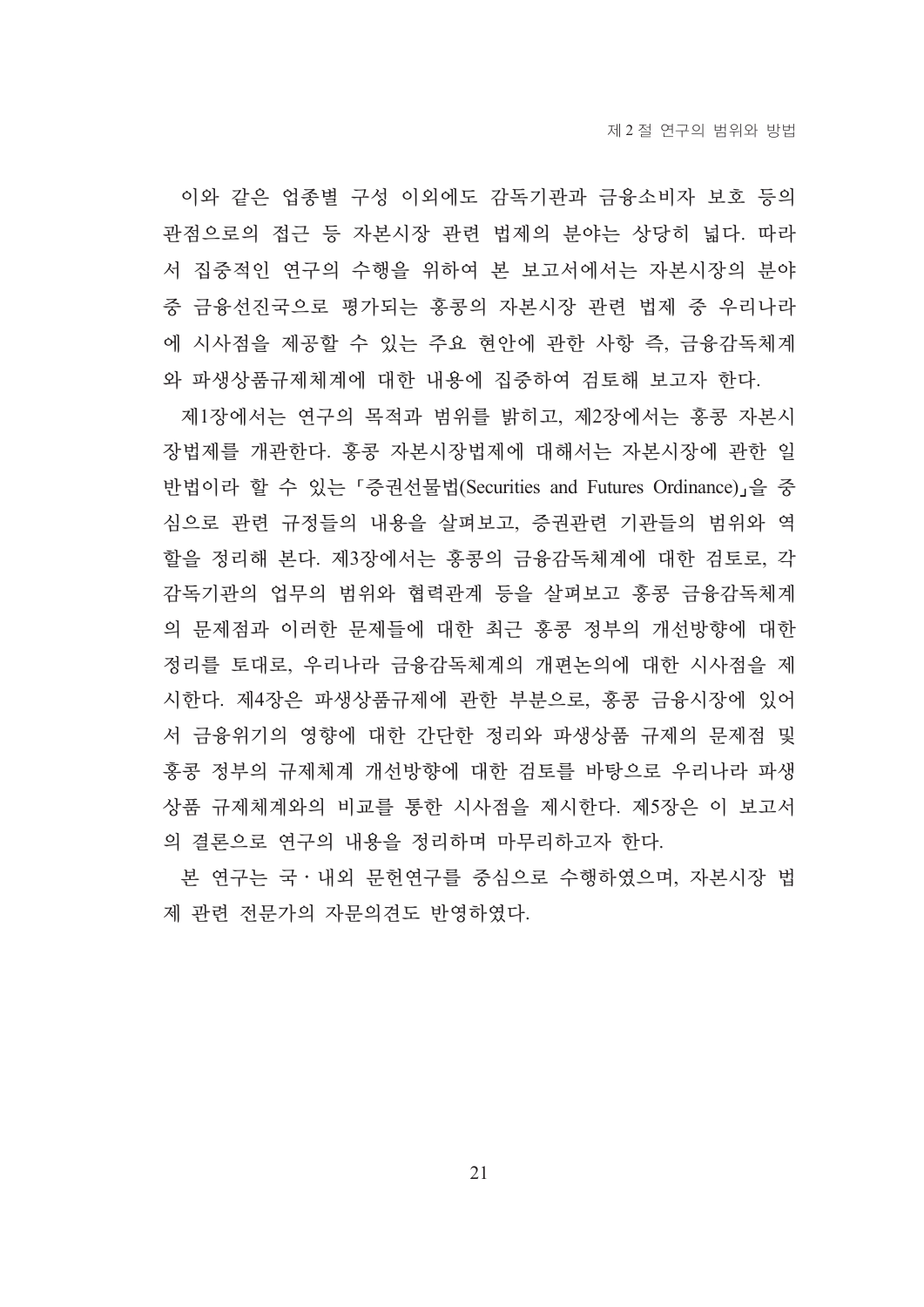이와 같은 업종별 구성 이외에도 감독기관과 금융소비자 보호 등의 관점으로의 접근 등 자본시장 관련 법제의 분야는 상당히 넓다. 따라서 집중적인 연구의 수행을 위하여 본 보고서에서는 자본시장의 분야 중 금융선진국으로 평가되는 홍콩의 자본시장 관련 법제 중 우리나라에 시사점을 제공할 수 있는 주요 현안에 관한 사항 즉, 금융감독체계와 파생상품규제체계에 대한 내용에 집중하여 검토해 보고자 한다.

제1장에서는 연구의 목적과 범위를 밝히고, 제2장에서는 홍콩 자본시장법제를 개관한다. 홍콩 자본시장법제에 대해서는 자본시장에 관한 일반법이라 할 수 있는 「증권선물법(Securities and Futures Ordinance)」을 중심으로 관련 규정들의 내용을 살펴보고, 증권관련 기관들의 범위와 역할을 정리해 본다. 제3장에서는 홍콩의 금융감독체계에 대한 검토로, 각 감독기관의 업무의 범위와 협력관계 등을 살펴보고 홍콩 금융감독체계의 문제점과 이러한 문제들에 대한 최근 홍콩 정부의 개선방향에 대한 정리를 토대로, 우리나라 금융감독체계의 개편논의에 대한 시사점을 제시한다. 제4장은 파생상품규제에 관한 부분으로, 홍콩 금융시장에 있어서 금융위기의 영향에 대한 간단한 정리와 파생상품 규제의 문제점 및 홍콩 정부의 규제체계 개선방향에 대한 검토를 바탕으로 우리나라 파생상품 규제체계와의 비교를 통한 시사점을 제시한다. 제5장은 이 보고서의 결론으로 연구의 내용을 정리하며 마무리하고자 한다.

본 연구는 국·내외 문헌연구를 중심으로 수행하였으며, 자본시장 법제 관련 전문가의 자문의견도 반영하였다.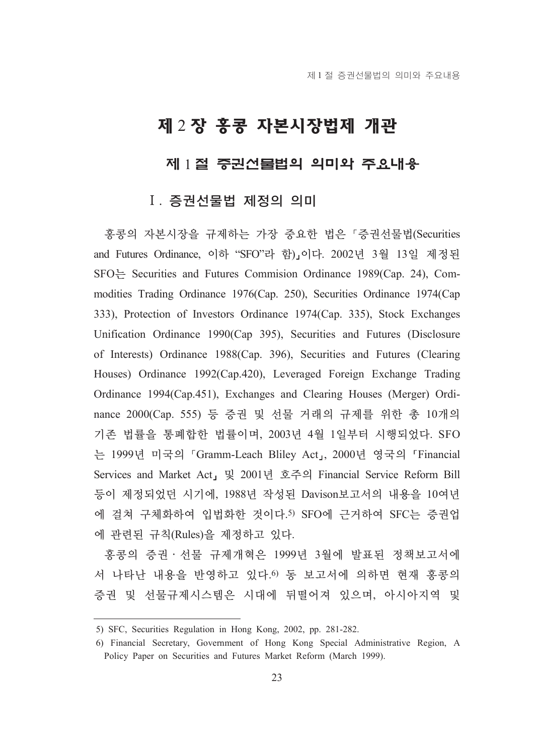# 제 2 장 홍콩 자본시장법제 개관

## 제 1 절 증권선물법의 의미와 주요내용

### Ⅰ. 증권선물법 제정의 의미

홍콩의 자본시장을 규제하는 가장 중요한 법은 「증권선물법(Securities and Futures Ordinance, 이하 "SFO"라 함)」이다. 2002년 3월 13일 제정된 SFO는 Securities and Futures Commision Ordinance 1989(Cap. 24), Commodities Trading Ordinance 1976(Cap. 250), Securities Ordinance 1974(Cap 333), Protection of Investors Ordinance 1974(Cap. 335), Stock Exchanges Unification Ordinance 1990(Cap 395), Securities and Futures (Disclosure of Interests) Ordinance 1988(Cap. 396), Securities and Futures (Clearing Houses) Ordinance 1992(Cap.420), Leveraged Foreign Exchange Trading Ordinance 1994(Cap.451), Exchanges and Clearing Houses (Merger) Ordinance 2000(Cap. 555) 등 증권 및 선물 거래의 규제를 위한 총 10개의 기존 법률을 통폐합한 법률이며, 2003년 4월 1일부터 시행되었다. SFO는 1999년 미국의 「Gramm-Leach Bliley Act」, 2000년 영국의 「Financial Services and Market Act」 및 2001년 호주의 Financial Service Reform Bill 등이 제정되었던 시기에, 1988년 작성된 Davison보고서의 내용을 10여년에 걸쳐 구체화하여 입법화한 것이다.[5] SFO에 근거하여 SFC는 증권업에 관련된 규칙(Rules)을 제정하고 있다.

홍콩의 증권·선물 규제개혁은 1999년 3월에 발표된 정책보고서에서 나타난 내용을 반영하고 있다.[6] 동 보고서에 의하면 현재 홍콩의 증권 및 선물규제시스템은 시대에 뒤떨어져 있으며, 아시아지역 및

---

5) SFC, Securities Regulation in Hong Kong, 2002, pp. 281-282.

6) Financial Secretary, Government of Hong Kong Special Administrative Region, A Policy Paper on Securities and Futures Market Reform (March 1999).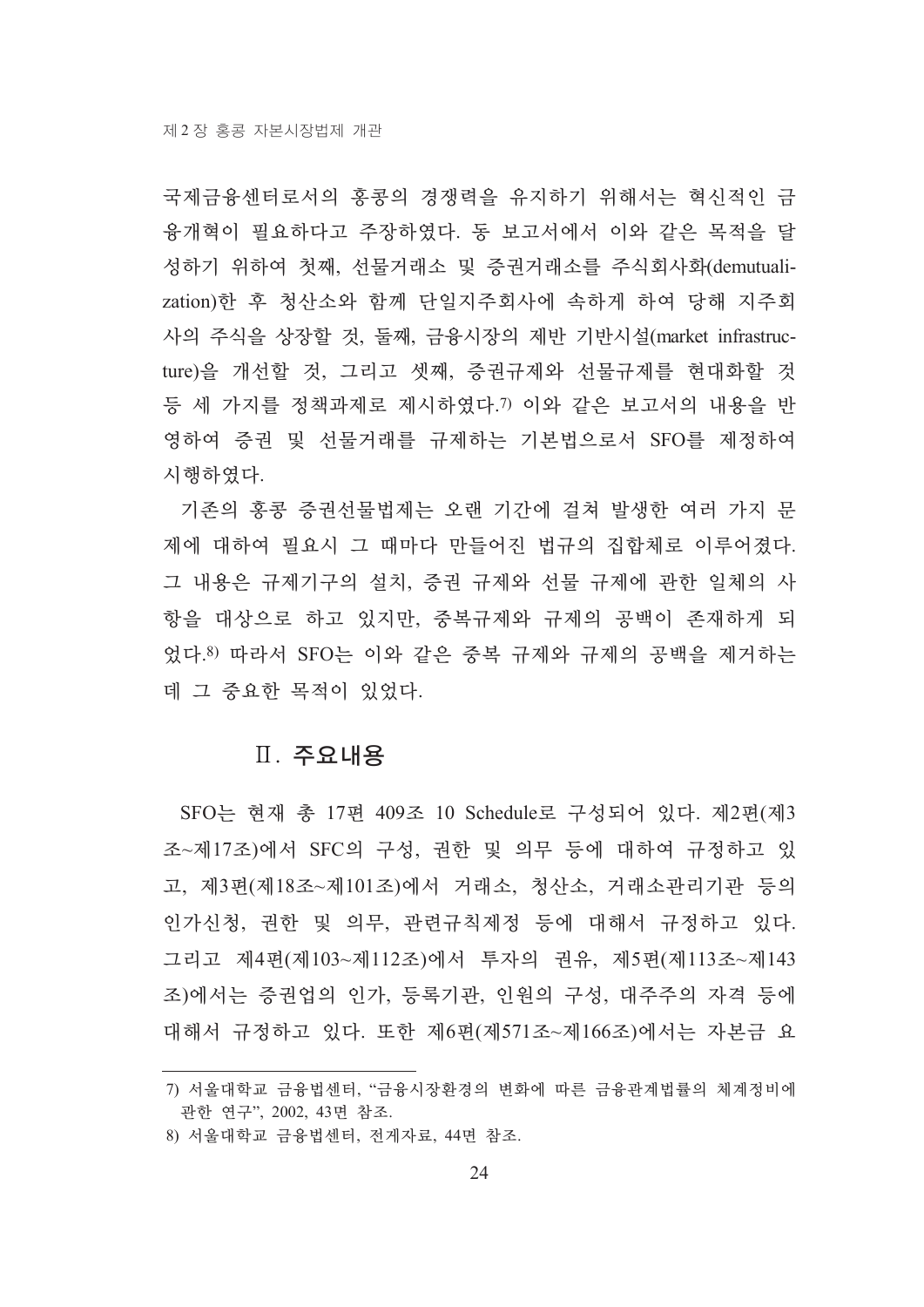국제금융센터로서의 홍콩의 경쟁력을 유지하기 위해서는 혁신적인 금융개혁이 필요하다고 주장하였다. 동 보고서에서 이와 같은 목적을 달성하기 위하여 첫째, 선물거래소 및 증권거래소를 주식회사화(demutualization)한 후 청산소와 함께 단일지주회사에 속하게 하여 당해 지주회사의 주식을 상장할 것, 둘째, 금융시장의 제반 기반시설(market infrastructure)을 개선할 것, 그리고 셋째, 증권규제와 선물규제를 현대화할 것 등 세 가지를 정책과제로 제시하였다.[7] 이와 같은 보고서의 내용을 반영하여 증권 및 선물거래를 규제하는 기본법으로서 SFO를 제정하여 시행하였다.

기존의 홍콩 증권선물법제는 오랜 기간에 걸쳐 발생한 여러 가지 문제에 대하여 필요시 그 때마다 만들어진 법규의 집합체로 이루어졌다. 그 내용은 규제기구의 설치, 증권 규제와 선물 규제에 관한 일체의 사항을 대상으로 하고 있지만, 중복규제와 규제의 공백이 존재하게 되었다.[8] 따라서 SFO는 이와 같은 중복 규제와 규제의 공백을 제거하는데 그 중요한 목적이 있었다.

## Ⅱ. 주요내용

SFO는 현재 총 17편 409조 10 Schedule로 구성되어 있다. 제2편(제3조~제17조)에서 SFC의 구성, 권한 및 의무 등에 대하여 규정하고 있고, 제3편(제18조~제101조)에서 거래소, 청산소, 거래소관리기관 등의 인가신청, 권한 및 의무, 관련규칙제정 등에 대해서 규정하고 있다. 그리고 제4편(제103~제112조)에서 투자의 권유, 제5편(제113조~제143조)에서는 증권업의 인가, 등록기관, 인원의 구성, 대주주의 자격 등에 대해서 규정하고 있다. 또한 제6편(제571조~제166조)에서는 자본금 요

---

7) 서울대학교 금융법센터, "금융시장환경의 변화에 따른 금융관계법률의 체계정비에 관한 연구", 2002, 43면 참조.

8) 서울대학교 금융법센터, 전게자료, 44면 참조.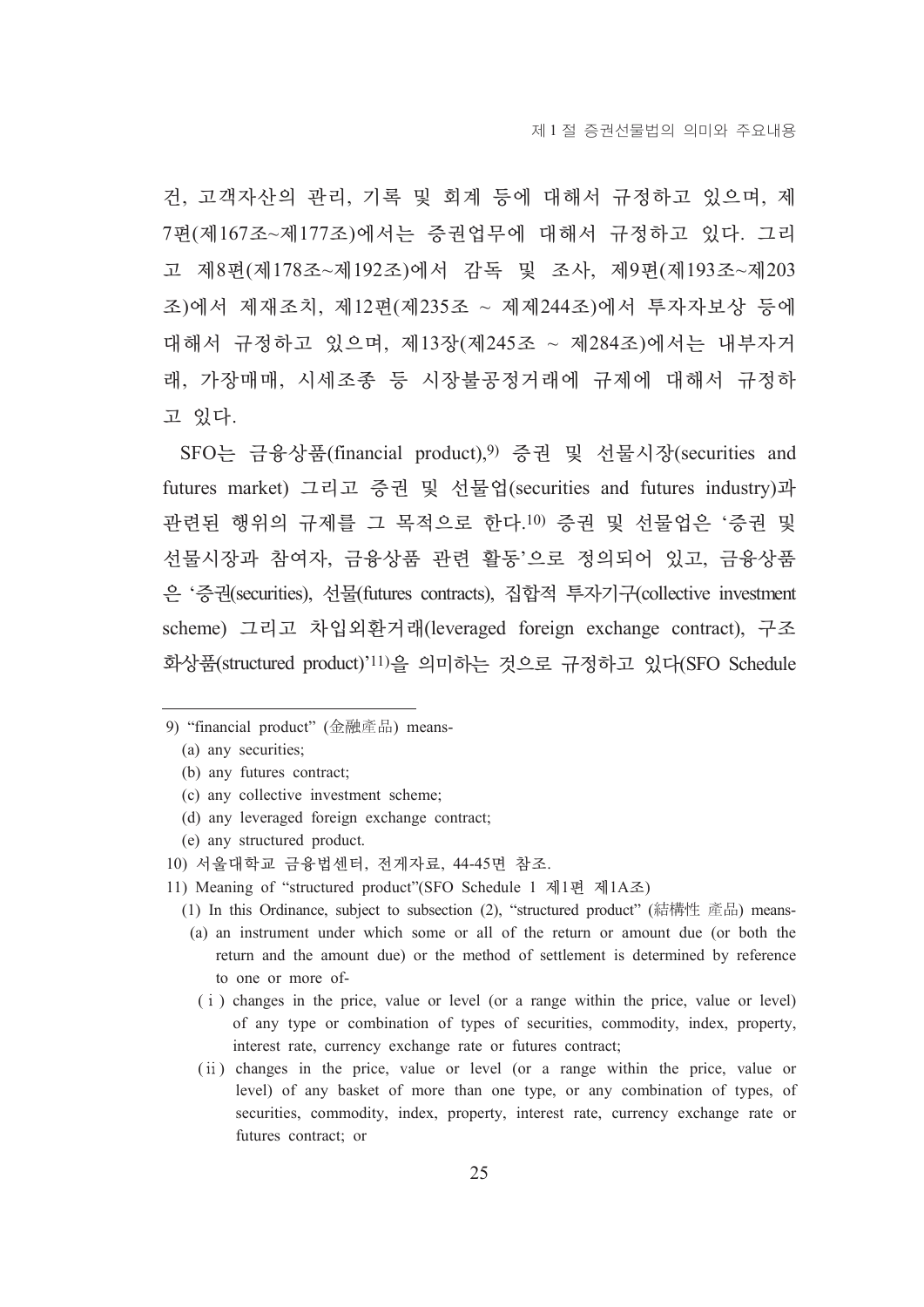건, 고객자산의 관리, 기록 및 회계 등에 대해서 규정하고 있으며, 제7편(제167조~제177조)에서는 증권업무에 대해서 규정하고 있다. 그리고 제8편(제178조~제192조)에서 감독 및 조사, 제9편(제193조~제203조)에서 제재조치, 제12편(제235조 ~ 제제244조)에서 투자자보상 등에 대해서 규정하고 있으며, 제13장(제245조 ~ 제284조)에서는 내부자거래, 가장매매, 시세조종 등 시장불공정거래에 규제에 대해서 규정하고 있다.

SFO는 금융상품(financial product),[9] 증권 및 선물시장(securities and futures market) 그리고 증권 및 선물업(securities and futures industry)과 관련된 행위의 규제를 그 목적으로 한다.[10] 증권 및 선물업은 '증권 및 선물시장과 참여자, 금융상품 관련 활동'으로 정의되어 있고, 금융상품은 '증권(securities), 선물(futures contracts), 집합적 투자기구(collective investment scheme) 그리고 차입외환거래(leveraged foreign exchange contract), 구조화상품(structured product)'[11]을 의미하는 것으로 규정하고 있다(SFO Schedule

---

9) "financial product" (金融產品) means-

(a) any securities;

(b) any futures contract;

(c) any collective investment scheme;

(d) any leveraged foreign exchange contract;

(e) any structured product.

10) 서울대학교 금융법센터, 전게자료, 44-45면 참조.

11) Meaning of "structured product"(SFO Schedule 1 제1편 제1A조)

(1) In this Ordinance, subject to subsection (2), "structured product" (結構性 產品) means-

(a) an instrument under which some or all of the return or amount due (or both the return and the amount due) or the method of settlement is determined by reference to one or more of-

(i) changes in the price, value or level (or a range within the price, value or level) of any type or combination of types of securities, commodity, index, property, interest rate, currency exchange rate or futures contract;

(ii) changes in the price, value or level (or a range within the price, value or level) of any basket of more than one type, or any combination of types, of securities, commodity, index, property, interest rate, currency exchange rate or futures contract; or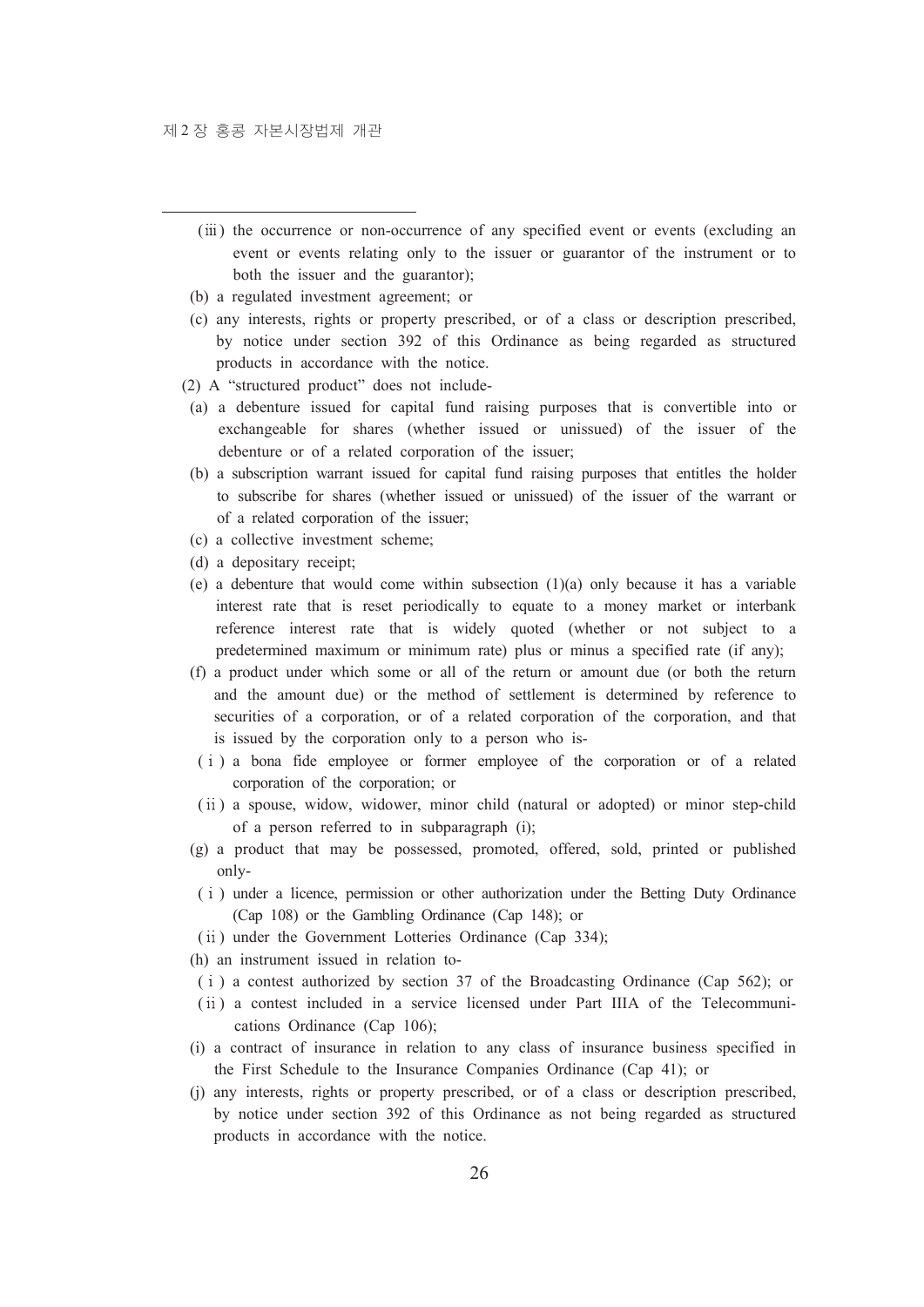(iii) the occurrence or non-occurrence of any specified event or events (excluding an event or events relating only to the issuer or guarantor of the instrument or to both the issuer and the guarantor);

(b) a regulated investment agreement; or

(c) any interests, rights or property prescribed, or of a class or description prescribed, by notice under section 392 of this Ordinance as being regarded as structured products in accordance with the notice.

(2) A "structured product" does not include-

(a) a debenture issued for capital fund raising purposes that is convertible into or exchangeable for shares (whether issued or unissued) of the issuer of the debenture or of a related corporation of the issuer;

(b) a subscription warrant issued for capital fund raising purposes that entitles the holder to subscribe for shares (whether issued or unissued) of the issuer of the warrant or of a related corporation of the issuer;

(c) a collective investment scheme;

(d) a depositary receipt;

(e) a debenture that would come within subsection (1)(a) only because it has a variable interest rate that is reset periodically to equate to a money market or interbank reference interest rate that is widely quoted (whether or not subject to a predetermined maximum or minimum rate) plus or minus a specified rate (if any);

(f) a product under which some or all of the return or amount due (or both the return and the amount due) or the method of settlement is determined by reference to securities of a corporation, or of a related corporation of the corporation, and that is issued by the corporation only to a person who is-

(i) a bona fide employee or former employee of the corporation or of a related corporation of the corporation; or

(ii) a spouse, widow, widower, minor child (natural or adopted) or minor step-child of a person referred to in subparagraph (i);

(g) a product that may be possessed, promoted, offered, sold, printed or published only-

(i) under a licence, permission or other authorization under the Betting Duty Ordinance (Cap 108) or the Gambling Ordinance (Cap 148); or

(ii) under the Government Lotteries Ordinance (Cap 334);

(h) an instrument issued in relation to-

(i) a contest authorized by section 37 of the Broadcasting Ordinance (Cap 562); or

(ii) a contest included in a service licensed under Part IIIA of the Telecommunications Ordinance (Cap 106);

(i) a contract of insurance in relation to any class of insurance business specified in the First Schedule to the Insurance Companies Ordinance (Cap 41); or

(j) any interests, rights or property prescribed, or of a class or description prescribed, by notice under section 392 of this Ordinance as not being regarded as structured products in accordance with the notice.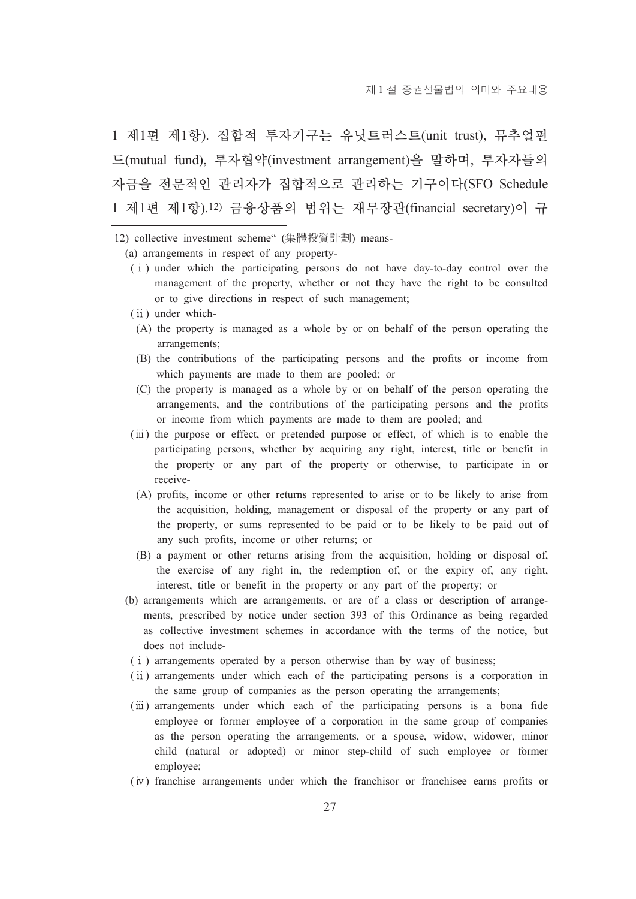1 제1편 제1항). 집합적 투자기구는 유닛트러스트(unit trust), 뮤추얼펀드(mutual fund), 투자협약(investment arrangement)을 말하며, 투자자들의 자금을 전문적인 관리자가 집합적으로 관리하는 기구이다(SFO Schedule 1 제1편 제1항).[12] 금융상품의 범위는 재무장관(financial secretary)이 규

---

12) collective investment scheme" (集體投資計劃) means-

(a) arrangements in respect of any property-

 (i) under which the participating persons do not have day-to-day control over the management of the property, whether or not they have the right to be consulted or to give directions in respect of such management;

 (ii) under which-

  (A) the property is managed as a whole by or on behalf of the person operating the arrangements;

  (B) the contributions of the participating persons and the profits or income from which payments are made to them are pooled; or

  (C) the property is managed as a whole by or on behalf of the person operating the arrangements, and the contributions of the participating persons and the profits or income from which payments are made to them are pooled; and

 (iii) the purpose or effect, or pretended purpose or effect, of which is to enable the participating persons, whether by acquiring any right, interest, title or benefit in the property or any part of the property or otherwise, to participate in or receive-

  (A) profits, income or other returns represented to arise or to be likely to arise from the acquisition, holding, management or disposal of the property or any part of the property, or sums represented to be paid or to be likely to be paid out of any such profits, income or other returns; or

  (B) a payment or other returns arising from the acquisition, holding or disposal of, the exercise of any right in, the redemption of, or the expiry of, any right, interest, title or benefit in the property or any part of the property; or

(b) arrangements which are arrangements, or are of a class or description of arrangements, prescribed by notice under section 393 of this Ordinance as being regarded as collective investment schemes in accordance with the terms of the notice, but does not include-

 (i) arrangements operated by a person otherwise than by way of business;

 (ii) arrangements under which each of the participating persons is a corporation in the same group of companies as the person operating the arrangements;

 (iii) arrangements under which each of the participating persons is a bona fide employee or former employee of a corporation in the same group of companies as the person operating the arrangements, or a spouse, widow, widower, minor child (natural or adopted) or minor step-child of such employee or former employee;

 (iv) franchise arrangements under which the franchisor or franchisee earns profits or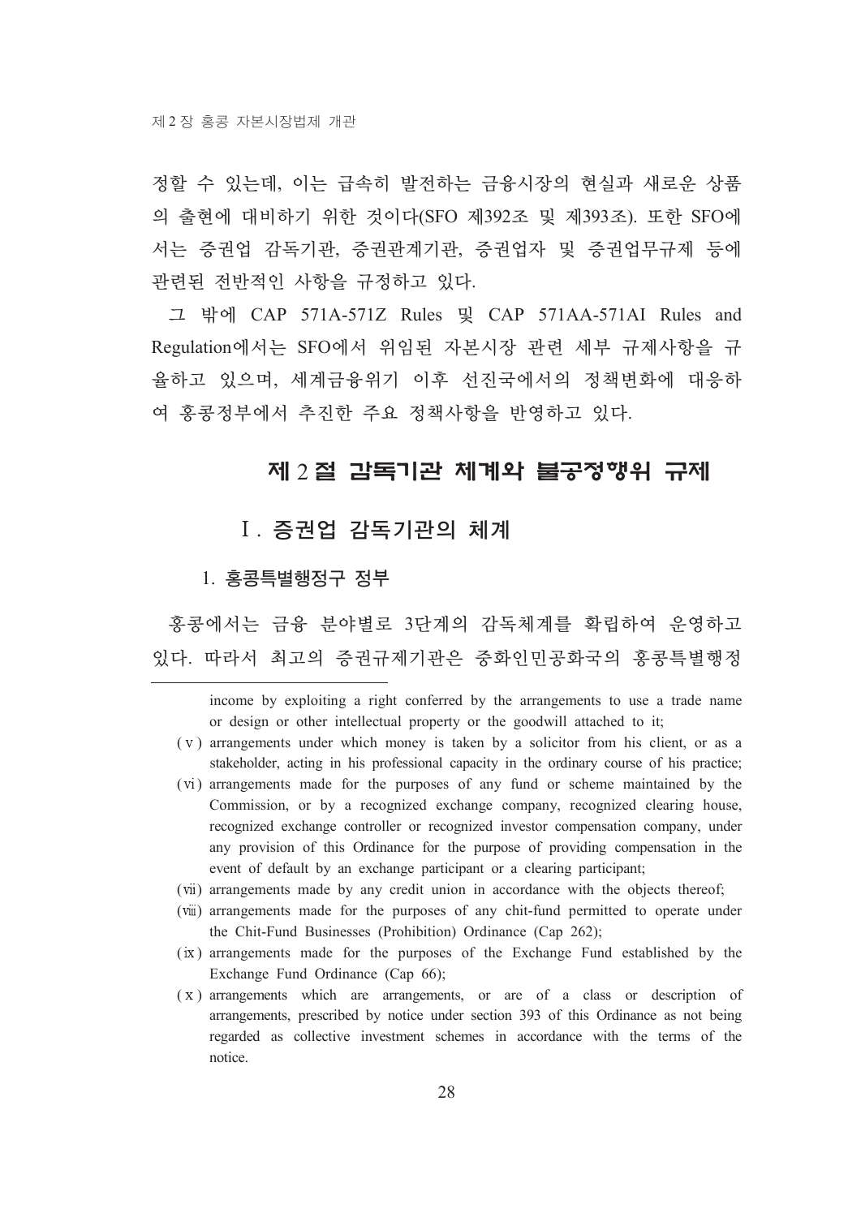정할 수 있는데, 이는 급속히 발전하는 금융시장의 현실과 새로운 상품의 출현에 대비하기 위한 것이다(SFO 제392조 및 제393조). 또한 SFO에서는 증권업 감독기관, 증권관계기관, 증권업자 및 증권업무규제 등에 관련된 전반적인 사항을 규정하고 있다.

그 밖에 CAP 571A-571Z Rules 및 CAP 571AA-571AI Rules and Regulation에서는 SFO에서 위임된 자본시장 관련 세부 규제사항을 규율하고 있으며, 세계금융위기 이후 선진국에서의 정책변화에 대응하여 홍콩정부에서 추진한 주요 정책사항을 반영하고 있다.

## 제 2 절 감독기관 체계와 불공정행위 규제

### Ⅰ. 증권업 감독기관의 체계

#### 1. 홍콩특별행정구 정부

홍콩에서는 금융 분야별로 3단계의 감독체계를 확립하여 운영하고 있다. 따라서 최고의 증권규제기관은 중화인민공화국의 홍콩특별행정

---

income by exploiting a right conferred by the arrangements to use a trade name or design or other intellectual property or the goodwill attached to it;

(ⅴ) arrangements under which money is taken by a solicitor from his client, or as a stakeholder, acting in his professional capacity in the ordinary course of his practice;

(ⅵ) arrangements made for the purposes of any fund or scheme maintained by the Commission, or by a recognized exchange company, recognized clearing house, recognized exchange controller or recognized investor compensation company, under any provision of this Ordinance for the purpose of providing compensation in the event of default by an exchange participant or a clearing participant;

(ⅶ) arrangements made by any credit union in accordance with the objects thereof;

(ⅷ) arrangements made for the purposes of any chit-fund permitted to operate under the Chit-Fund Businesses (Prohibition) Ordinance (Cap 262);

(ⅸ) arrangements made for the purposes of the Exchange Fund established by the Exchange Fund Ordinance (Cap 66);

(ⅹ) arrangements which are arrangements, or are of a class or description of arrangements, prescribed by notice under section 393 of this Ordinance as not being regarded as collective investment schemes in accordance with the terms of the notice.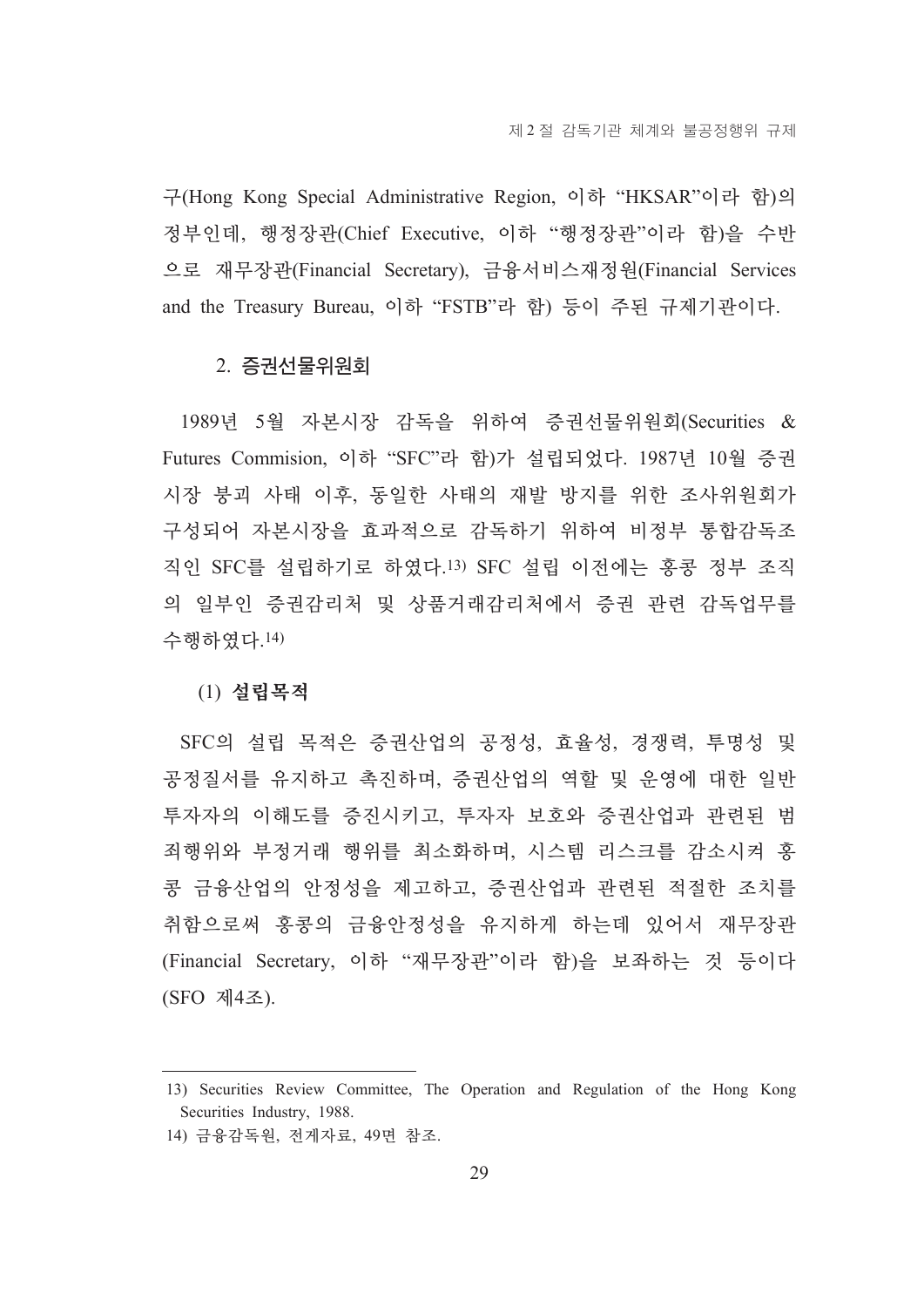구(Hong Kong Special Administrative Region, 이하 "HKSAR"이라 함)의 정부인데, 행정장관(Chief Executive, 이하 "행정장관"이라 함)을 수반으로 재무장관(Financial Secretary), 금융서비스재정원(Financial Services and the Treasury Bureau, 이하 "FSTB"라 함) 등이 주된 규제기관이다.

### 2. 증권선물위원회

1989년 5월 자본시장 감독을 위하여 증권선물위원회(Securities & Futures Commision, 이하 "SFC"라 함)가 설립되었다. 1987년 10월 증권시장 붕괴 사태 이후, 동일한 사태의 재발 방지를 위한 조사위원회가 구성되어 자본시장을 효과적으로 감독하기 위하여 비정부 통합감독조직인 SFC를 설립하기로 하였다.[13] SFC 설립 이전에는 홍콩 정부 조직의 일부인 증권감리처 및 상품거래감리처에서 증권 관련 감독업무를 수행하였다.[14]

#### (1) 설립목적

SFC의 설립 목적은 증권산업의 공정성, 효율성, 경쟁력, 투명성 및 공정질서를 유지하고 촉진하며, 증권산업의 역할 및 운영에 대한 일반투자자의 이해도를 증진시키고, 투자자 보호와 증권산업과 관련된 범죄행위와 부정거래 행위를 최소화하며, 시스템 리스크를 감소시켜 홍콩 금융산업의 안정성을 제고하고, 증권산업과 관련된 적절한 조치를 취함으로써 홍콩의 금융안정성을 유지하게 하는데 있어서 재무장관(Financial Secretary, 이하 "재무장관"이라 함)을 보좌하는 것 등이다(SFO 제4조).

---

13) Securities Review Committee, The Operation and Regulation of the Hong Kong Securities Industry, 1988.

14) 금융감독원, 전게자료, 49면 참조.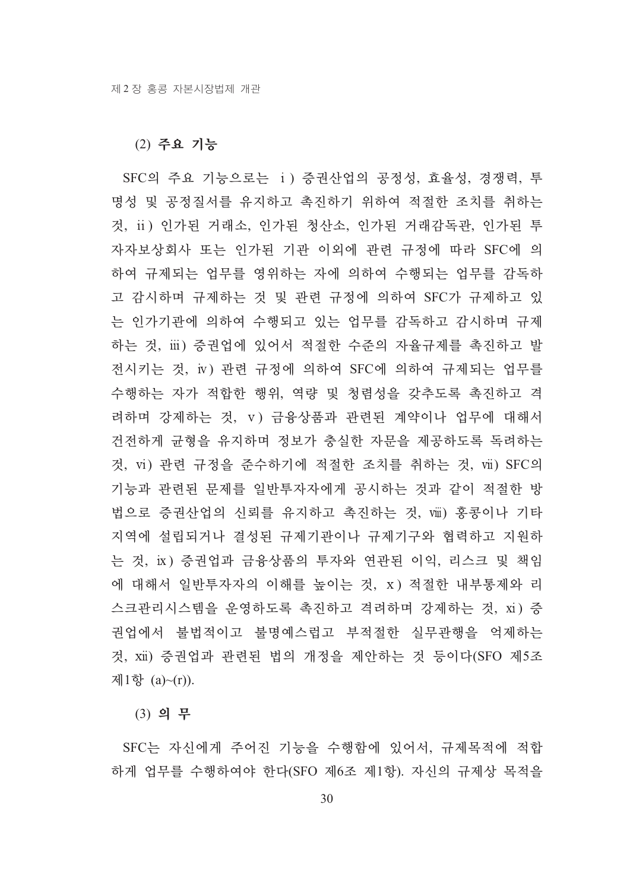### (2) 주요 기능

SFC의 주요 기능으로는 i) 증권산업의 공정성, 효율성, 경쟁력, 투명성 및 공정질서를 유지하고 촉진하기 위하여 적절한 조치를 취하는 것, ii) 인가된 거래소, 인가된 청산소, 인가된 거래감독관, 인가된 투자자보상회사 또는 인가된 기관 이외에 관련 규정에 따라 SFC에 의하여 규제되는 업무를 영위하는 자에 의하여 수행되는 업무를 감독하고 감시하며 규제하는 것 및 관련 규정에 의하여 SFC가 규제하고 있는 인가기관에 의하여 수행되고 있는 업무를 감독하고 감시하며 규제하는 것, iii) 증권업에 있어서 적절한 수준의 자율규제를 촉진하고 발전시키는 것, iv) 관련 규정에 의하여 SFC에 의하여 규제되는 업무를 수행하는 자가 적합한 행위, 역량 및 청렴성을 갖추도록 촉진하고 격려하며 강제하는 것, v) 금융상품과 관련된 계약이나 업무에 대해서 건전하게 균형을 유지하며 정보가 충실한 자문을 제공하도록 독려하는 것, vi) 관련 규정을 준수하기에 적절한 조치를 취하는 것, vii) SFC의 기능과 관련된 문제를 일반투자자에게 공시하는 것과 같이 적절한 방법으로 증권산업의 신뢰를 유지하고 촉진하는 것, viii) 홍콩이나 기타 지역에 설립되거나 결성된 규제기관이나 규제기구와 협력하고 지원하는 것, ix) 증권업과 금융상품의 투자와 연관된 이익, 리스크 및 책임에 대해서 일반투자자의 이해를 높이는 것, x) 적절한 내부통제와 리스크관리시스템을 운영하도록 촉진하고 격려하며 강제하는 것, xi) 증권업에서 불법적이고 불명예스럽고 부적절한 실무관행을 억제하는 것, xii) 증권업과 관련된 법의 개정을 제안하는 것 등이다(SFO 제5조 제1항 (a)~(r)).

### (3) 의 무

SFC는 자신에게 주어진 기능을 수행함에 있어서, 규제목적에 적합하게 업무를 수행하여야 한다(SFO 제6조 제1항). 자신의 규제상 목적을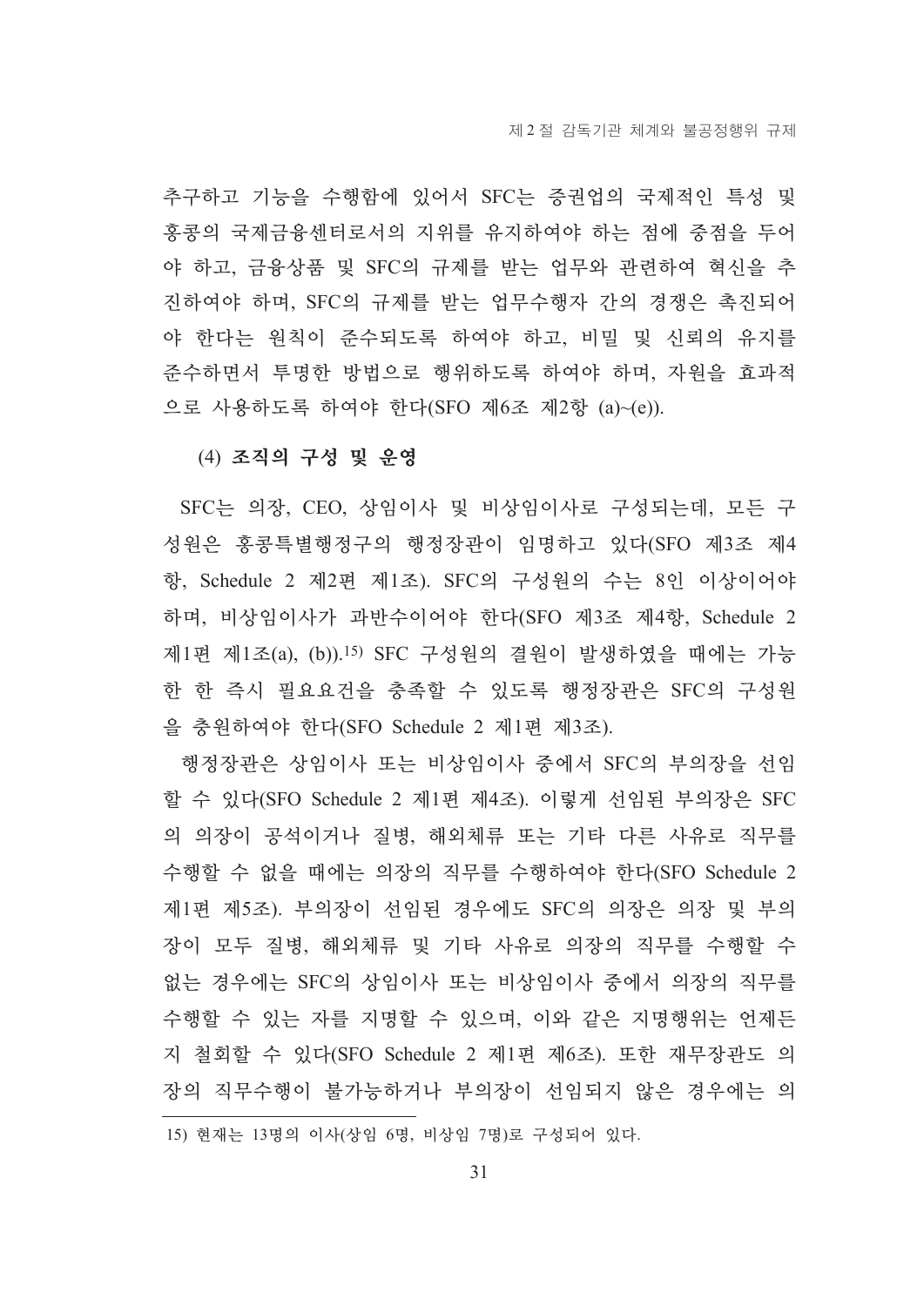추구하고 기능을 수행함에 있어서 SFC는 증권업의 국제적인 특성 및 홍콩의 국제금융센터로서의 지위를 유지하여야 하는 점에 중점을 두어야 하고, 금융상품 및 SFC의 규제를 받는 업무와 관련하여 혁신을 추진하여야 하며, SFC의 규제를 받는 업무수행자 간의 경쟁은 촉진되어야 한다는 원칙이 준수되도록 하여야 하고, 비밀 및 신뢰의 유지를 준수하면서 투명한 방법으로 행위하도록 하여야 하며, 자원을 효과적으로 사용하도록 하여야 한다(SFO 제6조 제2항 (a)~(e)).

### (4) 조직의 구성 및 운영

SFC는 의장, CEO, 상임이사 및 비상임이사로 구성되는데, 모든 구성원은 홍콩특별행정구의 행정장관이 임명하고 있다(SFO 제3조 제4항, Schedule 2 제2편 제1조). SFC의 구성원의 수는 8인 이상이어야 하며, 비상임이사가 과반수이어야 한다(SFO 제3조 제4항, Schedule 2 제1편 제1조(a), (b)).[15] SFC 구성원의 결원이 발생하였을 때에는 가능한 한 즉시 필요요건을 충족할 수 있도록 행정장관은 SFC의 구성원을 충원하여야 한다(SFO Schedule 2 제1편 제3조).

행정장관은 상임이사 또는 비상임이사 중에서 SFC의 부의장을 선임할 수 있다(SFO Schedule 2 제1편 제4조). 이렇게 선임된 부의장은 SFC의 의장이 공석이거나 질병, 해외체류 또는 기타 다른 사유로 직무를 수행할 수 없을 때에는 의장의 직무를 수행하여야 한다(SFO Schedule 2 제1편 제5조). 부의장이 선임된 경우에도 SFC의 의장은 의장 및 부의장이 모두 질병, 해외체류 및 기타 사유로 의장의 직무를 수행할 수 없는 경우에는 SFC의 상임이사 또는 비상임이사 중에서 의장의 직무를 수행할 수 있는 자를 지명할 수 있으며, 이와 같은 지명행위는 언제든지 철회할 수 있다(SFO Schedule 2 제1편 제6조). 또한 재무장관도 의장의 직무수행이 불가능하거나 부의장이 선임되지 않은 경우에는 의

---

15) 현재는 13명의 이사(상임 6명, 비상임 7명)로 구성되어 있다.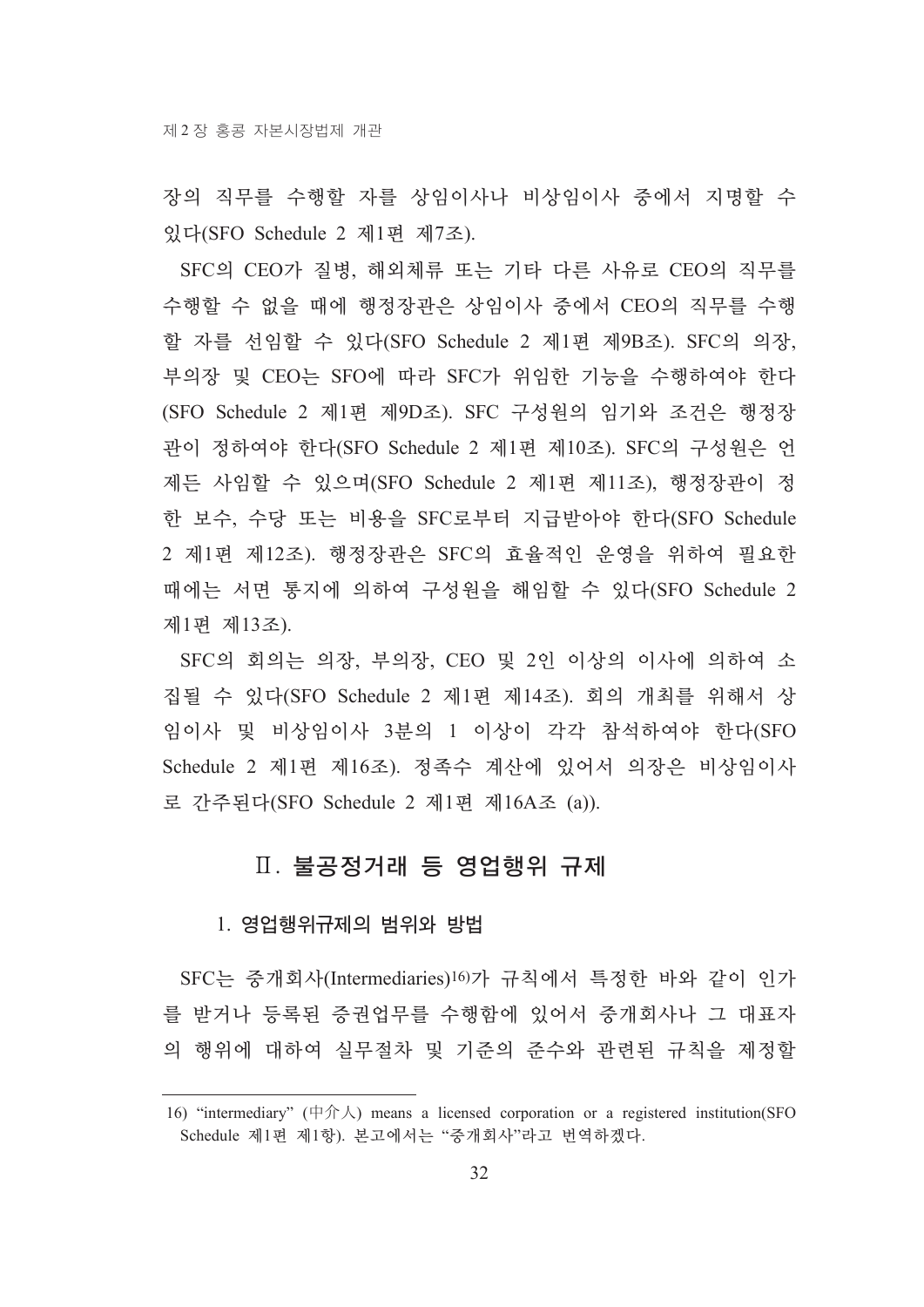장의 직무를 수행할 자를 상임이사나 비상임이사 중에서 지명할 수 있다(SFO Schedule 2 제1편 제7조).

SFC의 CEO가 질병, 해외체류 또는 기타 다른 사유로 CEO의 직무를 수행할 수 없을 때에 행정장관은 상임이사 중에서 CEO의 직무를 수행할 자를 선임할 수 있다(SFO Schedule 2 제1편 제9B조). SFC의 의장, 부의장 및 CEO는 SFO에 따라 SFC가 위임한 기능을 수행하여야 한다(SFO Schedule 2 제1편 제9D조). SFC 구성원의 임기와 조건은 행정장관이 정하여야 한다(SFO Schedule 2 제1편 제10조). SFC의 구성원은 언제든 사임할 수 있으며(SFO Schedule 2 제1편 제11조), 행정장관이 정한 보수, 수당 또는 비용을 SFC로부터 지급받아야 한다(SFO Schedule 2 제1편 제12조). 행정장관은 SFC의 효율적인 운영을 위하여 필요한 때에는 서면 통지에 의하여 구성원을 해임할 수 있다(SFO Schedule 2 제1편 제13조).

SFC의 회의는 의장, 부의장, CEO 및 2인 이상의 이사에 의하여 소집될 수 있다(SFO Schedule 2 제1편 제14조). 회의 개최를 위해서 상임이사 및 비상임이사 3분의 1 이상이 각각 참석하여야 한다(SFO Schedule 2 제1편 제16조). 정족수 계산에 있어서 의장은 비상임이사로 간주된다(SFO Schedule 2 제1편 제16A조 (a)).

## Ⅱ. 불공정거래 등 영업행위 규제

### 1. 영업행위규제의 범위와 방법

SFC는 중개회사(Intermediaries)[16]가 규칙에서 특정한 바와 같이 인가를 받거나 등록된 증권업무를 수행함에 있어서 중개회사나 그 대표자의 행위에 대하여 실무절차 및 기준의 준수와 관련된 규칙을 제정할

---

16) "intermediary" (中介人) means a licensed corporation or a registered institution(SFO Schedule 제1편 제1항). 본고에서는 "중개회사"라고 번역하겠다.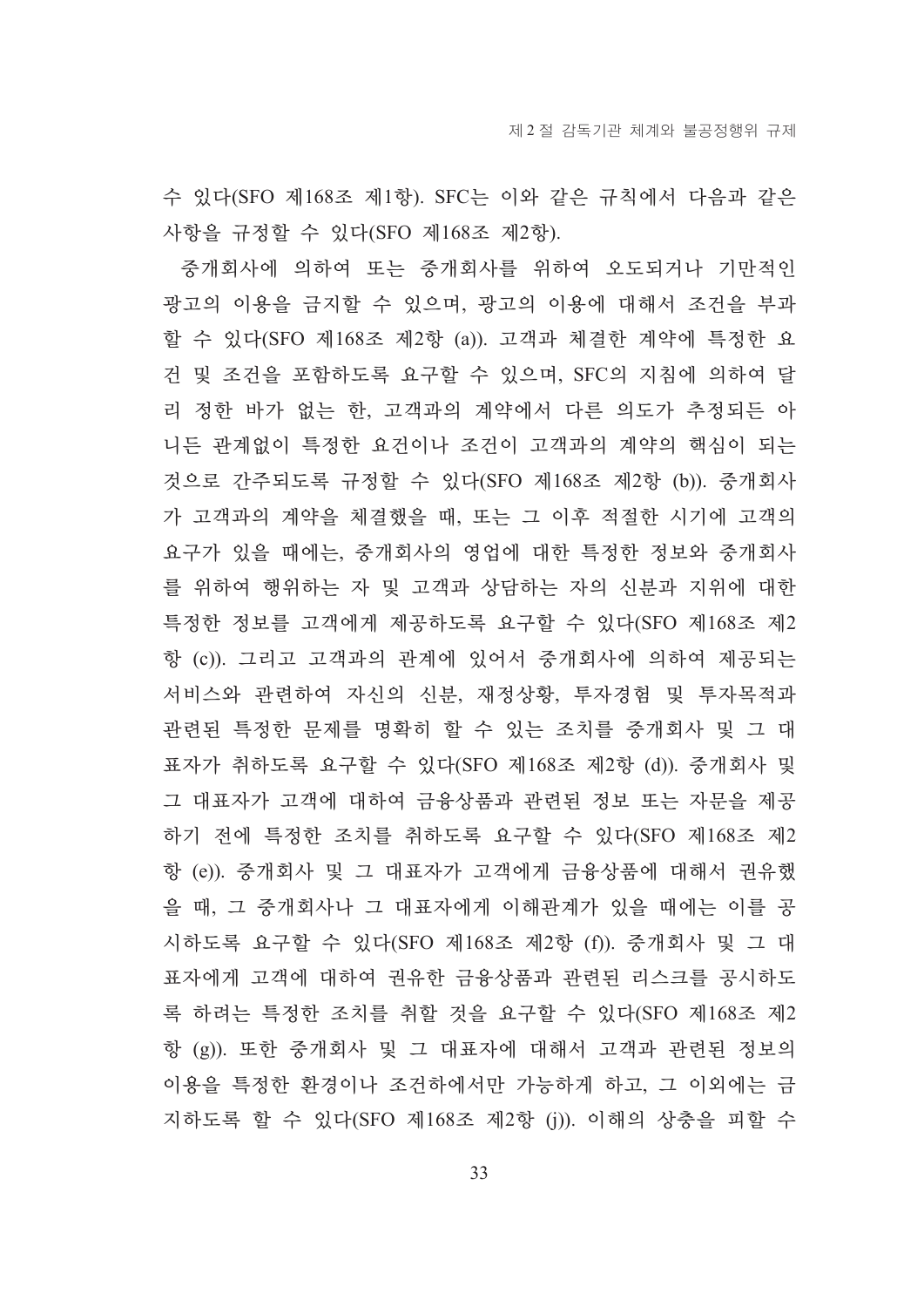수 있다(SFO 제168조 제1항). SFC는 이와 같은 규칙에서 다음과 같은 사항을 규정할 수 있다(SFO 제168조 제2항).

중개회사에 의하여 또는 중개회사를 위하여 오도되거나 기만적인 광고의 이용을 금지할 수 있으며, 광고의 이용에 대해서 조건을 부과할 수 있다(SFO 제168조 제2항 (a)). 고객과 체결한 계약에 특정한 요건 및 조건을 포함하도록 요구할 수 있으며, SFC의 지침에 의하여 달리 정한 바가 없는 한, 고객과의 계약에서 다른 의도가 추정되든 아니든 관계없이 특정한 요건이나 조건이 고객과의 계약의 핵심이 되는 것으로 간주되도록 규정할 수 있다(SFO 제168조 제2항 (b)). 중개회사가 고객과의 계약을 체결했을 때, 또는 그 이후 적절한 시기에 고객의 요구가 있을 때에는, 중개회사의 영업에 대한 특정한 정보와 중개회사를 위하여 행위하는 자 및 고객과 상담하는 자의 신분과 지위에 대한 특정한 정보를 고객에게 제공하도록 요구할 수 있다(SFO 제168조 제2항 (c)). 그리고 고객과의 관계에 있어서 중개회사에 의하여 제공되는 서비스와 관련하여 자신의 신분, 재정상황, 투자경험 및 투자목적과 관련된 특정한 문제를 명확히 할 수 있는 조치를 중개회사 및 그 대표자가 취하도록 요구할 수 있다(SFO 제168조 제2항 (d)). 중개회사 및 그 대표자가 고객에 대하여 금융상품과 관련된 정보 또는 자문을 제공하기 전에 특정한 조치를 취하도록 요구할 수 있다(SFO 제168조 제2항 (e)). 중개회사 및 그 대표자가 고객에게 금융상품에 대해서 권유했을 때, 그 중개회사나 그 대표자에게 이해관계가 있을 때에는 이를 공시하도록 요구할 수 있다(SFO 제168조 제2항 (f)). 중개회사 및 그 대표자에게 고객에 대하여 권유한 금융상품과 관련된 리스크를 공시하도록 하려는 특정한 조치를 취할 것을 요구할 수 있다(SFO 제168조 제2항 (g)). 또한 중개회사 및 그 대표자에 대해서 고객과 관련된 정보의 이용을 특정한 환경이나 조건하에서만 가능하게 하고, 그 이외에는 금지하도록 할 수 있다(SFO 제168조 제2항 (j)). 이해의 상충을 피할 수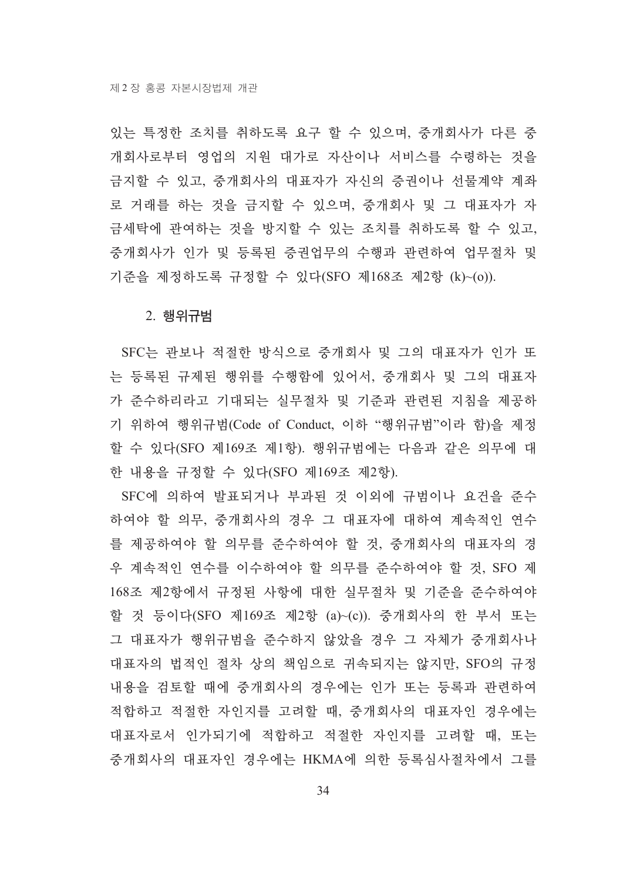있는 특정한 조치를 취하도록 요구 할 수 있으며, 중개회사가 다른 중개회사로부터 영업의 지원 대가로 자산이나 서비스를 수령하는 것을 금지할 수 있고, 중개회사의 대표자가 자신의 증권이나 선물계약 계좌로 거래를 하는 것을 금지할 수 있으며, 중개회사 및 그 대표자가 자금세탁에 관여하는 것을 방지할 수 있는 조치를 취하도록 할 수 있고, 중개회사가 인가 및 등록된 증권업무의 수행과 관련하여 업무절차 및 기준을 제정하도록 규정할 수 있다(SFO 제168조 제2항 (k)~(o)).

### 2. 행위규범

SFC는 관보나 적절한 방식으로 중개회사 및 그의 대표자가 인가 또는 등록된 규제된 행위를 수행함에 있어서, 중개회사 및 그의 대표자가 준수하리라고 기대되는 실무절차 및 기준과 관련된 지침을 제공하기 위하여 행위규범(Code of Conduct, 이하 "행위규범"이라 함)을 제정할 수 있다(SFO 제169조 제1항). 행위규범에는 다음과 같은 의무에 대한 내용을 규정할 수 있다(SFO 제169조 제2항).

SFC에 의하여 발표되거나 부과된 것 이외에 규범이나 요건을 준수하여야 할 의무, 중개회사의 경우 그 대표자에 대하여 계속적인 연수를 제공하여야 할 의무를 준수하여야 할 것, 중개회사의 대표자의 경우 계속적인 연수를 이수하여야 할 의무를 준수하여야 할 것, SFO 제168조 제2항에서 규정된 사항에 대한 실무절차 및 기준을 준수하여야 할 것 등이다(SFO 제169조 제2항 (a)~(c)). 중개회사의 한 부서 또는 그 대표자가 행위규범을 준수하지 않았을 경우 그 자체가 중개회사나 대표자의 법적인 절차 상의 책임으로 귀속되지는 않지만, SFO의 규정 내용을 검토할 때에 중개회사의 경우에는 인가 또는 등록과 관련하여 적합하고 적절한 자인지를 고려할 때, 중개회사의 대표자인 경우에는 대표자로서 인가되기에 적합하고 적절한 자인지를 고려할 때, 또는 중개회사의 대표자인 경우에는 HKMA에 의한 등록심사절차에서 그를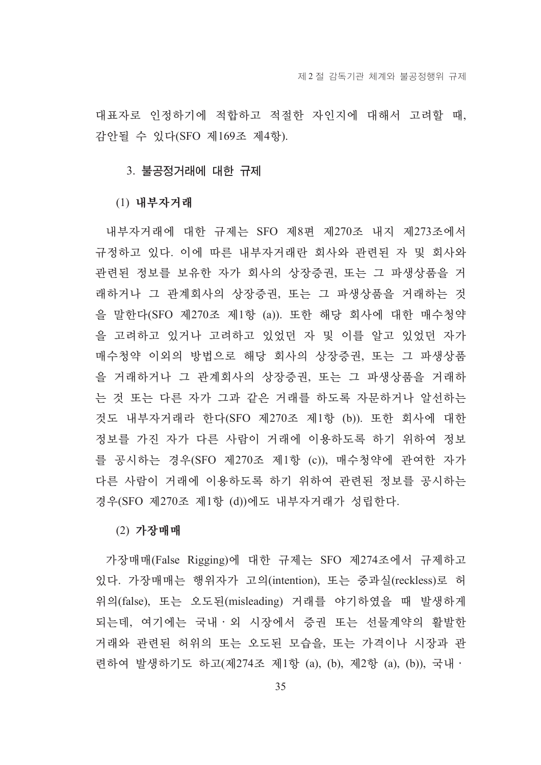대표자로 인정하기에 적합하고 적절한 자인지에 대해서 고려할 때, 감안될 수 있다(SFO 제169조 제4항).

### 3. 불공정거래에 대한 규제

#### (1) 내부자거래

내부자거래에 대한 규제는 SFO 제8편 제270조 내지 제273조에서 규정하고 있다. 이에 따른 내부자거래란 회사와 관련된 자 및 회사와 관련된 정보를 보유한 자가 회사의 상장증권, 또는 그 파생상품을 거래하거나 그 관계회사의 상장증권, 또는 그 파생상품을 거래하는 것을 말한다(SFO 제270조 제1항 (a)). 또한 해당 회사에 대한 매수청약을 고려하고 있거나 고려하고 있었던 자 및 이를 알고 있었던 자가 매수청약 이외의 방법으로 해당 회사의 상장증권, 또는 그 파생상품을 거래하거나 그 관계회사의 상장증권, 또는 그 파생상품을 거래하는 것 또는 다른 자가 그과 같은 거래를 하도록 자문하거나 알선하는 것도 내부자거래라 한다(SFO 제270조 제1항 (b)). 또한 회사에 대한 정보를 가진 자가 다른 사람이 거래에 이용하도록 하기 위하여 정보를 공시하는 경우(SFO 제270조 제1항 (c)), 매수청약에 관여한 자가 다른 사람이 거래에 이용하도록 하기 위하여 관련된 정보를 공시하는 경우(SFO 제270조 제1항 (d))에도 내부자거래가 성립한다.

#### (2) 가장매매

가장매매(False Rigging)에 대한 규제는 SFO 제274조에서 규제하고 있다. 가장매매는 행위자가 고의(intention), 또는 중과실(reckless)로 허위의(false), 또는 오도된(misleading) 거래를 야기하였을 때 발생하게 되는데, 여기에는 국내 · 외 시장에서 증권 또는 선물계약의 활발한 거래와 관련된 허위의 또는 오도된 모습을, 또는 가격이나 시장과 관련하여 발생하기도 하고(제274조 제1항 (a), (b), 제2항 (a), (b)), 국내 ·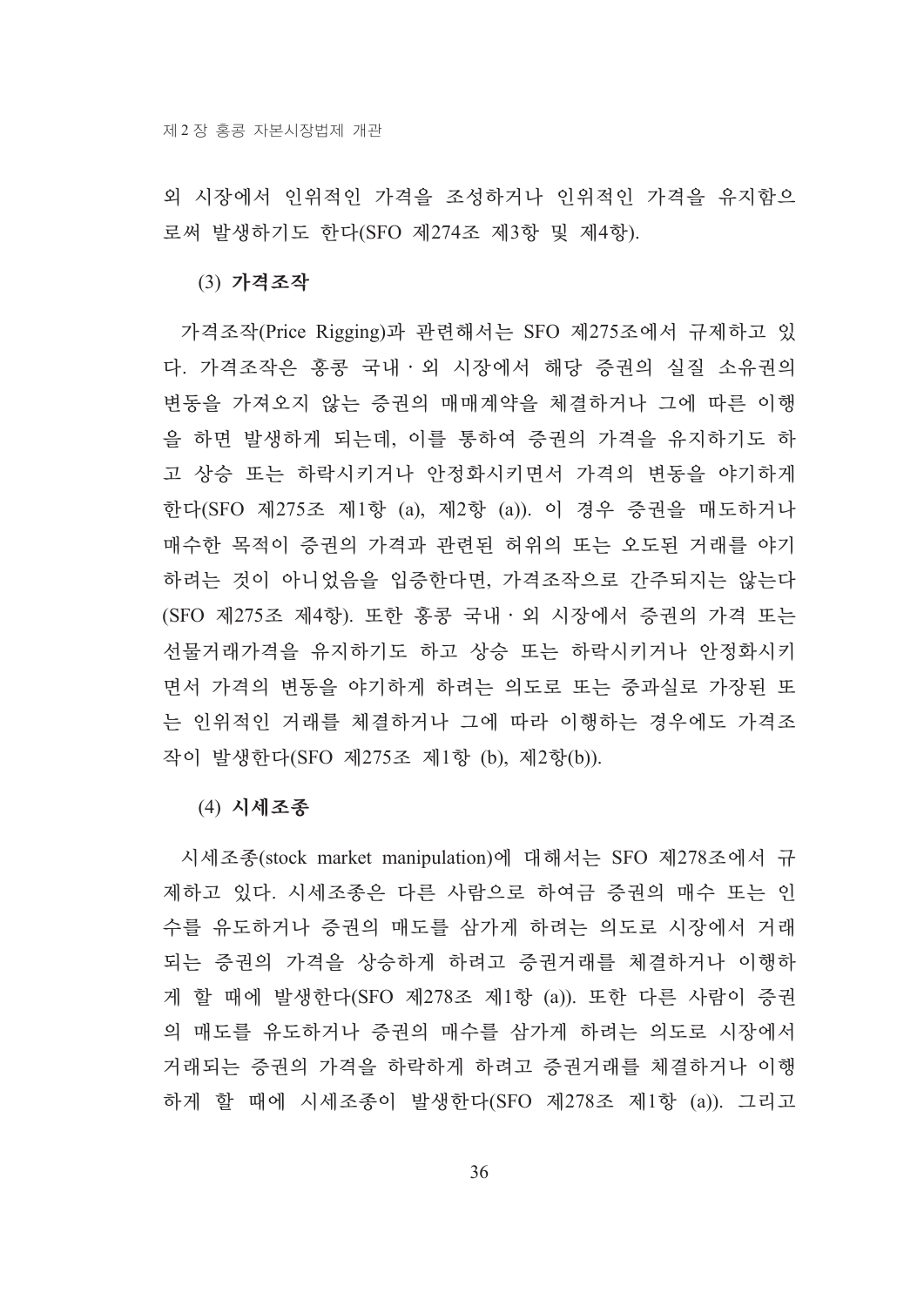외 시장에서 인위적인 가격을 조성하거나 인위적인 가격을 유지함으로써 발생하기도 한다(SFO 제274조 제3항 및 제4항).

(3) **가격조작**

가격조작(Price Rigging)과 관련해서는 SFO 제275조에서 규제하고 있다. 가격조작은 홍콩 국내 · 외 시장에서 해당 증권의 실질 소유권의 변동을 가져오지 않는 증권의 매매계약을 체결하거나 그에 따른 이행을 하면 발생하게 되는데, 이를 통하여 증권의 가격을 유지하기도 하고 상승 또는 하락시키거나 안정화시키면서 가격의 변동을 야기하게 한다(SFO 제275조 제1항 (a), 제2항 (a)). 이 경우 증권을 매도하거나 매수한 목적이 증권의 가격과 관련된 허위의 또는 오도된 거래를 야기하려는 것이 아니었음을 입증한다면, 가격조작으로 간주되지는 않는다(SFO 제275조 제4항). 또한 홍콩 국내 · 외 시장에서 증권의 가격 또는 선물거래가격을 유지하기도 하고 상승 또는 하락시키거나 안정화시키면서 가격의 변동을 야기하게 하려는 의도로 또는 중과실로 가장된 또는 인위적인 거래를 체결하거나 그에 따라 이행하는 경우에도 가격조작이 발생한다(SFO 제275조 제1항 (b), 제2항(b)).

(4) **시세조종**

시세조종(stock market manipulation)에 대해서는 SFO 제278조에서 규제하고 있다. 시세조종은 다른 사람으로 하여금 증권의 매수 또는 인수를 유도하거나 증권의 매도를 삼가게 하려는 의도로 시장에서 거래되는 증권의 가격을 상승하게 하려고 증권거래를 체결하거나 이행하게 할 때에 발생한다(SFO 제278조 제1항 (a)). 또한 다른 사람이 증권의 매도를 유도하거나 증권의 매수를 삼가게 하려는 의도로 시장에서 거래되는 증권의 가격을 하락하게 하려고 증권거래를 체결하거나 이행하게 할 때에 시세조종이 발생한다(SFO 제278조 제1항 (a)). 그리고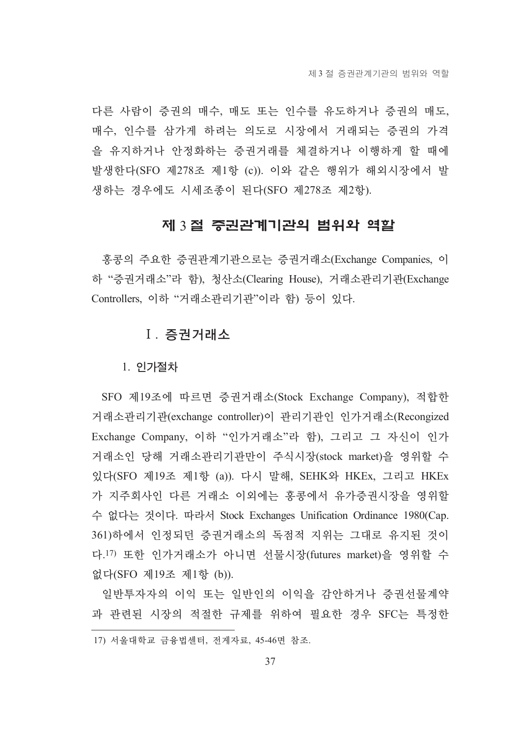다른 사람이 증권의 매수, 매도 또는 인수를 유도하거나 증권의 매도, 매수, 인수를 삼가게 하려는 의도로 시장에서 거래되는 증권의 가격을 유지하거나 안정화하는 증권거래를 체결하거나 이행하게 할 때에 발생한다(SFO 제278조 제1항 (c)). 이와 같은 행위가 해외시장에서 발생하는 경우에도 시세조종이 된다(SFO 제278조 제2항).

## 제 3 절 증권관계기관의 범위와 역할

홍콩의 주요한 증권관계기관으로는 증권거래소(Exchange Companies, 이하 "증권거래소"라 함), 청산소(Clearing House), 거래소관리기관(Exchange Controllers, 이하 "거래소관리기관"이라 함) 등이 있다.

### Ⅰ. 증권거래소

#### 1. 인가절차

SFO 제19조에 따르면 증권거래소(Stock Exchange Company), 적합한 거래소관리기관(exchange controller)이 관리기관인 인가거래소(Recongized Exchange Company, 이하 "인가거래소"라 함), 그리고 그 자신이 인가거래소인 당해 거래소관리기관만이 주식시장(stock market)을 영위할 수 있다(SFO 제19조 제1항 (a)). 다시 말해, SEHK와 HKEx, 그리고 HKEx가 지주회사인 다른 거래소 이외에는 홍콩에서 유가증권시장을 영위할 수 없다는 것이다. 따라서 Stock Exchanges Unification Ordinance 1980(Cap. 361)하에서 인정되던 증권거래소의 독점적 지위는 그대로 유지된 것이다.[17] 또한 인가거래소가 아니면 선물시장(futures market)을 영위할 수 없다(SFO 제19조 제1항 (b)).

일반투자자의 이익 또는 일반인의 이익을 감안하거나 증권선물계약과 관련된 시장의 적절한 규제를 위하여 필요한 경우 SFC는 특정한

---

17) 서울대학교 금융법센터, 전게자료, 45-46면 참조.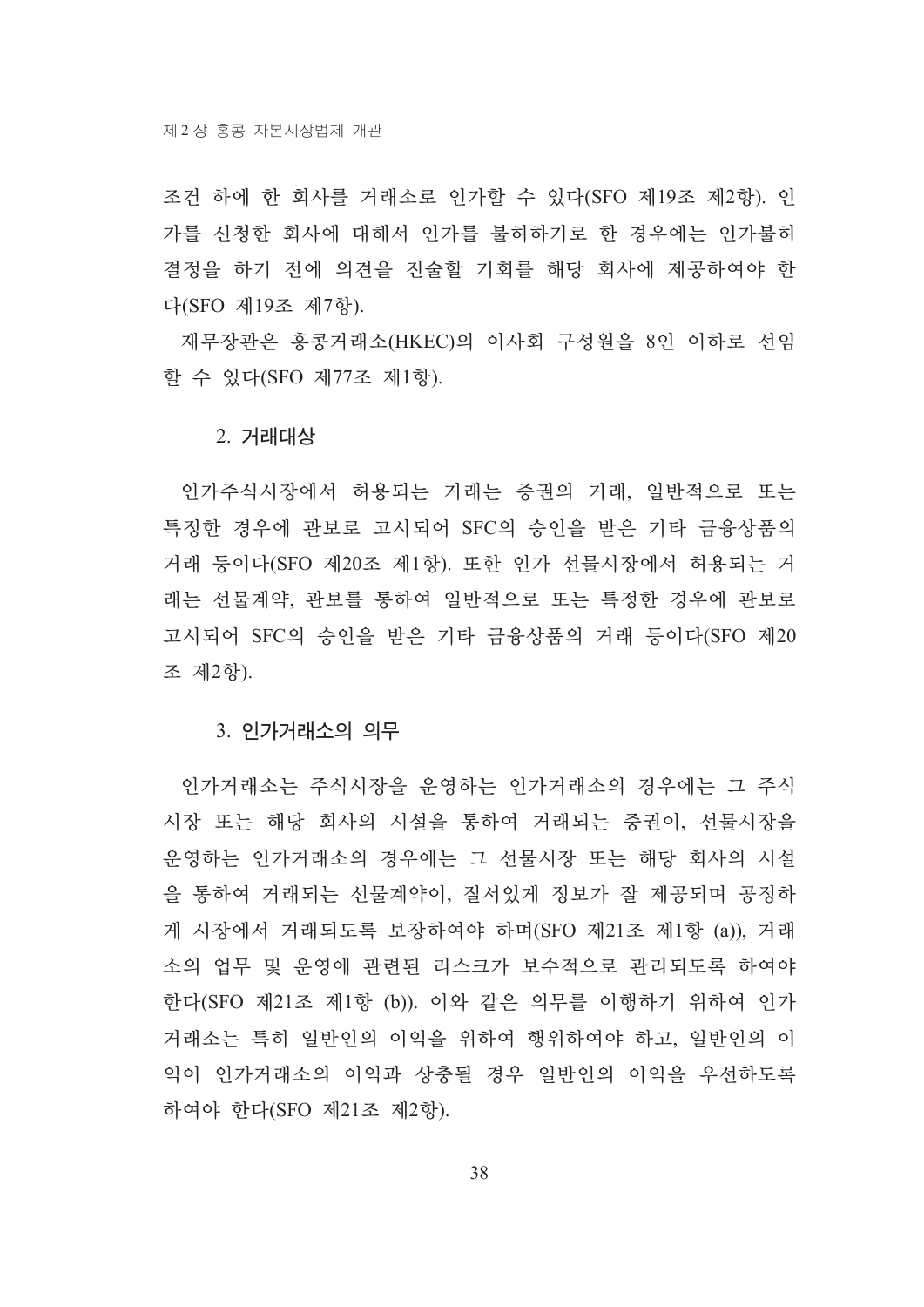조건 하에 한 회사를 거래소로 인가할 수 있다(SFO 제19조 제2항). 인가를 신청한 회사에 대해서 인가를 불허하기로 한 경우에는 인가불허 결정을 하기 전에 의견을 진술할 기회를 해당 회사에 제공하여야 한다(SFO 제19조 제7항).

재무장관은 홍콩거래소(HKEC)의 이사회 구성원을 8인 이하로 선임할 수 있다(SFO 제77조 제1항).

### 2. 거래대상

인가주식시장에서 허용되는 거래는 증권의 거래, 일반적으로 또는 특정한 경우에 관보로 고시되어 SFC의 승인을 받은 기타 금융상품의 거래 등이다(SFO 제20조 제1항). 또한 인가 선물시장에서 허용되는 거래는 선물계약, 관보를 통하여 일반적으로 또는 특정한 경우에 관보로 고시되어 SFC의 승인을 받은 기타 금융상품의 거래 등이다(SFO 제20조 제2항).

### 3. 인가거래소의 의무

인가거래소는 주식시장을 운영하는 인가거래소의 경우에는 그 주식시장 또는 해당 회사의 시설을 통하여 거래되는 증권이, 선물시장을 운영하는 인가거래소의 경우에는 그 선물시장 또는 해당 회사의 시설을 통하여 거래되는 선물계약이, 질서있게 정보가 잘 제공되며 공정하게 시장에서 거래되도록 보장하여야 하며(SFO 제21조 제1항 (a)), 거래소의 업무 및 운영에 관련된 리스크가 보수적으로 관리되도록 하여야 한다(SFO 제21조 제1항 (b)). 이와 같은 의무를 이행하기 위하여 인가거래소는 특히 일반인의 이익을 위하여 행위하여야 하고, 일반인의 이익이 인가거래소의 이익과 상충될 경우 일반인의 이익을 우선하도록 하여야 한다(SFO 제21조 제2항).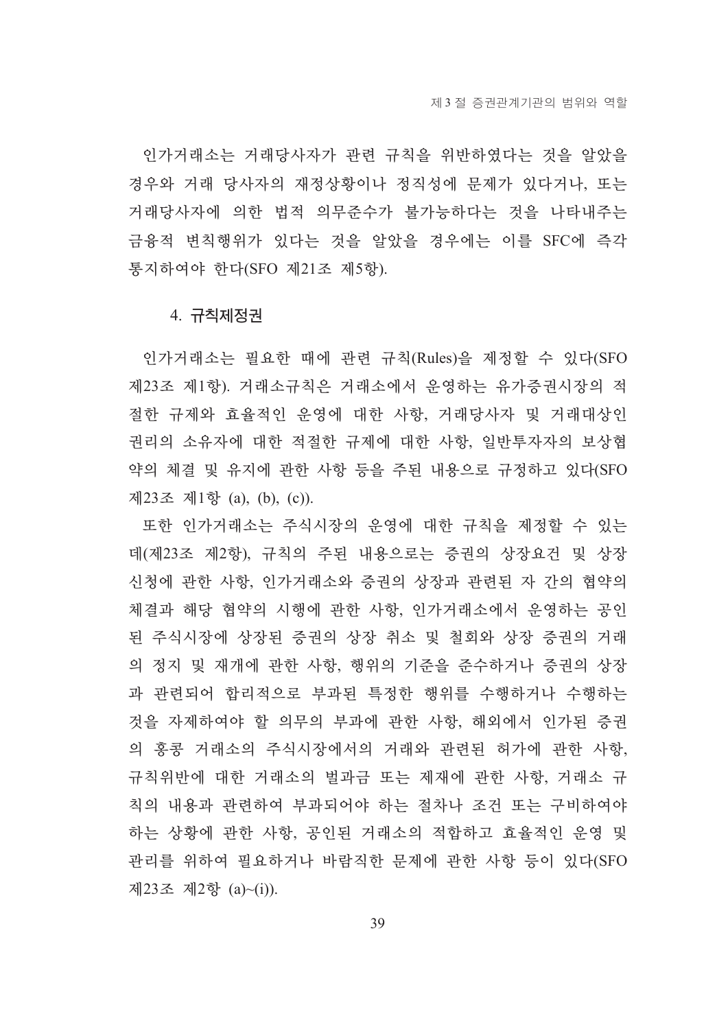인가거래소는 거래당사자가 관련 규칙을 위반하였다는 것을 알았을 경우와 거래 당사자의 재정상황이나 정직성에 문제가 있다거나, 또는 거래당사자에 의한 법적 의무준수가 불가능하다는 것을 나타내주는 금융적 변칙행위가 있다는 것을 알았을 경우에는 이를 SFC에 즉각 통지하여야 한다(SFO 제21조 제5항).

### 4. 규칙제정권

인가거래소는 필요한 때에 관련 규칙(Rules)을 제정할 수 있다(SFO 제23조 제1항). 거래소규칙은 거래소에서 운영하는 유가증권시장의 적절한 규제와 효율적인 운영에 대한 사항, 거래당사자 및 거래대상인 권리의 소유자에 대한 적절한 규제에 대한 사항, 일반투자자의 보상협약의 체결 및 유지에 관한 사항 등을 주된 내용으로 규정하고 있다(SFO 제23조 제1항 (a), (b), (c)).

또한 인가거래소는 주식시장의 운영에 대한 규칙을 제정할 수 있는데(제23조 제2항), 규칙의 주된 내용으로는 증권의 상장요건 및 상장신청에 관한 사항, 인가거래소와 증권의 상장과 관련된 자 간의 협약의 체결과 해당 협약의 시행에 관한 사항, 인가거래소에서 운영하는 공인된 주식시장에 상장된 증권의 상장 취소 및 철회와 상장 증권의 거래의 정지 및 재개에 관한 사항, 행위의 기준을 준수하거나 증권의 상장과 관련되어 합리적으로 부과된 특정한 행위를 수행하거나 수행하는 것을 자제하여야 할 의무의 부과에 관한 사항, 해외에서 인가된 증권의 홍콩 거래소의 주식시장에서의 거래와 관련된 허가에 관한 사항, 규칙위반에 대한 거래소의 벌과금 또는 제재에 관한 사항, 거래소 규칙의 내용과 관련하여 부과되어야 하는 절차나 조건 또는 구비하여야 하는 상황에 관한 사항, 공인된 거래소의 적합하고 효율적인 운영 및 관리를 위하여 필요하거나 바람직한 문제에 관한 사항 등이 있다(SFO 제23조 제2항 (a)~(i)).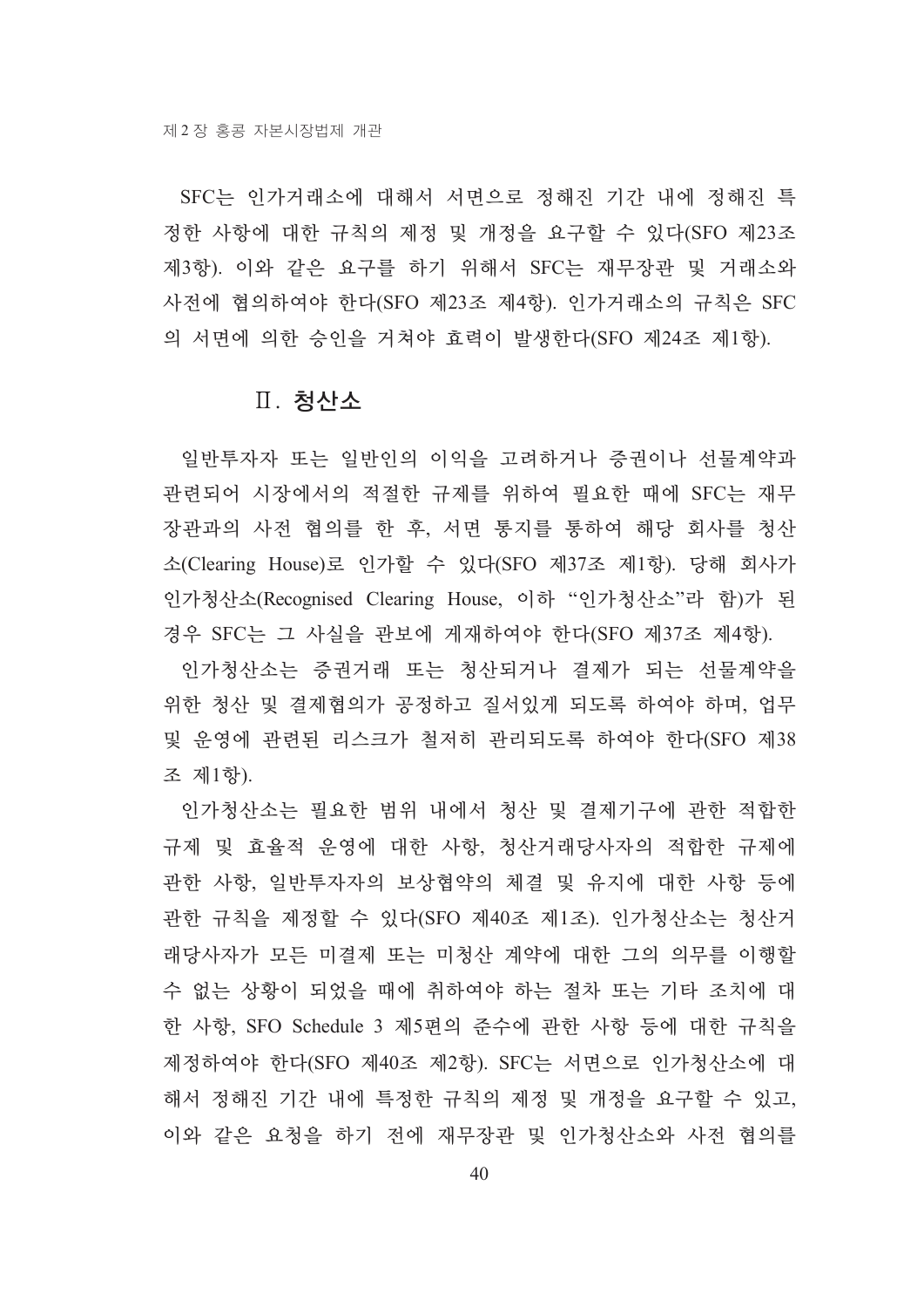SFC는 인가거래소에 대해서 서면으로 정해진 기간 내에 정해진 특정한 사항에 대한 규칙의 제정 및 개정을 요구할 수 있다(SFO 제23조 제3항). 이와 같은 요구를 하기 위해서 SFC는 재무장관 및 거래소와 사전에 협의하여야 한다(SFO 제23조 제4항). 인가거래소의 규칙은 SFC의 서면에 의한 승인을 거쳐야 효력이 발생한다(SFO 제24조 제1항).

## Ⅱ. 청산소

일반투자자 또는 일반인의 이익을 고려하거나 증권이나 선물계약과 관련되어 시장에서의 적절한 규제를 위하여 필요한 때에 SFC는 재무장관과의 사전 협의를 한 후, 서면 통지를 통하여 해당 회사를 청산소(Clearing House)로 인가할 수 있다(SFO 제37조 제1항). 당해 회사가 인가청산소(Recognised Clearing House, 이하 "인가청산소"라 함)가 된 경우 SFC는 그 사실을 관보에 게재하여야 한다(SFO 제37조 제4항).

인가청산소는 증권거래 또는 청산되거나 결제가 되는 선물계약을 위한 청산 및 결제협의가 공정하고 질서있게 되도록 하여야 하며, 업무 및 운영에 관련된 리스크가 철저히 관리되도록 하여야 한다(SFO 제38조 제1항).

인가청산소는 필요한 범위 내에서 청산 및 결제기구에 관한 적합한 규제 및 효율적 운영에 대한 사항, 청산거래당사자의 적합한 규제에 관한 사항, 일반투자자의 보상협약의 체결 및 유지에 대한 사항 등에 관한 규칙을 제정할 수 있다(SFO 제40조 제1조). 인가청산소는 청산거래당사자가 모든 미결제 또는 미청산 계약에 대한 그의 의무를 이행할 수 없는 상황이 되었을 때에 취하여야 하는 절차 또는 기타 조치에 대한 사항, SFO Schedule 3 제5편의 준수에 관한 사항 등에 대한 규칙을 제정하여야 한다(SFO 제40조 제2항). SFC는 서면으로 인가청산소에 대해서 정해진 기간 내에 특정한 규칙의 제정 및 개정을 요구할 수 있고, 이와 같은 요청을 하기 전에 재무장관 및 인가청산소와 사전 협의를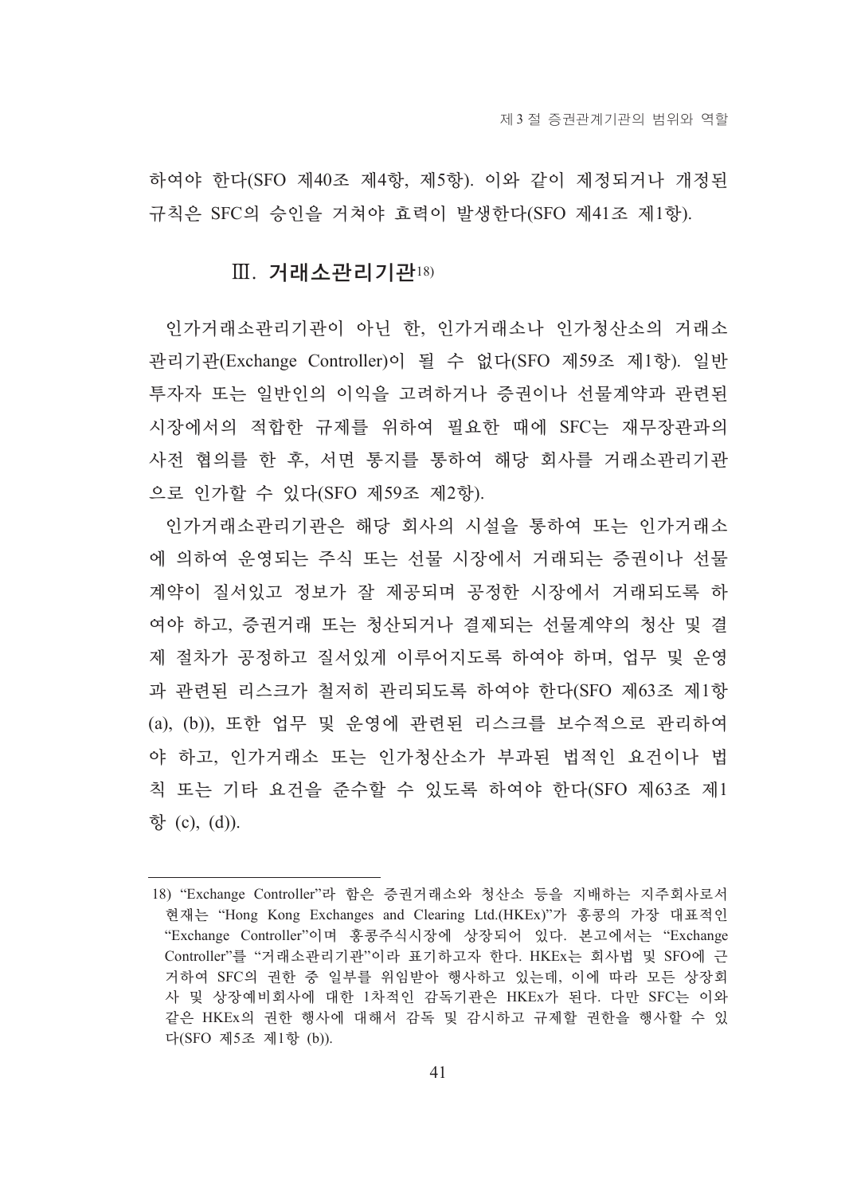하여야 한다(SFO 제40조 제4항, 제5항). 이와 같이 제정되거나 개정된 규칙은 SFC의 승인을 거쳐야 효력이 발생한다(SFO 제41조 제1항).

### Ⅲ. 거래소관리기관[18]

인가거래소관리기관이 아닌 한, 인가거래소나 인가청산소의 거래소관리기관(Exchange Controller)이 될 수 없다(SFO 제59조 제1항). 일반투자자 또는 일반인의 이익을 고려하거나 증권이나 선물계약과 관련된 시장에서의 적합한 규제를 위하여 필요한 때에 SFC는 재무장관과의 사전 협의를 한 후, 서면 통지를 통하여 해당 회사를 거래소관리기관으로 인가할 수 있다(SFO 제59조 제2항).

인가거래소관리기관은 해당 회사의 시설을 통하여 또는 인가거래소에 의하여 운영되는 주식 또는 선물 시장에서 거래되는 증권이나 선물계약이 질서있고 정보가 잘 제공되며 공정한 시장에서 거래되도록 하여야 하고, 증권거래 또는 청산되거나 결제되는 선물계약의 청산 및 결제 절차가 공정하고 질서있게 이루어지도록 하여야 하며, 업무 및 운영과 관련된 리스크가 철저히 관리되도록 하여야 한다(SFO 제63조 제1항 (a), (b)), 또한 업무 및 운영에 관련된 리스크를 보수적으로 관리하여야 하고, 인가거래소 또는 인가청산소가 부과된 법적인 요건이나 법칙 또는 기타 요건을 준수할 수 있도록 하여야 한다(SFO 제63조 제1항 (c), (d)).

---

18) "Exchange Controller"라 함은 증권거래소와 청산소 등을 지배하는 지주회사로서 현재는 "Hong Kong Exchanges and Clearing Ltd.(HKEx)"가 홍콩의 가장 대표적인 "Exchange Controller"이며 홍콩주식시장에 상장되어 있다. 본고에서는 "Exchange Controller"를 "거래소관리기관"이라 표기하고자 한다. HKEx는 회사법 및 SFO에 근거하여 SFC의 권한 중 일부를 위임받아 행사하고 있는데, 이에 따라 모든 상장회사 및 상장예비회사에 대한 1차적인 감독기관은 HKEx가 된다. 다만 SFC는 이와 같은 HKEx의 권한 행사에 대해서 감독 및 감시하고 규제할 권한을 행사할 수 있다(SFO 제5조 제1항 (b)).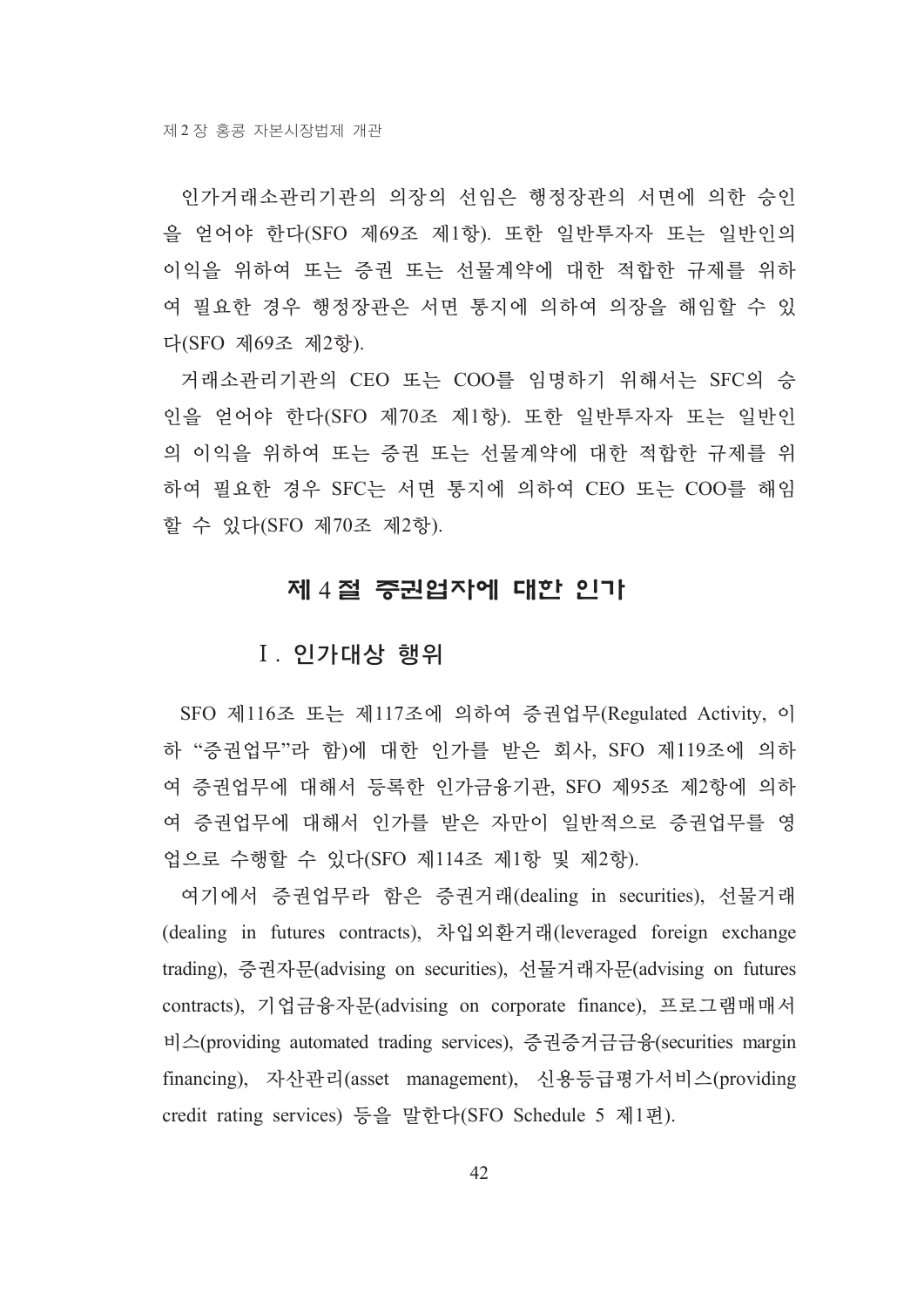인가거래소관리기관의 의장의 선임은 행정장관의 서면에 의한 승인을 얻어야 한다(SFO 제69조 제1항). 또한 일반투자자 또는 일반인의 이익을 위하여 또는 증권 또는 선물계약에 대한 적합한 규제를 위하여 필요한 경우 행정장관은 서면 통지에 의하여 의장을 해임할 수 있다(SFO 제69조 제2항).

거래소관리기관의 CEO 또는 COO를 임명하기 위해서는 SFC의 승인을 얻어야 한다(SFO 제70조 제1항). 또한 일반투자자 또는 일반인의 이익을 위하여 또는 증권 또는 선물계약에 대한 적합한 규제를 위하여 필요한 경우 SFC는 서면 통지에 의하여 CEO 또는 COO를 해임할 수 있다(SFO 제70조 제2항).

## 제 4 절 증권업자에 대한 인가

### Ⅰ. 인가대상 행위

SFO 제116조 또는 제117조에 의하여 증권업무(Regulated Activity, 이하 "증권업무"라 함)에 대한 인가를 받은 회사, SFO 제119조에 의하여 증권업무에 대해서 등록한 인가금융기관, SFO 제95조 제2항에 의하여 증권업무에 대해서 인가를 받은 자만이 일반적으로 증권업무를 영업으로 수행할 수 있다(SFO 제114조 제1항 및 제2항).

여기에서 증권업무라 함은 증권거래(dealing in securities), 선물거래(dealing in futures contracts), 차입외환거래(leveraged foreign exchange trading), 증권자문(advising on securities), 선물거래자문(advising on futures contracts), 기업금융자문(advising on corporate finance), 프로그램매매서비스(providing automated trading services), 증권증거금금융(securities margin financing), 자산관리(asset management), 신용등급평가서비스(providing credit rating services) 등을 말한다(SFO Schedule 5 제1편).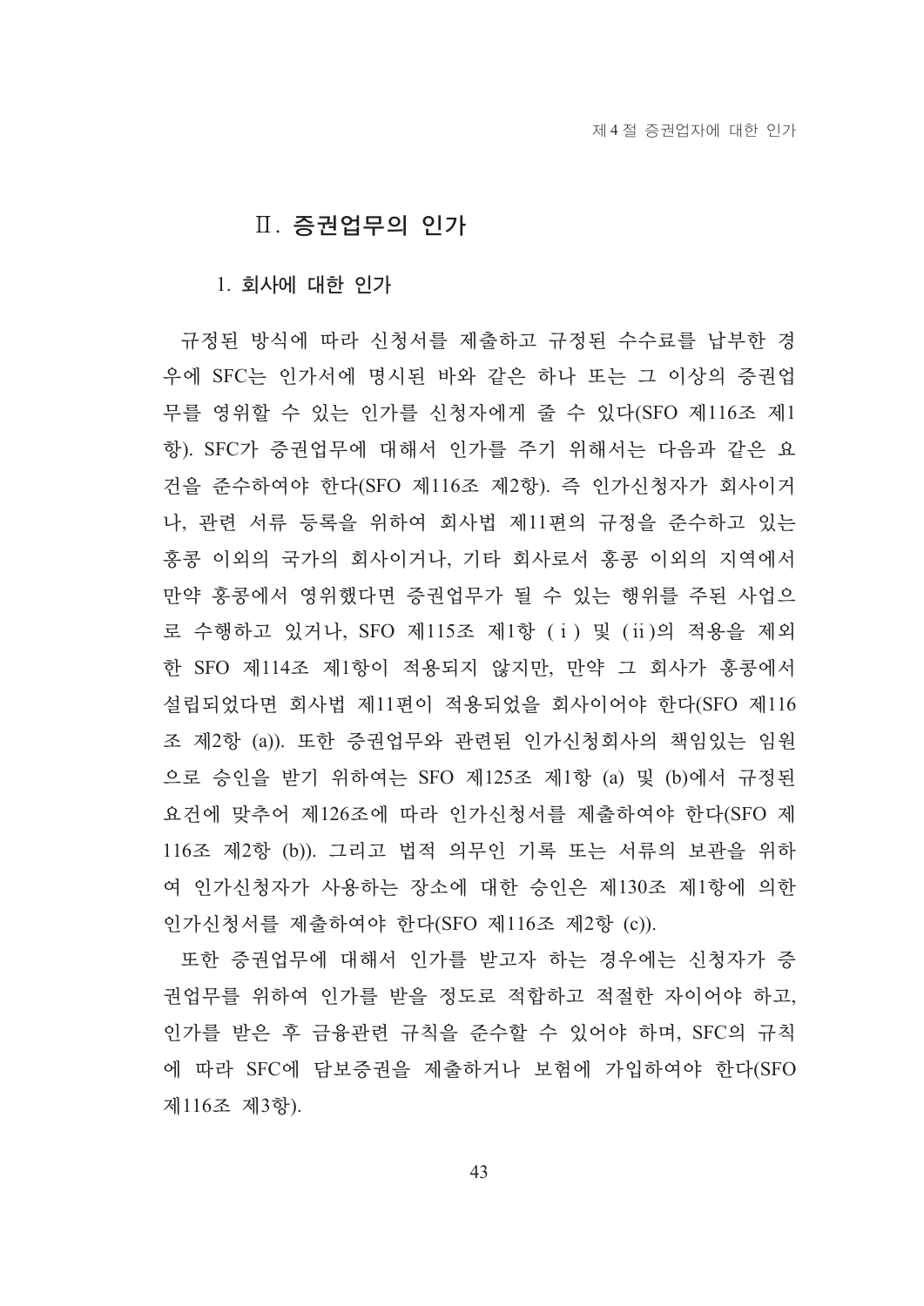## Ⅱ. 증권업무의 인가

### 1. 회사에 대한 인가

규정된 방식에 따라 신청서를 제출하고 규정된 수수료를 납부한 경우에 SFC는 인가서에 명시된 바와 같은 하나 또는 그 이상의 증권업무를 영위할 수 있는 인가를 신청자에게 줄 수 있다(SFO 제116조 제1항). SFC가 증권업무에 대해서 인가를 주기 위해서는 다음과 같은 요건을 준수하여야 한다(SFO 제116조 제2항). 즉 인가신청자가 회사이거나, 관련 서류 등록을 위하여 회사법 제11편의 규정을 준수하고 있는 홍콩 이외의 국가의 회사이거나, 기타 회사로서 홍콩 이외의 지역에서 만약 홍콩에서 영위했다면 증권업무가 될 수 있는 행위를 주된 사업으로 수행하고 있거나, SFO 제115조 제1항 (ⅰ) 및 (ⅱ)의 적용을 제외한 SFO 제114조 제1항이 적용되지 않지만, 만약 그 회사가 홍콩에서 설립되었다면 회사법 제11편이 적용되었을 회사이어야 한다(SFO 제116조 제2항 (a)). 또한 증권업무와 관련된 인가신청회사의 책임있는 임원으로 승인을 받기 위하여는 SFO 제125조 제1항 (a) 및 (b)에서 규정된 요건에 맞추어 제126조에 따라 인가신청서를 제출하여야 한다(SFO 제116조 제2항 (b)). 그리고 법적 의무인 기록 또는 서류의 보관을 위하여 인가신청자가 사용하는 장소에 대한 승인은 제130조 제1항에 의한 인가신청서를 제출하여야 한다(SFO 제116조 제2항 (c)).

또한 증권업무에 대해서 인가를 받고자 하는 경우에는 신청자가 증권업무를 위하여 인가를 받을 정도로 적합하고 적절한 자이어야 하고, 인가를 받은 후 금융관련 규칙을 준수할 수 있어야 하며, SFC의 규칙에 따라 SFC에 담보증권을 제출하거나 보험에 가입하여야 한다(SFO 제116조 제3항).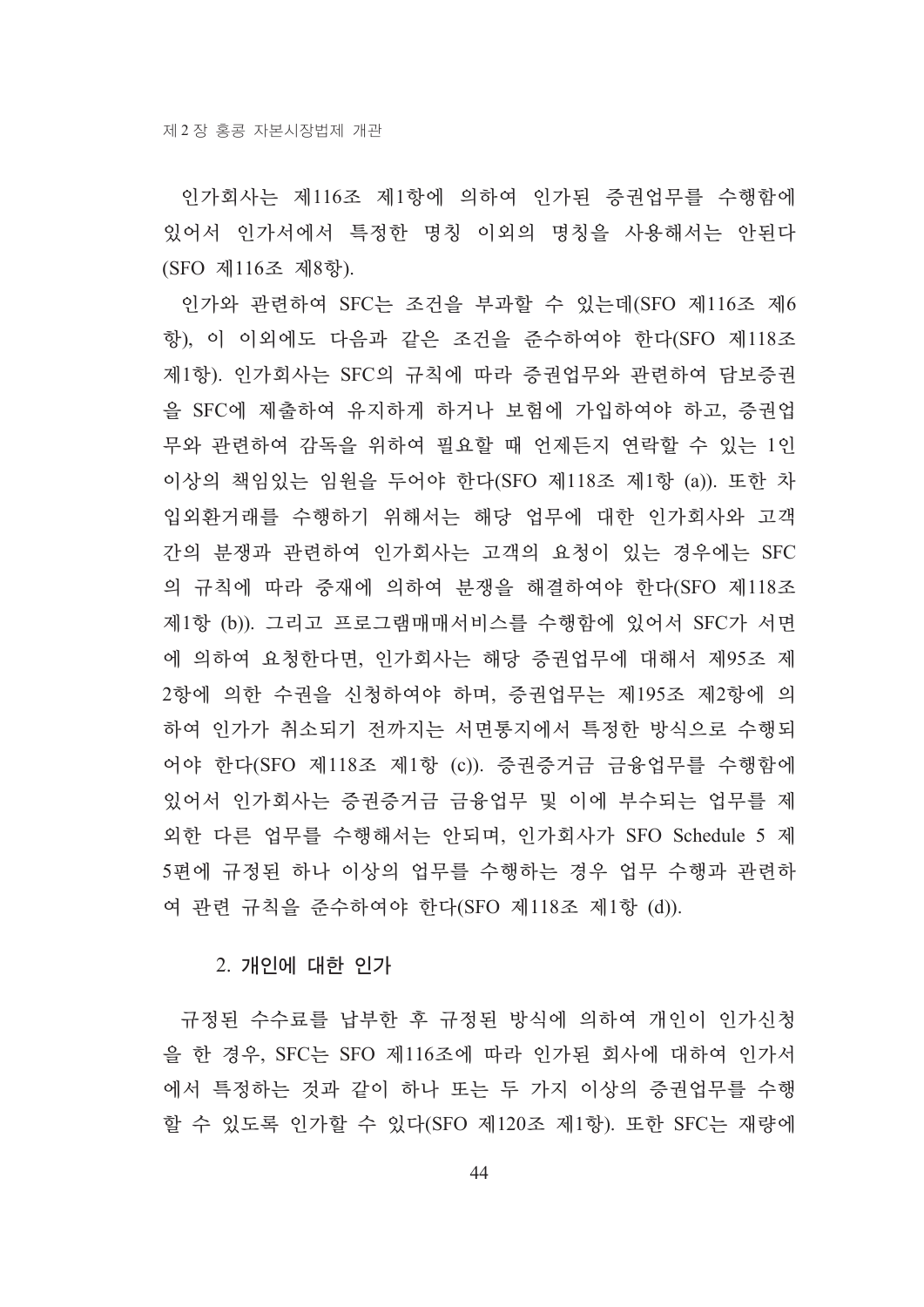인가회사는 제116조 제1항에 의하여 인가된 증권업무를 수행함에 있어서 인가서에서 특정한 명칭 이외의 명칭을 사용해서는 안된다 (SFO 제116조 제8항).

인가와 관련하여 SFC는 조건을 부과할 수 있는데(SFO 제116조 제6항), 이 이외에도 다음과 같은 조건을 준수하여야 한다(SFO 제118조 제1항). 인가회사는 SFC의 규칙에 따라 증권업무와 관련하여 담보증권을 SFC에 제출하여 유지하게 하거나 보험에 가입하여야 하고, 증권업무와 관련하여 감독을 위하여 필요할 때 언제든지 연락할 수 있는 1인 이상의 책임있는 임원을 두어야 한다(SFO 제118조 제1항 (a)). 또한 차입외환거래를 수행하기 위해서는 해당 업무에 대한 인가회사와 고객 간의 분쟁과 관련하여 인가회사는 고객의 요청이 있는 경우에는 SFC의 규칙에 따라 중재에 의하여 분쟁을 해결하여야 한다(SFO 제118조 제1항 (b)). 그리고 프로그램매매서비스를 수행함에 있어서 SFC가 서면에 의하여 요청한다면, 인가회사는 해당 증권업무에 대해서 제95조 제2항에 의한 수권을 신청하여야 하며, 증권업무는 제195조 제2항에 의하여 인가가 취소되기 전까지는 서면통지에서 특정한 방식으로 수행되어야 한다(SFO 제118조 제1항 (c)). 증권증거금 금융업무를 수행함에 있어서 인가회사는 증권증거금 금융업무 및 이에 부수되는 업무를 제외한 다른 업무를 수행해서는 안되며, 인가회사가 SFO Schedule 5 제5편에 규정된 하나 이상의 업무를 수행하는 경우 업무 수행과 관련하여 관련 규칙을 준수하여야 한다(SFO 제118조 제1항 (d)).

### 2. 개인에 대한 인가

규정된 수수료를 납부한 후 규정된 방식에 의하여 개인이 인가신청을 한 경우, SFC는 SFO 제116조에 따라 인가된 회사에 대하여 인가서에서 특정하는 것과 같이 하나 또는 두 가지 이상의 증권업무를 수행할 수 있도록 인가할 수 있다(SFO 제120조 제1항). 또한 SFC는 재량에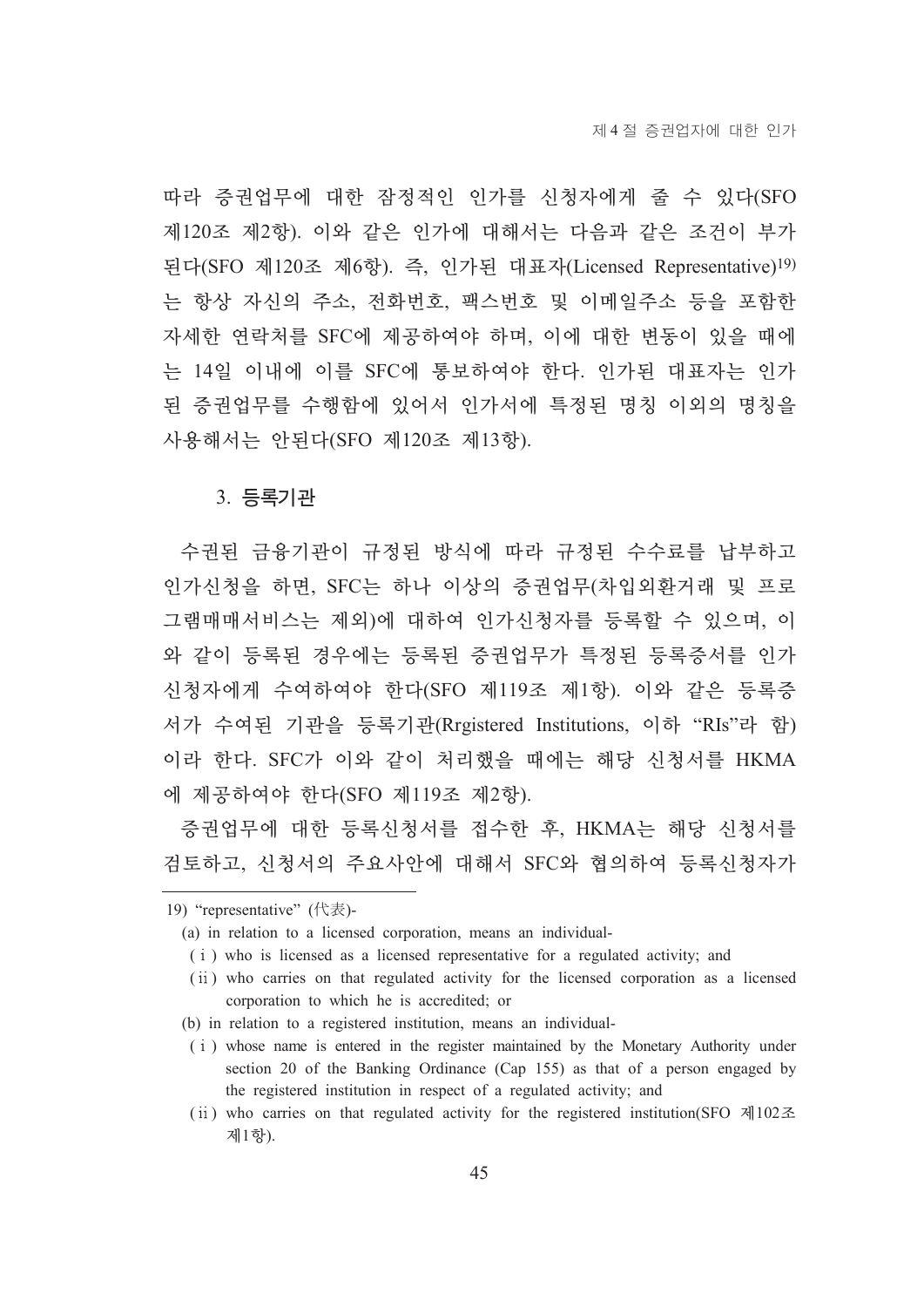따라 증권업무에 대한 잠정적인 인가를 신청자에게 줄 수 있다(SFO 제120조 제2항). 이와 같은 인가에 대해서는 다음과 같은 조건이 부가된다(SFO 제120조 제6항). 즉, 인가된 대표자(Licensed Representative)[19]는 항상 자신의 주소, 전화번호, 팩스번호 및 이메일주소 등을 포함한 자세한 연락처를 SFC에 제공하여야 하며, 이에 대한 변동이 있을 때에는 14일 이내에 이를 SFC에 통보하여야 한다. 인가된 대표자는 인가된 증권업무를 수행함에 있어서 인가서에 특정된 명칭 이외의 명칭을 사용해서는 안된다(SFO 제120조 제13항).

### 3. 등록기관

수권된 금융기관이 규정된 방식에 따라 규정된 수수료를 납부하고 인가신청을 하면, SFC는 하나 이상의 증권업무(차입외환거래 및 프로그램매매서비스는 제외)에 대하여 인가신청자를 등록할 수 있으며, 이와 같이 등록된 경우에는 등록된 증권업무가 특정된 등록증서를 인가신청자에게 수여하여야 한다(SFO 제119조 제1항). 이와 같은 등록증서가 수여된 기관을 등록기관(Rrgistered Institutions, 이하 "RIs"라 함)이라 한다. SFC가 이와 같이 처리했을 때에는 해당 신청서를 HKMA에 제공하여야 한다(SFO 제119조 제2항).

증권업무에 대한 등록신청서를 접수한 후, HKMA는 해당 신청서를 검토하고, 신청서의 주요사안에 대해서 SFC와 협의하여 등록신청자가

---

19) "representative" (代表)-

(a) in relation to a licensed corporation, means an individual-

(i) who is licensed as a licensed representative for a regulated activity; and

(ii) who carries on that regulated activity for the licensed corporation as a licensed corporation to which he is accredited; or

(b) in relation to a registered institution, means an individual-

(i) whose name is entered in the register maintained by the Monetary Authority under section 20 of the Banking Ordinance (Cap 155) as that of a person engaged by the registered institution in respect of a regulated activity; and

(ii) who carries on that regulated activity for the registered institution(SFO 제102조 제1항).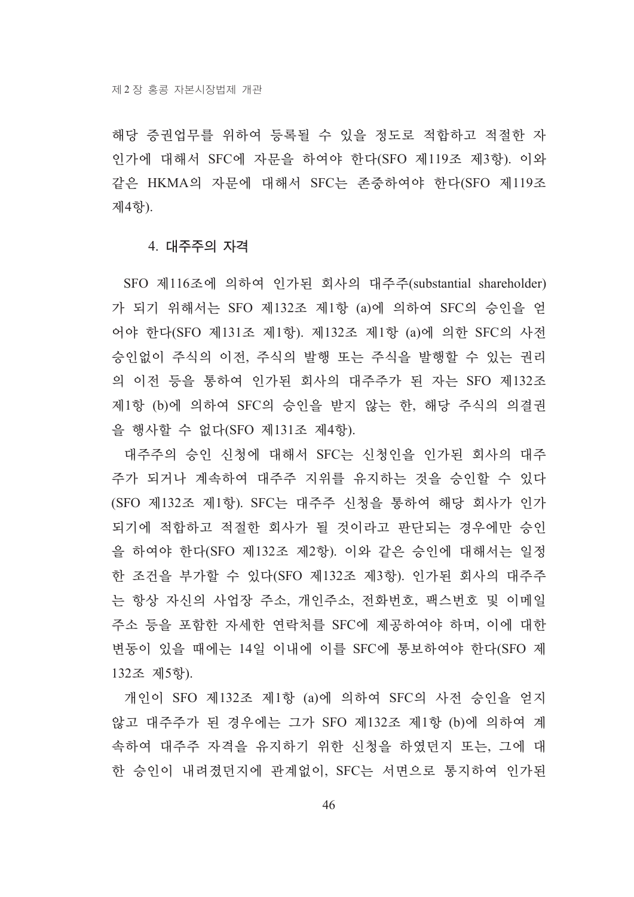해당 증권업무를 위하여 등록될 수 있을 정도로 적합하고 적절한 자인가에 대해서 SFC에 자문을 하여야 한다(SFO 제119조 제3항). 이와 같은 HKMA의 자문에 대해서 SFC는 존중하여야 한다(SFO 제119조 제4항).

### 4. 대주주의 자격

SFO 제116조에 의하여 인가된 회사의 대주주(substantial shareholder)가 되기 위해서는 SFO 제132조 제1항 (a)에 의하여 SFC의 승인을 얻어야 한다(SFO 제131조 제1항). 제132조 제1항 (a)에 의한 SFC의 사전 승인없이 주식의 이전, 주식의 발행 또는 주식을 발행할 수 있는 권리의 이전 등을 통하여 인가된 회사의 대주주가 된 자는 SFO 제132조 제1항 (b)에 의하여 SFC의 승인을 받지 않는 한, 해당 주식의 의결권을 행사할 수 없다(SFO 제131조 제4항).

대주주의 승인 신청에 대해서 SFC는 신청인을 인가된 회사의 대주주가 되거나 계속하여 대주주 지위를 유지하는 것을 승인할 수 있다(SFO 제132조 제1항). SFC는 대주주 신청을 통하여 해당 회사가 인가되기에 적합하고 적절한 회사가 될 것이라고 판단되는 경우에만 승인을 하여야 한다(SFO 제132조 제2항). 이와 같은 승인에 대해서는 일정한 조건을 부가할 수 있다(SFO 제132조 제3항). 인가된 회사의 대주주는 항상 자신의 사업장 주소, 개인주소, 전화번호, 팩스번호 및 이메일 주소 등을 포함한 자세한 연락처를 SFC에 제공하여야 하며, 이에 대한 변동이 있을 때에는 14일 이내에 이를 SFC에 통보하여야 한다(SFO 제132조 제5항).

개인이 SFO 제132조 제1항 (a)에 의하여 SFC의 사전 승인을 얻지 않고 대주주가 된 경우에는 그가 SFO 제132조 제1항 (b)에 의하여 계속하여 대주주 자격을 유지하기 위한 신청을 하였던지 또는, 그에 대한 승인이 내려졌던지에 관계없이, SFC는 서면으로 통지하여 인가된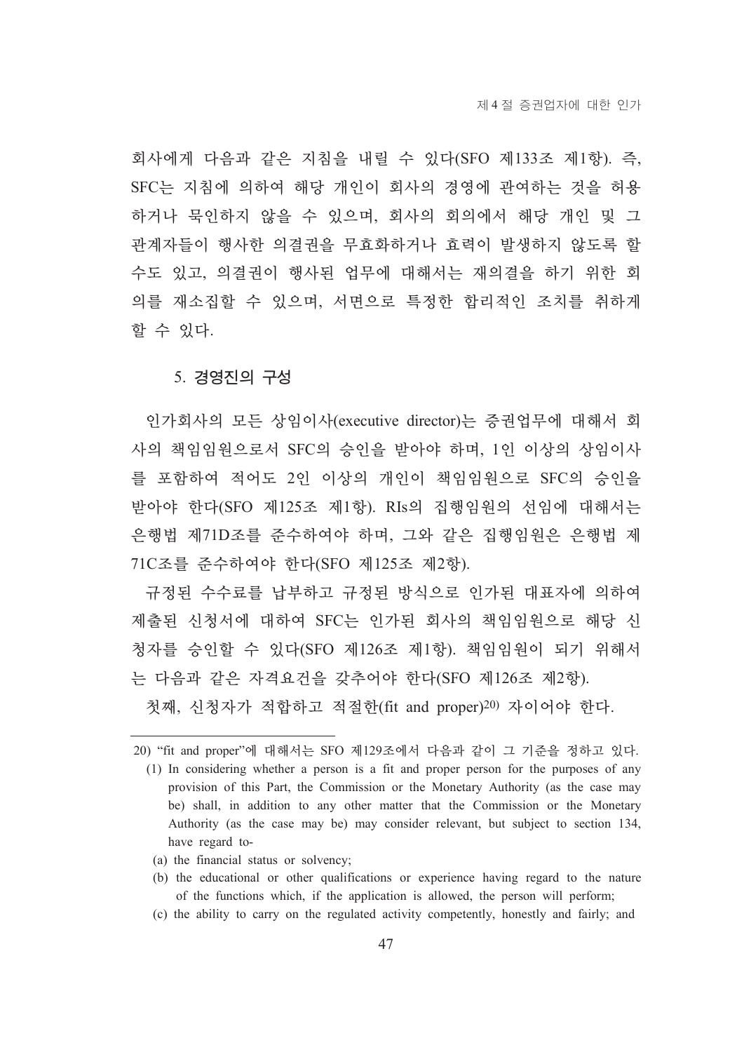회사에게 다음과 같은 지침을 내릴 수 있다(SFO 제133조 제1항). 즉, SFC는 지침에 의하여 해당 개인이 회사의 경영에 관여하는 것을 허용하거나 묵인하지 않을 수 있으며, 회사의 회의에서 해당 개인 및 그 관계자들이 행사한 의결권을 무효화하거나 효력이 발생하지 않도록 할 수도 있고, 의결권이 행사된 업무에 대해서는 재의결을 하기 위한 회의를 재소집할 수 있으며, 서면으로 특정한 합리적인 조치를 취하게 할 수 있다.

### 5. 경영진의 구성

인가회사의 모든 상임이사(executive director)는 증권업무에 대해서 회사의 책임임원으로서 SFC의 승인을 받아야 하며, 1인 이상의 상임이사를 포함하여 적어도 2인 이상의 개인이 책임임원으로 SFC의 승인을 받아야 한다(SFO 제125조 제1항). RIs의 집행임원의 선임에 대해서는 은행법 제71D조를 준수하여야 하며, 그와 같은 집행임원은 은행법 제71C조를 준수하여야 한다(SFO 제125조 제2항).

규정된 수수료를 납부하고 규정된 방식으로 인가된 대표자에 의하여 제출된 신청서에 대하여 SFC는 인가된 회사의 책임임원으로 해당 신청자를 승인할 수 있다(SFO 제126조 제1항). 책임임원이 되기 위해서는 다음과 같은 자격요건을 갖추어야 한다(SFO 제126조 제2항).

첫째, 신청자가 적합하고 적절한(fit and proper)[20] 자이어야 한다.

---

20) "fit and proper"에 대해서는 SFO 제129조에서 다음과 같이 그 기준을 정하고 있다.

(1) In considering whether a person is a fit and proper person for the purposes of any provision of this Part, the Commission or the Monetary Authority (as the case may be) shall, in addition to any other matter that the Commission or the Monetary Authority (as the case may be) may consider relevant, but subject to section 134, have regard to-

(a) the financial status or solvency;

(b) the educational or other qualifications or experience having regard to the nature of the functions which, if the application is allowed, the person will perform;

(c) the ability to carry on the regulated activity competently, honestly and fairly; and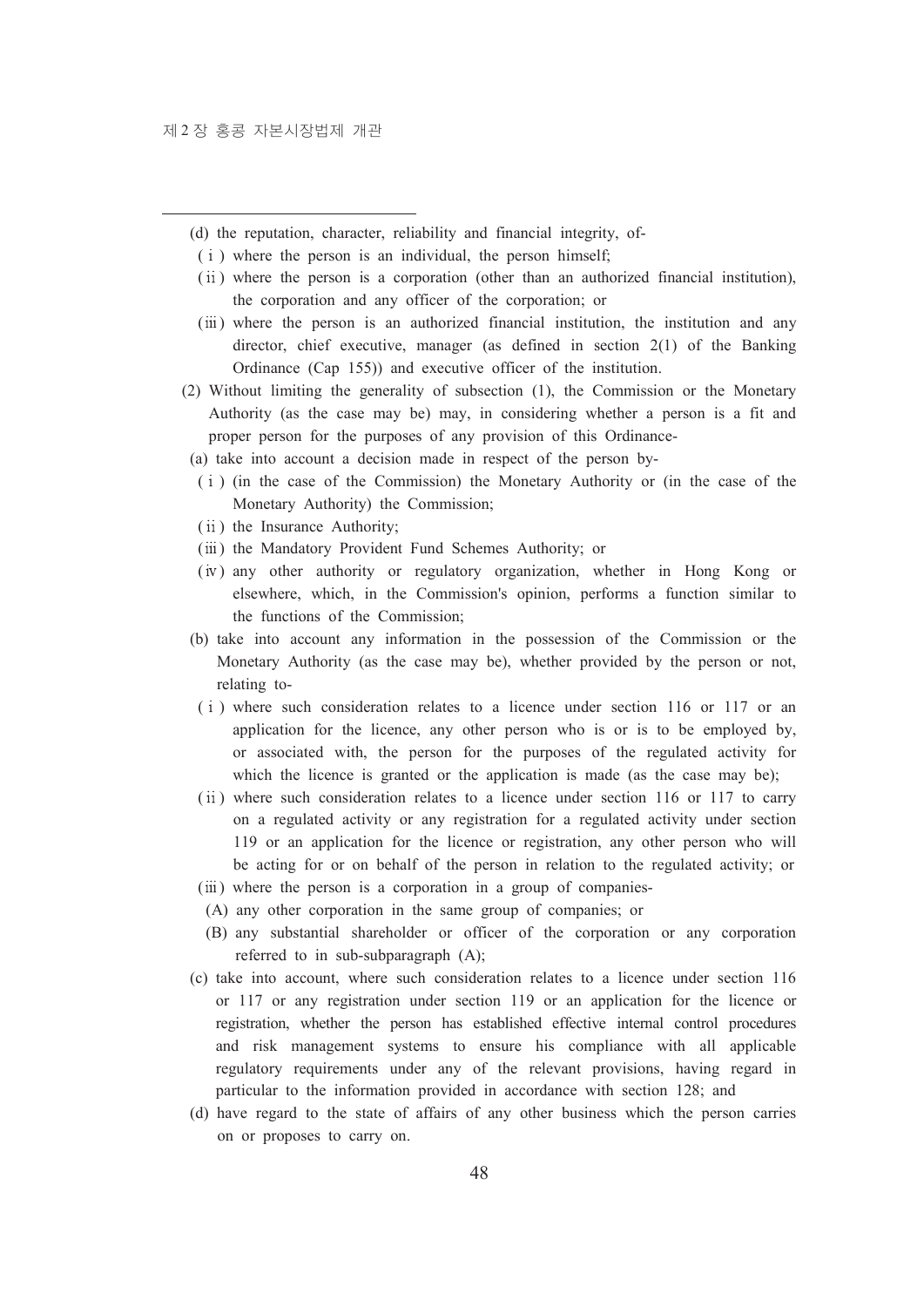(d) the reputation, character, reliability and financial integrity, of-

(i) where the person is an individual, the person himself;

(ii) where the person is a corporation (other than an authorized financial institution), the corporation and any officer of the corporation; or

(iii) where the person is an authorized financial institution, the institution and any director, chief executive, manager (as defined in section 2(1) of the Banking Ordinance (Cap 155)) and executive officer of the institution.

(2) Without limiting the generality of subsection (1), the Commission or the Monetary Authority (as the case may be) may, in considering whether a person is a fit and proper person for the purposes of any provision of this Ordinance-

(a) take into account a decision made in respect of the person by-

(i) (in the case of the Commission) the Monetary Authority or (in the case of the Monetary Authority) the Commission;

(ii) the Insurance Authority;

(iii) the Mandatory Provident Fund Schemes Authority; or

(iv) any other authority or regulatory organization, whether in Hong Kong or elsewhere, which, in the Commission's opinion, performs a function similar to the functions of the Commission;

(b) take into account any information in the possession of the Commission or the Monetary Authority (as the case may be), whether provided by the person or not, relating to-

(i) where such consideration relates to a licence under section 116 or 117 or an application for the licence, any other person who is or is to be employed by, or associated with, the person for the purposes of the regulated activity for which the licence is granted or the application is made (as the case may be);

(ii) where such consideration relates to a licence under section 116 or 117 to carry on a regulated activity or any registration for a regulated activity under section 119 or an application for the licence or registration, any other person who will be acting for or on behalf of the person in relation to the regulated activity; or

(iii) where the person is a corporation in a group of companies-

(A) any other corporation in the same group of companies; or

(B) any substantial shareholder or officer of the corporation or any corporation referred to in sub-subparagraph (A);

(c) take into account, where such consideration relates to a licence under section 116 or 117 or any registration under section 119 or an application for the licence or registration, whether the person has established effective internal control procedures and risk management systems to ensure his compliance with all applicable regulatory requirements under any of the relevant provisions, having regard in particular to the information provided in accordance with section 128; and

(d) have regard to the state of affairs of any other business which the person carries on or proposes to carry on.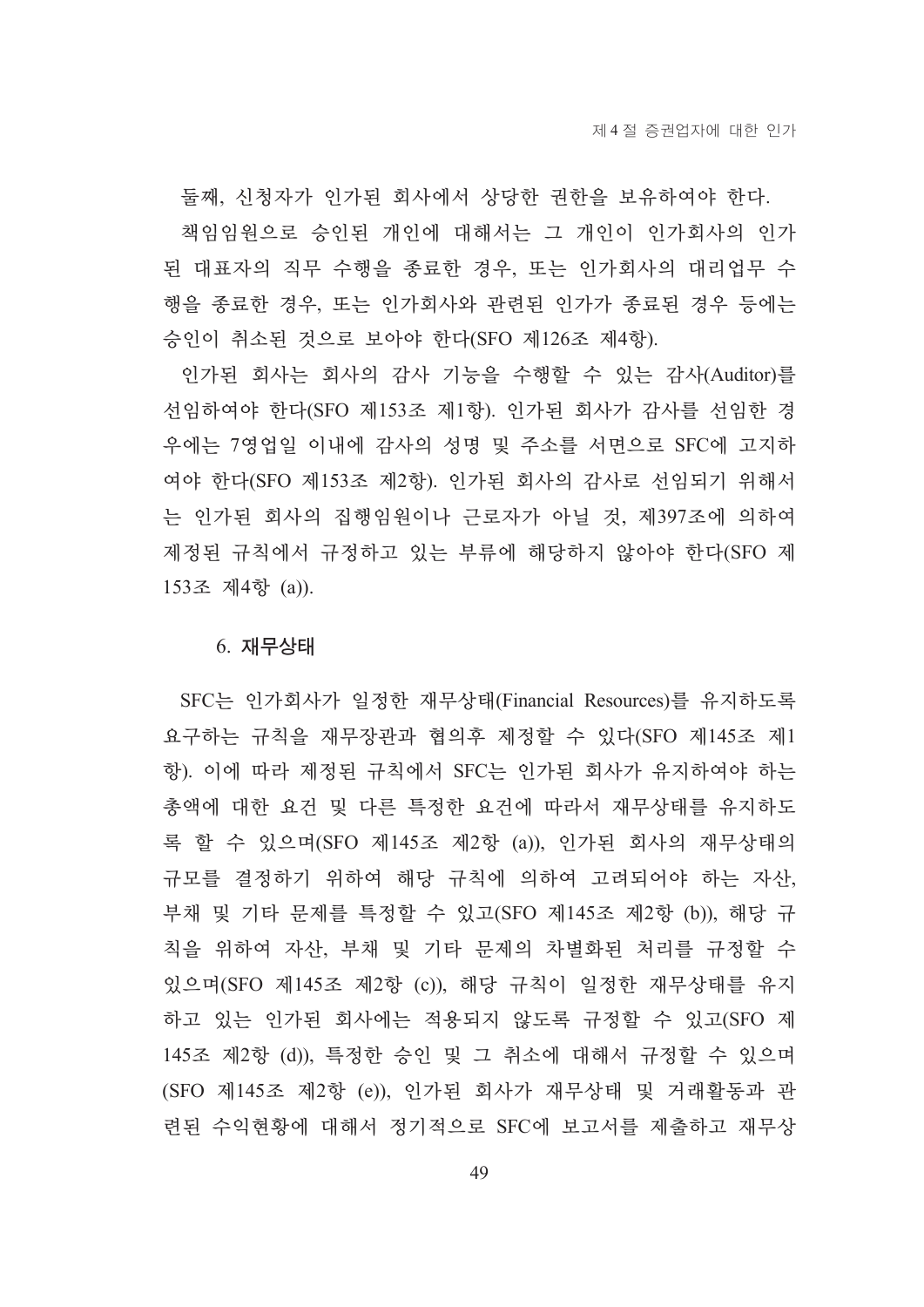둘째, 신청자가 인가된 회사에서 상당한 권한을 보유하여야 한다.

책임임원으로 승인된 개인에 대해서는 그 개인이 인가회사의 인가된 대표자의 직무 수행을 종료한 경우, 또는 인가회사의 대리업무 수행을 종료한 경우, 또는 인가회사와 관련된 인가가 종료된 경우 등에는 승인이 취소된 것으로 보아야 한다(SFO 제126조 제4항).

인가된 회사는 회사의 감사 기능을 수행할 수 있는 감사(Auditor)를 선임하여야 한다(SFO 제153조 제1항). 인가된 회사가 감사를 선임한 경우에는 7영업일 이내에 감사의 성명 및 주소를 서면으로 SFC에 고지하여야 한다(SFO 제153조 제2항). 인가된 회사의 감사로 선임되기 위해서는 인가된 회사의 집행임원이나 근로자가 아닐 것, 제397조에 의하여 제정된 규칙에서 규정하고 있는 부류에 해당하지 않아야 한다(SFO 제153조 제4항 (a)).

### 6. 재무상태

SFC는 인가회사가 일정한 재무상태(Financial Resources)를 유지하도록 요구하는 규칙을 재무장관과 협의후 제정할 수 있다(SFO 제145조 제1항). 이에 따라 제정된 규칙에서 SFC는 인가된 회사가 유지하여야 하는 총액에 대한 요건 및 다른 특정한 요건에 따라서 재무상태를 유지하도록 할 수 있으며(SFO 제145조 제2항 (a)), 인가된 회사의 재무상태의 규모를 결정하기 위하여 해당 규칙에 의하여 고려되어야 하는 자산, 부채 및 기타 문제를 특정할 수 있고(SFO 제145조 제2항 (b)), 해당 규칙을 위하여 자산, 부채 및 기타 문제의 차별화된 처리를 규정할 수 있으며(SFO 제145조 제2항 (c)), 해당 규칙이 일정한 재무상태를 유지하고 있는 인가된 회사에는 적용되지 않도록 규정할 수 있고(SFO 제145조 제2항 (d)), 특정한 승인 및 그 취소에 대해서 규정할 수 있으며(SFO 제145조 제2항 (e)), 인가된 회사가 재무상태 및 거래활동과 관련된 수익현황에 대해서 정기적으로 SFC에 보고서를 제출하고 재무상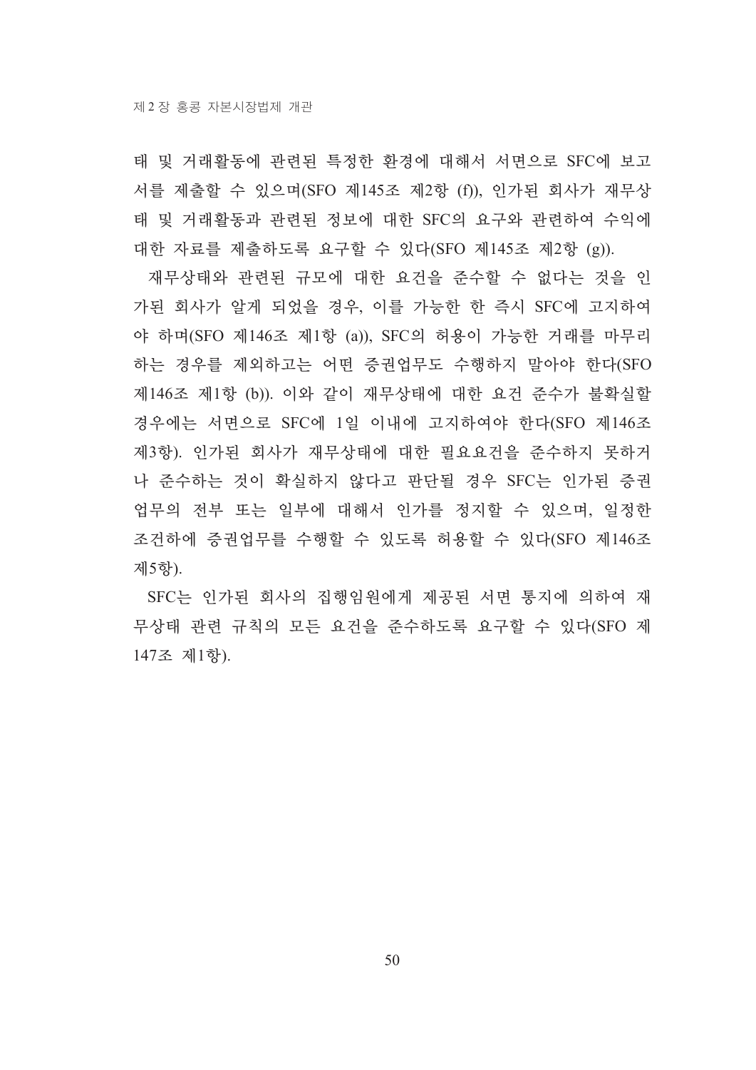태 및 거래활동에 관련된 특정한 환경에 대해서 서면으로 SFC에 보고서를 제출할 수 있으며(SFO 제145조 제2항 (f)), 인가된 회사가 재무상태 및 거래활동과 관련된 정보에 대한 SFC의 요구와 관련하여 수익에 대한 자료를 제출하도록 요구할 수 있다(SFO 제145조 제2항 (g)).

재무상태와 관련된 규모에 대한 요건을 준수할 수 없다는 것을 인가된 회사가 알게 되었을 경우, 이를 가능한 한 즉시 SFC에 고지하여야 하며(SFO 제146조 제1항 (a)), SFC의 허용이 가능한 거래를 마무리하는 경우를 제외하고는 어떤 증권업무도 수행하지 말아야 한다(SFO 제146조 제1항 (b)). 이와 같이 재무상태에 대한 요건 준수가 불확실할 경우에는 서면으로 SFC에 1일 이내에 고지하여야 한다(SFO 제146조 제3항). 인가된 회사가 재무상태에 대한 필요요건을 준수하지 못하거나 준수하는 것이 확실하지 않다고 판단될 경우 SFC는 인가된 증권업무의 전부 또는 일부에 대해서 인가를 정지할 수 있으며, 일정한 조건하에 증권업무를 수행할 수 있도록 허용할 수 있다(SFO 제146조 제5항).

SFC는 인가된 회사의 집행임원에게 제공된 서면 통지에 의하여 재무상태 관련 규칙의 모든 요건을 준수하도록 요구할 수 있다(SFO 제147조 제1항).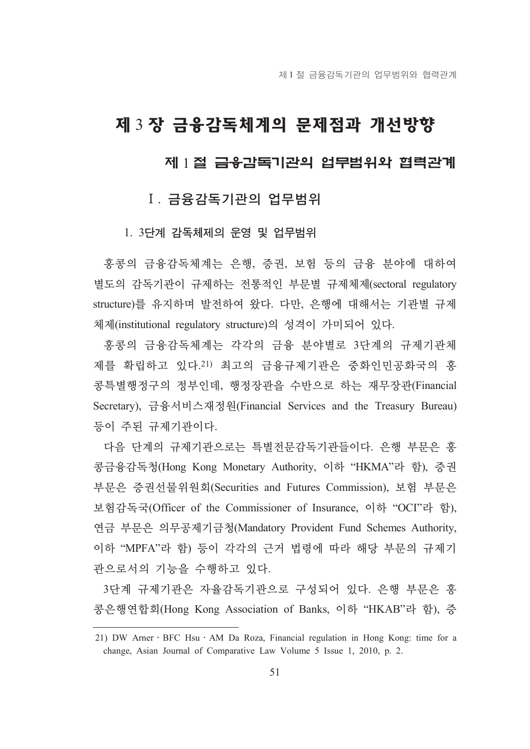# 제 3 장 금융감독체계의 문제점과 개선방향

## 제 1 절 금융감독기관의 업무범위와 협력관계

### Ⅰ. 금융감독기관의 업무범위

#### 1. 3단계 감독체제의 운영 및 업무범위

홍콩의 금융감독체계는 은행, 증권, 보험 등의 금융 분야에 대하여 별도의 감독기관이 규제하는 전통적인 부문별 규제체제(sectoral regulatory structure)를 유지하며 발전하여 왔다. 다만, 은행에 대해서는 기관별 규제체제(institutional regulatory structure)의 성격이 가미되어 있다.

홍콩의 금융감독체계는 각각의 금융 분야별로 3단계의 규제기관체제를 확립하고 있다.[21] 최고의 금융규제기관은 중화인민공화국의 홍콩특별행정구의 정부인데, 행정장관을 수반으로 하는 재무장관(Financial Secretary), 금융서비스재정원(Financial Services and the Treasury Bureau) 등이 주된 규제기관이다.

다음 단계의 규제기관으로는 특별전문감독기관들이다. 은행 부문은 홍콩금융감독청(Hong Kong Monetary Authority, 이하 “HKMA”라 함), 증권 부문은 증권선물위원회(Securities and Futures Commission), 보험 부문은 보험감독국(Officer of the Commissioner of Insurance, 이하 “OCI”라 함), 연금 부문은 의무공제기금청(Mandatory Provident Fund Schemes Authority, 이하 “MPFA”라 함) 등이 각각의 근거 법령에 따라 해당 부문의 규제기관으로서의 기능을 수행하고 있다.

3단계 규제기관은 자율감독기관으로 구성되어 있다. 은행 부문은 홍콩은행연합회(Hong Kong Association of Banks, 이하 “HKAB”라 함), 증

---

21) DW Arner · BFC Hsu · AM Da Roza, Financial regulation in Hong Kong: time for a change, Asian Journal of Comparative Law Volume 5 Issue 1, 2010, p. 2.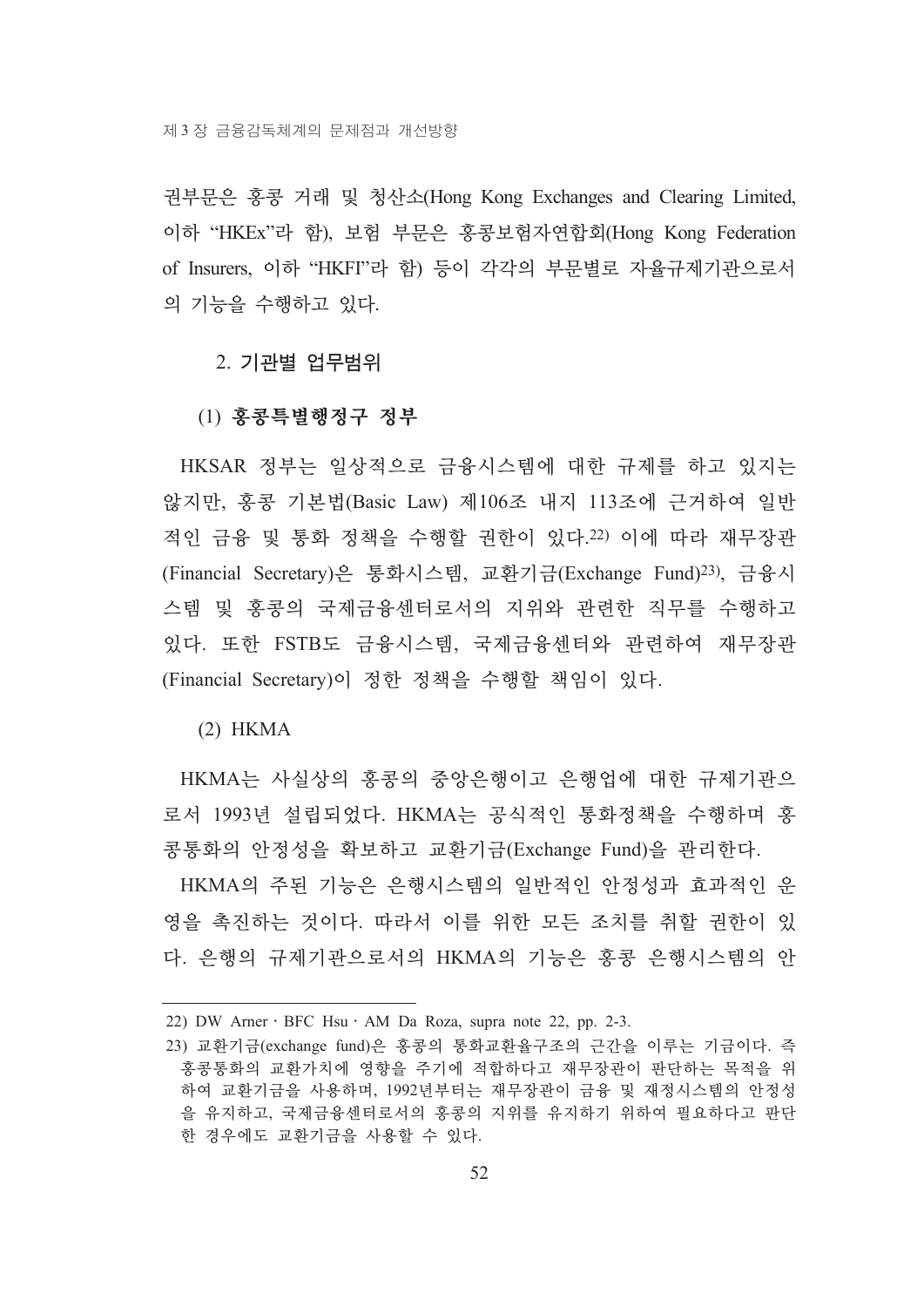권부문은 홍콩 거래 및 청산소(Hong Kong Exchanges and Clearing Limited, 이하 “HKEx”라 함), 보험 부문은 홍콩보험자연합회(Hong Kong Federation of Insurers, 이하 “HKFI”라 함) 등이 각각의 부문별로 자율규제기관으로서의 기능을 수행하고 있다.

## 2. 기관별 업무범위

### (1) 홍콩특별행정구 정부

HKSAR 정부는 일상적으로 금융시스템에 대한 규제를 하고 있지는 않지만, 홍콩 기본법(Basic Law) 제106조 내지 113조에 근거하여 일반적인 금융 및 통화 정책을 수행할 권한이 있다.[22] 이에 따라 재무장관(Financial Secretary)은 통화시스템, 교환기금(Exchange Fund)[23], 금융시스템 및 홍콩의 국제금융센터로서의 지위와 관련한 직무를 수행하고 있다. 또한 FSTB도 금융시스템, 국제금융센터와 관련하여 재무장관(Financial Secretary)이 정한 정책을 수행할 책임이 있다.

### (2) HKMA

HKMA는 사실상의 홍콩의 중앙은행이고 은행업에 대한 규제기관으로서 1993년 설립되었다. HKMA는 공식적인 통화정책을 수행하며 홍콩통화의 안정성을 확보하고 교환기금(Exchange Fund)을 관리한다.

HKMA의 주된 기능은 은행시스템의 일반적인 안정성과 효과적인 운영을 촉진하는 것이다. 따라서 이를 위한 모든 조치를 취할 권한이 있다. 은행의 규제기관으로서의 HKMA의 기능은 홍콩 은행시스템의 안

---

22) DW Arner · BFC Hsu · AM Da Roza, supra note 22, pp. 2-3.

23) 교환기금(exchange fund)은 홍콩의 통화교환율구조의 근간을 이루는 기금이다. 즉 홍콩통화의 교환가치에 영향을 주기에 적합하다고 재무장관이 판단하는 목적을 위하여 교환기금을 사용하며, 1992년부터는 재무장관이 금융 및 재정시스템의 안정성을 유지하고, 국제금융센터로서의 홍콩의 지위를 유지하기 위하여 필요하다고 판단한 경우에도 교환기금을 사용할 수 있다.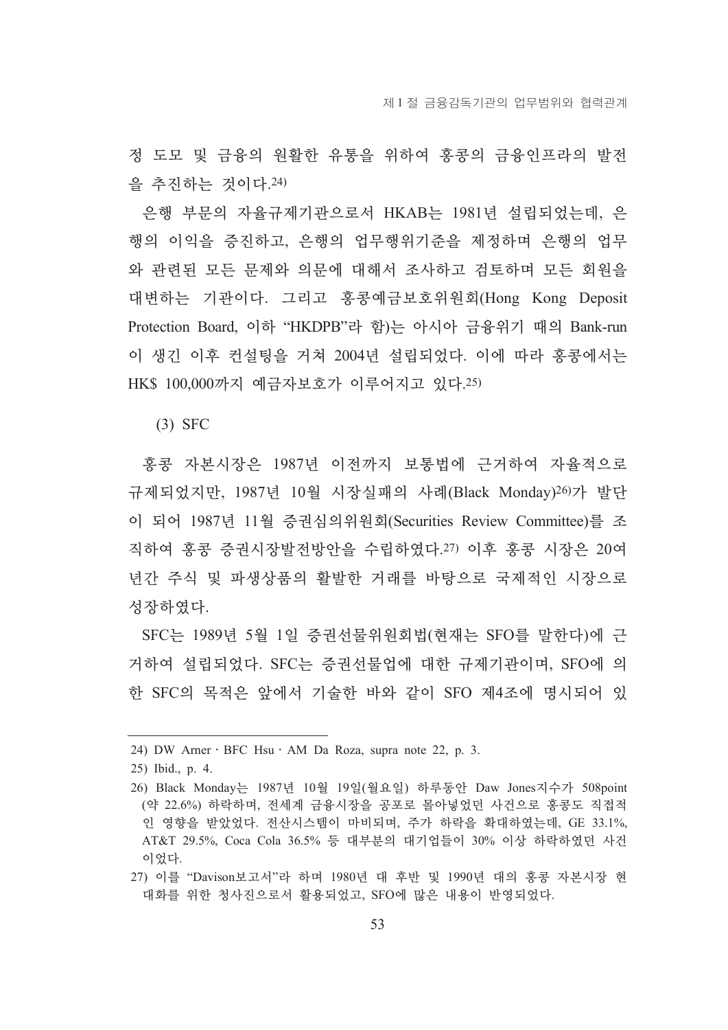정 도모 및 금융의 원활한 유통을 위하여 홍콩의 금융인프라의 발전을 추진하는 것이다.[24]

은행 부문의 자율규제기관으로서 HKAB는 1981년 설립되었는데, 은행의 이익을 증진하고, 은행의 업무행위기준을 제정하며 은행의 업무와 관련된 모든 문제와 의문에 대해서 조사하고 검토하며 모든 회원을 대변하는 기관이다. 그리고 홍콩예금보호위원회(Hong Kong Deposit Protection Board, 이하 "HKDPB"라 함)는 아시아 금융위기 때의 Bank-run이 생긴 이후 컨설팅을 거쳐 2004년 설립되었다. 이에 따라 홍콩에서는 HK$ 100,000까지 예금자보호가 이루어지고 있다.[25]

(3) SFC

홍콩 자본시장은 1987년 이전까지 보통법에 근거하여 자율적으로 규제되었지만, 1987년 10월 시장실패의 사례(Black Monday)[26]가 발단이 되어 1987년 11월 증권심의위원회(Securities Review Committee)를 조직하여 홍콩 증권시장발전방안을 수립하였다.[27] 이후 홍콩 시장은 20여 년간 주식 및 파생상품의 활발한 거래를 바탕으로 국제적인 시장으로 성장하였다.

SFC는 1989년 5월 1일 증권선물위원회법(현재는 SFO를 말한다)에 근거하여 설립되었다. SFC는 증권선물업에 대한 규제기관이며, SFO에 의한 SFC의 목적은 앞에서 기술한 바와 같이 SFO 제4조에 명시되어 있

---

24) DW Arner · BFC Hsu · AM Da Roza, supra note 22, p. 3.

25) Ibid., p. 4.

26) Black Monday는 1987년 10월 19일(월요일) 하루동안 Daw Jones지수가 508point (약 22.6%) 하락하며, 전세계 금융시장을 공포로 몰아넣었던 사건으로 홍콩도 직접적인 영향을 받았었다. 전산시스템이 마비되며, 주가 하락을 확대하였는데, GE 33.1%, AT&T 29.5%, Coca Cola 36.5% 등 대부분의 대기업들이 30% 이상 하락하였던 사건이었다.

27) 이를 "Davison보고서"라 하며 1980년 대 후반 및 1990년 대의 홍콩 자본시장 현대화를 위한 청사진으로서 활용되었고, SFO에 많은 내용이 반영되었다.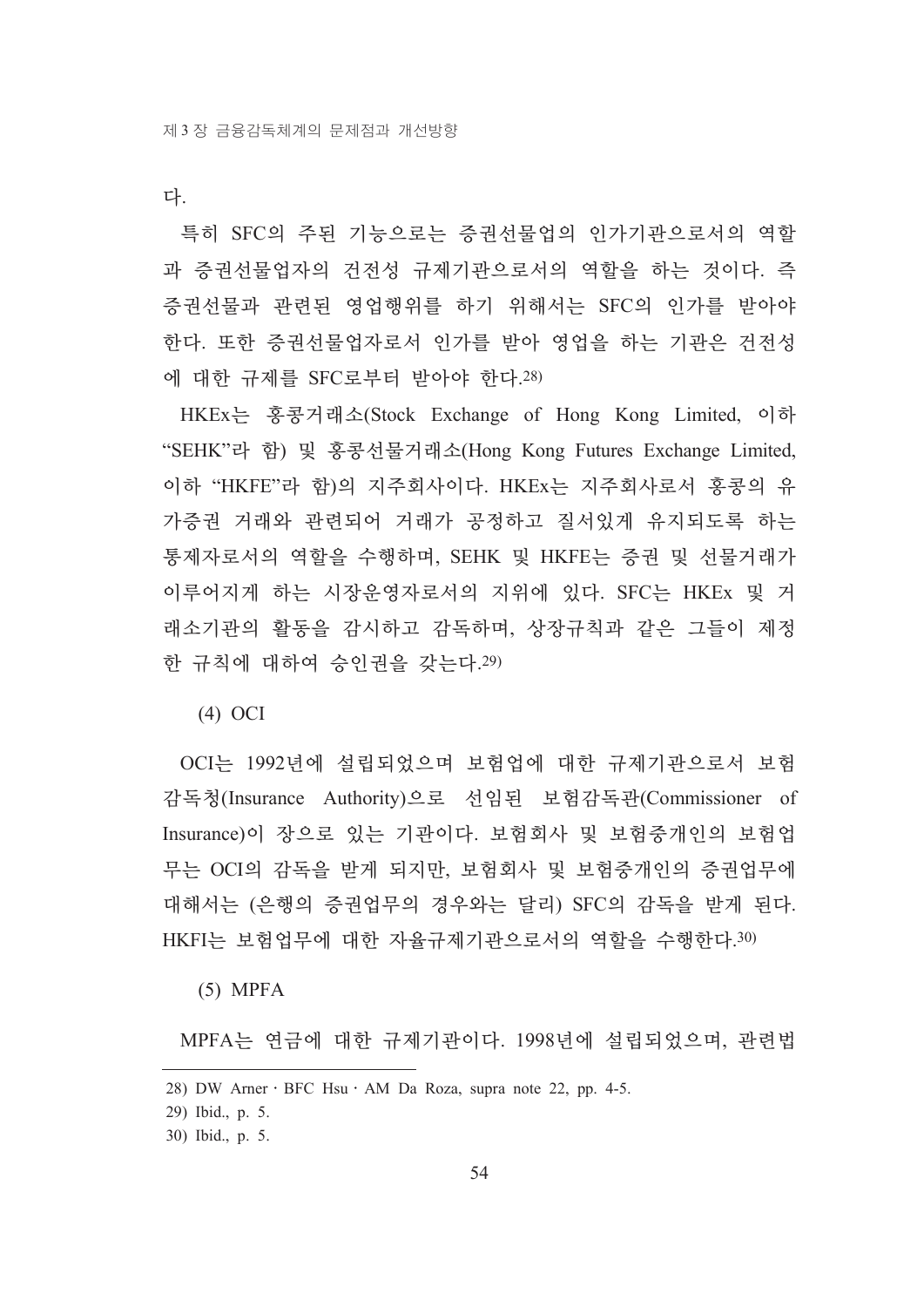다.

특히 SFC의 주된 기능으로는 증권선물업의 인가기관으로서의 역할과 증권선물업자의 건전성 규제기관으로서의 역할을 하는 것이다. 즉 증권선물과 관련된 영업행위를 하기 위해서는 SFC의 인가를 받아야 한다. 또한 증권선물업자로서 인가를 받아 영업을 하는 기관은 건전성에 대한 규제를 SFC로부터 받아야 한다.[28)]

HKEx는 홍콩거래소(Stock Exchange of Hong Kong Limited, 이하 "SEHK"라 함) 및 홍콩선물거래소(Hong Kong Futures Exchange Limited, 이하 "HKFE"라 함)의 지주회사이다. HKEx는 지주회사로서 홍콩의 유가증권 거래와 관련되어 거래가 공정하고 질서있게 유지되도록 하는 통제자로서의 역할을 수행하며, SEHK 및 HKFE는 증권 및 선물거래가 이루어지게 하는 시장운영자로서의 지위에 있다. SFC는 HKEx 및 거래소기관의 활동을 감시하고 감독하며, 상장규칙과 같은 그들이 제정한 규칙에 대하여 승인권을 갖는다.[29)]

(4) OCI

OCI는 1992년에 설립되었으며 보험업에 대한 규제기관으로서 보험감독청(Insurance Authority)으로 선임된 보험감독관(Commissioner of Insurance)이 장으로 있는 기관이다. 보험회사 및 보험중개인의 보험업무는 OCI의 감독을 받게 되지만, 보험회사 및 보험중개인의 증권업무에 대해서는 (은행의 증권업무의 경우와는 달리) SFC의 감독을 받게 된다. HKFI는 보험업무에 대한 자율규제기관으로서의 역할을 수행한다.[30)]

(5) MPFA

MPFA는 연금에 대한 규제기관이다. 1998년에 설립되었으며, 관련법

---

28) DW Arner · BFC Hsu · AM Da Roza, supra note 22, pp. 4-5.

29) Ibid., p. 5.

30) Ibid., p. 5.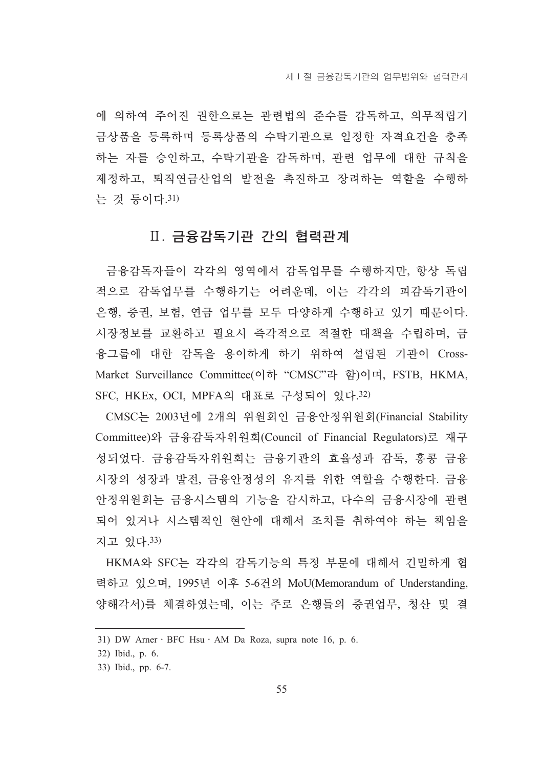에 의하여 주어진 권한으로는 관련법의 준수를 감독하고, 의무적립기금상품을 등록하며 등록상품의 수탁기관으로 일정한 자격요건을 충족하는 자를 승인하고, 수탁기관을 감독하며, 관련 업무에 대한 규칙을 제정하고, 퇴직연금산업의 발전을 촉진하고 장려하는 역할을 수행하는 것 등이다.[31)]

## Ⅱ. 금융감독기관 간의 협력관계

금융감독자들이 각각의 영역에서 감독업무를 수행하지만, 항상 독립적으로 감독업무를 수행하기는 어려운데, 이는 각각의 피감독기관이 은행, 증권, 보험, 연금 업무를 모두 다양하게 수행하고 있기 때문이다. 시장정보를 교환하고 필요시 즉각적으로 적절한 대책을 수립하며, 금융그룹에 대한 감독을 용이하게 하기 위하여 설립된 기관이 Cross-Market Surveillance Committee(이하 "CMSC"라 함)이며, FSTB, HKMA, SFC, HKEx, OCI, MPFA의 대표로 구성되어 있다.[32)]

CMSC는 2003년에 2개의 위원회인 금융안정위원회(Financial Stability Committee)와 금융감독자위원회(Council of Financial Regulators)로 재구성되었다. 금융감독자위원회는 금융기관의 효율성과 감독, 홍콩 금융시장의 성장과 발전, 금융안정성의 유지를 위한 역할을 수행한다. 금융안정위원회는 금융시스템의 기능을 감시하고, 다수의 금융시장에 관련되어 있거나 시스템적인 현안에 대해서 조치를 취하여야 하는 책임을 지고 있다.[33)]

HKMA와 SFC는 각각의 감독기능의 특정 부문에 대해서 긴밀하게 협력하고 있으며, 1995년 이후 5-6건의 MoU(Memorandum of Understanding, 양해각서)를 체결하였는데, 이는 주로 은행들의 증권업무, 청산 및 결

---

31) DW Arner · BFC Hsu · AM Da Roza, supra note 16, p. 6.

32) Ibid., p. 6.

33) Ibid., pp. 6-7.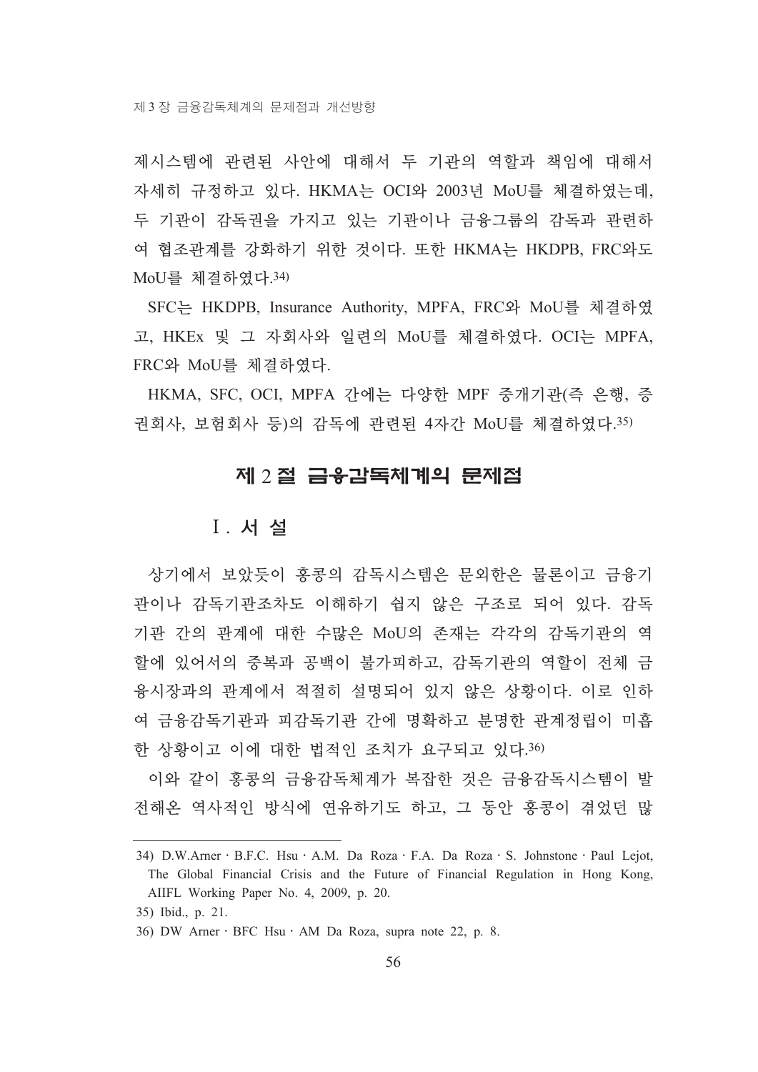제시스템에 관련된 사안에 대해서 두 기관의 역할과 책임에 대해서 자세히 규정하고 있다. HKMA는 OCI와 2003년 MoU를 체결하였는데, 두 기관이 감독권을 가지고 있는 기관이나 금융그룹의 감독과 관련하여 협조관계를 강화하기 위한 것이다. 또한 HKMA는 HKDPB, FRC와도 MoU를 체결하였다.[34)]

SFC는 HKDPB, Insurance Authority, MPFA, FRC와 MoU를 체결하였고, HKEx 및 그 자회사와 일련의 MoU를 체결하였다. OCI는 MPFA, FRC와 MoU를 체결하였다.

HKMA, SFC, OCI, MPFA 간에는 다양한 MPF 중개기관(즉 은행, 증권회사, 보험회사 등)의 감독에 관련된 4자간 MoU를 체결하였다.[35)]

## 제 2 절 금융감독체계의 문제점

### Ⅰ. 서 설

상기에서 보았듯이 홍콩의 감독시스템은 문외한은 물론이고 금융기관이나 감독기관조차도 이해하기 쉽지 않은 구조로 되어 있다. 감독기관 간의 관계에 대한 수많은 MoU의 존재는 각각의 감독기관의 역할에 있어서의 중복과 공백이 불가피하고, 감독기관의 역할이 전체 금융시장과의 관계에서 적절히 설명되어 있지 않은 상황이다. 이로 인하여 금융감독기관과 피감독기관 간에 명확하고 분명한 관계정립이 미흡한 상황이고 이에 대한 법적인 조치가 요구되고 있다.[36)]

이와 같이 홍콩의 금융감독체계가 복잡한 것은 금융감독시스템이 발전해온 역사적인 방식에 연유하기도 하고, 그 동안 홍콩이 겪었던 많

---

34) D.W.Arner · B.F.C. Hsu · A.M. Da Roza · F.A. Da Roza · S. Johnstone · Paul Lejot, The Global Financial Crisis and the Future of Financial Regulation in Hong Kong, AIIFL Working Paper No. 4, 2009, p. 20.

35) Ibid., p. 21.

36) DW Arner · BFC Hsu · AM Da Roza, supra note 22, p. 8.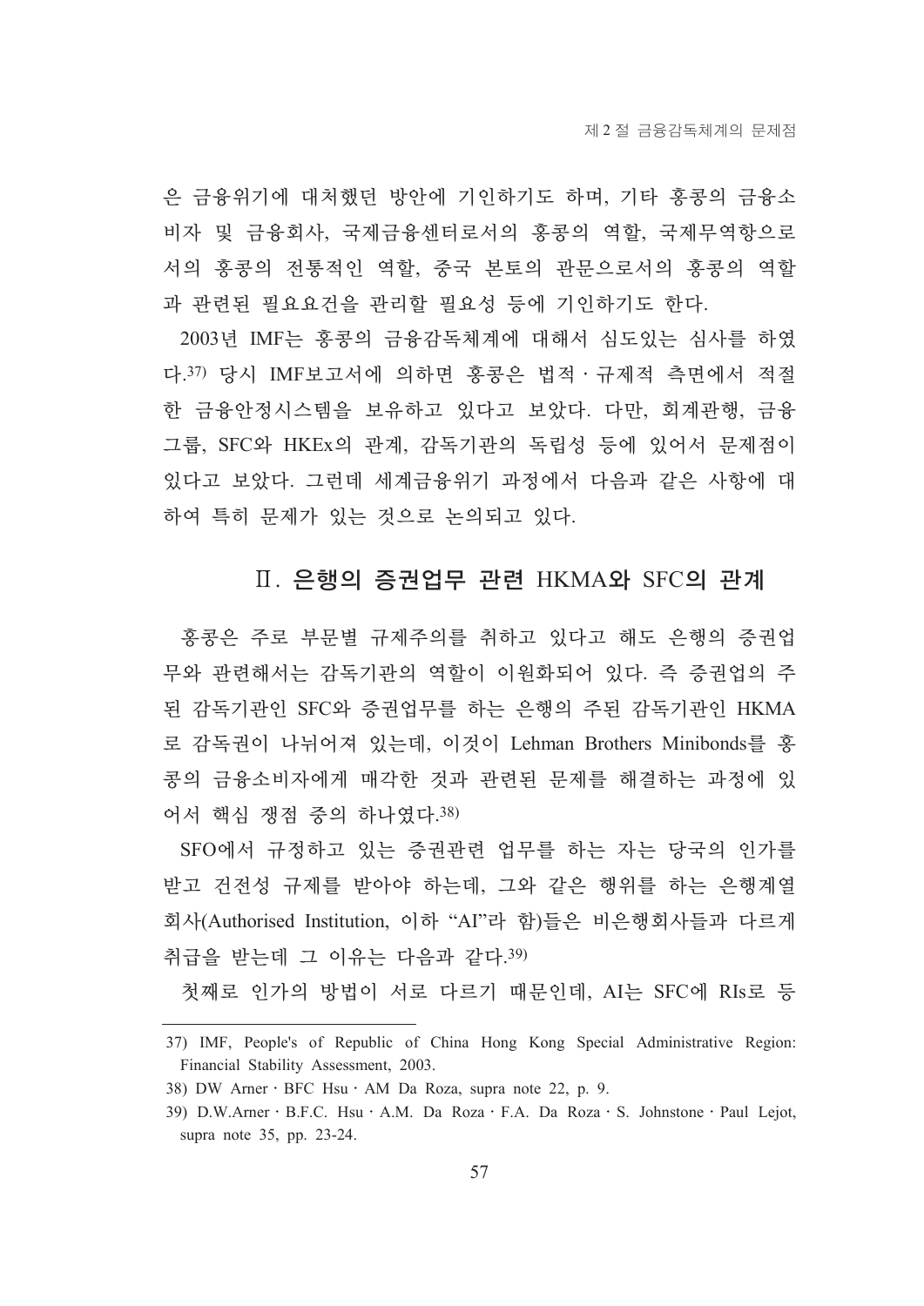은 금융위기에 대처했던 방안에 기인하기도 하며, 기타 홍콩의 금융소비자 및 금융회사, 국제금융센터로서의 홍콩의 역할, 국제무역항으로서의 홍콩의 전통적인 역할, 중국 본토의 관문으로서의 홍콩의 역할과 관련된 필요요건을 관리할 필요성 등에 기인하기도 한다.

2003년 IMF는 홍콩의 금융감독체계에 대해서 심도있는 심사를 하였다.[37] 당시 IMF보고서에 의하면 홍콩은 법적·규제적 측면에서 적절한 금융안정시스템을 보유하고 있다고 보았다. 다만, 회계관행, 금융그룹, SFC와 HKEx의 관계, 감독기관의 독립성 등에 있어서 문제점이 있다고 보았다. 그런데 세계금융위기 과정에서 다음과 같은 사항에 대하여 특히 문제가 있는 것으로 논의되고 있다.

## Ⅱ. 은행의 증권업무 관련 HKMA와 SFC의 관계

홍콩은 주로 부문별 규제주의를 취하고 있다고 해도 은행의 증권업무와 관련해서는 감독기관의 역할이 이원화되어 있다. 즉 증권업의 주된 감독기관인 SFC와 증권업무를 하는 은행의 주된 감독기관인 HKMA로 감독권이 나뉘어져 있는데, 이것이 Lehman Brothers Minibonds를 홍콩의 금융소비자에게 매각한 것과 관련된 문제를 해결하는 과정에 있어서 핵심 쟁점 중의 하나였다.[38]

SFO에서 규정하고 있는 증권관련 업무를 하는 자는 당국의 인가를 받고 건전성 규제를 받아야 하는데, 그와 같은 행위를 하는 은행계열회사(Authorised Institution, 이하 "AI"라 함)들은 비은행회사들과 다르게 취급을 받는데 그 이유는 다음과 같다.[39]

첫째로 인가의 방법이 서로 다르기 때문인데, AI는 SFC에 RIs로 등

---

37) IMF, People's of Republic of China Hong Kong Special Administrative Region: Financial Stability Assessment, 2003.

38) DW Arner · BFC Hsu · AM Da Roza, supra note 22, p. 9.

39) D.W.Arner · B.F.C. Hsu · A.M. Da Roza · F.A. Da Roza · S. Johnstone · Paul Lejot, supra note 35, pp. 23-24.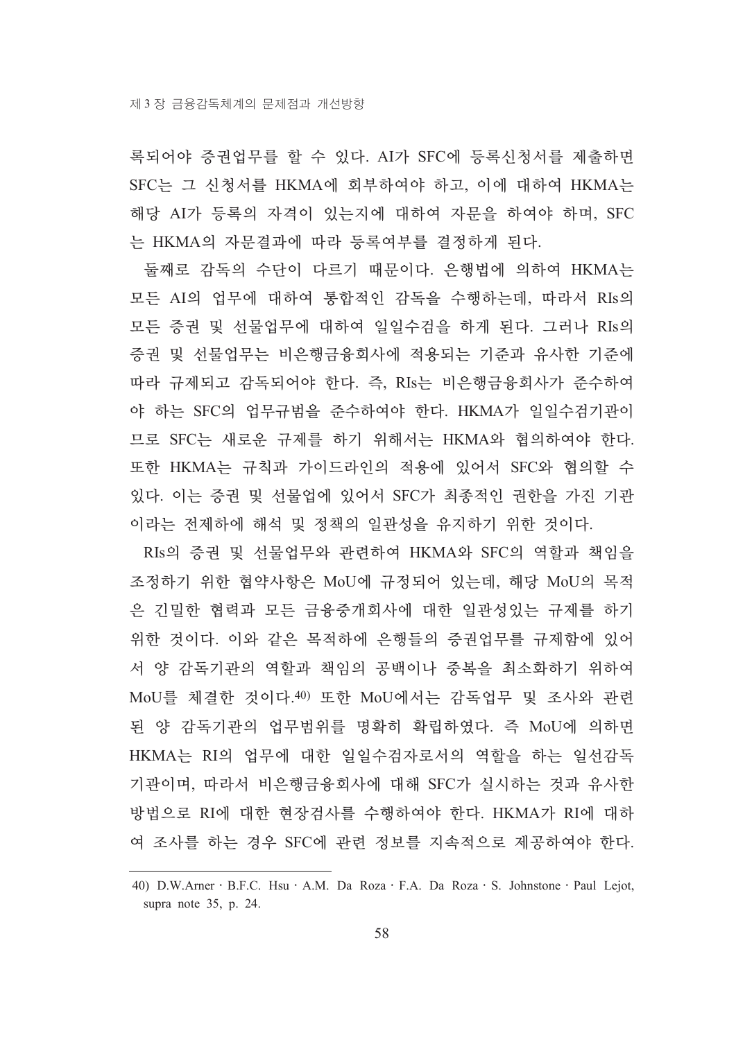록되어야 증권업무를 할 수 있다. AI가 SFC에 등록신청서를 제출하면 SFC는 그 신청서를 HKMA에 회부하여야 하고, 이에 대하여 HKMA는 해당 AI가 등록의 자격이 있는지에 대하여 자문을 하여야 하며, SFC는 HKMA의 자문결과에 따라 등록여부를 결정하게 된다.

둘째로 감독의 수단이 다르기 때문이다. 은행법에 의하여 HKMA는 모든 AI의 업무에 대하여 통합적인 감독을 수행하는데, 따라서 RIs의 모든 증권 및 선물업무에 대하여 일일수검을 하게 된다. 그러나 RIs의 증권 및 선물업무는 비은행금융회사에 적용되는 기준과 유사한 기준에 따라 규제되고 감독되어야 한다. 즉, RIs는 비은행금융회사가 준수하여야 하는 SFC의 업무규범을 준수하여야 한다. HKMA가 일일수검기관이므로 SFC는 새로운 규제를 하기 위해서는 HKMA와 협의하여야 한다. 또한 HKMA는 규칙과 가이드라인의 적용에 있어서 SFC와 협의할 수 있다. 이는 증권 및 선물업에 있어서 SFC가 최종적인 권한을 가진 기관이라는 전제하에 해석 및 정책의 일관성을 유지하기 위한 것이다.

RIs의 증권 및 선물업무와 관련하여 HKMA와 SFC의 역할과 책임을 조정하기 위한 협약사항은 MoU에 규정되어 있는데, 해당 MoU의 목적은 긴밀한 협력과 모든 금융중개회사에 대한 일관성있는 규제를 하기 위한 것이다. 이와 같은 목적하에 은행들의 증권업무를 규제함에 있어서 양 감독기관의 역할과 책임의 공백이나 중복을 최소화하기 위하여 MoU를 체결한 것이다.[40] 또한 MoU에서는 감독업무 및 조사와 관련된 양 감독기관의 업무범위를 명확히 확립하였다. 즉 MoU에 의하면 HKMA는 RI의 업무에 대한 일일수검자로서의 역할을 하는 일선감독기관이며, 따라서 비은행금융회사에 대해 SFC가 실시하는 것과 유사한 방법으로 RI에 대한 현장검사를 수행하여야 한다. HKMA가 RI에 대하여 조사를 하는 경우 SFC에 관련 정보를 지속적으로 제공하여야 한다.

---

40) D.W.Arner · B.F.C. Hsu · A.M. Da Roza · F.A. Da Roza · S. Johnstone · Paul Lejot, supra note 35, p. 24.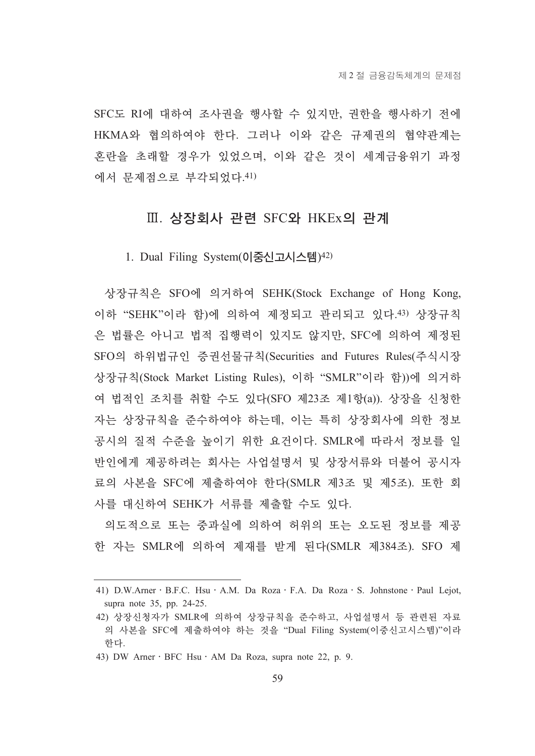SFC도 RI에 대하여 조사권을 행사할 수 있지만, 권한을 행사하기 전에 HKMA와 협의하여야 한다. 그러나 이와 같은 규제권의 협약관계는 혼란을 초래할 경우가 있었으며, 이와 같은 것이 세계금융위기 과정에서 문제점으로 부각되었다.[41]

## Ⅲ. 상장회사 관련 SFC와 HKEx의 관계

### 1. Dual Filing System(이중신고시스템)[42]

상장규칙은 SFO에 의거하여 SEHK(Stock Exchange of Hong Kong, 이하 "SEHK"이라 함)에 의하여 제정되고 관리되고 있다.[43] 상장규칙은 법률은 아니고 법적 집행력이 있지도 않지만, SFC에 의하여 제정된 SFO의 하위법규인 증권선물규칙(Securities and Futures Rules(주식시장 상장규칙(Stock Market Listing Rules), 이하 "SMLR"이라 함))에 의거하여 법적인 조치를 취할 수도 있다(SFO 제23조 제1항(a)). 상장을 신청한 자는 상장규칙을 준수하여야 하는데, 이는 특히 상장회사에 의한 정보공시의 질적 수준을 높이기 위한 요건이다. SMLR에 따라서 정보를 일반인에게 제공하려는 회사는 사업설명서 및 상장서류와 더불어 공시자료의 사본을 SFC에 제출하여야 한다(SMLR 제3조 및 제5조). 또한 회사를 대신하여 SEHK가 서류를 제출할 수도 있다.

의도적으로 또는 중과실에 의하여 허위의 또는 오도된 정보를 제공한 자는 SMLR에 의하여 제재를 받게 된다(SMLR 제384조). SFO 제

---

41) D.W.Arner · B.F.C. Hsu · A.M. Da Roza · F.A. Da Roza · S. Johnstone · Paul Lejot, supra note 35, pp. 24-25.

42) 상장신청자가 SMLR에 의하여 상장규칙을 준수하고, 사업설명서 등 관련된 자료의 사본을 SFC에 제출하여야 하는 것을 "Dual Filing System(이중신고시스템)"이라 한다.

43) DW Arner · BFC Hsu · AM Da Roza, supra note 22, p. 9.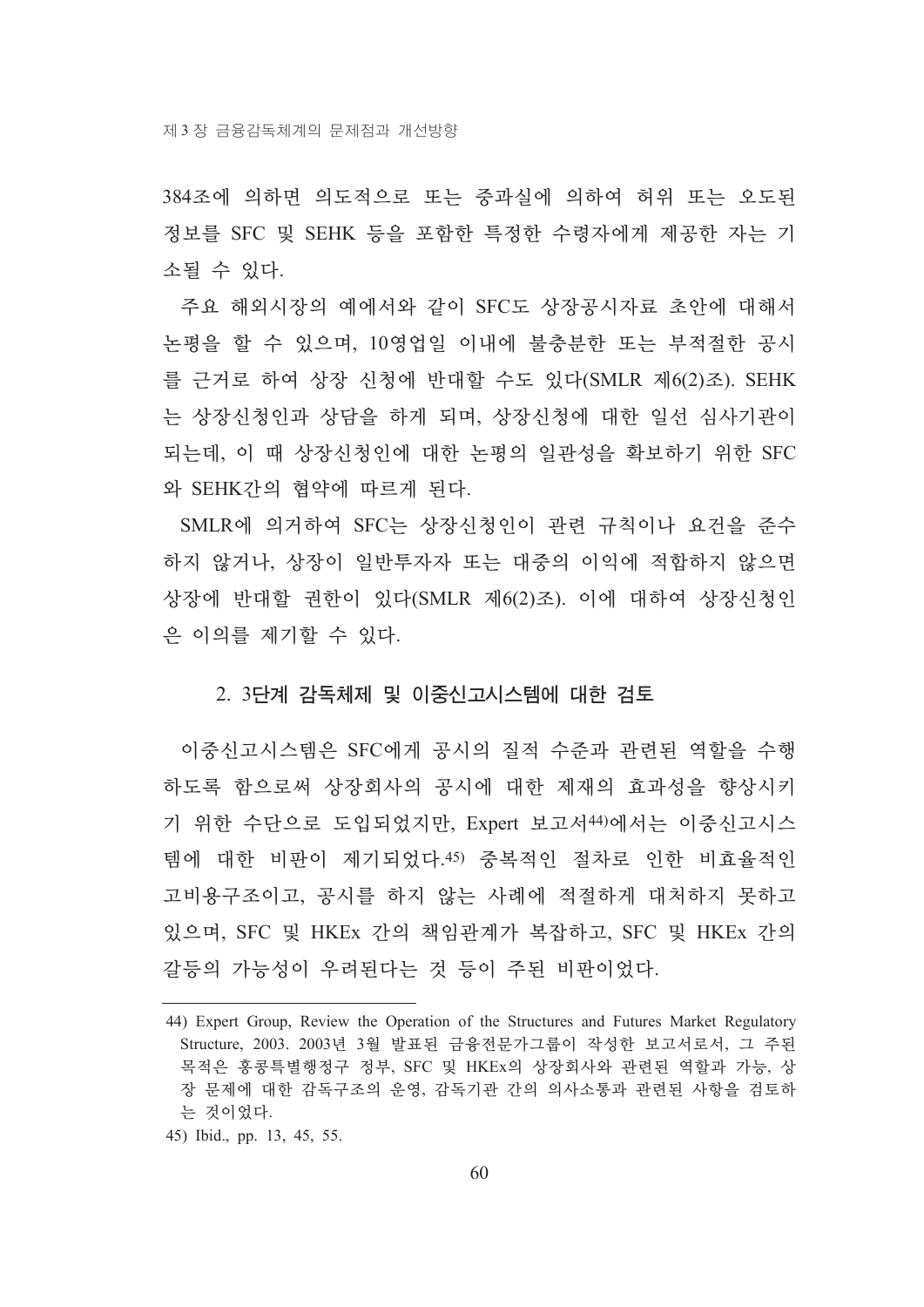384조에 의하면 의도적으로 또는 중과실에 의하여 허위 또는 오도된 정보를 SFC 및 SEHK 등을 포함한 특정한 수령자에게 제공한 자는 기소될 수 있다.

주요 해외시장의 예에서와 같이 SFC도 상장공시자료 초안에 대해서 논평을 할 수 있으며, 10영업일 이내에 불충분한 또는 부적절한 공시를 근거로 하여 상장 신청에 반대할 수도 있다(SMLR 제6(2)조). SEHK는 상장신청인과 상담을 하게 되며, 상장신청에 대한 일선 심사기관이 되는데, 이 때 상장신청인에 대한 논평의 일관성을 확보하기 위한 SFC와 SEHK간의 협약에 따르게 된다.

SMLR에 의거하여 SFC는 상장신청인이 관련 규칙이나 요건을 준수하지 않거나, 상장이 일반투자자 또는 대중의 이익에 적합하지 않으면 상장에 반대할 권한이 있다(SMLR 제6(2)조). 이에 대하여 상장신청인은 이의를 제기할 수 있다.

## 2. 3단계 감독체제 및 이중신고시스템에 대한 검토

이중신고시스템은 SFC에게 공시의 질적 수준과 관련된 역할을 수행하도록 함으로써 상장회사의 공시에 대한 제재의 효과성을 향상시키기 위한 수단으로 도입되었지만, Expert 보고서[44]에서는 이중신고시스템에 대한 비판이 제기되었다.[45] 중복적인 절차로 인한 비효율적인 고비용구조이고, 공시를 하지 않는 사례에 적절하게 대처하지 못하고 있으며, SFC 및 HKEx 간의 책임관계가 복잡하고, SFC 및 HKEx 간의 갈등의 가능성이 우려된다는 것 등이 주된 비판이었다.

---

44) Expert Group, Review the Operation of the Structures and Futures Market Regulatory Structure, 2003. 2003년 3월 발표된 금융전문가그룹이 작성한 보고서로서, 그 주된 목적은 홍콩특별행정구 정부, SFC 및 HKEx의 상장회사와 관련된 역할과 가능, 상장 문제에 대한 감독구조의 운영, 감독기관 간의 의사소통과 관련된 사항을 검토하는 것이었다.

45) Ibid., pp. 13, 45, 55.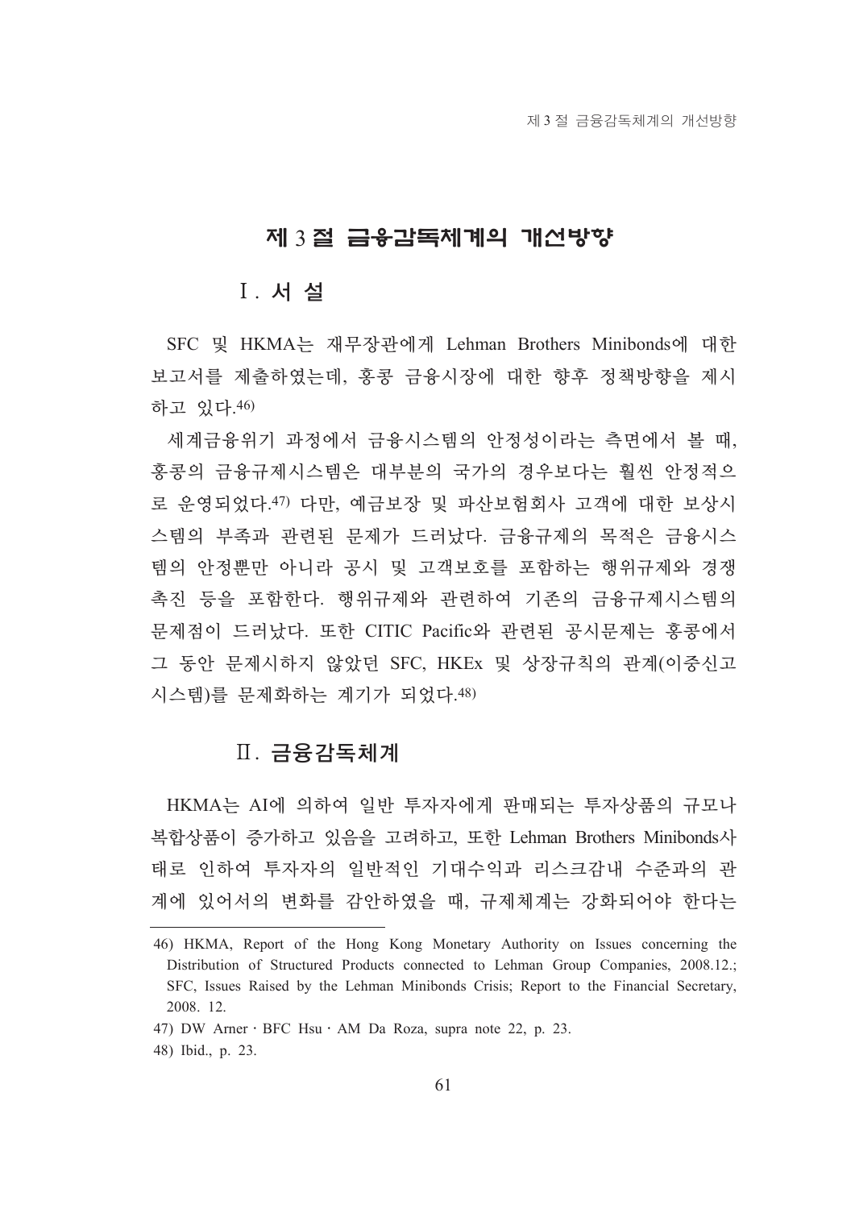## 제 3 절 금융감독체계의 개선방향

### Ⅰ. 서 설

SFC 및 HKMA는 재무장관에게 Lehman Brothers Minibonds에 대한 보고서를 제출하였는데, 홍콩 금융시장에 대한 향후 정책방향을 제시하고 있다.[46)]

세계금융위기 과정에서 금융시스템의 안정성이라는 측면에서 볼 때, 홍콩의 금융규제시스템은 대부분의 국가의 경우보다는 훨씬 안정적으로 운영되었다.[47)] 다만, 예금보장 및 파산보험회사 고객에 대한 보상시스템의 부족과 관련된 문제가 드러났다. 금융규제의 목적은 금융시스템의 안정뿐만 아니라 공시 및 고객보호를 포함하는 행위규제와 경쟁촉진 등을 포함한다. 행위규제와 관련하여 기존의 금융규제시스템의 문제점이 드러났다. 또한 CITIC Pacific와 관련된 공시문제는 홍콩에서 그 동안 문제시하지 않았던 SFC, HKEx 및 상장규칙의 관계(이중신고시스템)를 문제화하는 계기가 되었다.[48)]

### Ⅱ. 금융감독체계

HKMA는 AI에 의하여 일반 투자자에게 판매되는 투자상품의 규모나 복합상품이 증가하고 있음을 고려하고, 또한 Lehman Brothers Minibonds사태로 인하여 투자자의 일반적인 기대수익과 리스크감내 수준과의 관계에 있어서의 변화를 감안하였을 때, 규제체계는 강화되어야 한다는

---

46) HKMA, Report of the Hong Kong Monetary Authority on Issues concerning the Distribution of Structured Products connected to Lehman Group Companies, 2008.12.; SFC, Issues Raised by the Lehman Minibonds Crisis; Report to the Financial Secretary, 2008. 12.

47) DW Arner · BFC Hsu · AM Da Roza, supra note 22, p. 23.

48) Ibid., p. 23.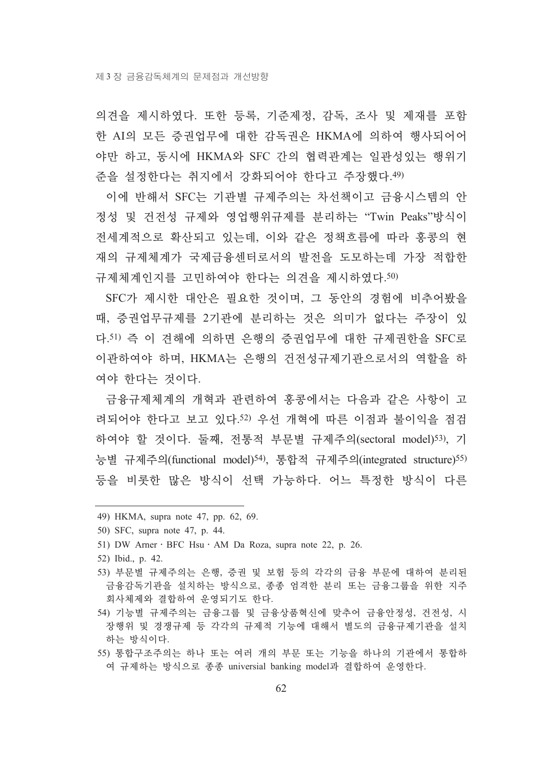의견을 제시하였다. 또한 등록, 기준제정, 감독, 조사 및 제재를 포함한 AI의 모든 증권업무에 대한 감독권은 HKMA에 의하여 행사되어어야만 하고, 동시에 HKMA와 SFC 간의 협력관계는 일관성있는 행위기준을 설정한다는 취지에서 강화되어야 한다고 주장했다.[49]

이에 반해서 SFC는 기관별 규제주의는 차선책이고 금융시스템의 안정성 및 건전성 규제와 영업행위규제를 분리하는 "Twin Peaks"방식이 전세계적으로 확산되고 있는데, 이와 같은 정책흐름에 따라 홍콩의 현재의 규제체계가 국제금융센터로서의 발전을 도모하는데 가장 적합한 규제체계인지를 고민하여야 한다는 의견을 제시하였다.[50]

SFC가 제시한 대안은 필요한 것이며, 그 동안의 경험에 비추어봤을 때, 증권업무규제를 2기관에 분리하는 것은 의미가 없다는 주장이 있다.[51] 즉 이 견해에 의하면 은행의 증권업무에 대한 규제권한을 SFC로 이관하여야 하며, HKMA는 은행의 건전성규제기관으로서의 역할을 하여야 한다는 것이다.

금융규제체계의 개혁과 관련하여 홍콩에서는 다음과 같은 사항이 고려되어야 한다고 보고 있다.[52] 우선 개혁에 따른 이점과 불이익을 점검하여야 할 것이다. 둘째, 전통적 부문별 규제주의(sectoral model)[53], 기능별 규제주의(functional model)[54], 통합적 규제주의(integrated structure)[55] 등을 비롯한 많은 방식이 선택 가능하다. 어느 특정한 방식이 다른

---

49) HKMA, supra note 47, pp. 62, 69.

50) SFC, supra note 47, p. 44.

51) DW Arner · BFC Hsu · AM Da Roza, supra note 22, p. 26.

52) Ibid., p. 42.

53) 부문별 규제주의는 은행, 증권 및 보험 등의 각각의 금융 부문에 대하여 분리된 금융감독기관을 설치하는 방식으로, 종종 엄격한 분리 또는 금융그룹을 위한 지주회사체제와 결합하여 운영되기도 한다.

54) 기능별 규제주의는 금융그룹 및 금융상품혁신에 맞추어 금융안정성, 건전성, 시장행위 및 경쟁규제 등 각각의 규제적 기능에 대해서 별도의 금융규제기관을 설치하는 방식이다.

55) 통합구조주의는 하나 또는 여러 개의 부문 또는 기능을 하나의 기관에서 통합하여 규제하는 방식으로 종종 universial banking model과 결합하여 운영한다.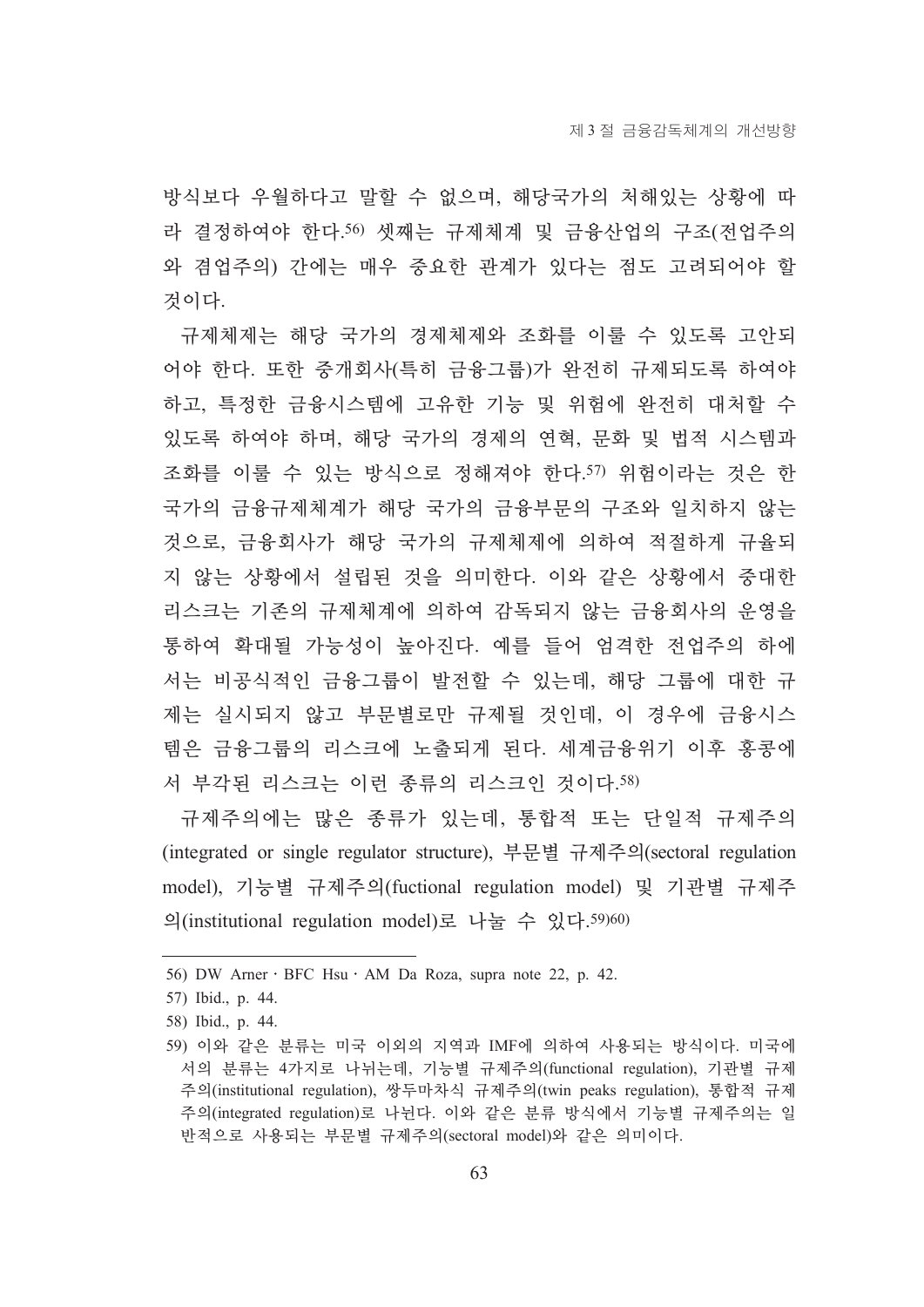방식보다 우월하다고 말할 수 없으며, 해당국가의 처해있는 상황에 따라 결정하여야 한다.[56] 셋째는 규제체계 및 금융산업의 구조(전업주의와 겸업주의) 간에는 매우 중요한 관계가 있다는 점도 고려되어야 할 것이다.

규제체제는 해당 국가의 경제체제와 조화를 이룰 수 있도록 고안되어야 한다. 또한 중개회사(특히 금융그룹)가 완전히 규제되도록 하여야 하고, 특정한 금융시스템에 고유한 기능 및 위험에 완전히 대처할 수 있도록 하여야 하며, 해당 국가의 경제의 연혁, 문화 및 법적 시스템과 조화를 이룰 수 있는 방식으로 정해져야 한다.[57] 위험이라는 것은 한 국가의 금융규제체계가 해당 국가의 금융부문의 구조와 일치하지 않는 것으로, 금융회사가 해당 국가의 규제체제에 의하여 적절하게 규율되지 않는 상황에서 설립된 것을 의미한다. 이와 같은 상황에서 중대한 리스크는 기존의 규제체계에 의하여 감독되지 않는 금융회사의 운영을 통하여 확대될 가능성이 높아진다. 예를 들어 엄격한 전업주의 하에서는 비공식적인 금융그룹이 발전할 수 있는데, 해당 그룹에 대한 규제는 실시되지 않고 부문별로만 규제될 것인데, 이 경우에 금융시스템은 금융그룹의 리스크에 노출되게 된다. 세계금융위기 이후 홍콩에서 부각된 리스크는 이런 종류의 리스크인 것이다.[58]

규제주의에는 많은 종류가 있는데, 통합적 또는 단일적 규제주의(integrated or single regulator structure), 부문별 규제주의(sectoral regulation model), 기능별 규제주의(fuctional regulation model) 및 기관별 규제주의(institutional regulation model)로 나눌 수 있다.[59][60]

---

56) DW Arner · BFC Hsu · AM Da Roza, supra note 22, p. 42.

57) Ibid., p. 44.

58) Ibid., p. 44.

59) 이와 같은 분류는 미국 이외의 지역과 IMF에 의하여 사용되는 방식이다. 미국에서의 분류는 4가지로 나뉘는데, 기능별 규제주의(functional regulation), 기관별 규제주의(institutional regulation), 쌍두마차식 규제주의(twin peaks regulation), 통합적 규제주의(integrated regulation)로 나뉜다. 이와 같은 분류 방식에서 기능별 규제주의는 일반적으로 사용되는 부문별 규제주의(sectoral model)와 같은 의미이다.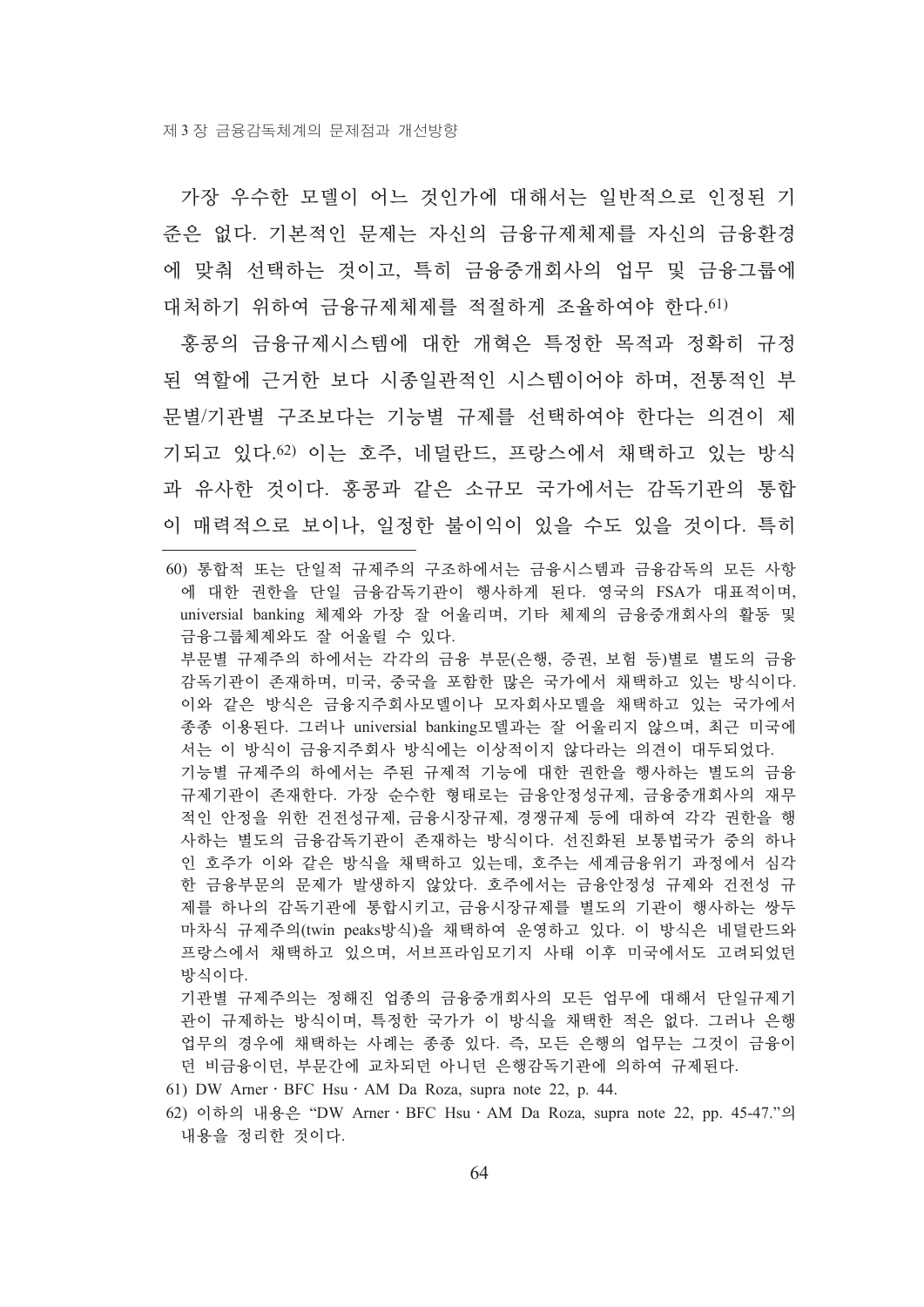가장 우수한 모델이 어느 것인가에 대해서는 일반적으로 인정된 기준은 없다. 기본적인 문제는 자신의 금융규제체제를 자신의 금융환경에 맞춰 선택하는 것이고, 특히 금융중개회사의 업무 및 금융그룹에 대처하기 위하여 금융규제체제를 적절하게 조율하여야 한다.[61)]

홍콩의 금융규제시스템에 대한 개혁은 특정한 목적과 정확히 규정된 역할에 근거한 보다 시종일관적인 시스템이어야 하며, 전통적인 부문별/기관별 구조보다는 기능별 규제를 선택하여야 한다는 의견이 제기되고 있다.[62)] 이는 호주, 네덜란드, 프랑스에서 채택하고 있는 방식과 유사한 것이다. 홍콩과 같은 소규모 국가에서는 감독기관의 통합이 매력적으로 보이나, 일정한 불이익이 있을 수도 있을 것이다. 특히

---

60) 통합적 또는 단일적 규제주의 구조하에서는 금융시스템과 금융감독의 모든 사항에 대한 권한을 단일 금융감독기관이 행사하게 된다. 영국의 FSA가 대표적이며, universial banking 체제와 가장 잘 어울리며, 기타 체제의 금융중개회사의 활동 및 금융그룹체제와도 잘 어울릴 수 있다.

부문별 규제주의 하에서는 각각의 금융 부문(은행, 증권, 보험 등)별로 별도의 금융감독기관이 존재하며, 미국, 중국을 포함한 많은 국가에서 채택하고 있는 방식이다. 이와 같은 방식은 금융지주회사모델이나 모자회사모델을 채택하고 있는 국가에서 종종 이용된다. 그러나 universial banking모델과는 잘 어울리지 않으며, 최근 미국에서는 이 방식이 금융지주회사 방식에는 이상적이지 않다라는 의견이 대두되었다.

기능별 규제주의 하에서는 주된 규제적 기능에 대한 권한을 행사하는 별도의 금융규제기관이 존재한다. 가장 순수한 형태로는 금융안정성규제, 금융중개회사의 재무적인 안정을 위한 건전성규제, 금융시장규제, 경쟁규제 등에 대하여 각각 권한을 행사하는 별도의 금융감독기관이 존재하는 방식이다. 선진화된 보통법국가 중의 하나인 호주가 이와 같은 방식을 채택하고 있는데, 호주는 세계금융위기 과정에서 심각한 금융부문의 문제가 발생하지 않았다. 호주에서는 금융안정성 규제와 건전성 규제를 하나의 감독기관에 통합시키고, 금융시장규제를 별도의 기관이 행사하는 쌍두마차식 규제주의(twin peaks방식)을 채택하여 운영하고 있다. 이 방식은 네덜란드와 프랑스에서 채택하고 있으며, 서브프라임모기지 사태 이후 미국에서도 고려되었던 방식이다.

기관별 규제주의는 정해진 업종의 금융중개회사의 모든 업무에 대해서 단일규제기관이 규제하는 방식이며, 특정한 국가가 이 방식을 채택한 적은 없다. 그러나 은행업무의 경우에 채택하는 사례는 종종 있다. 즉, 모든 은행의 업무는 그것이 금융이던 비금융이던, 부문간에 교차되던 아니던 은행감독기관에 의하여 규제된다.

61) DW Arner · BFC Hsu · AM Da Roza, supra note 22, p. 44.

62) 이하의 내용은 "DW Arner · BFC Hsu · AM Da Roza, supra note 22, pp. 45-47."의 내용을 정리한 것이다.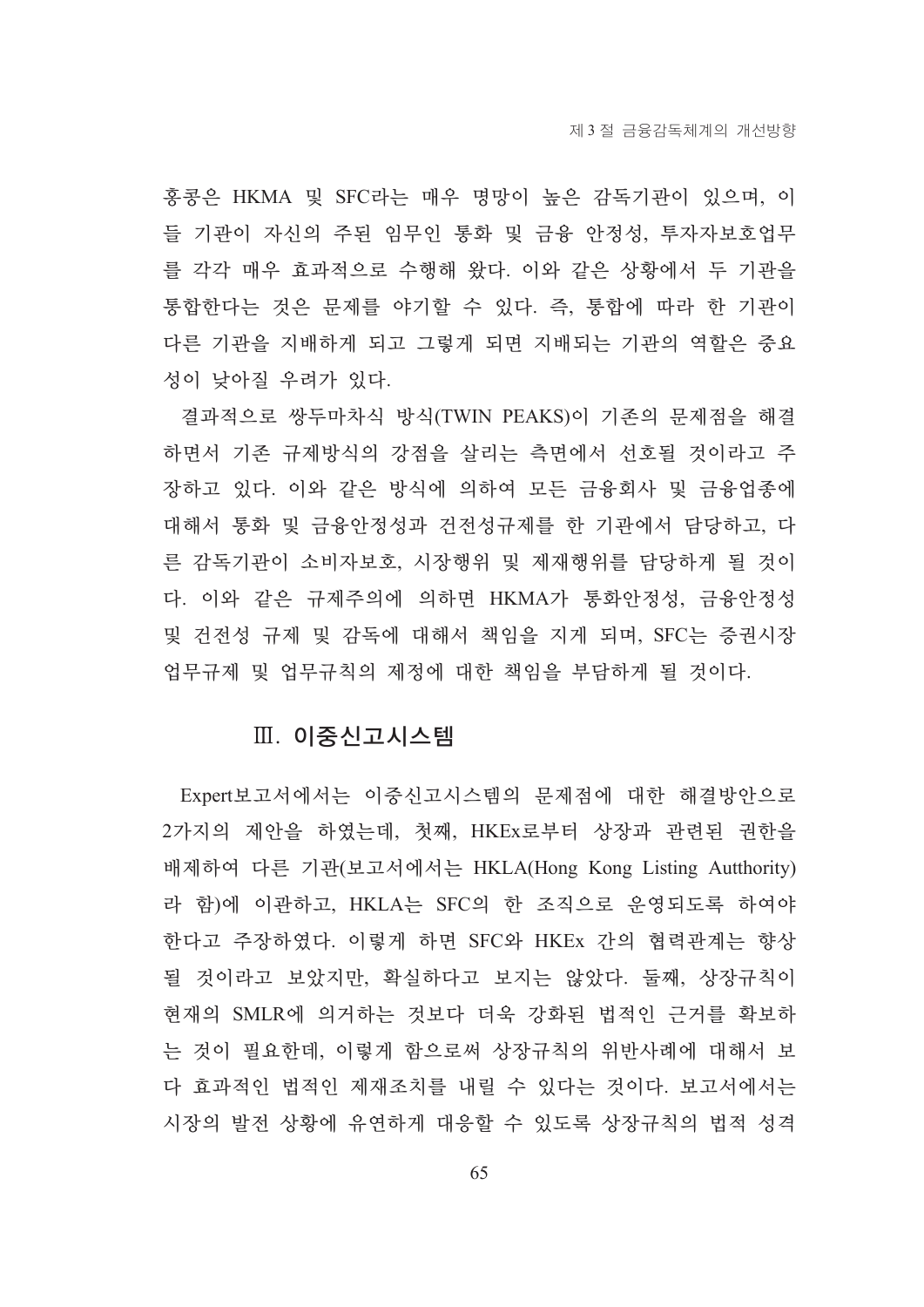홍콩은 HKMA 및 SFC라는 매우 명망이 높은 감독기관이 있으며, 이들 기관이 자신의 주된 임무인 통화 및 금융 안정성, 투자자보호업무를 각각 매우 효과적으로 수행해 왔다. 이와 같은 상황에서 두 기관을 통합한다는 것은 문제를 야기할 수 있다. 즉, 통합에 따라 한 기관이 다른 기관을 지배하게 되고 그렇게 되면 지배되는 기관의 역할은 중요성이 낮아질 우려가 있다.

결과적으로 쌍두마차식 방식(TWIN PEAKS)이 기존의 문제점을 해결하면서 기존 규제방식의 강점을 살리는 측면에서 선호될 것이라고 주장하고 있다. 이와 같은 방식에 의하여 모든 금융회사 및 금융업종에 대해서 통화 및 금융안정성과 건전성규제를 한 기관에서 담당하고, 다른 감독기관이 소비자보호, 시장행위 및 제재행위를 담당하게 될 것이다. 이와 같은 규제주의에 의하면 HKMA가 통화안정성, 금융안정성 및 건전성 규제 및 감독에 대해서 책임을 지게 되며, SFC는 증권시장 업무규제 및 업무규칙의 제정에 대한 책임을 부담하게 될 것이다.

## Ⅲ. 이중신고시스템

Expert보고서에서는 이중신고시스템의 문제점에 대한 해결방안으로 2가지의 제안을 하였는데, 첫째, HKEx로부터 상장과 관련된 권한을 배제하여 다른 기관(보고서에서는 HKLA(Hong Kong Listing Autthority)라 함)에 이관하고, HKLA는 SFC의 한 조직으로 운영되도록 하여야 한다고 주장하였다. 이렇게 하면 SFC와 HKEx 간의 협력관계는 향상될 것이라고 보았지만, 확실하다고 보지는 않았다. 둘째, 상장규칙이 현재의 SMLR에 의거하는 것보다 더욱 강화된 법적인 근거를 확보하는 것이 필요한데, 이렇게 함으로써 상장규칙의 위반사례에 대해서 보다 효과적인 법적인 제재조치를 내릴 수 있다는 것이다. 보고서에서는 시장의 발전 상황에 유연하게 대응할 수 있도록 상장규칙의 법적 성격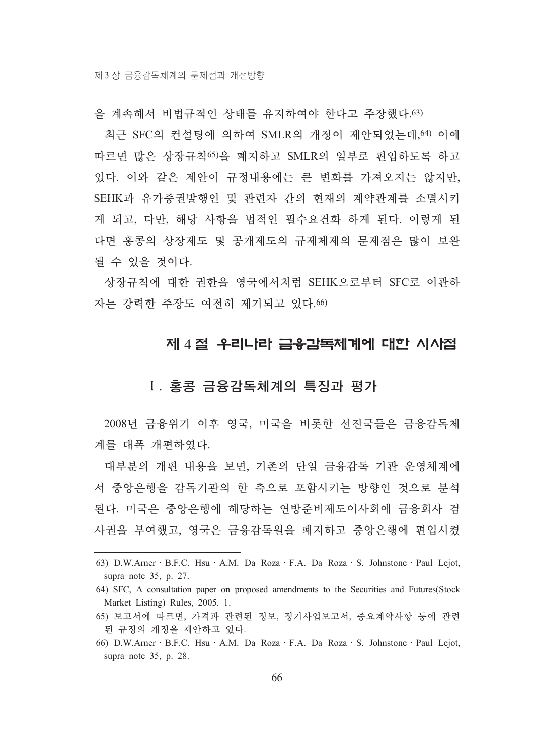을 계속해서 비법규적인 상태를 유지하여야 한다고 주장했다.[63]

최근 SFC의 컨설팅에 의하여 SMLR의 개정이 제안되었는데,[64] 이에 따르면 많은 상장규칙[65]을 폐지하고 SMLR의 일부로 편입하도록 하고 있다. 이와 같은 제안이 규정내용에는 큰 변화를 가져오지는 않지만, SEHK과 유가증권발행인 및 관련자 간의 현재의 계약관계를 소멸시키게 되고, 다만, 해당 사항을 법적인 필수요건화 하게 된다. 이렇게 된다면 홍콩의 상장제도 및 공개제도의 규제체제의 문제점은 많이 보완될 수 있을 것이다.

상장규칙에 대한 권한을 영국에서처럼 SEHK으로부터 SFC로 이관하자는 강력한 주장도 여전히 제기되고 있다.[66]

## 제 4 절 우리나라 금융감독체계에 대한 시사점

### Ⅰ. 홍콩 금융감독체계의 특징과 평가

2008년 금융위기 이후 영국, 미국을 비롯한 선진국들은 금융감독체계를 대폭 개편하였다.

대부분의 개편 내용을 보면, 기존의 단일 금융감독 기관 운영체계에서 중앙은행을 감독기관의 한 축으로 포함시키는 방향인 것으로 분석된다. 미국은 중앙은행에 해당하는 연방준비제도이사회에 금융회사 검사권을 부여했고, 영국은 금융감독원을 폐지하고 중앙은행에 편입시켰

---

63) D.W.Arner · B.F.C. Hsu · A.M. Da Roza · F.A. Da Roza · S. Johnstone · Paul Lejot, supra note 35, p. 27.

64) SFC, A consultation paper on proposed amendments to the Securities and Futures(Stock Market Listing) Rules, 2005. 1.

65) 보고서에 따르면, 가격과 관련된 정보, 정기사업보고서, 중요계약사항 등에 관련된 규정의 개정을 제안하고 있다.

66) D.W.Arner · B.F.C. Hsu · A.M. Da Roza · F.A. Da Roza · S. Johnstone · Paul Lejot, supra note 35, p. 28.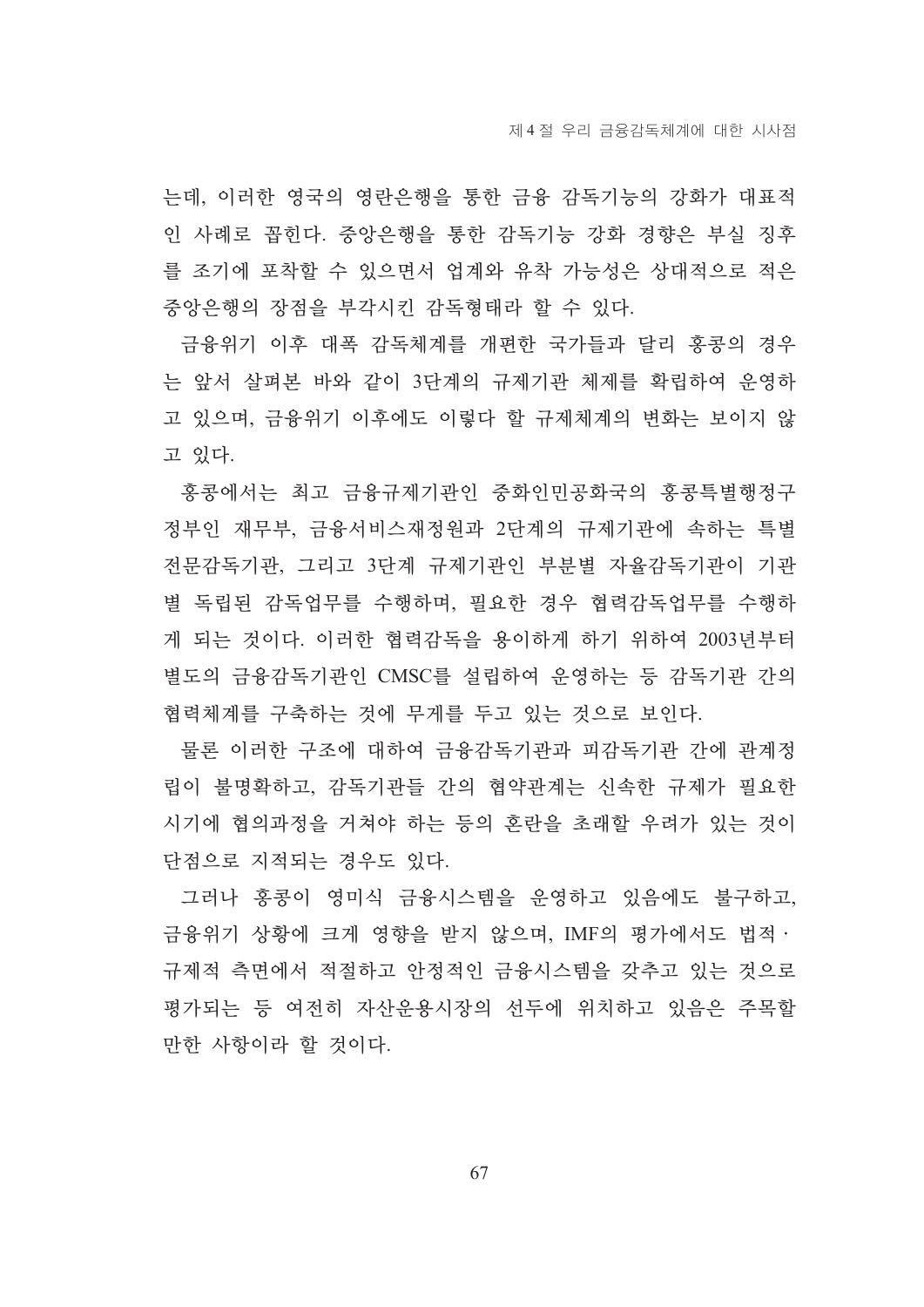는데, 이러한 영국의 영란은행을 통한 금융 감독기능의 강화가 대표적인 사례로 꼽힌다. 중앙은행을 통한 감독기능 강화 경향은 부실 징후를 조기에 포착할 수 있으면서 업계와 유착 가능성은 상대적으로 적은 중앙은행의 장점을 부각시킨 감독형태라 할 수 있다.

금융위기 이후 대폭 감독체계를 개편한 국가들과 달리 홍콩의 경우는 앞서 살펴본 바와 같이 3단계의 규제기관 체제를 확립하여 운영하고 있으며, 금융위기 이후에도 이렇다 할 규제체계의 변화는 보이지 않고 있다.

홍콩에서는 최고 금융규제기관인 중화인민공화국의 홍콩특별행정구 정부인 재무부, 금융서비스재정원과 2단계의 규제기관에 속하는 특별전문감독기관, 그리고 3단계 규제기관인 부분별 자율감독기관이 기관별 독립된 감독업무를 수행하며, 필요한 경우 협력감독업무를 수행하게 되는 것이다. 이러한 협력감독을 용이하게 하기 위하여 2003년부터 별도의 금융감독기관인 CMSC를 설립하여 운영하는 등 감독기관 간의 협력체계를 구축하는 것에 무게를 두고 있는 것으로 보인다.

물론 이러한 구조에 대하여 금융감독기관과 피감독기관 간에 관계정립이 불명확하고, 감독기관들 간의 협약관계는 신속한 규제가 필요한 시기에 협의과정을 거쳐야 하는 등의 혼란을 초래할 우려가 있는 것이 단점으로 지적되는 경우도 있다.

그러나 홍콩이 영미식 금융시스템을 운영하고 있음에도 불구하고, 금융위기 상황에 크게 영향을 받지 않으며, IMF의 평가에서도 법적·규제적 측면에서 적절하고 안정적인 금융시스템을 갖추고 있는 것으로 평가되는 등 여전히 자산운용시장의 선두에 위치하고 있음은 주목할 만한 사항이라 할 것이다.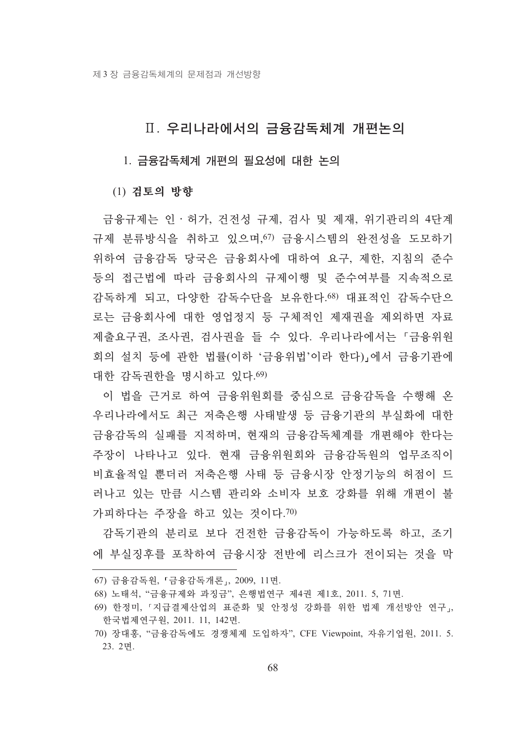## Ⅱ. 우리나라에서의 금융감독체계 개편논의

### 1. 금융감독체계 개편의 필요성에 대한 논의

#### (1) 검토의 방향

금융규제는 인 · 허가, 건전성 규제, 검사 및 제재, 위기관리의 4단계 규제 분류방식을 취하고 있으며,[67] 금융시스템의 완전성을 도모하기 위하여 금융감독 당국은 금융회사에 대하여 요구, 제한, 지침의 준수 등의 접근법에 따라 금융회사의 규제이행 및 준수여부를 지속적으로 감독하게 되고, 다양한 감독수단을 보유한다.[68] 대표적인 감독수단으로는 금융회사에 대한 영업정지 등 구체적인 제재권을 제외하면 자료제출요구권, 조사권, 검사권을 들 수 있다. 우리나라에서는 「금융위원회의 설치 등에 관한 법률(이하 '금융위법'이라 한다)」에서 금융기관에 대한 감독권한을 명시하고 있다.[69]

이 법을 근거로 하여 금융위원회를 중심으로 금융감독을 수행해 온 우리나라에서도 최근 저축은행 사태발생 등 금융기관의 부실화에 대한 금융감독의 실패를 지적하며, 현재의 금융감독체계를 개편해야 한다는 주장이 나타나고 있다. 현재 금융위원회와 금융감독원의 업무조직이 비효율적일 뿐더러 저축은행 사태 등 금융시장 안정기능의 허점이 드러나고 있는 만큼 시스템 관리와 소비자 보호 강화를 위해 개편이 불가피하다는 주장을 하고 있는 것이다.[70]

감독기관의 분리로 보다 건전한 금융감독이 가능하도록 하고, 조기에 부실징후를 포착하여 금융시장 전반에 리스크가 전이되는 것을 막

---

67) 금융감독원, 「금융감독개론」, 2009, 11면.

68) 노태석, "금융규제와 과징금", 은행법연구 제4권 제1호, 2011. 5, 71면.

69) 한정미, 「지급결제산업의 표준화 및 안정성 강화를 위한 법제 개선방안 연구」, 한국법제연구원, 2011. 11, 142면.

70) 장대홍, "금융감독에도 경쟁체제 도입하자", CFE Viewpoint, 자유기업원, 2011. 5. 23. 2면.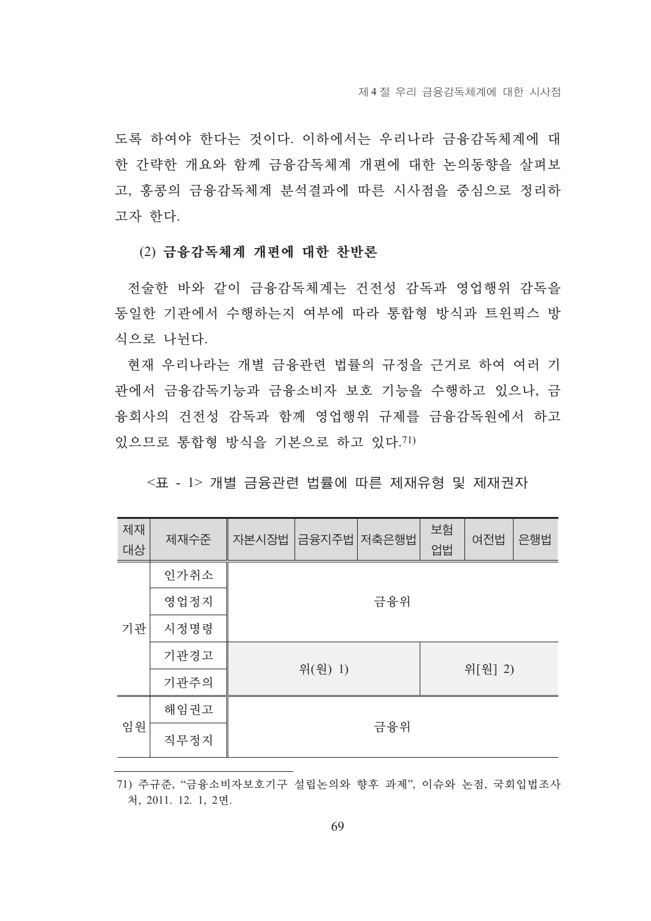도록 하여야 한다는 것이다. 이하에서는 우리나라 금융감독체계에 대한 간략한 개요와 함께 금융감독체계 개편에 대한 논의동향을 살펴보고, 홍콩의 금융감독체계 분석결과에 따른 시사점을 중심으로 정리하고자 한다.

### (2) 금융감독체계 개편에 대한 찬반론

전술한 바와 같이 금융감독체계는 건전성 감독과 영업행위 감독을 동일한 기관에서 수행하는지 여부에 따라 통합형 방식과 트윈픽스 방식으로 나뉜다.

현재 우리나라는 개별 금융관련 법률의 규정을 근거로 하여 여러 기관에서 금융감독기능과 금융소비자 보호 기능을 수행하고 있으나, 금융회사의 건전성 감독과 함께 영업행위 규제를 금융감독원에서 하고 있으므로 통합형 방식을 기본으로 하고 있다.[71]

<표 - 1> 개별 금융관련 법률에 따른 제재유형 및 제재권자

| 제재대상 | 제재수준 | 자본시장법 | 금융지주법 | 저축은행법 | 보험업법 | 여전법 | 은행법 |
|---|---|---|---|---|---|---|---|
| 기관 | 인가취소 | 금융위 | | | | | |
| | 영업정지 | 금융위 | | | | | |
| | 시정명령 | 금융위 | | | | | |
| | 기관경고 | 위(원) 1) | | | 위[원] 2) | | |
| | 기관주의 | 위(원) 1) | | | 위[원] 2) | | |
| 임원 | 해임권고 | 금융위 | | | | | |
| | 직무정지 | 금융위 | | | | | |

71) 주규준, "금융소비자보호기구 설립논의와 향후 과제", 이슈와 논점, 국회입법조사처, 2011. 12. 1, 2면.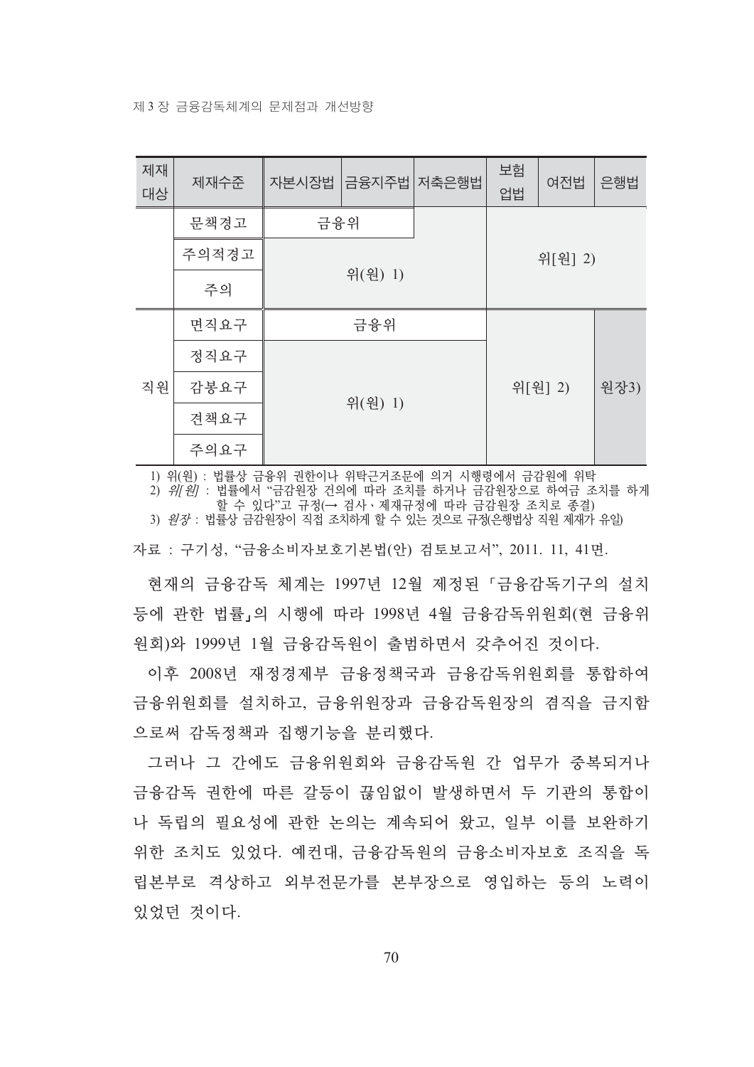| 제재 대상 | 제재수준 | 자본시장법 | 금융지주법 | 저축은행법 | 보험업법 | 여전법 | 은행법 |
|---|---|---|---|---|---|---|---|
| | 문책경고 | 금융위 | | | 위[원] 2) | | |
| | 주의적경고 | 위(원) 1) | | | | | |
| | 주의 | | | | | | |
| 직원 | 면직요구 | 금융위 | | | 위[원] 2) | | 원장3) |
| | 정직요구 | 위(원) 1) | | | | | |
| | 감봉요구 | | | | | | |
| | 견책요구 | | | | | | |
| | 주의요구 | | | | | | |

1) 위(원) : 법률상 금융위 권한이나 위탁근거조문에 의거 시행령에서 금감원에 위탁
2) *위[원]* : 법률에서 "금감원장 건의에 따라 조치를 하거나 금감원장으로 하여금 조치를 하게 할 수 있다"고 규정(→ 검사·제재규정에 따라 금감원장 조치로 종결)
3) *원장* : 법률상 금감원장이 직접 조치하게 할 수 있는 것으로 규정(은행법상 직원 제재가 유일)

자료 : 구기성, "금융소비자보호기본법(안) 검토보고서", 2011. 11, 41면.

현재의 금융감독 체계는 1997년 12월 제정된 「금융감독기구의 설치 등에 관한 법률」의 시행에 따라 1998년 4월 금융감독위원회(현 금융위원회)와 1999년 1월 금융감독원이 출범하면서 갖추어진 것이다.

이후 2008년 재정경제부 금융정책국과 금융감독위원회를 통합하여 금융위원회를 설치하고, 금융위원장과 금융감독원장의 겸직을 금지함으로써 감독정책과 집행기능을 분리했다.

그러나 그 간에도 금융위원회와 금융감독원 간 업무가 중복되거나 금융감독 권한에 따른 갈등이 끊임없이 발생하면서 두 기관의 통합이나 독립의 필요성에 관한 논의는 계속되어 왔고, 일부 이를 보완하기 위한 조치도 있었다. 예컨대, 금융감독원의 금융소비자보호 조직을 독립본부로 격상하고 외부전문가를 본부장으로 영입하는 등의 노력이 있었던 것이다.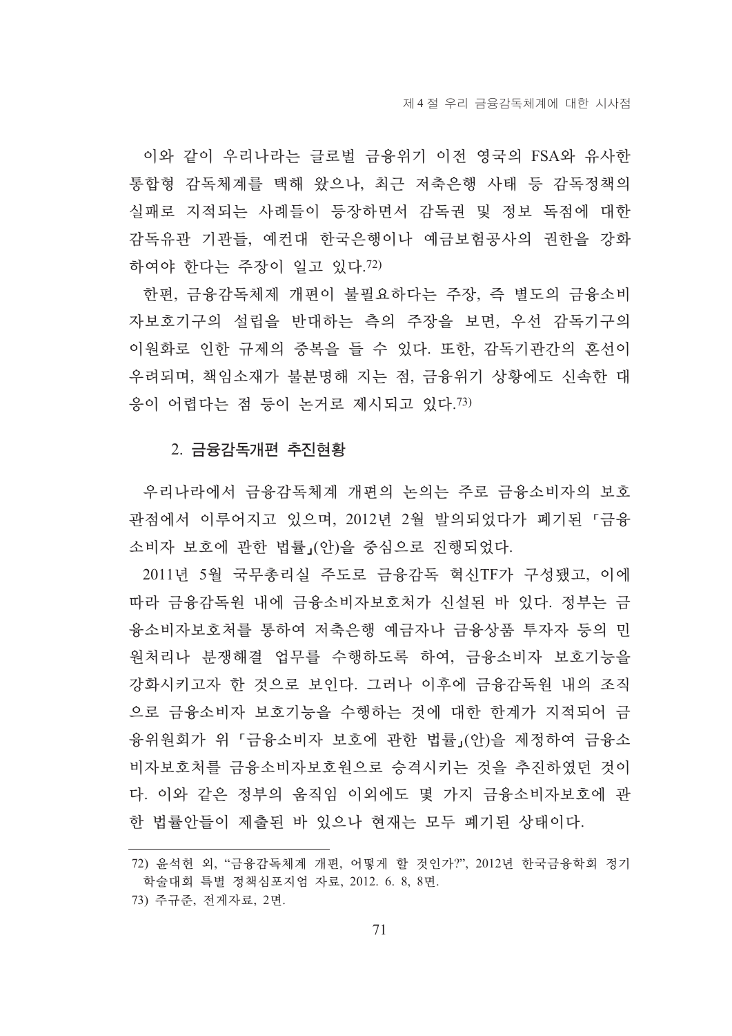이와 같이 우리나라는 글로벌 금융위기 이전 영국의 FSA와 유사한 통합형 감독체계를 택해 왔으나, 최근 저축은행 사태 등 감독정책의 실패로 지적되는 사례들이 등장하면서 감독권 및 정보 독점에 대한 감독유관 기관들, 예컨대 한국은행이나 예금보험공사의 권한을 강화하여야 한다는 주장이 일고 있다.[72)]

한편, 금융감독체제 개편이 불필요하다는 주장, 즉 별도의 금융소비자보호기구의 설립을 반대하는 측의 주장을 보면, 우선 감독기구의 이원화로 인한 규제의 중복을 들 수 있다. 또한, 감독기관간의 혼선이 우려되며, 책임소재가 불분명해 지는 점, 금융위기 상황에도 신속한 대응이 어렵다는 점 등이 논거로 제시되고 있다.[73)]

### 2. 금융감독개편 추진현황

우리나라에서 금융감독체계 개편의 논의는 주로 금융소비자의 보호 관점에서 이루어지고 있으며, 2012년 2월 발의되었다가 폐기된 「금융소비자 보호에 관한 법률」(안)을 중심으로 진행되었다.

2011년 5월 국무총리실 주도로 금융감독 혁신TF가 구성됐고, 이에 따라 금융감독원 내에 금융소비자보호처가 신설된 바 있다. 정부는 금융소비자보호처를 통하여 저축은행 예금자나 금융상품 투자자 등의 민원처리나 분쟁해결 업무를 수행하도록 하여, 금융소비자 보호기능을 강화시키고자 한 것으로 보인다. 그러나 이후에 금융감독원 내의 조직으로 금융소비자 보호기능을 수행하는 것에 대한 한계가 지적되어 금융위원회가 위 「금융소비자 보호에 관한 법률」(안)을 제정하여 금융소비자보호처를 금융소비자보호원으로 승격시키는 것을 추진하였던 것이다. 이와 같은 정부의 움직임 이외에도 몇 가지 금융소비자보호에 관한 법률안들이 제출된 바 있으나 현재는 모두 폐기된 상태이다.

---

72) 윤석헌 외, "금융감독체계 개편, 어떻게 할 것인가?", 2012년 한국금융학회 정기학술대회 특별 정책심포지엄 자료, 2012. 6. 8, 8면.

73) 주규준, 전게자료, 2면.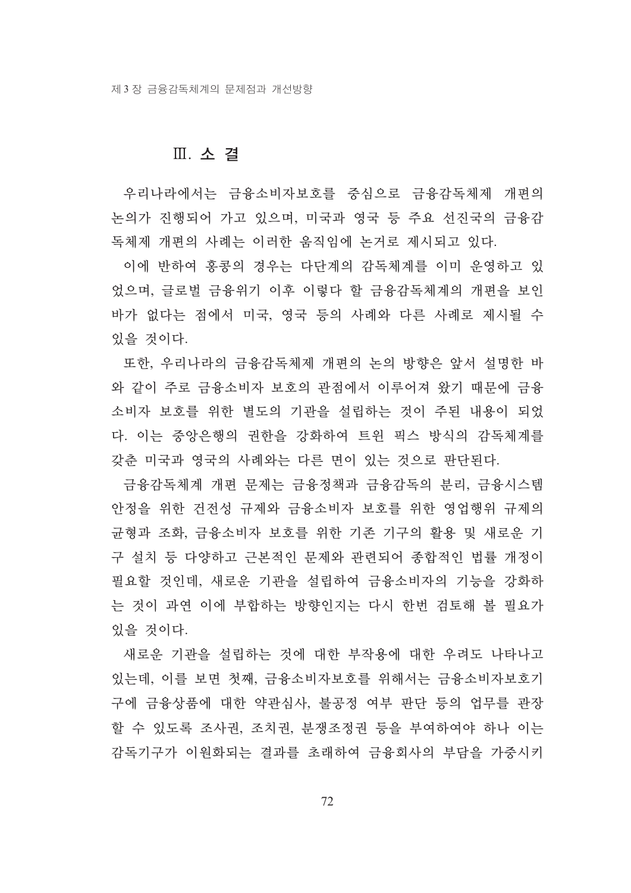## Ⅲ. 소 결

우리나라에서는 금융소비자보호를 중심으로 금융감독체제 개편의 논의가 진행되어 가고 있으며, 미국과 영국 등 주요 선진국의 금융감독체제 개편의 사례는 이러한 움직임에 논거로 제시되고 있다.

이에 반하여 홍콩의 경우는 다단계의 감독체계를 이미 운영하고 있었으며, 글로벌 금융위기 이후 이렇다 할 금융감독체계의 개편을 보인 바가 없다는 점에서 미국, 영국 등의 사례와 다른 사례로 제시될 수 있을 것이다.

또한, 우리나라의 금융감독체제 개편의 논의 방향은 앞서 설명한 바와 같이 주로 금융소비자 보호의 관점에서 이루어져 왔기 때문에 금융소비자 보호를 위한 별도의 기관을 설립하는 것이 주된 내용이 되었다. 이는 중앙은행의 권한을 강화하여 트윈 픽스 방식의 감독체계를 갖춘 미국과 영국의 사례와는 다른 면이 있는 것으로 판단된다.

금융감독체계 개편 문제는 금융정책과 금융감독의 분리, 금융시스템 안정을 위한 건전성 규제와 금융소비자 보호를 위한 영업행위 규제의 균형과 조화, 금융소비자 보호를 위한 기존 기구의 활용 및 새로운 기구 설치 등 다양하고 근본적인 문제와 관련되어 종합적인 법률 개정이 필요할 것인데, 새로운 기관을 설립하여 금융소비자의 기능을 강화하는 것이 과연 이에 부합하는 방향인지는 다시 한번 검토해 볼 필요가 있을 것이다.

새로운 기관을 설립하는 것에 대한 부작용에 대한 우려도 나타나고 있는데, 이를 보면 첫째, 금융소비자보호를 위해서는 금융소비자보호기구에 금융상품에 대한 약관심사, 불공정 여부 판단 등의 업무를 관장할 수 있도록 조사권, 조치권, 분쟁조정권 등을 부여하여야 하나 이는 감독기구가 이원화되는 결과를 초래하여 금융회사의 부담을 가중시키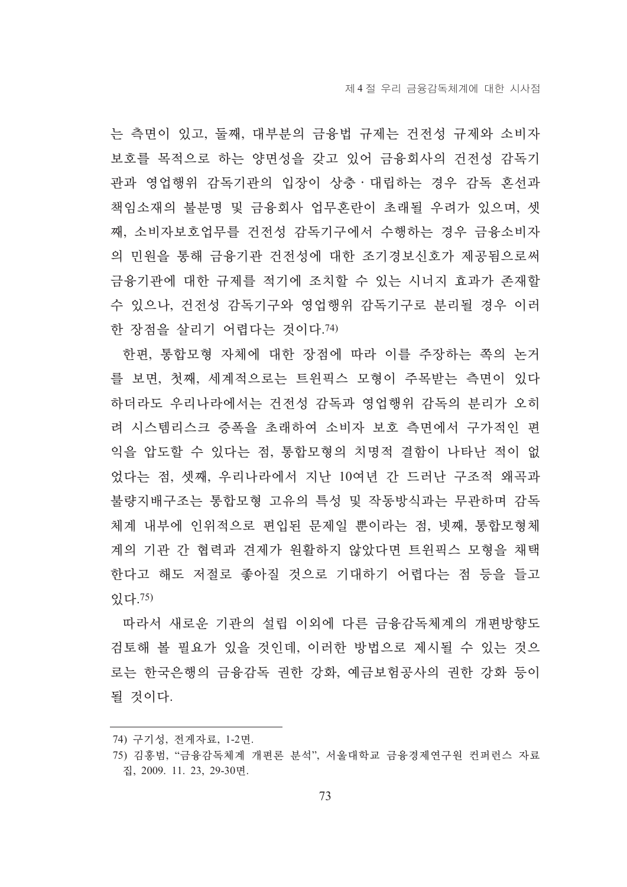는 측면이 있고, 둘째, 대부분의 금융법 규제는 건전성 규제와 소비자 보호를 목적으로 하는 양면성을 갖고 있어 금융회사의 건전성 감독기관과 영업행위 감독기관의 입장이 상충·대립하는 경우 감독 혼선과 책임소재의 불분명 및 금융회사 업무혼란이 초래될 우려가 있으며, 셋째, 소비자보호업무를 건전성 감독기구에서 수행하는 경우 금융소비자의 민원을 통해 금융기관 건전성에 대한 조기경보신호가 제공됨으로써 금융기관에 대한 규제를 적기에 조치할 수 있는 시너지 효과가 존재할 수 있으나, 건전성 감독기구와 영업행위 감독기구로 분리될 경우 이러한 장점을 살리기 어렵다는 것이다.[74)]

한편, 통합모형 자체에 대한 장점에 따라 이를 주장하는 쪽의 논거를 보면, 첫째, 세계적으로는 트윈픽스 모형이 주목받는 측면이 있다 하더라도 우리나라에서는 건전성 감독과 영업행위 감독의 분리가 오히려 시스템리스크 증폭을 초래하여 소비자 보호 측면에서 구가적인 편익을 압도할 수 있다는 점, 통합모형의 치명적 결함이 나타난 적이 없었다는 점, 셋째, 우리나라에서 지난 10여년 간 드러난 구조적 왜곡과 불량지배구조는 통합모형 고유의 특성 및 작동방식과는 무관하며 감독체계 내부에 인위적으로 편입된 문제일 뿐이라는 점, 넷째, 통합모형체계의 기관 간 협력과 견제가 원활하지 않았다면 트윈픽스 모형을 채택한다고 해도 저절로 좋아질 것으로 기대하기 어렵다는 점 등을 들고 있다.[75)]

따라서 새로운 기관의 설립 이외에 다른 금융감독체계의 개편방향도 검토해 볼 필요가 있을 것인데, 이러한 방법으로 제시될 수 있는 것으로는 한국은행의 금융감독 권한 강화, 예금보험공사의 권한 강화 등이 될 것이다.

---

74) 구기성, 전게자료, 1-2면.

75) 김홍범, "금융감독체계 개편론 분석", 서울대학교 금융경제연구원 컨퍼런스 자료집, 2009. 11. 23, 29-30면.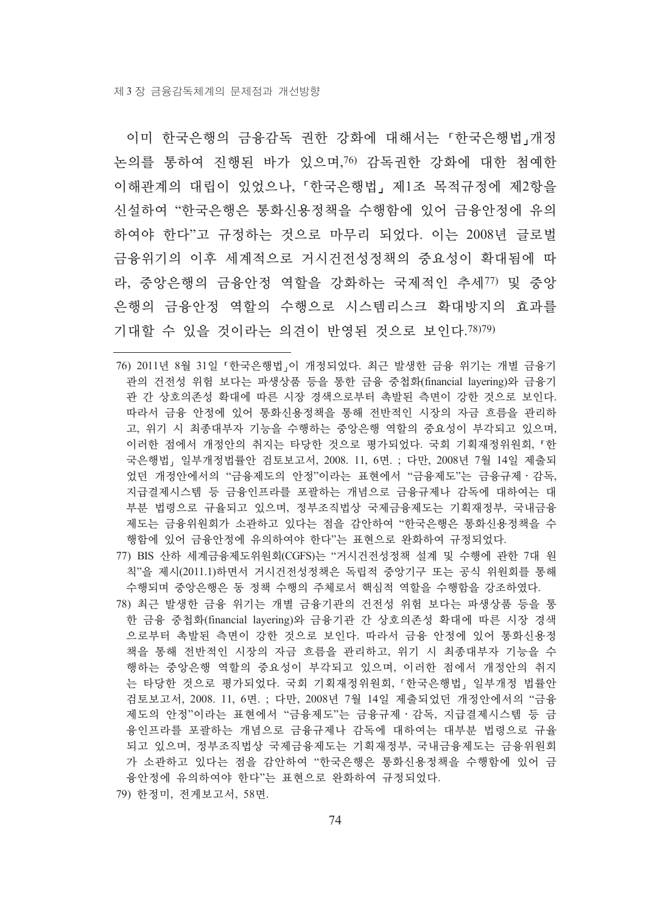이미 한국은행의 금융감독 권한 강화에 대해서는 「한국은행법」개정 논의를 통하여 진행된 바가 있으며,[76] 감독권한 강화에 대한 첨예한 이해관계의 대립이 있었으나, 「한국은행법」 제1조 목적규정에 제2항을 신설하여 "한국은행은 통화신용정책을 수행함에 있어 금융안정에 유의하여야 한다"고 규정하는 것으로 마무리 되었다. 이는 2008년 글로벌 금융위기의 이후 세계적으로 거시건전성정책의 중요성이 확대됨에 따라, 중앙은행의 금융안정 역할을 강화하는 국제적인 추세[77] 및 중앙은행의 금융안정 역할의 수행으로 시스템리스크 확대방지의 효과를 기대할 수 있을 것이라는 의견이 반영된 것으로 보인다.[78][79]

---

76) 2011년 8월 31일 「한국은행법」이 개정되었다. 최근 발생한 금융 위기는 개별 금융기관의 건전성 위험 보다는 파생상품 등을 통한 금융 중첩화(financial layering)와 금융기관 간 상호의존성 확대에 따른 시장 경색으로부터 촉발된 측면이 강한 것으로 보인다. 따라서 금융 안정에 있어 통화신용정책을 통해 전반적인 시장의 자금 흐름을 관리하고, 위기 시 최종대부자 기능을 수행하는 중앙은행 역할의 중요성이 부각되고 있으며, 이러한 점에서 개정안의 취지는 타당한 것으로 평가되었다. 국회 기획재정위원회, 「한국은행법」 일부개정법률안 검토보고서, 2008. 11, 6면. ; 다만, 2008년 7월 14일 제출되었던 개정안에서의 "금융제도의 안정"이라는 표현에서 "금융제도"는 금융규제 · 감독, 지급결제시스템 등 금융인프라를 포괄하는 개념으로 금융규제나 감독에 대하여는 대부분 법령으로 규율되고 있으며, 정부조직법상 국제금융제도는 기획재정부, 국내금융제도는 금융위원회가 소관하고 있다는 점을 감안하여 "한국은행은 통화신용정책을 수행함에 있어 금융안정에 유의하여야 한다"는 표현으로 완화하여 규정되었다.

77) BIS 산하 세계금융제도위원회(CGFS)는 "거시건전성정책 설계 및 수행에 관한 7대 원칙"을 제시(2011.1)하면서 거시건전성정책은 독립적 중앙기구 또는 공식 위원회를 통해 수행되며 중앙은행은 동 정책 수행의 주체로서 핵심적 역할을 수행함을 강조하였다.

78) 최근 발생한 금융 위기는 개별 금융기관의 건전성 위험 보다는 파생상품 등을 통한 금융 중첩화(financial layering)와 금융기관 간 상호의존성 확대에 따른 시장 경색으로부터 촉발된 측면이 강한 것으로 보인다. 따라서 금융 안정에 있어 통화신용정책을 통해 전반적인 시장의 자금 흐름을 관리하고, 위기 시 최종대부자 기능을 수행하는 중앙은행 역할의 중요성이 부각되고 있으며, 이러한 점에서 개정안의 취지는 타당한 것으로 평가되었다. 국회 기획재정위원회, 「한국은행법」 일부개정 법률안 검토보고서, 2008. 11, 6면. ; 다만, 2008년 7월 14일 제출되었던 개정안에서의 "금융제도의 안정"이라는 표현에서 "금융제도"는 금융규제 · 감독, 지급결제시스템 등 금융인프라를 포괄하는 개념으로 금융규제나 감독에 대하여는 대부분 법령으로 규율되고 있으며, 정부조직법상 국제금융제도는 기획재정부, 국내금융제도는 금융위원회가 소관하고 있다는 점을 감안하여 "한국은행은 통화신용정책을 수행함에 있어 금융안정에 유의하여야 한다"는 표현으로 완화하여 규정되었다.

79) 한정미, 전게보고서, 58면.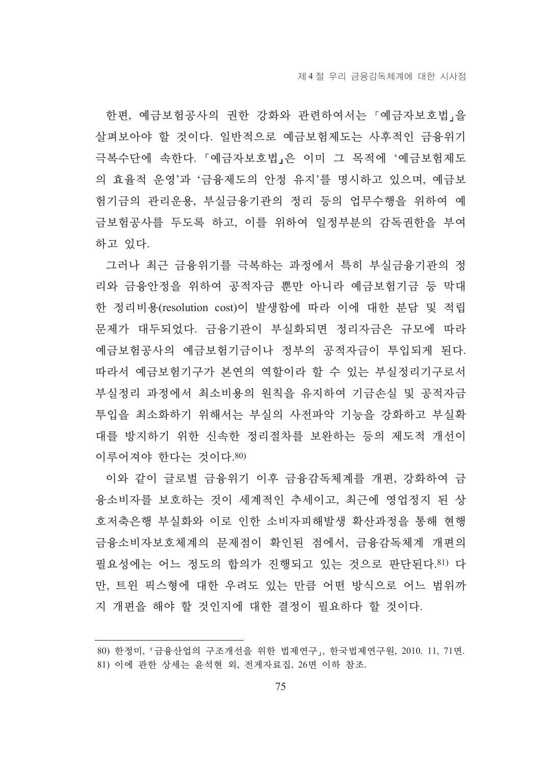한편, 예금보험공사의 권한 강화와 관련하여서는 「예금자보호법」을 살펴보아야 할 것이다. 일반적으로 예금보험제도는 사후적인 금융위기 극복수단에 속한다. 「예금자보호법」은 이미 그 목적에 ‘예금보험제도의 효율적 운영’과 ‘금융제도의 안정 유지’를 명시하고 있으며, 예금보험기금의 관리운용, 부실금융기관의 정리 등의 업무수행을 위하여 예금보험공사를 두도록 하고, 이를 위하여 일정부분의 감독권한을 부여하고 있다.

그러나 최근 금융위기를 극복하는 과정에서 특히 부실금융기관의 정리와 금융안정을 위하여 공적자금 뿐만 아니라 예금보험기금 등 막대한 정리비용(resolution cost)이 발생함에 따라 이에 대한 분담 및 적립 문제가 대두되었다. 금융기관이 부실화되면 정리자금은 규모에 따라 예금보험공사의 예금보험기금이나 정부의 공적자금이 투입되게 된다. 따라서 예금보험기구가 본연의 역할이라 할 수 있는 부실정리기구로서 부실정리 과정에서 최소비용의 원칙을 유지하여 기금손실 및 공적자금 투입을 최소화하기 위해서는 부실의 사전파악 기능을 강화하고 부실확대를 방지하기 위한 신속한 정리절차를 보완하는 등의 제도적 개선이 이루어져야 한다는 것이다.[80]

이와 같이 글로벌 금융위기 이후 금융감독체계를 개편, 강화하여 금융소비자를 보호하는 것이 세계적인 추세이고, 최근에 영업정지 된 상호저축은행 부실화와 이로 인한 소비자피해발생 확산과정을 통해 현행 금융소비자보호체계의 문제점이 확인된 점에서, 금융감독체계 개편의 필요성에는 어느 정도의 합의가 진행되고 있는 것으로 판단된다.[81] 다만, 트윈 픽스형에 대한 우려도 있는 만큼 어떤 방식으로 어느 범위까지 개편을 해야 할 것인지에 대한 결정이 필요하다 할 것이다.

---

80) 한정미, 「금융산업의 구조개선을 위한 법제연구」, 한국법제연구원, 2010. 11, 71면.

81) 이에 관한 상세는 윤석현 외, 전게자료집, 26면 이하 참조.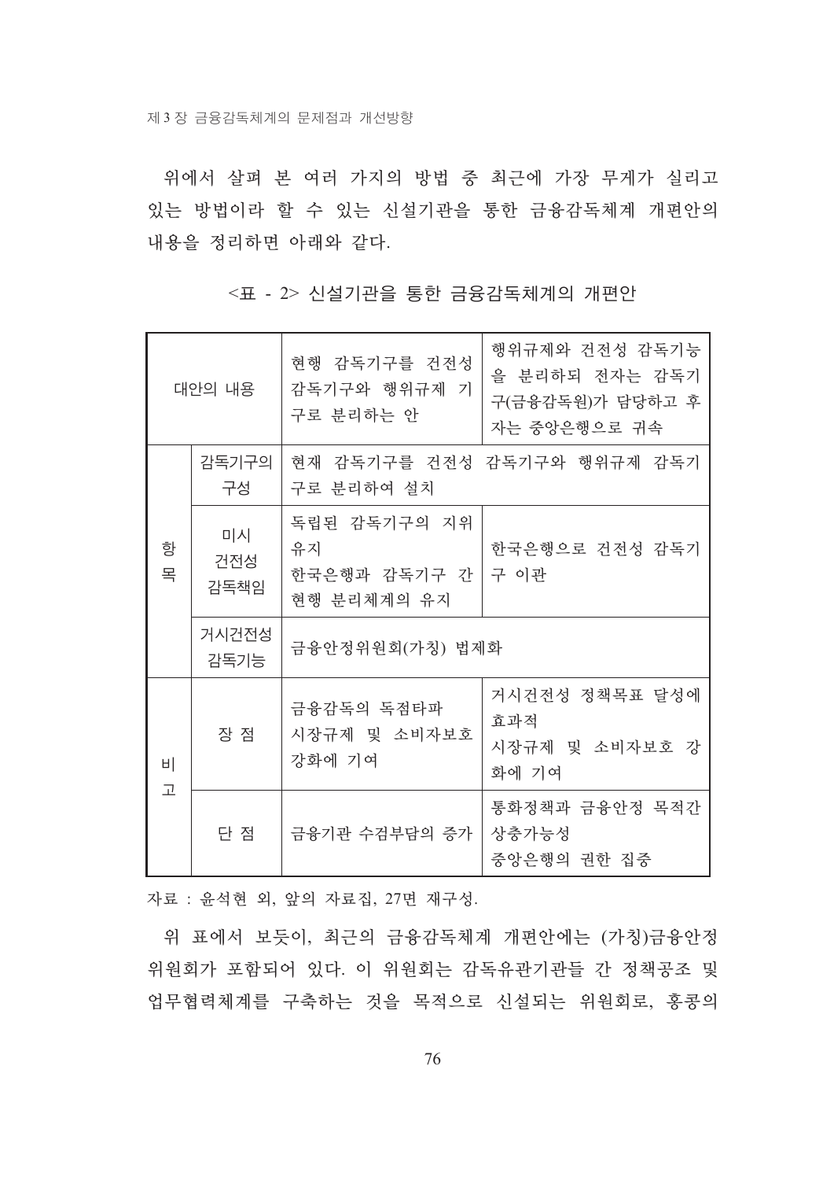위에서 살펴 본 여러 가지의 방법 중 최근에 가장 무게가 실리고 있는 방법이라 할 수 있는 신설기관을 통한 금융감독체계 개편안의 내용을 정리하면 아래와 같다.

<표 - 2> 신설기관을 통한 금융감독체계의 개편안

| 대안의 내용 | | 현행 감독기구를 건전성 감독기구와 행위규제 기구로 분리하는 안 | 행위규제와 건전성 감독기능을 분리하되 전자는 감독기구(금융감독원)가 담당하고 후자는 중앙은행으로 귀속 |
|---|---|---|---|
| 항목 | 감독기구의 구성 | 현재 감독기구를 건전성 감독기구와 행위규제 감독기구로 분리하여 설치 | |
| | 미시 건전성 감독책임 | 독립된 감독기구의 지위 유지<br>한국은행과 감독기구 간 현행 분리체계의 유지 | 한국은행으로 건전성 감독기구 이관 |
| | 거시건전성 감독기능 | 금융안정위원회(가칭) 법제화 | |
| 비고 | 장 점 | 금융감독의 독점타파<br>시장규제 및 소비자보호 강화에 기여 | 거시건전성 정책목표 달성에 효과적<br>시장규제 및 소비자보호 강화에 기여 |
| | 단 점 | 금융기관 수검부담의 증가 | 통화정책과 금융안정 목적간 상충가능성<br>중앙은행의 권한 집중 |

자료 : 윤석현 외, 앞의 자료집, 27면 재구성.

위 표에서 보듯이, 최근의 금융감독체계 개편안에는 (가칭)금융안정위원회가 포함되어 있다. 이 위원회는 감독유관기관들 간 정책공조 및 업무협력체계를 구축하는 것을 목적으로 신설되는 위원회로, 홍콩의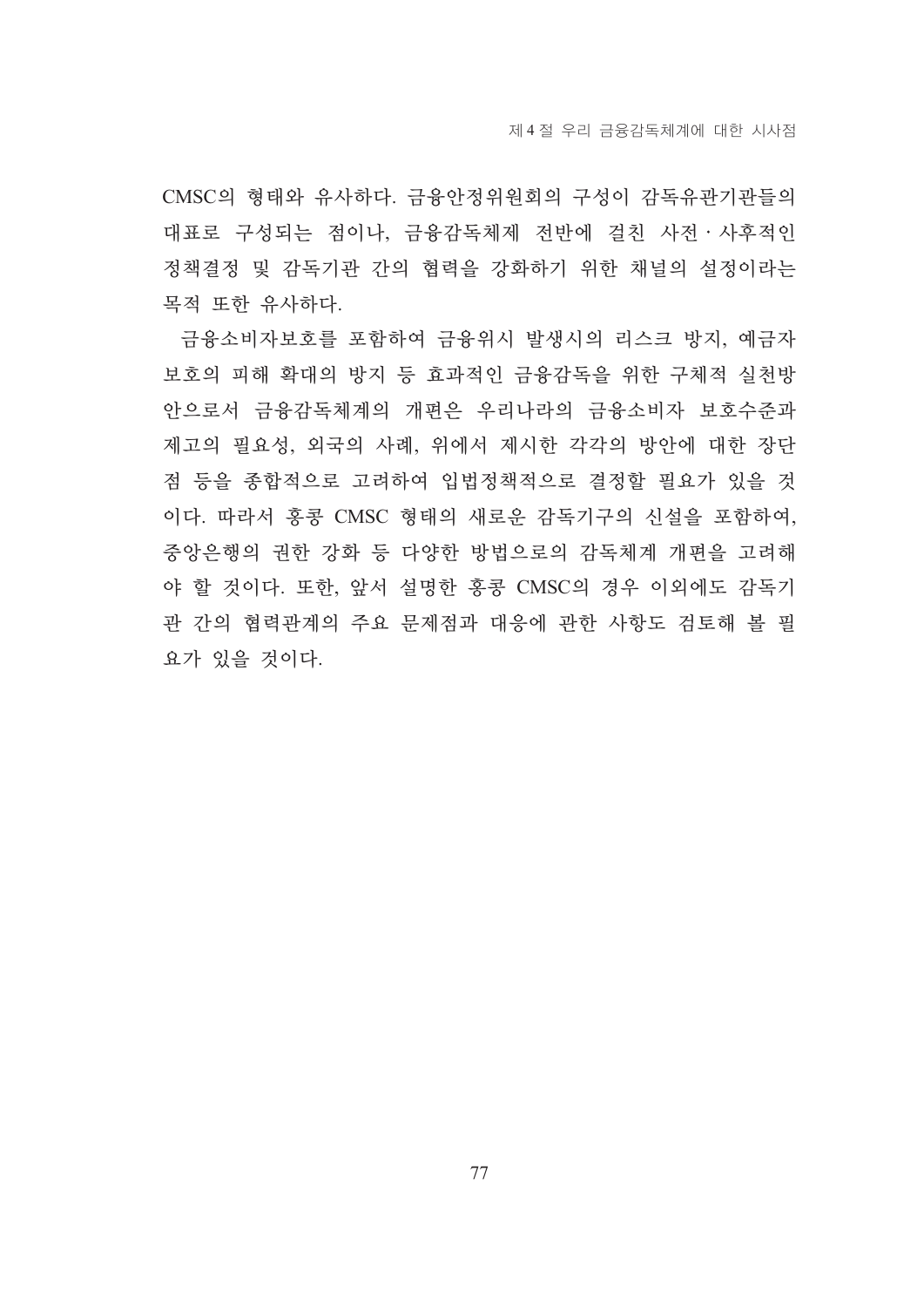CMSC의 형태와 유사하다. 금융안정위원회의 구성이 감독유관기관들의 대표로 구성되는 점이나, 금융감독체제 전반에 걸친 사전 · 사후적인 정책결정 및 감독기관 간의 협력을 강화하기 위한 채널의 설정이라는 목적 또한 유사하다.

금융소비자보호를 포함하여 금융위시 발생시의 리스크 방지, 예금자보호의 피해 확대의 방지 등 효과적인 금융감독을 위한 구체적 실천방안으로서 금융감독체계의 개편은 우리나라의 금융소비자 보호수준과 제고의 필요성, 외국의 사례, 위에서 제시한 각각의 방안에 대한 장단점 등을 종합적으로 고려하여 입법정책적으로 결정할 필요가 있을 것이다. 따라서 홍콩 CMSC 형태의 새로운 감독기구의 신설을 포함하여, 중앙은행의 권한 강화 등 다양한 방법으로의 감독체계 개편을 고려해야 할 것이다. 또한, 앞서 설명한 홍콩 CMSC의 경우 이외에도 감독기관 간의 협력관계의 주요 문제점과 대응에 관한 사항도 검토해 볼 필요가 있을 것이다.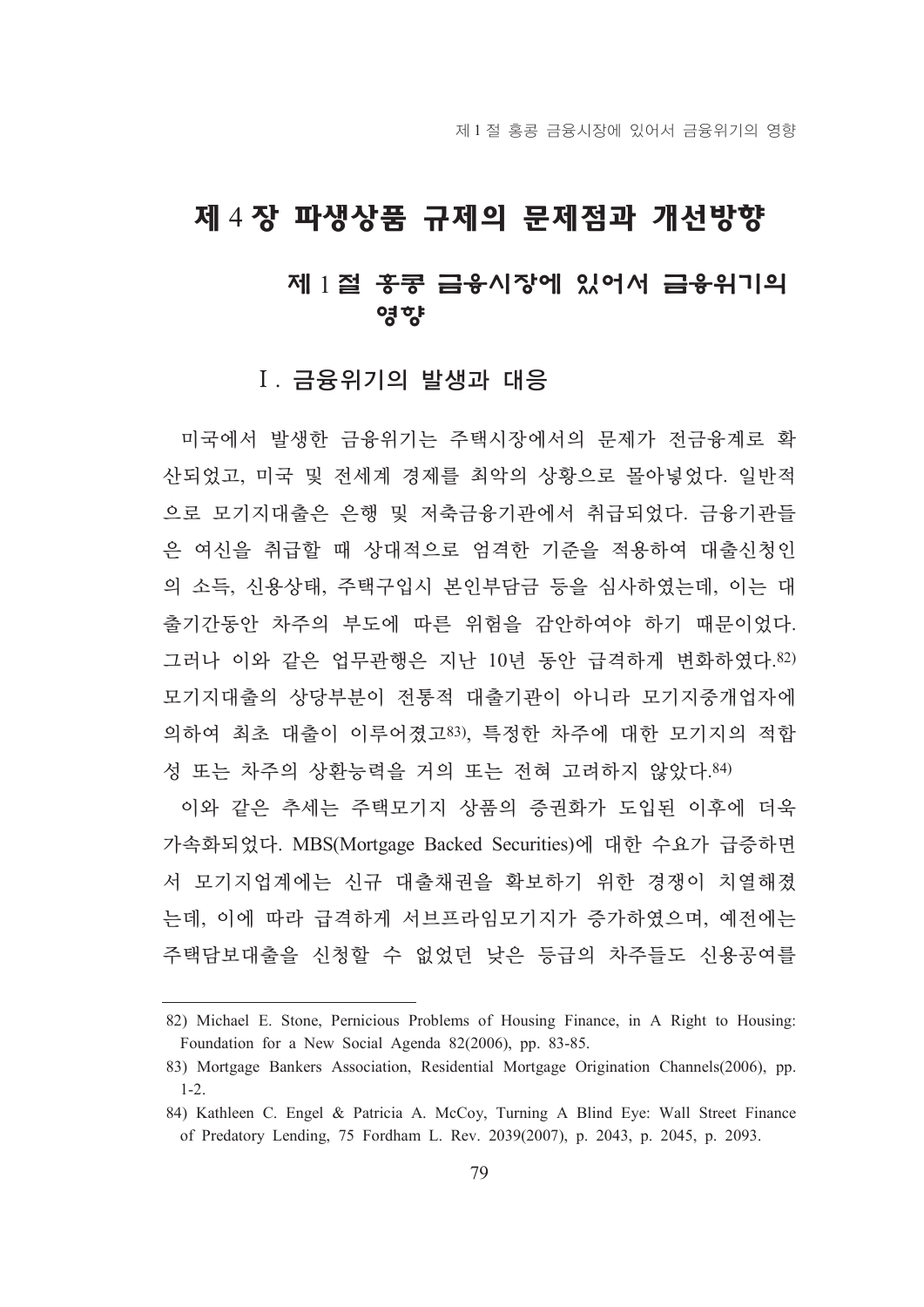# 제 4 장 파생상품 규제의 문제점과 개선방향

## 제 1 절 홍콩 금융시장에 있어서 금융위기의 영향

### Ⅰ. 금융위기의 발생과 대응

미국에서 발생한 금융위기는 주택시장에서의 문제가 전금융계로 확산되었고, 미국 및 전세계 경제를 최악의 상황으로 몰아넣었다. 일반적으로 모기지대출은 은행 및 저축금융기관에서 취급되었다. 금융기관들은 여신을 취급할 때 상대적으로 엄격한 기준을 적용하여 대출신청인의 소득, 신용상태, 주택구입시 본인부담금 등을 심사하였는데, 이는 대출기간동안 차주의 부도에 따른 위험을 감안하여야 하기 때문이었다. 그러나 이와 같은 업무관행은 지난 10년 동안 급격하게 변화하였다.[82] 모기지대출의 상당부분이 전통적 대출기관이 아니라 모기지중개업자에 의하여 최초 대출이 이루어졌고[83], 특정한 차주에 대한 모기지의 적합성 또는 차주의 상환능력을 거의 또는 전혀 고려하지 않았다.[84]

이와 같은 추세는 주택모기지 상품의 증권화가 도입된 이후에 더욱 가속화되었다. MBS(Mortgage Backed Securities)에 대한 수요가 급증하면서 모기지업계에는 신규 대출채권을 확보하기 위한 경쟁이 치열해졌는데, 이에 따라 급격하게 서브프라임모기지가 증가하였으며, 예전에는 주택담보대출을 신청할 수 없었던 낮은 등급의 차주들도 신용공여를

---

82) Michael E. Stone, Pernicious Problems of Housing Finance, in A Right to Housing: Foundation for a New Social Agenda 82(2006), pp. 83-85.

83) Mortgage Bankers Association, Residential Mortgage Origination Channels(2006), pp. 1-2.

84) Kathleen C. Engel & Patricia A. McCoy, Turning A Blind Eye: Wall Street Finance of Predatory Lending, 75 Fordham L. Rev. 2039(2007), p. 2043, p. 2045, p. 2093.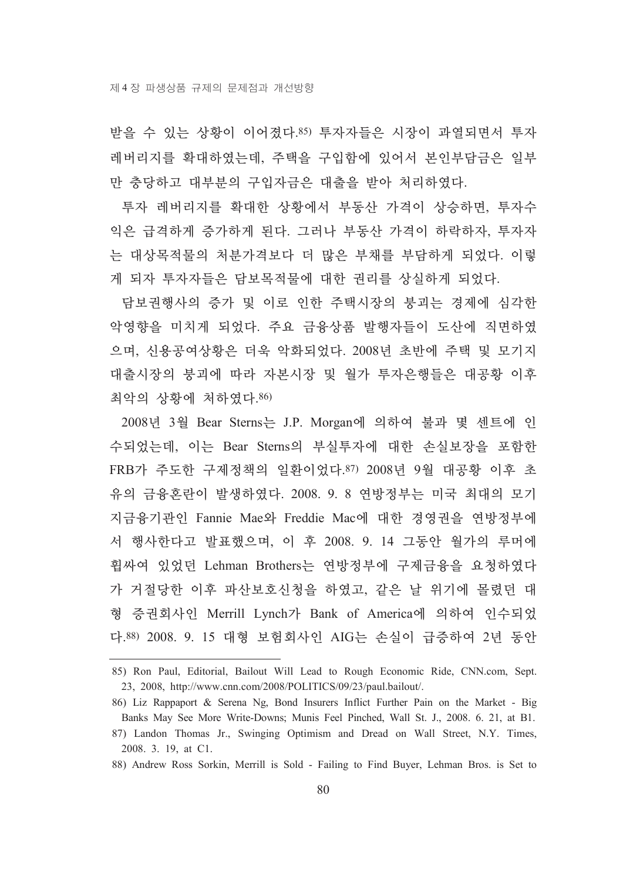받을 수 있는 상황이 이어졌다.[85] 투자자들은 시장이 과열되면서 투자 레버리지를 확대하였는데, 주택을 구입함에 있어서 본인부담금은 일부만 충당하고 대부분의 구입자금은 대출을 받아 처리하였다.

투자 레버리지를 확대한 상황에서 부동산 가격이 상승하면, 투자수익은 급격하게 증가하게 된다. 그러나 부동산 가격이 하락하자, 투자자는 대상목적물의 처분가격보다 더 많은 부채를 부담하게 되었다. 이렇게 되자 투자자들은 담보목적물에 대한 권리를 상실하게 되었다.

담보권행사의 증가 및 이로 인한 주택시장의 붕괴는 경제에 심각한 악영향을 미치게 되었다. 주요 금융상품 발행자들이 도산에 직면하였으며, 신용공여상황은 더욱 악화되었다. 2008년 초반에 주택 및 모기지 대출시장의 붕괴에 따라 자본시장 및 월가 투자은행들은 대공황 이후 최악의 상황에 처하였다.[86]

2008년 3월 Bear Sterns는 J.P. Morgan에 의하여 불과 몇 센트에 인수되었는데, 이는 Bear Sterns의 부실투자에 대한 손실보장을 포함한 FRB가 주도한 구제정책의 일환이었다.[87] 2008년 9월 대공황 이후 초유의 금융혼란이 발생하였다. 2008. 9. 8 연방정부는 미국 최대의 모기지금융기관인 Fannie Mae와 Freddie Mac에 대한 경영권을 연방정부에서 행사한다고 발표했으며, 이 후 2008. 9. 14 그동안 월가의 루머에 휩싸여 있었던 Lehman Brothers는 연방정부에 구제금융을 요청하였다가 거절당한 이후 파산보호신청을 하였고, 같은 날 위기에 몰렸던 대형 증권회사인 Merrill Lynch가 Bank of America에 의하여 인수되었다.[88] 2008. 9. 15 대형 보험회사인 AIG는 손실이 급증하여 2년 동안

---

85) Ron Paul, Editorial, Bailout Will Lead to Rough Economic Ride, CNN.com, Sept. 23, 2008, http://www.cnn.com/2008/POLITICS/09/23/paul.bailout/.

86) Liz Rappaport & Serena Ng, Bond Insurers Inflict Further Pain on the Market - Big Banks May See More Write-Downs; Munis Feel Pinched, Wall St. J., 2008. 6. 21, at B1.

87) Landon Thomas Jr., Swinging Optimism and Dread on Wall Street, N.Y. Times, 2008. 3. 19, at C1.

88) Andrew Ross Sorkin, Merrill is Sold - Failing to Find Buyer, Lehman Bros. is Set to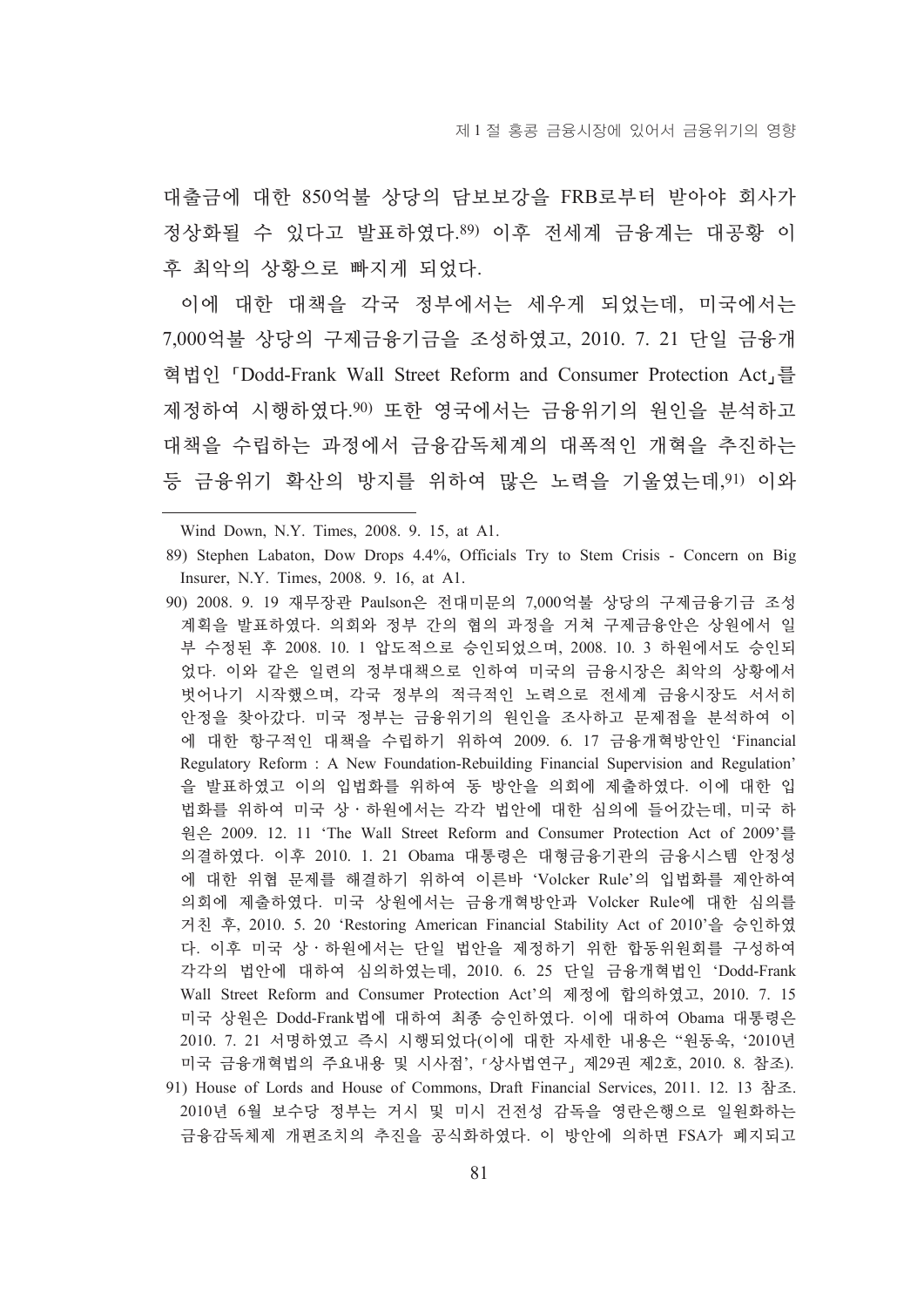대출금에 대한 850억불 상당의 담보보강을 FRB로부터 받아야 회사가 정상화될 수 있다고 발표하였다.[89] 이후 전세계 금융계는 대공황 이후 최악의 상황으로 빠지게 되었다.

이에 대한 대책을 각국 정부에서는 세우게 되었는데, 미국에서는 7,000억불 상당의 구제금융기금을 조성하였고, 2010. 7. 21 단일 금융개혁법인 「Dodd-Frank Wall Street Reform and Consumer Protection Act」를 제정하여 시행하였다.[90] 또한 영국에서는 금융위기의 원인을 분석하고 대책을 수립하는 과정에서 금융감독체계의 대폭적인 개혁을 추진하는 등 금융위기 확산의 방지를 위하여 많은 노력을 기울였는데,[91] 이와

---

Wind Down, N.Y. Times, 2008. 9. 15, at A1.

89) Stephen Labaton, Dow Drops 4.4%, Officials Try to Stem Crisis - Concern on Big Insurer, N.Y. Times, 2008. 9. 16, at A1.

90) 2008. 9. 19 재무장관 Paulson은 전대미문의 7,000억불 상당의 구제금융기금 조성 계획을 발표하였다. 의회와 정부 간의 협의 과정을 거쳐 구제금융안은 상원에서 일부 수정된 후 2008. 10. 1 압도적으로 승인되었으며, 2008. 10. 3 하원에서도 승인되었다. 이와 같은 일련의 정부대책으로 인하여 미국의 금융시장은 최악의 상황에서 벗어나기 시작했으며, 각국 정부의 적극적인 노력으로 전세계 금융시장도 서서히 안정을 찾아갔다. 미국 정부는 금융위기의 원인을 조사하고 문제점을 분석하여 이에 대한 항구적인 대책을 수립하기 위하여 2009. 6. 17 금융개혁방안인 'Financial Regulatory Reform : A New Foundation-Rebuilding Financial Supervision and Regulation'을 발표하였고 이의 입법화를 위하여 동 방안을 의회에 제출하였다. 이에 대한 입법화를 위하여 미국 상ㆍ하원에서는 각각 법안에 대한 심의에 들어갔는데, 미국 하원은 2009. 12. 11 'The Wall Street Reform and Consumer Protection Act of 2009'를 의결하였다. 이후 2010. 1. 21 Obama 대통령은 대형금융기관의 금융시스템 안정성에 대한 위협 문제를 해결하기 위하여 이른바 'Volcker Rule'의 입법화를 제안하여 의회에 제출하였다. 미국 상원에서는 금융개혁방안과 Volcker Rule에 대한 심의를 거친 후, 2010. 5. 20 'Restoring American Financial Stability Act of 2010'을 승인하였다. 이후 미국 상ㆍ하원에서는 단일 법안을 제정하기 위한 합동위원회를 구성하여 각각의 법안에 대하여 심의하였는데, 2010. 6. 25 단일 금융개혁법인 'Dodd-Frank Wall Street Reform and Consumer Protection Act'의 제정에 합의하였고, 2010. 7. 15 미국 상원은 Dodd-Frank법에 대하여 최종 승인하였다. 이에 대하여 Obama 대통령은 2010. 7. 21 서명하였고 즉시 시행되었다(이에 대한 자세한 내용은 "원동욱, '2010년 미국 금융개혁법의 주요내용 및 시사점', 「상사법연구」 제29권 제2호, 2010. 8. 참조).

91) House of Lords and House of Commons, Draft Financial Services, 2011. 12. 13 참조. 2010년 6월 보수당 정부는 거시 및 미시 건전성 감독을 영란은행으로 일원화하는 금융감독체제 개편조치의 추진을 공식화하였다. 이 방안에 의하면 FSA가 폐지되고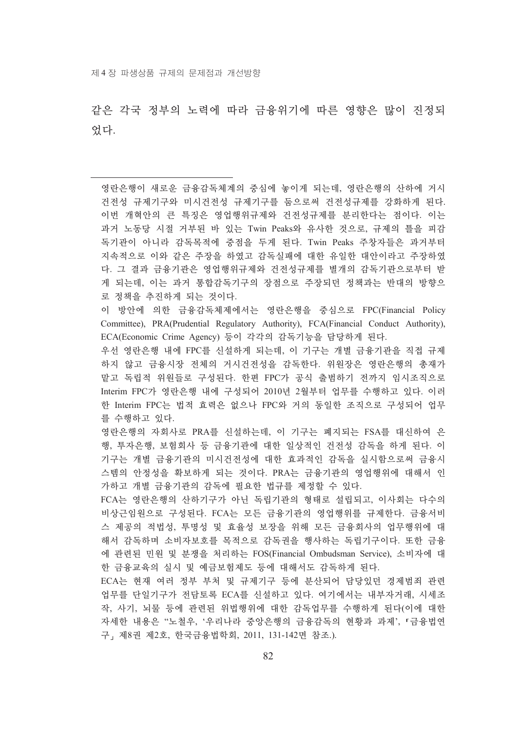같은 각국 정부의 노력에 따라 금융위기에 따른 영향은 많이 진정되었다.

---

영란은행이 새로운 금융감독체계의 중심에 놓이게 되는데, 영란은행의 산하에 거시건전성 규제기구와 미시건전성 규제기구를 둠으로써 건전성규제를 강화하게 된다. 이번 개혁안의 큰 특징은 영업행위규제와 건전성규제를 분리한다는 점이다. 이는 과거 노동당 시절 거부된 바 있는 Twin Peaks와 유사한 것으로, 규제의 틀을 피감독기관이 아니라 감독목적에 중점을 두게 된다. Twin Peaks 주창자들은 과거부터 지속적으로 이와 같은 주장을 하였고 감독실패에 대한 유일한 대안이라고 주장하였다. 그 결과 금융기관은 영업행위규제와 건전성규제를 별개의 감독기관으로부터 받게 되는데, 이는 과거 통합감독기구의 장점으로 주장되던 정책과는 반대의 방향으로 정책을 추진하게 되는 것이다.

이 방안에 의한 금융감독체제에서는 영란은행을 중심으로 FPC(Financial Policy Committee), PRA(Prudential Regulatory Authority), FCA(Financial Conduct Authority), ECA(Economic Crime Agency) 등이 각각의 감독기능을 담당하게 된다.

우선 영란은행 내에 FPC를 신설하게 되는데, 이 기구는 개별 금융기관을 직접 규제하지 않고 금융시장 전체의 거시건전성을 감독한다. 위원장은 영란은행의 총재가 맡고 독립적 위원들로 구성된다. 한편 FPC가 공식 출범하기 전까지 임시조직으로 Interim FPC가 영란은행 내에 구성되어 2010년 2월부터 업무를 수행하고 있다. 이러한 Interim FPC는 법적 효력은 없으나 FPC와 거의 동일한 조직으로 구성되어 업무를 수행하고 있다.

영란은행의 자회사로 PRA를 신설하는데, 이 기구는 폐지되는 FSA를 대신하여 은행, 투자은행, 보험회사 등 금융기관에 대한 일상적인 건전성 감독을 하게 된다. 이 기구는 개별 금융기관의 미시건전성에 대한 효과적인 감독을 실시함으로써 금융시스템의 안정성을 확보하게 되는 것이다. PRA는 금융기관의 영업행위에 대해서 인가하고 개별 금융기관의 감독에 필요한 법규를 제정할 수 있다.

FCA는 영란은행의 산하기구가 아닌 독립기관의 형태로 설립되고, 이사회는 다수의 비상근임원으로 구성된다. FCA는 모든 금융기관의 영업행위를 규제한다. 금융서비스 제공의 적법성, 투명성 및 효율성 보장을 위해 모든 금융회사의 업무행위에 대해서 감독하며 소비자보호를 목적으로 감독권을 행사하는 독립기구이다. 또한 금융에 관련된 민원 및 분쟁을 처리하는 FOS(Financial Ombudsman Service), 소비자에 대한 금융교육의 실시 및 예금보험제도 등에 대해서도 감독하게 된다.

ECA는 현재 여러 정부 부처 및 규제기구 등에 분산되어 담당있던 경제범죄 관련 업무를 단일기구가 전담토록 ECA를 신설하고 있다. 여기에서는 내부자거래, 시세조작, 사기, 뇌물 등에 관련된 위법행위에 대한 감독업무를 수행하게 된다(이에 대한 자세한 내용은 "노철우, '우리나라 중앙은행의 금융감독의 현황과 과제', 「금융법연구」 제8권 제2호, 한국금융법학회, 2011, 131-142면 참조.).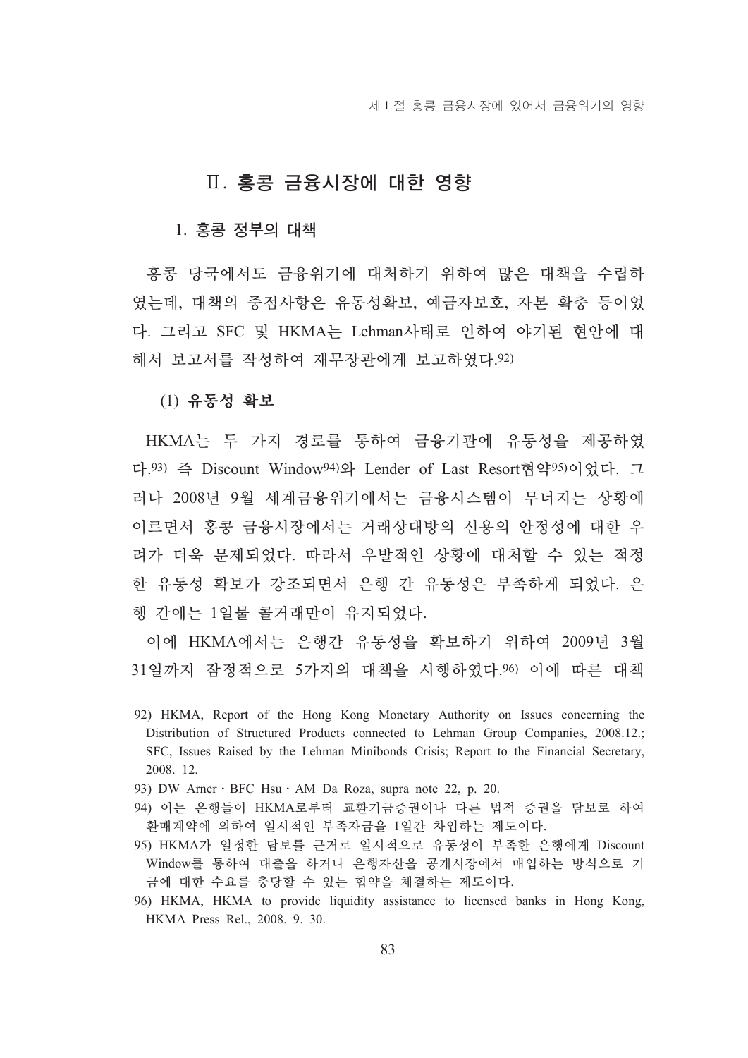## Ⅱ. 홍콩 금융시장에 대한 영향

### 1. 홍콩 정부의 대책

홍콩 당국에서도 금융위기에 대처하기 위하여 많은 대책을 수립하였는데, 대책의 중점사항은 유동성확보, 예금자보호, 자본 확충 등이었다. 그리고 SFC 및 HKMA는 Lehman사태로 인하여 야기된 현안에 대해서 보고서를 작성하여 재무장관에게 보고하였다.[92]

#### (1) 유동성 확보

HKMA는 두 가지 경로를 통하여 금융기관에 유동성을 제공하였다.[93] 즉 Discount Window[94]와 Lender of Last Resort협약[95]이었다. 그러나 2008년 9월 세계금융위기에서는 금융시스템이 무너지는 상황에 이르면서 홍콩 금융시장에서는 거래상대방의 신용의 안정성에 대한 우려가 더욱 문제되었다. 따라서 우발적인 상황에 대처할 수 있는 적정한 유동성 확보가 강조되면서 은행 간 유동성은 부족하게 되었다. 은행 간에는 1일물 콜거래만이 유지되었다.

이에 HKMA에서는 은행간 유동성을 확보하기 위하여 2009년 3월 31일까지 잠정적으로 5가지의 대책을 시행하였다.[96] 이에 따른 대책

---

92) HKMA, Report of the Hong Kong Monetary Authority on Issues concerning the Distribution of Structured Products connected to Lehman Group Companies, 2008.12.; SFC, Issues Raised by the Lehman Minibonds Crisis; Report to the Financial Secretary, 2008. 12.

93) DW Arner · BFC Hsu · AM Da Roza, supra note 22, p. 20.

94) 이는 은행들이 HKMA로부터 교환기금증권이나 다른 법적 증권을 담보로 하여 환매계약에 의하여 일시적인 부족자금을 1일간 차입하는 제도이다.

95) HKMA가 일정한 담보를 근거로 일시적으로 유동성이 부족한 은행에게 Discount Window를 통하여 대출을 하거나 은행자산을 공개시장에서 매입하는 방식으로 기금에 대한 수요를 충당할 수 있는 협약을 체결하는 제도이다.

96) HKMA, HKMA to provide liquidity assistance to licensed banks in Hong Kong, HKMA Press Rel., 2008. 9. 30.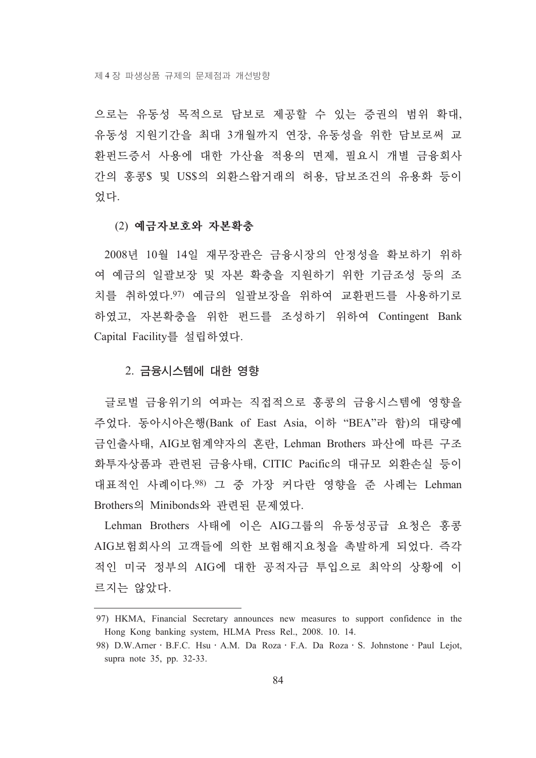으로는 유동성 목적으로 담보로 제공할 수 있는 증권의 범위 확대, 유동성 지원기간을 최대 3개월까지 연장, 유동성을 위한 담보로써 교환펀드증서 사용에 대한 가산율 적용의 면제, 필요시 개별 금융회사간의 홍콩$ 및 US$의 외환스왑거래의 허용, 담보조건의 유용화 등이었다.

#### (2) 예금자보호와 자본확충

2008년 10월 14일 재무장관은 금융시장의 안정성을 확보하기 위하여 예금의 일괄보장 및 자본 확충을 지원하기 위한 기금조성 등의 조치를 취하였다.[97] 예금의 일괄보장을 위하여 교환펀드를 사용하기로 하였고, 자본확충을 위한 펀드를 조성하기 위하여 Contingent Bank Capital Facility를 설립하였다.

### 2. 금융시스템에 대한 영향

글로벌 금융위기의 여파는 직접적으로 홍콩의 금융시스템에 영향을 주었다. 동아시아은행(Bank of East Asia, 이하 “BEA”라 함)의 대량예금인출사태, AIG보험계약자의 혼란, Lehman Brothers 파산에 따른 구조화투자상품과 관련된 금융사태, CITIC Pacific의 대규모 외환손실 등이 대표적인 사례이다.[98] 그 중 가장 커다란 영향을 준 사례는 Lehman Brothers의 Minibonds와 관련된 문제였다.

Lehman Brothers 사태에 이은 AIG그룹의 유동성공급 요청은 홍콩 AIG보험회사의 고객들에 의한 보험해지요청을 촉발하게 되었다. 즉각적인 미국 정부의 AIG에 대한 공적자금 투입으로 최악의 상황에 이르지는 않았다.

---

97) HKMA, Financial Secretary announces new measures to support confidence in the Hong Kong banking system, HLMA Press Rel., 2008. 10. 14.

98) D.W.Arner · B.F.C. Hsu · A.M. Da Roza · F.A. Da Roza · S. Johnstone · Paul Lejot, supra note 35, pp. 32-33.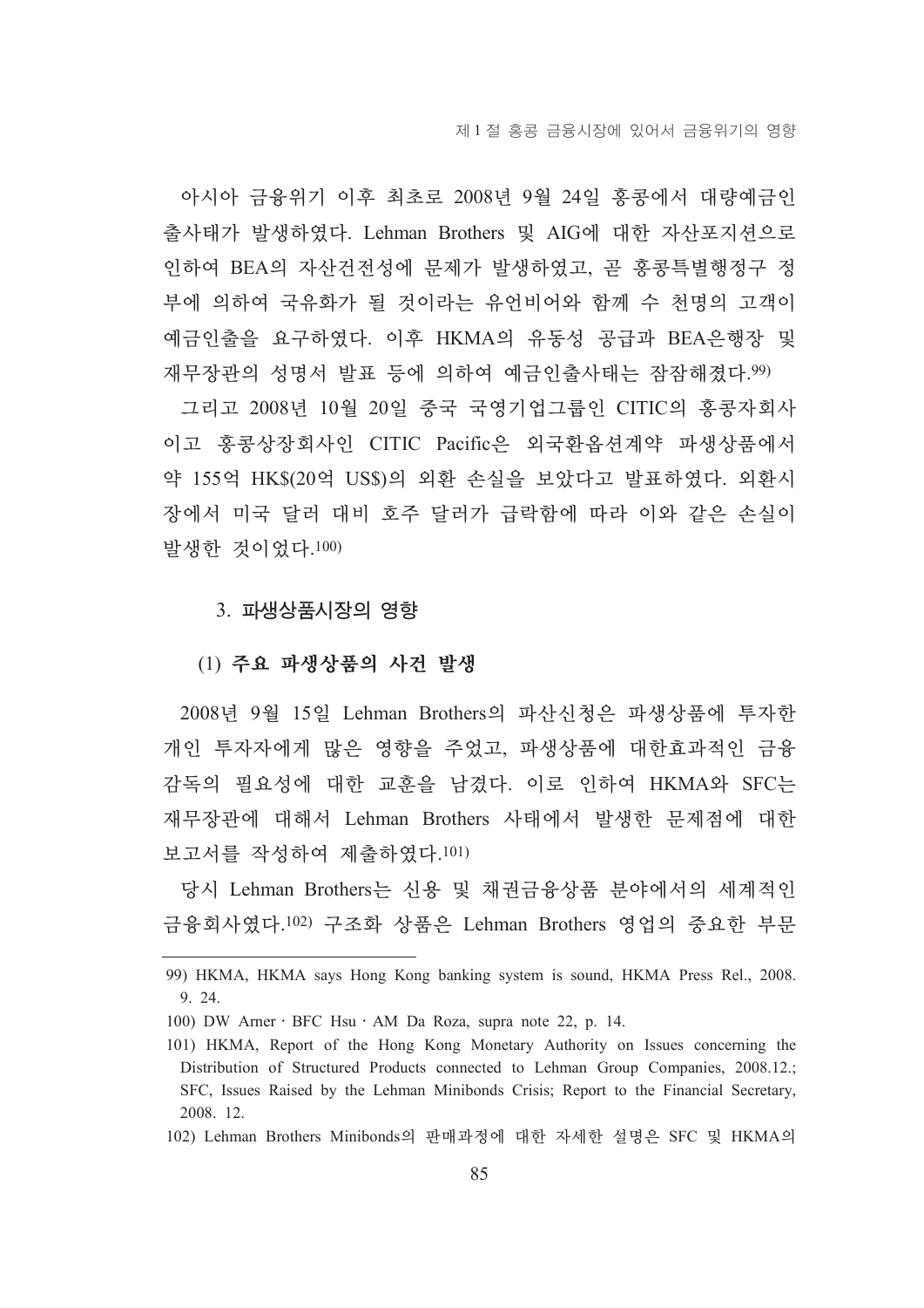아시아 금융위기 이후 최초로 2008년 9월 24일 홍콩에서 대량예금인출사태가 발생하였다. Lehman Brothers 및 AIG에 대한 자산포지션으로 인하여 BEA의 자산건전성에 문제가 발생하였고, 곧 홍콩특별행정구 정부에 의하여 국유화가 될 것이라는 유언비어와 함께 수 천명의 고객이 예금인출을 요구하였다. 이후 HKMA의 유동성 공급과 BEA은행장 및 재무장관의 성명서 발표 등에 의하여 예금인출사태는 잠잠해졌다.[99]

그리고 2008년 10월 20일 중국 국영기업그룹인 CITIC의 홍콩자회사이고 홍콩상장회사인 CITIC Pacific은 외국환옵션계약 파생상품에서 약 155억 HK$(20억 US$)의 외환 손실을 보았다고 발표하였다. 외환시장에서 미국 달러 대비 호주 달러가 급락함에 따라 이와 같은 손실이 발생한 것이었다.[100]

### 3. 파생상품시장의 영향

#### (1) 주요 파생상품의 사건 발생

2008년 9월 15일 Lehman Brothers의 파산신청은 파생상품에 투자한 개인 투자자에게 많은 영향을 주었고, 파생상품에 대한효과적인 금융감독의 필요성에 대한 교훈을 남겼다. 이로 인하여 HKMA와 SFC는 재무장관에 대해서 Lehman Brothers 사태에서 발생한 문제점에 대한 보고서를 작성하여 제출하였다.[101]

당시 Lehman Brothers는 신용 및 채권금융상품 분야에서의 세계적인 금융회사였다.[102] 구조화 상품은 Lehman Brothers 영업의 중요한 부문

---

99) HKMA, HKMA says Hong Kong banking system is sound, HKMA Press Rel., 2008. 9. 24.

100) DW Arner · BFC Hsu · AM Da Roza, supra note 22, p. 14.

101) HKMA, Report of the Hong Kong Monetary Authority on Issues concerning the Distribution of Structured Products connected to Lehman Group Companies, 2008.12.; SFC, Issues Raised by the Lehman Minibonds Crisis; Report to the Financial Secretary, 2008. 12.

102) Lehman Brothers Minibonds의 판매과정에 대한 자세한 설명은 SFC 및 HKMA의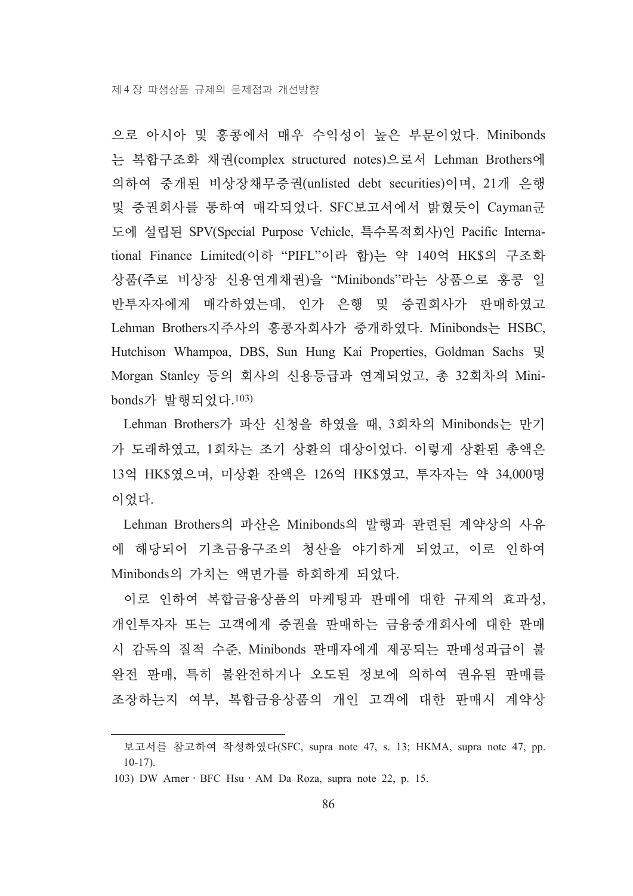으로 아시아 및 홍콩에서 매우 수익성이 높은 부문이었다. Minibonds는 복합구조화 채권(complex structured notes)으로서 Lehman Brothers에 의하여 중개된 비상장채무증권(unlisted debt securities)이며, 21개 은행 및 증권회사를 통하여 매각되었다. SFC보고서에서 밝혔듯이 Cayman군도에 설립된 SPV(Special Purpose Vehicle, 특수목적회사)인 Pacific International Finance Limited(이하 "PIFL"이라 함)는 약 140억 HK$의 구조화상품(주로 비상장 신용연계채권)을 "Minibonds"라는 상품으로 홍콩 일반투자자에게 매각하였는데, 인가 은행 및 증권회사가 판매하였고 Lehman Brothers지주사의 홍콩자회사가 중개하였다. Minibonds는 HSBC, Hutchison Whampoa, DBS, Sun Hung Kai Properties, Goldman Sachs 및 Morgan Stanley 등의 회사의 신용등급과 연계되었고, 총 32회차의 Minibonds가 발행되었다.[103)]

Lehman Brothers가 파산 신청을 하였을 때, 3회차의 Minibonds는 만기가 도래하였고, 1회차는 조기 상환의 대상이었다. 이렇게 상환된 총액은 13억 HK$였으며, 미상환 잔액은 126억 HK$였고, 투자자는 약 34,000명이었다.

Lehman Brothers의 파산은 Minibonds의 발행과 관련된 계약상의 사유에 해당되어 기초금융구조의 청산을 야기하게 되었고, 이로 인하여 Minibonds의 가치는 액면가를 하회하게 되었다.

이로 인하여 복합금융상품의 마케팅과 판매에 대한 규제의 효과성, 개인투자자 또는 고객에게 증권을 판매하는 금융중개회사에 대한 판매시 감독의 질적 수준, Minibonds 판매자에게 제공되는 판매성과급이 불완전 판매, 특히 불완전하거나 오도된 정보에 의하여 권유된 판매를 조장하는지 여부, 복합금융상품의 개인 고객에 대한 판매시 계약상

---

보고서를 참고하여 작성하였다(SFC, supra note 47, s. 13; HKMA, supra note 47, pp. 10-17).

103) DW Arner · BFC Hsu · AM Da Roza, supra note 22, p. 15.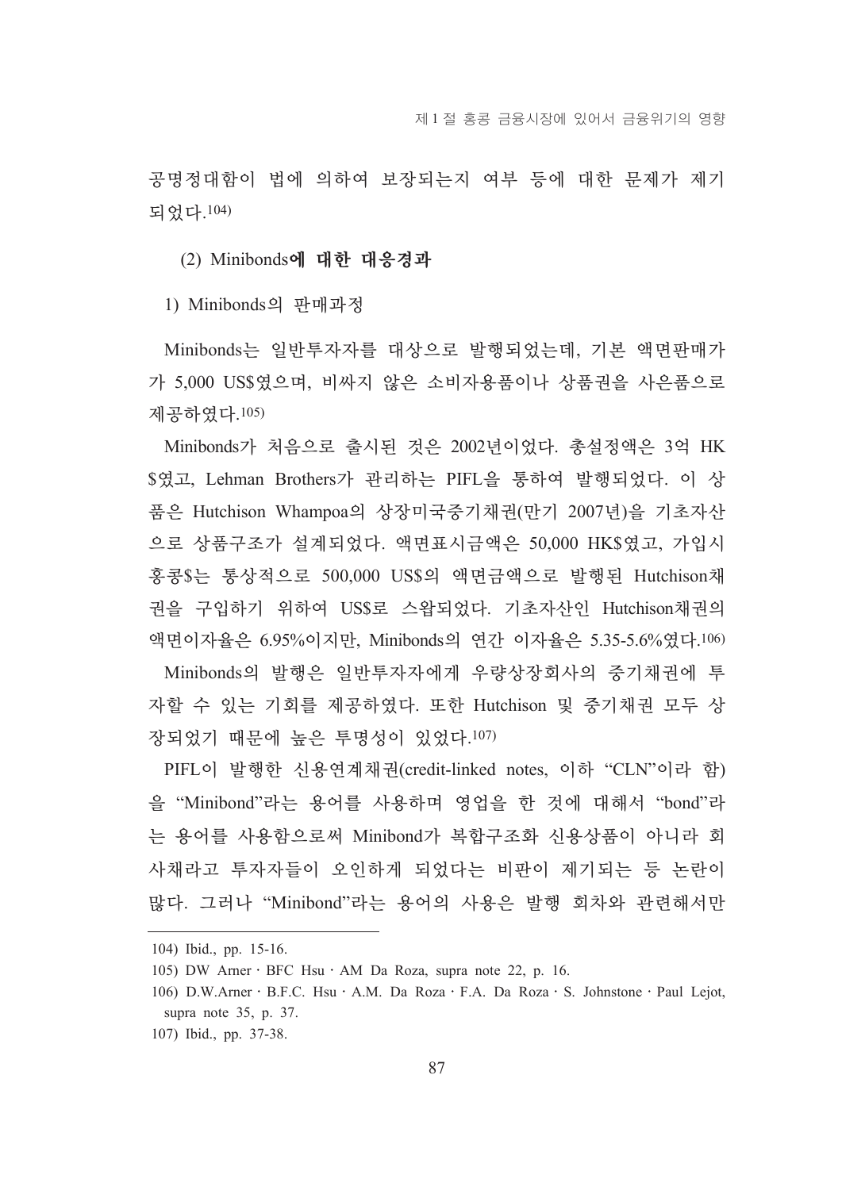공명정대함이 법에 의하여 보장되는지 여부 등에 대한 문제가 제기되었다.[104)]

#### (2) Minibonds에 대한 대응경과

##### 1) Minibonds의 판매과정

Minibonds는 일반투자자를 대상으로 발행되었는데, 기본 액면판매가가 5,000 US$였으며, 비싸지 않은 소비자용품이나 상품권을 사은품으로 제공하였다.[105)]

Minibonds가 처음으로 출시된 것은 2002년이었다. 총설정액은 3억 HK$였고, Lehman Brothers가 관리하는 PIFL을 통하여 발행되었다. 이 상품은 Hutchison Whampoa의 상장미국중기채권(만기 2007년)을 기초자산으로 상품구조가 설계되었다. 액면표시금액은 50,000 HK$였고, 가입시 홍콩$는 통상적으로 500,000 US$의 액면금액으로 발행된 Hutchison채권을 구입하기 위하여 US$로 스왑되었다. 기초자산인 Hutchison채권의 액면이자율은 6.95%이지만, Minibonds의 연간 이자율은 5.35-5.6%였다.[106)]

Minibonds의 발행은 일반투자자에게 우량상장회사의 중기채권에 투자할 수 있는 기회를 제공하였다. 또한 Hutchison 및 중기채권 모두 상장되었기 때문에 높은 투명성이 있었다.[107)]

PIFL이 발행한 신용연계채권(credit-linked notes, 이하 "CLN"이라 함)을 "Minibond"라는 용어를 사용하며 영업을 한 것에 대해서 "bond"라는 용어를 사용함으로써 Minibond가 복합구조화 신용상품이 아니라 회사채라고 투자자들이 오인하게 되었다는 비판이 제기되는 등 논란이 많다. 그러나 "Minibond"라는 용어의 사용은 발행 회차와 관련해서만

---

104) Ibid., pp. 15-16.

105) DW Arner · BFC Hsu · AM Da Roza, supra note 22, p. 16.

106) D.W.Arner · B.F.C. Hsu · A.M. Da Roza · F.A. Da Roza · S. Johnstone · Paul Lejot, supra note 35, p. 37.

107) Ibid., pp. 37-38.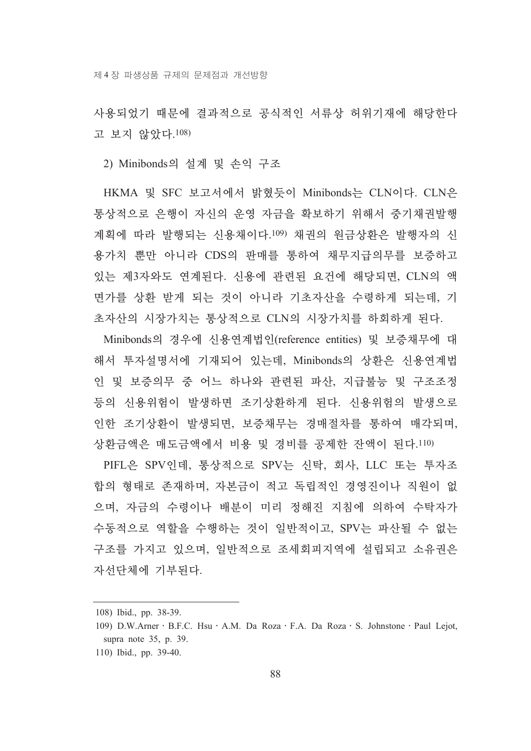사용되었기 때문에 결과적으로 공식적인 서류상 허위기재에 해당한다고 보지 않았다.[108)]

2) Minibonds의 설계 및 손익 구조

HKMA 및 SFC 보고서에서 밝혔듯이 Minibonds는 CLN이다. CLN은 통상적으로 은행이 자신의 운영 자금을 확보하기 위해서 중기채권발행계획에 따라 발행되는 신용채이다.[109)] 채권의 원금상환은 발행자의 신용가치 뿐만 아니라 CDS의 판매를 통하여 채무지급의무를 보증하고 있는 제3자와도 연계된다. 신용에 관련된 요건에 해당되면, CLN의 액면가를 상환 받게 되는 것이 아니라 기초자산을 수령하게 되는데, 기초자산의 시장가치는 통상적으로 CLN의 시장가치를 하회하게 된다.

Minibonds의 경우에 신용연계법인(reference entities) 및 보증채무에 대해서 투자설명서에 기재되어 있는데, Minibonds의 상환은 신용연계법인 및 보증의무 중 어느 하나와 관련된 파산, 지급불능 및 구조조정 등의 신용위험이 발생하면 조기상환하게 된다. 신용위험의 발생으로 인한 조기상환이 발생되면, 보증채무는 경매절차를 통하여 매각되며, 상환금액은 매도금액에서 비용 및 경비를 공제한 잔액이 된다.[110)]

PIFL은 SPV인데, 통상적으로 SPV는 신탁, 회사, LLC 또는 투자조합의 형태로 존재하며, 자본금이 적고 독립적인 경영진이나 직원이 없으며, 자금의 수령이나 배분이 미리 정해진 지침에 의하여 수탁자가 수동적으로 역할을 수행하는 것이 일반적이고, SPV는 파산될 수 없는 구조를 가지고 있으며, 일반적으로 조세회피지역에 설립되고 소유권은 자선단체에 기부된다.

---

108) Ibid., pp. 38-39.

109) D.W.Arner · B.F.C. Hsu · A.M. Da Roza · F.A. Da Roza · S. Johnstone · Paul Lejot, supra note 35, p. 39.

110) Ibid., pp. 39-40.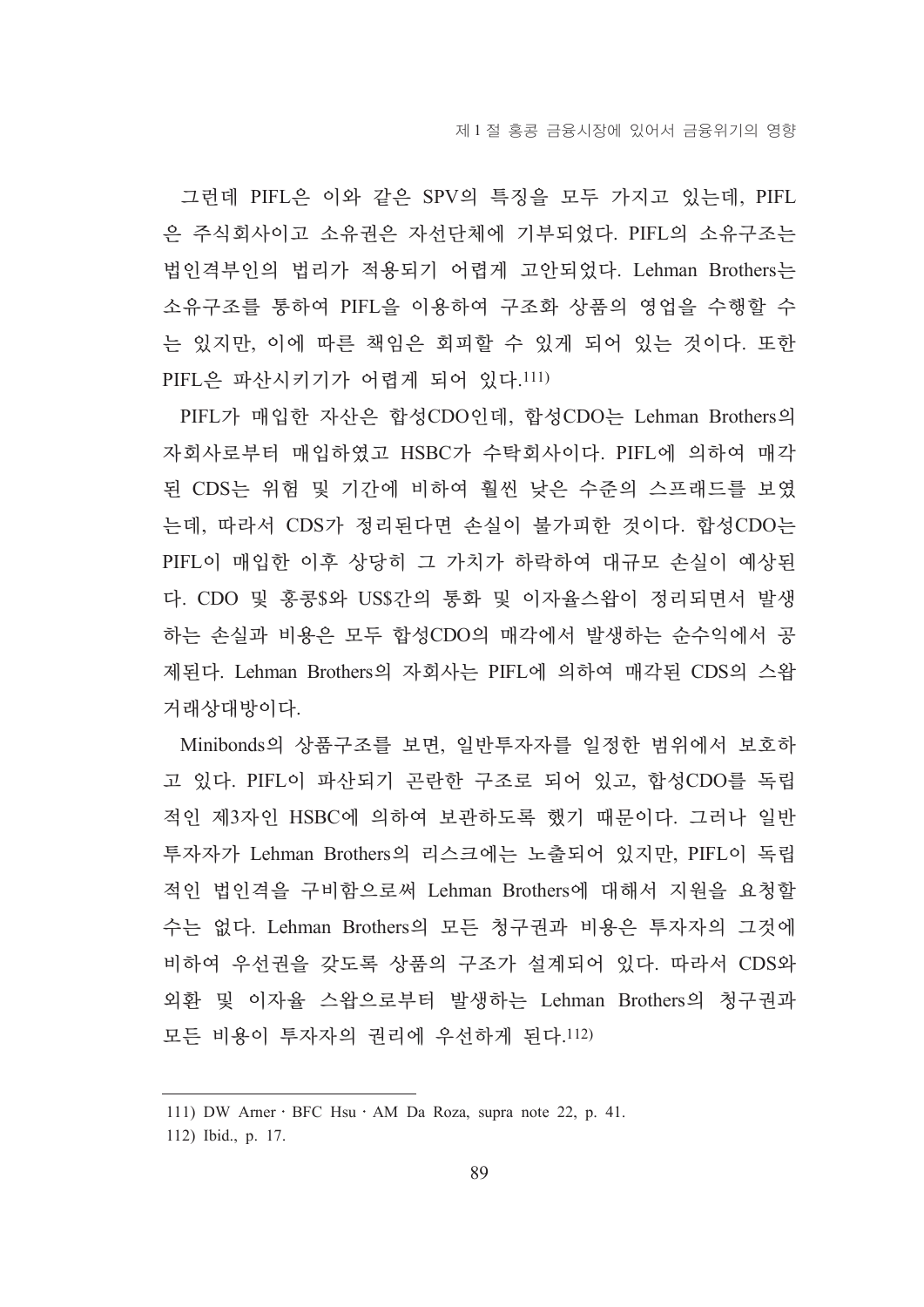그런데 PIFL은 이와 같은 SPV의 특징을 모두 가지고 있는데, PIFL은 주식회사이고 소유권은 자선단체에 기부되었다. PIFL의 소유구조는 법인격부인의 법리가 적용되기 어렵게 고안되었다. Lehman Brothers는 소유구조를 통하여 PIFL을 이용하여 구조화 상품의 영업을 수행할 수는 있지만, 이에 따른 책임은 회피할 수 있게 되어 있는 것이다. 또한 PIFL은 파산시키기가 어렵게 되어 있다.[111)]

PIFL가 매입한 자산은 합성CDO인데, 합성CDO는 Lehman Brothers의 자회사로부터 매입하였고 HSBC가 수탁회사이다. PIFL에 의하여 매각된 CDS는 위험 및 기간에 비하여 훨씬 낮은 수준의 스프레드를 보였는데, 따라서 CDS가 정리된다면 손실이 불가피한 것이다. 합성CDO는 PIFL이 매입한 이후 상당히 그 가치가 하락하여 대규모 손실이 예상된다. CDO 및 홍콩$와 US$간의 통화 및 이자율스왑이 정리되면서 발생하는 손실과 비용은 모두 합성CDO의 매각에서 발생하는 순수익에서 공제된다. Lehman Brothers의 자회사는 PIFL에 의하여 매각된 CDS의 스왑 거래상대방이다.

Minibonds의 상품구조를 보면, 일반투자자를 일정한 범위에서 보호하고 있다. PIFL이 파산되기 곤란한 구조로 되어 있고, 합성CDO를 독립적인 제3자인 HSBC에 의하여 보관하도록 했기 때문이다. 그러나 일반투자자가 Lehman Brothers의 리스크에는 노출되어 있지만, PIFL이 독립적인 법인격을 구비함으로써 Lehman Brothers에 대해서 지원을 요청할 수는 없다. Lehman Brothers의 모든 청구권과 비용은 투자자의 그것에 비하여 우선권을 갖도록 상품의 구조가 설계되어 있다. 따라서 CDS와 외환 및 이자율 스왑으로부터 발생하는 Lehman Brothers의 청구권과 모든 비용이 투자자의 권리에 우선하게 된다.[112)]

---

111) DW Arner · BFC Hsu · AM Da Roza, supra note 22, p. 41.

112) Ibid., p. 17.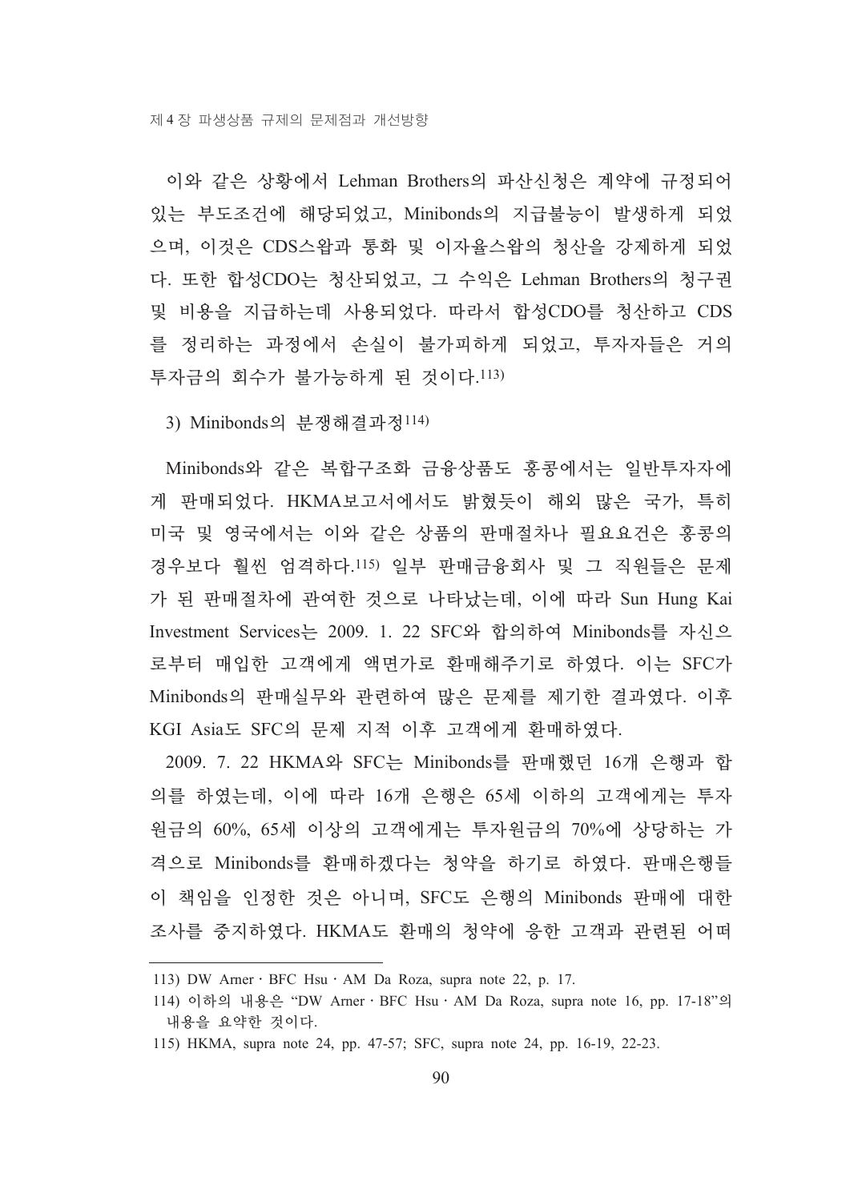이와 같은 상황에서 Lehman Brothers의 파산신청은 계약에 규정되어 있는 부도조건에 해당되었고, Minibonds의 지급불능이 발생하게 되었으며, 이것은 CDS스왑과 통화 및 이자율스왑의 청산을 강제하게 되었다. 또한 합성CDO는 청산되었고, 그 수익은 Lehman Brothers의 청구권 및 비용을 지급하는데 사용되었다. 따라서 합성CDO를 청산하고 CDS를 정리하는 과정에서 손실이 불가피하게 되었고, 투자자들은 거의 투자금의 회수가 불가능하게 된 것이다.[113]

3) Minibonds의 분쟁해결과정[114]

Minibonds와 같은 복합구조화 금융상품도 홍콩에서는 일반투자자에게 판매되었다. HKMA보고서에서도 밝혔듯이 해외 많은 국가, 특히 미국 및 영국에서는 이와 같은 상품의 판매절차나 필요요건은 홍콩의 경우보다 훨씬 엄격하다.[115] 일부 판매금융회사 및 그 직원들은 문제가 된 판매절차에 관여한 것으로 나타났는데, 이에 따라 Sun Hung Kai Investment Services는 2009. 1. 22 SFC와 합의하여 Minibonds를 자신으로부터 매입한 고객에게 액면가로 환매해주기로 하였다. 이는 SFC가 Minibonds의 판매실무와 관련하여 많은 문제를 제기한 결과였다. 이후 KGI Asia도 SFC의 문제 지적 이후 고객에게 환매하였다.

2009. 7. 22 HKMA와 SFC는 Minibonds를 판매했던 16개 은행과 합의를 하였는데, 이에 따라 16개 은행은 65세 이하의 고객에게는 투자원금의 60%, 65세 이상의 고객에게는 투자원금의 70%에 상당하는 가격으로 Minibonds를 환매하겠다는 청약을 하기로 하였다. 판매은행들이 책임을 인정한 것은 아니며, SFC도 은행의 Minibonds 판매에 대한 조사를 중지하였다. HKMA도 환매의 청약에 응한 고객과 관련된 어떠

---

113) DW Arner · BFC Hsu · AM Da Roza, supra note 22, p. 17.

114) 이하의 내용은 "DW Arner · BFC Hsu · AM Da Roza, supra note 16, pp. 17-18"의 내용을 요약한 것이다.

115) HKMA, supra note 24, pp. 47-57; SFC, supra note 24, pp. 16-19, 22-23.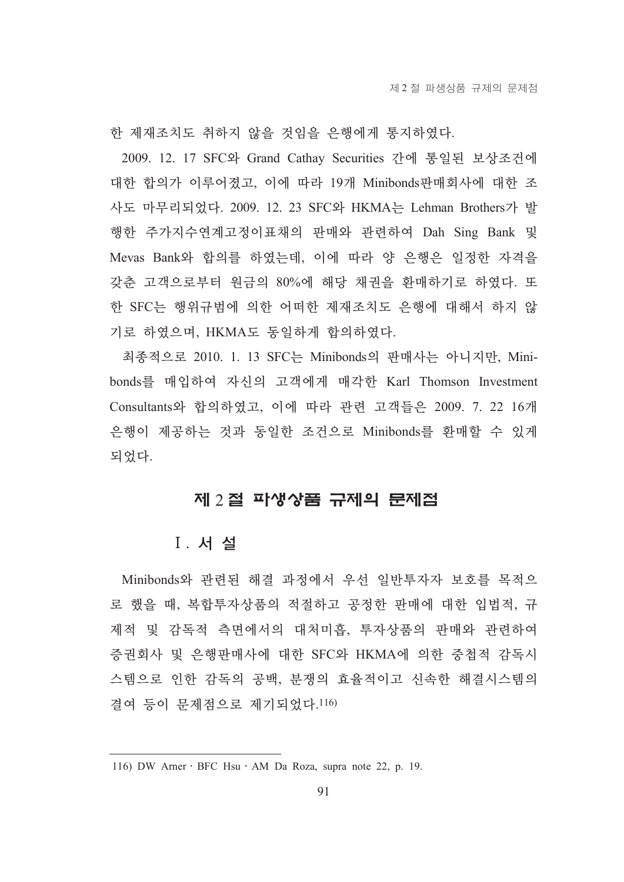한 제재조치도 취하지 않을 것임을 은행에게 통지하였다.

2009. 12. 17 SFC와 Grand Cathay Securities 간에 통일된 보상조건에 대한 합의가 이루어졌고, 이에 따라 19개 Minibonds판매회사에 대한 조사도 마무리되었다. 2009. 12. 23 SFC와 HKMA는 Lehman Brothers가 발행한 주가지수연계고정이표채의 판매와 관련하여 Dah Sing Bank 및 Mevas Bank와 합의를 하였는데, 이에 따라 양 은행은 일정한 자격을 갖춘 고객으로부터 원금의 80%에 해당 채권을 환매하기로 하였다. 또한 SFC는 행위규범에 의한 어떠한 제재조치도 은행에 대해서 하지 않기로 하였으며, HKMA도 동일하게 합의하였다.

최종적으로 2010. 1. 13 SFC는 Minibonds의 판매사는 아니지만, Minibonds를 매입하여 자신의 고객에게 매각한 Karl Thomson Investment Consultants와 합의하였고, 이에 따라 관련 고객들은 2009. 7. 22 16개 은행이 제공하는 것과 동일한 조건으로 Minibonds를 환매할 수 있게 되었다.

## 제 2 절 파생상품 규제의 문제점

### Ⅰ. 서 설

Minibonds와 관련된 해결 과정에서 우선 일반투자자 보호를 목적으로 했을 때, 복합투자상품의 적절하고 공정한 판매에 대한 입법적, 규제적 및 감독적 측면에서의 대처미흡, 투자상품의 판매와 관련하여 증권회사 및 은행판매사에 대한 SFC와 HKMA에 의한 중첩적 감독시스템으로 인한 감독의 공백, 분쟁의 효율적이고 신속한 해결시스템의 결여 등이 문제점으로 제기되었다.[116]

---

116) DW Arner · BFC Hsu · AM Da Roza, supra note 22, p. 19.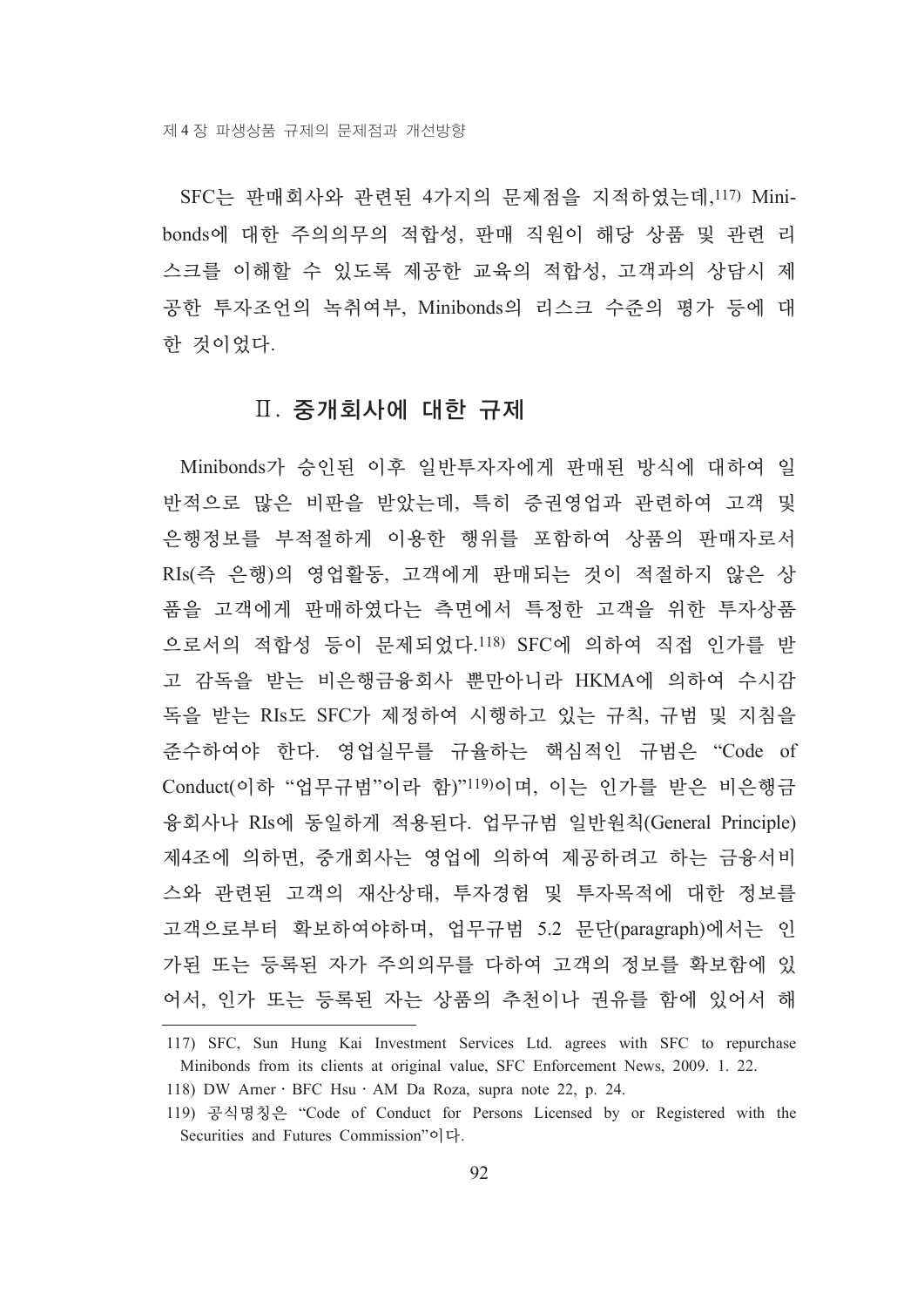SFC는 판매회사와 관련된 4가지의 문제점을 지적하였는데,[117] Minibonds에 대한 주의의무의 적합성, 판매 직원이 해당 상품 및 관련 리스크를 이해할 수 있도록 제공한 교육의 적합성, 고객과의 상담시 제공한 투자조언의 녹취여부, Minibonds의 리스크 수준의 평가 등에 대한 것이었다.

## Ⅱ. 중개회사에 대한 규제

Minibonds가 승인된 이후 일반투자자에게 판매된 방식에 대하여 일반적으로 많은 비판을 받았는데, 특히 증권영업과 관련하여 고객 및 은행정보를 부적절하게 이용한 행위를 포함하여 상품의 판매자로서 RIs(즉 은행)의 영업활동, 고객에게 판매되는 것이 적절하지 않은 상품을 고객에게 판매하였다는 측면에서 특정한 고객을 위한 투자상품으로서의 적합성 등이 문제되었다.[118] SFC에 의하여 직접 인가를 받고 감독을 받는 비은행금융회사 뿐만아니라 HKMA에 의하여 수시감독을 받는 RIs도 SFC가 제정하여 시행하고 있는 규칙, 규범 및 지침을 준수하여야 한다. 영업실무를 규율하는 핵심적인 규범은 "Code of Conduct(이하 "업무규범"이라 함)"[119]이며, 이는 인가를 받은 비은행금융회사나 RIs에 동일하게 적용된다. 업무규범 일반원칙(General Principle) 제4조에 의하면, 중개회사는 영업에 의하여 제공하려고 하는 금융서비스와 관련된 고객의 재산상태, 투자경험 및 투자목적에 대한 정보를 고객으로부터 확보하여야하며, 업무규범 5.2 문단(paragraph)에서는 인가된 또는 등록된 자가 주의의무를 다하여 고객의 정보를 확보함에 있어서, 인가 또는 등록된 자는 상품의 추천이나 권유를 함에 있어서 해

---

117) SFC, Sun Hung Kai Investment Services Ltd. agrees with SFC to repurchase Minibonds from its clients at original value, SFC Enforcement News, 2009. 1. 22.

118) DW Arner · BFC Hsu · AM Da Roza, supra note 22, p. 24.

119) 공식명칭은 "Code of Conduct for Persons Licensed by or Registered with the Securities and Futures Commission"이다.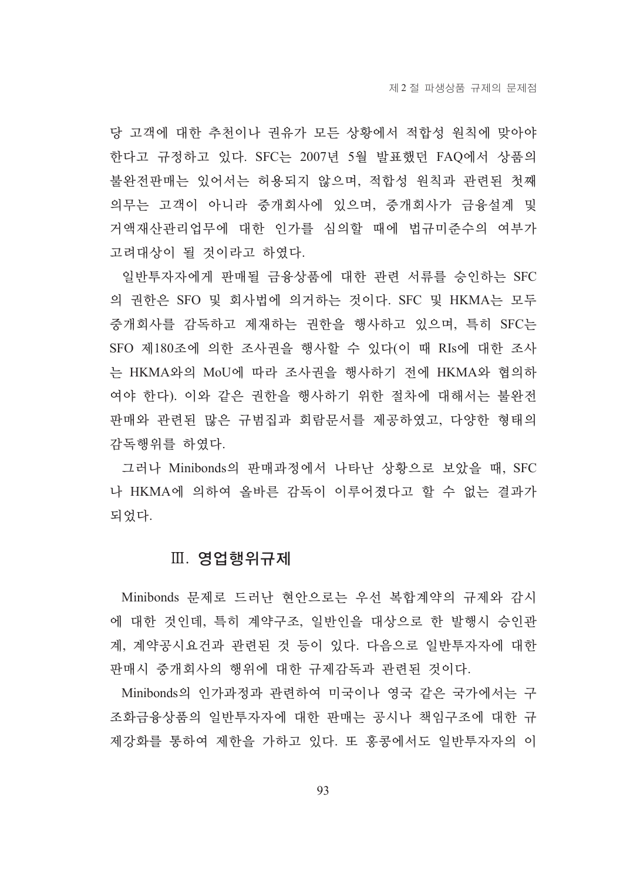당 고객에 대한 추천이나 권유가 모든 상황에서 적합성 원칙에 맞아야 한다고 규정하고 있다. SFC는 2007년 5월 발표했던 FAQ에서 상품의 불완전판매는 있어서는 허용되지 않으며, 적합성 원칙과 관련된 첫째 의무는 고객이 아니라 중개회사에 있으며, 중개회사가 금융설계 및 거액재산관리업무에 대한 인가를 심의할 때에 법규미준수의 여부가 고려대상이 될 것이라고 하였다.

일반투자자에게 판매될 금융상품에 대한 관련 서류를 승인하는 SFC의 권한은 SFO 및 회사법에 의거하는 것이다. SFC 및 HKMA는 모두 중개회사를 감독하고 제재하는 권한을 행사하고 있으며, 특히 SFC는 SFO 제180조에 의한 조사권을 행사할 수 있다(이 때 RIs에 대한 조사는 HKMA와의 MoU에 따라 조사권을 행사하기 전에 HKMA와 협의하여야 한다). 이와 같은 권한을 행사하기 위한 절차에 대해서는 불완전판매와 관련된 많은 규범집과 회람문서를 제공하였고, 다양한 형태의 감독행위를 하였다.

그러나 Minibonds의 판매과정에서 나타난 상황으로 보았을 때, SFC나 HKMA에 의하여 올바른 감독이 이루어졌다고 할 수 없는 결과가 되었다.

## Ⅲ. 영업행위규제

Minibonds 문제로 드러난 현안으로는 우선 복합계약의 규제와 감시에 대한 것인데, 특히 계약구조, 일반인을 대상으로 한 발행시 승인관계, 계약공시요건과 관련된 것 등이 있다. 다음으로 일반투자자에 대한 판매시 중개회사의 행위에 대한 규제감독과 관련된 것이다.

Minibonds의 인가과정과 관련하여 미국이나 영국 같은 국가에서는 구조화금융상품의 일반투자자에 대한 판매는 공시나 책임구조에 대한 규제강화를 통하여 제한을 가하고 있다. 또 홍콩에서도 일반투자자의 이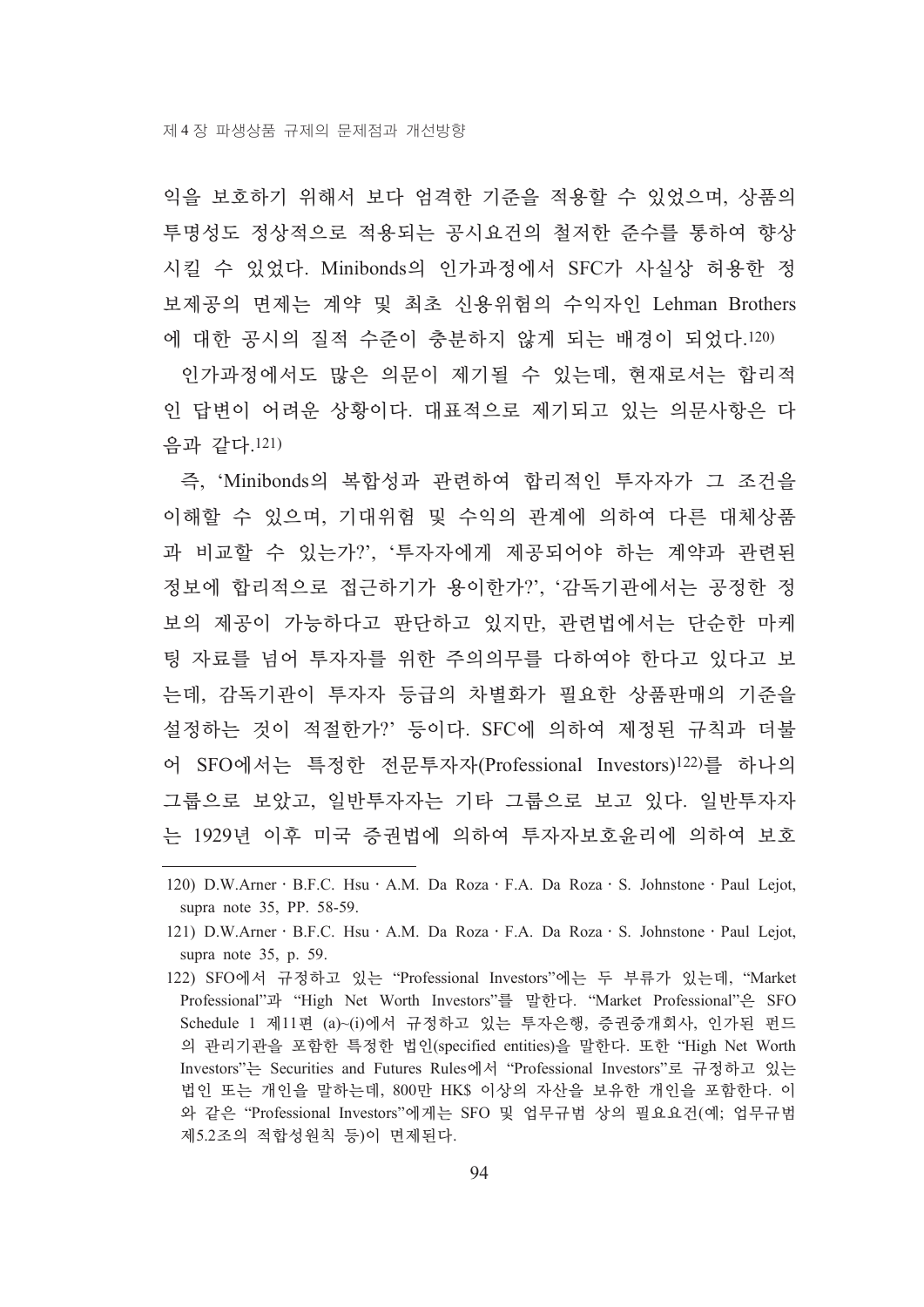익을 보호하기 위해서 보다 엄격한 기준을 적용할 수 있었으며, 상품의 투명성도 정상적으로 적용되는 공시요건의 철저한 준수를 통하여 향상시킬 수 있었다. Minibonds의 인가과정에서 SFC가 사실상 허용한 정보제공의 면제는 계약 및 최초 신용위험의 수익자인 Lehman Brothers에 대한 공시의 질적 수준이 충분하지 않게 되는 배경이 되었다.[120]

인가과정에서도 많은 의문이 제기될 수 있는데, 현재로서는 합리적인 답변이 어려운 상황이다. 대표적으로 제기되고 있는 의문사항은 다음과 같다.[121]

즉, ‘Minibonds의 복합성과 관련하여 합리적인 투자자가 그 조건을 이해할 수 있으며, 기대위험 및 수익의 관계에 의하여 다른 대체상품과 비교할 수 있는가?’, ‘투자자에게 제공되어야 하는 계약과 관련된 정보에 합리적으로 접근하기가 용이한가?’, ‘감독기관에서는 공정한 정보의 제공이 가능하다고 판단하고 있지만, 관련법에서는 단순한 마케팅 자료를 넘어 투자자를 위한 주의의무를 다하여야 한다고 있다고 보는데, 감독기관이 투자자 등급의 차별화가 필요한 상품판매의 기준을 설정하는 것이 적절한가?’ 등이다. SFC에 의하여 제정된 규칙과 더불어 SFO에서는 특정한 전문투자자(Professional Investors)[122]를 하나의 그룹으로 보았고, 일반투자자는 기타 그룹으로 보고 있다. 일반투자자는 1929년 이후 미국 증권법에 의하여 투자자보호윤리에 의하여 보호

---

120) D.W.Arner · B.F.C. Hsu · A.M. Da Roza · F.A. Da Roza · S. Johnstone · Paul Lejot, supra note 35, PP. 58-59.

121) D.W.Arner · B.F.C. Hsu · A.M. Da Roza · F.A. Da Roza · S. Johnstone · Paul Lejot, supra note 35, p. 59.

122) SFO에서 규정하고 있는 “Professional Investors”에는 두 부류가 있는데, “Market Professional”과 “High Net Worth Investors”를 말한다. “Market Professional”은 SFO Schedule 1 제11편 (a)~(i)에서 규정하고 있는 투자은행, 증권중개회사, 인가된 펀드의 관리기관을 포함한 특정한 법인(specified entities)을 말한다. 또한 “High Net Worth Investors”는 Securities and Futures Rules에서 “Professional Investors”로 규정하고 있는 법인 또는 개인을 말하는데, 800만 HK$ 이상의 자산을 보유한 개인을 포함한다. 이와 같은 “Professional Investors”에게는 SFO 및 업무규범 상의 필요요건(예; 업무규범 제5.2조의 적합성원칙 등)이 면제된다.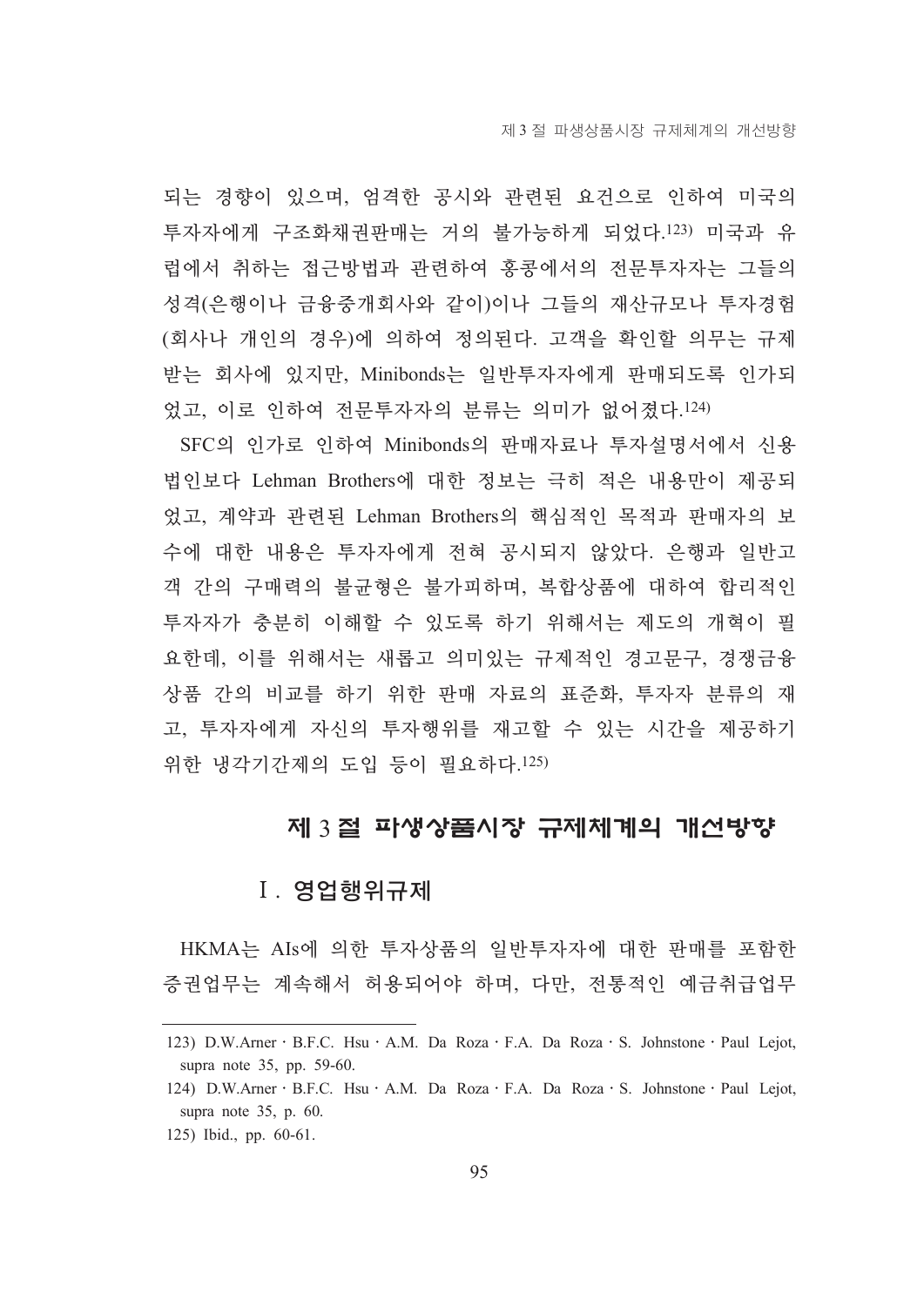되는 경향이 있으며, 엄격한 공시와 관련된 요건으로 인하여 미국의 투자자에게 구조화채권판매는 거의 불가능하게 되었다.[123] 미국과 유럽에서 취하는 접근방법과 관련하여 홍콩에서의 전문투자자는 그들의 성격(은행이나 금융중개회사와 같이)이나 그들의 재산규모나 투자경험(회사나 개인의 경우)에 의하여 정의된다. 고객을 확인할 의무는 규제받는 회사에 있지만, Minibonds는 일반투자자에게 판매되도록 인가되었고, 이로 인하여 전문투자자의 분류는 의미가 없어졌다.[124]

SFC의 인가로 인하여 Minibonds의 판매자료나 투자설명서에서 신용법인보다 Lehman Brothers에 대한 정보는 극히 적은 내용만이 제공되었고, 계약과 관련된 Lehman Brothers의 핵심적인 목적과 판매자의 보수에 대한 내용은 투자자에게 전혀 공시되지 않았다. 은행과 일반고객 간의 구매력의 불균형은 불가피하며, 복합상품에 대하여 합리적인 투자자가 충분히 이해할 수 있도록 하기 위해서는 제도의 개혁이 필요한데, 이를 위해서는 새롭고 의미있는 규제적인 경고문구, 경쟁금융상품 간의 비교를 하기 위한 판매 자료의 표준화, 투자자 분류의 재고, 투자자에게 자신의 투자행위를 재고할 수 있는 시간을 제공하기 위한 냉각기간제의 도입 등이 필요하다.[125]

## 제 3 절 파생상품시장 규제체계의 개선방향

### Ⅰ. 영업행위규제

HKMA는 AIs에 의한 투자상품의 일반투자자에 대한 판매를 포함한 증권업무는 계속해서 허용되어야 하며, 다만, 전통적인 예금취급업무

---

123) D.W.Arner · B.F.C. Hsu · A.M. Da Roza · F.A. Da Roza · S. Johnstone · Paul Lejot, supra note 35, pp. 59-60.

124) D.W.Arner · B.F.C. Hsu · A.M. Da Roza · F.A. Da Roza · S. Johnstone · Paul Lejot, supra note 35, p. 60.

125) Ibid., pp. 60-61.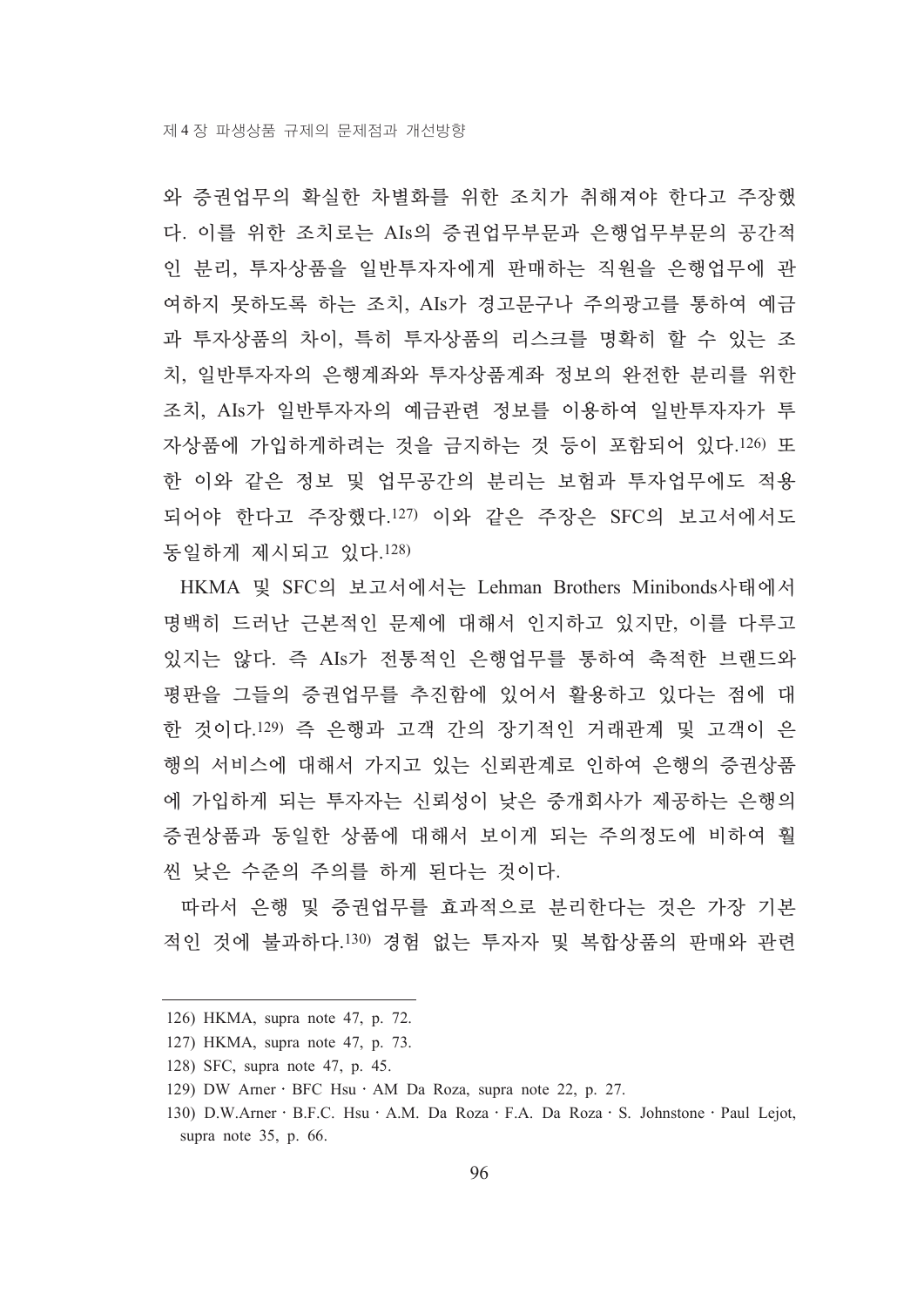와 증권업무의 확실한 차별화를 위한 조치가 취해져야 한다고 주장했다. 이를 위한 조치로는 AIs의 증권업무부문과 은행업무부문의 공간적인 분리, 투자상품을 일반투자자에게 판매하는 직원을 은행업무에 관여하지 못하도록 하는 조치, AIs가 경고문구나 주의광고를 통하여 예금과 투자상품의 차이, 특히 투자상품의 리스크를 명확히 할 수 있는 조치, 일반투자자의 은행계좌와 투자상품계좌 정보의 완전한 분리를 위한 조치, AIs가 일반투자자의 예금관련 정보를 이용하여 일반투자자가 투자상품에 가입하게하려는 것을 금지하는 것 등이 포함되어 있다.[126] 또한 이와 같은 정보 및 업무공간의 분리는 보험과 투자업무에도 적용되어야 한다고 주장했다.[127] 이와 같은 주장은 SFC의 보고서에서도 동일하게 제시되고 있다.[128]

HKMA 및 SFC의 보고서에서는 Lehman Brothers Minibonds사태에서 명백히 드러난 근본적인 문제에 대해서 인지하고 있지만, 이를 다루고 있지는 않다. 즉 AIs가 전통적인 은행업무를 통하여 축적한 브랜드와 평판을 그들의 증권업무를 추진함에 있어서 활용하고 있다는 점에 대한 것이다.[129] 즉 은행과 고객 간의 장기적인 거래관계 및 고객이 은행의 서비스에 대해서 가지고 있는 신뢰관계로 인하여 은행의 증권상품에 가입하게 되는 투자자는 신뢰성이 낮은 중개회사가 제공하는 은행의 증권상품과 동일한 상품에 대해서 보이게 되는 주의정도에 비하여 훨씬 낮은 수준의 주의를 하게 된다는 것이다.

따라서 은행 및 증권업무를 효과적으로 분리한다는 것은 가장 기본적인 것에 불과하다.[130] 경험 없는 투자자 및 복합상품의 판매와 관련

---

126) HKMA, supra note 47, p. 72.

127) HKMA, supra note 47, p. 73.

128) SFC, supra note 47, p. 45.

129) DW Arner · BFC Hsu · AM Da Roza, supra note 22, p. 27.

130) D.W.Arner · B.F.C. Hsu · A.M. Da Roza · F.A. Da Roza · S. Johnstone · Paul Lejot, supra note 35, p. 66.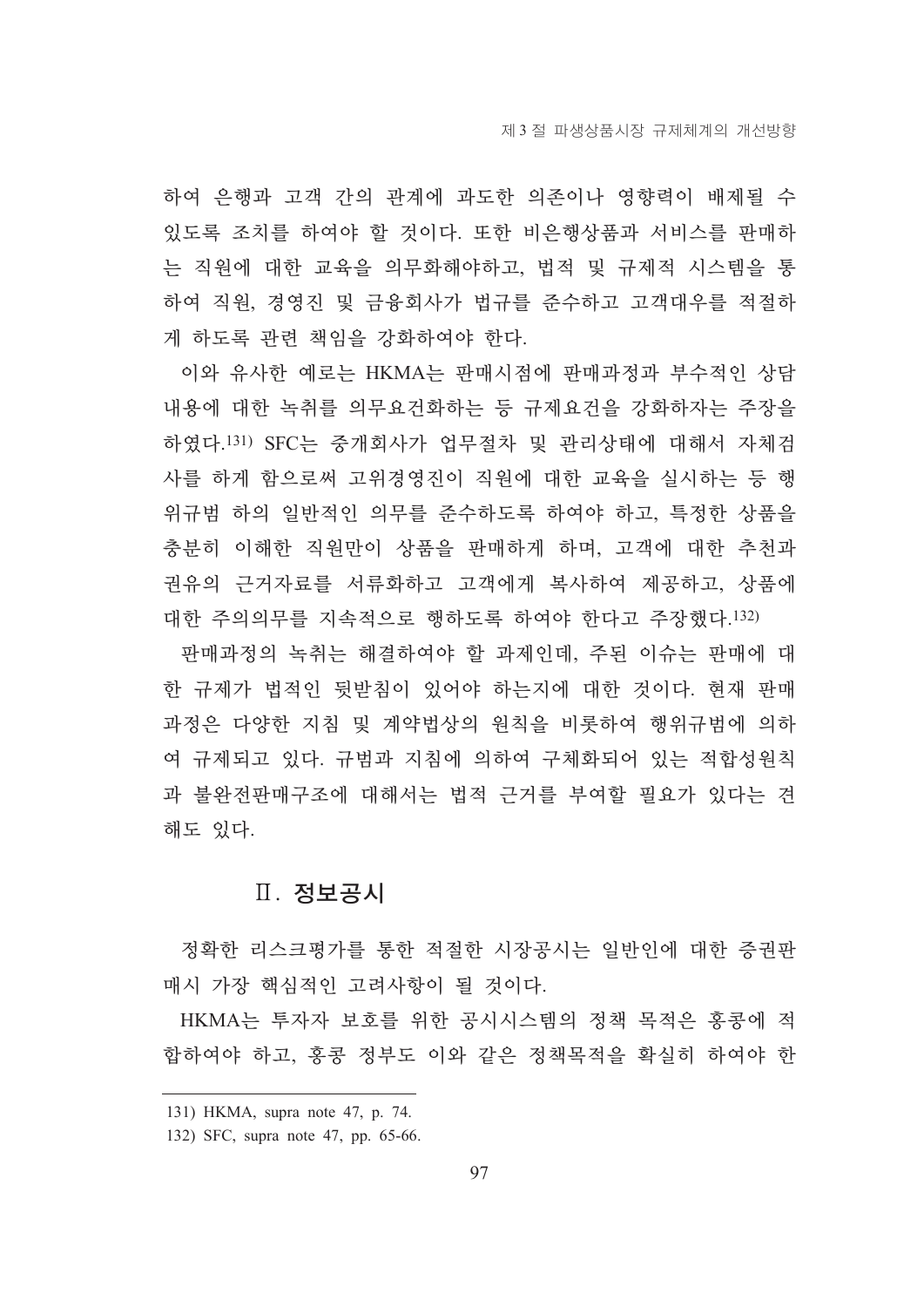하여 은행과 고객 간의 관계에 과도한 의존이나 영향력이 배제될 수 있도록 조치를 하여야 할 것이다. 또한 비은행상품과 서비스를 판매하는 직원에 대한 교육을 의무화해야하고, 법적 및 규제적 시스템을 통하여 직원, 경영진 및 금융회사가 법규를 준수하고 고객대우를 적절하게 하도록 관련 책임을 강화하여야 한다.

이와 유사한 예로는 HKMA는 판매시점에 판매과정과 부수적인 상담내용에 대한 녹취를 의무요건화하는 등 규제요건을 강화하자는 주장을 하였다.[131] SFC는 중개회사가 업무절차 및 관리상태에 대해서 자체검사를 하게 함으로써 고위경영진이 직원에 대한 교육을 실시하는 등 행위규범 하의 일반적인 의무를 준수하도록 하여야 하고, 특정한 상품을 충분히 이해한 직원만이 상품을 판매하게 하며, 고객에 대한 추천과 권유의 근거자료를 서류화하고 고객에게 복사하여 제공하고, 상품에 대한 주의의무를 지속적으로 행하도록 하여야 한다고 주장했다.[132]

판매과정의 녹취는 해결하여야 할 과제인데, 주된 이슈는 판매에 대한 규제가 법적인 뒷받침이 있어야 하는지에 대한 것이다. 현재 판매과정은 다양한 지침 및 계약법상의 원칙을 비롯하여 행위규범에 의하여 규제되고 있다. 규범과 지침에 의하여 구체화되어 있는 적합성원칙과 불완전판매구조에 대해서는 법적 근거를 부여할 필요가 있다는 견해도 있다.

## Ⅱ. 정보공시

정확한 리스크평가를 통한 적절한 시장공시는 일반인에 대한 증권판매시 가장 핵심적인 고려사항이 될 것이다.

HKMA는 투자자 보호를 위한 공시시스템의 정책 목적은 홍콩에 적합하여야 하고, 홍콩 정부도 이와 같은 정책목적을 확실히 하여야 한

---

131) HKMA, supra note 47, p. 74.

132) SFC, supra note 47, pp. 65-66.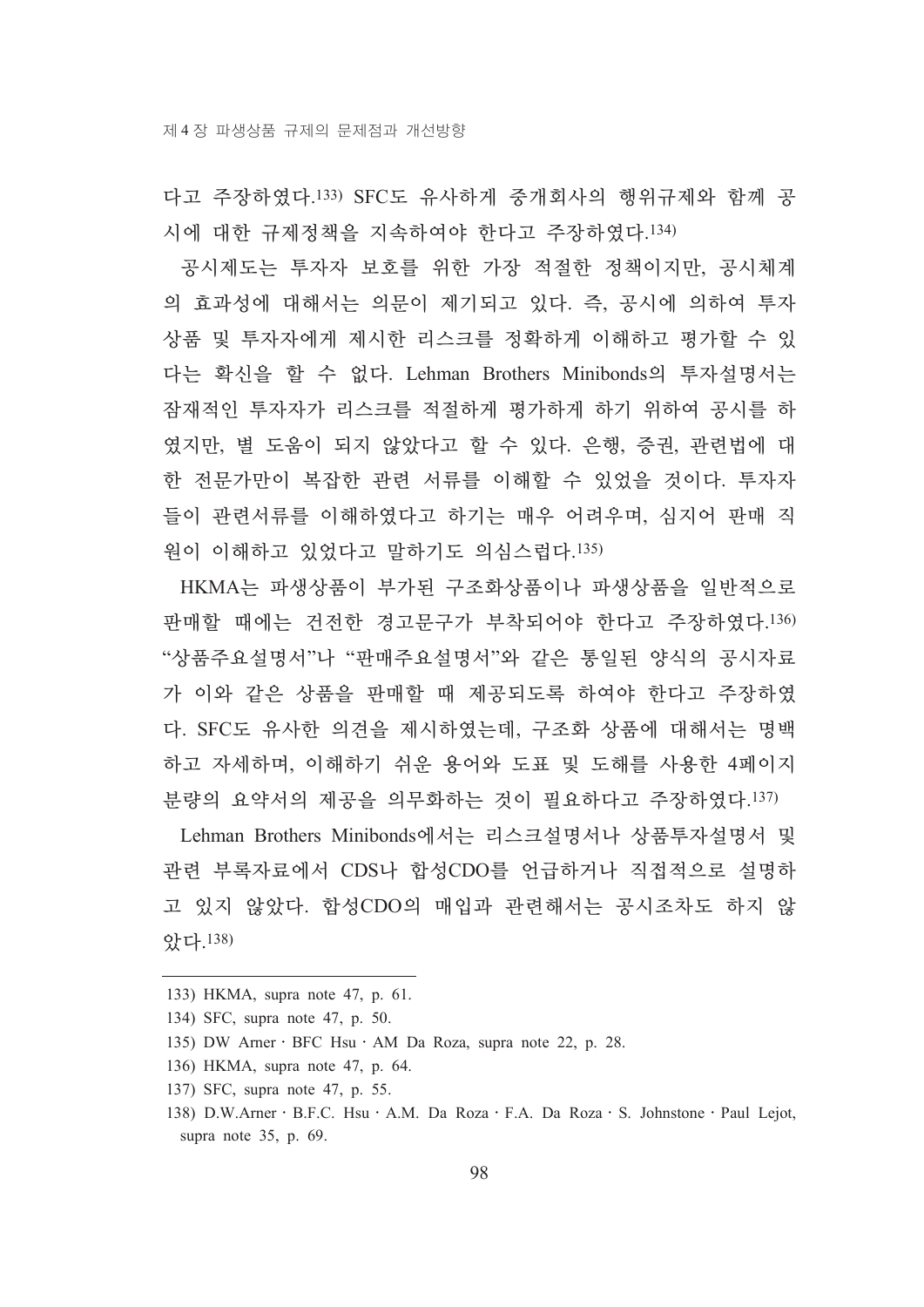다고 주장하였다.[133] SFC도 유사하게 중개회사의 행위규제와 함께 공시에 대한 규제정책을 지속하여야 한다고 주장하였다.[134]

공시제도는 투자자 보호를 위한 가장 적절한 정책이지만, 공시체계의 효과성에 대해서는 의문이 제기되고 있다. 즉, 공시에 의하여 투자상품 및 투자자에게 제시한 리스크를 정확하게 이해하고 평가할 수 있다는 확신을 할 수 없다. Lehman Brothers Minibonds의 투자설명서는 잠재적인 투자자가 리스크를 적절하게 평가하게 하기 위하여 공시를 하였지만, 별 도움이 되지 않았다고 할 수 있다. 은행, 증권, 관련법에 대한 전문가만이 복잡한 관련 서류를 이해할 수 있었을 것이다. 투자자들이 관련서류를 이해하였다고 하기는 매우 어려우며, 심지어 판매 직원이 이해하고 있었다고 말하기도 의심스럽다.[135]

HKMA는 파생상품이 부가된 구조화상품이나 파생상품을 일반적으로 판매할 때에는 건전한 경고문구가 부착되어야 한다고 주장하였다.[136] "상품주요설명서"나 "판매주요설명서"와 같은 통일된 양식의 공시자료가 이와 같은 상품을 판매할 때 제공되도록 하여야 한다고 주장하였다. SFC도 유사한 의견을 제시하였는데, 구조화 상품에 대해서는 명백하고 자세하며, 이해하기 쉬운 용어와 도표 및 도해를 사용한 4페이지 분량의 요약서의 제공을 의무화하는 것이 필요하다고 주장하였다.[137]

Lehman Brothers Minibonds에서는 리스크설명서나 상품투자설명서 및 관련 부록자료에서 CDS나 합성CDO를 언급하거나 직접적으로 설명하고 있지 않았다. 합성CDO의 매입과 관련해서는 공시조차도 하지 않았다.[138]

---

133) HKMA, supra note 47, p. 61.

134) SFC, supra note 47, p. 50.

135) DW Arner · BFC Hsu · AM Da Roza, supra note 22, p. 28.

136) HKMA, supra note 47, p. 64.

137) SFC, supra note 47, p. 55.

138) D.W.Arner · B.F.C. Hsu · A.M. Da Roza · F.A. Da Roza · S. Johnstone · Paul Lejot, supra note 35, p. 69.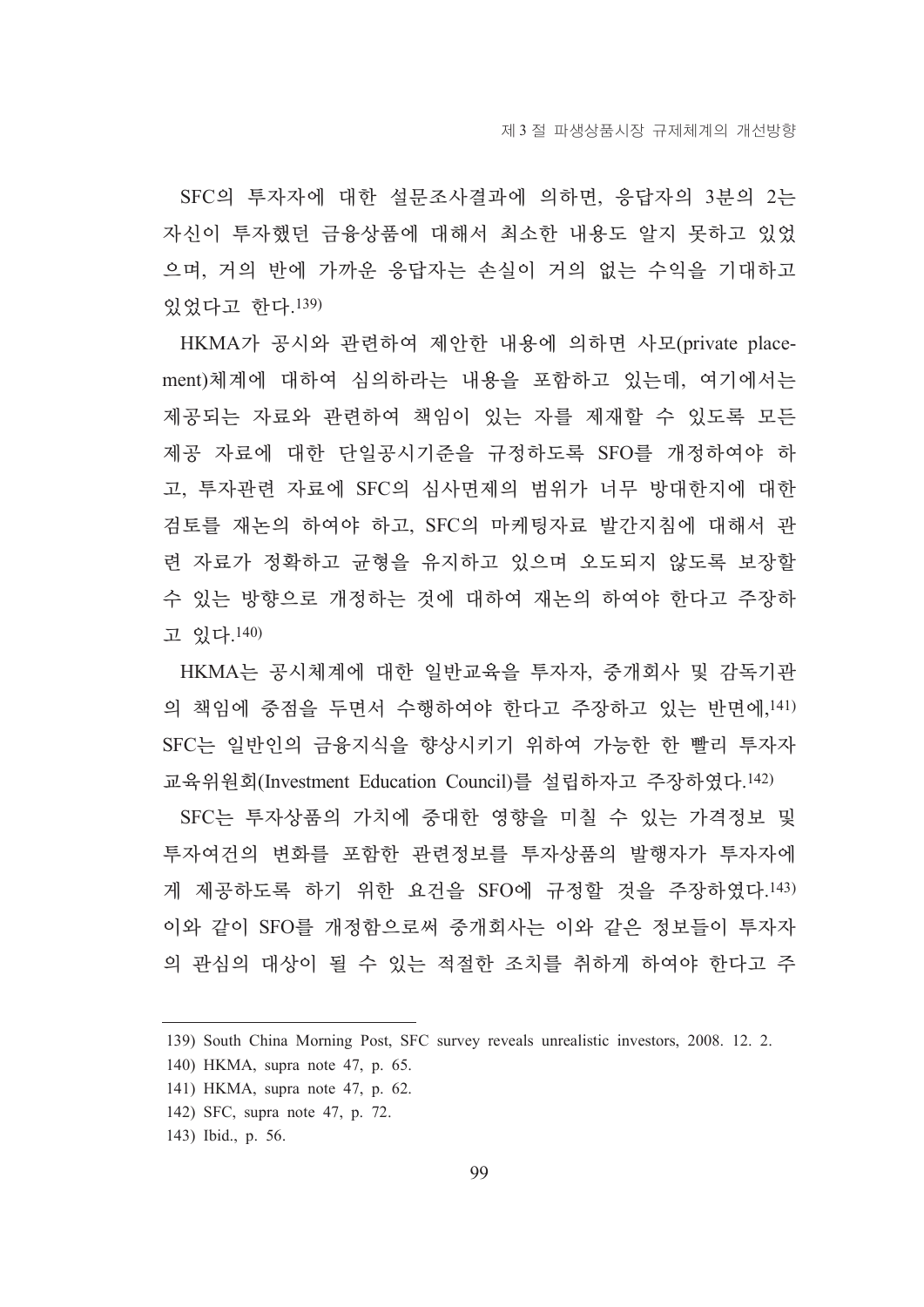SFC의 투자자에 대한 설문조사결과에 의하면, 응답자의 3분의 2는 자신이 투자했던 금융상품에 대해서 최소한 내용도 알지 못하고 있었으며, 거의 반에 가까운 응답자는 손실이 거의 없는 수익을 기대하고 있었다고 한다.[139)]

HKMA가 공시와 관련하여 제안한 내용에 의하면 사모(private placement)체계에 대하여 심의하라는 내용을 포함하고 있는데, 여기에서는 제공되는 자료와 관련하여 책임이 있는 자를 제재할 수 있도록 모든 제공 자료에 대한 단일공시기준을 규정하도록 SFO를 개정하여야 하고, 투자관련 자료에 SFC의 심사면제의 범위가 너무 방대한지에 대한 검토를 재논의 하여야 하고, SFC의 마케팅자료 발간지침에 대해서 관련 자료가 정확하고 균형을 유지하고 있으며 오도되지 않도록 보장할 수 있는 방향으로 개정하는 것에 대하여 재논의 하여야 한다고 주장하고 있다.[140)]

HKMA는 공시체계에 대한 일반교육을 투자자, 중개회사 및 감독기관의 책임에 중점을 두면서 수행하여야 한다고 주장하고 있는 반면에,[141)] SFC는 일반인의 금융지식을 향상시키기 위하여 가능한 한 빨리 투자자교육위원회(Investment Education Council)를 설립하자고 주장하였다.[142)]

SFC는 투자상품의 가치에 중대한 영향을 미칠 수 있는 가격정보 및 투자여건의 변화를 포함한 관련정보를 투자상품의 발행자가 투자자에게 제공하도록 하기 위한 요건을 SFO에 규정할 것을 주장하였다.[143)] 이와 같이 SFO를 개정함으로써 중개회사는 이와 같은 정보들이 투자자의 관심의 대상이 될 수 있는 적절한 조치를 취하게 하여야 한다고 주

---

139) South China Morning Post, SFC survey reveals unrealistic investors, 2008. 12. 2.

140) HKMA, supra note 47, p. 65.

141) HKMA, supra note 47, p. 62.

142) SFC, supra note 47, p. 72.

143) Ibid., p. 56.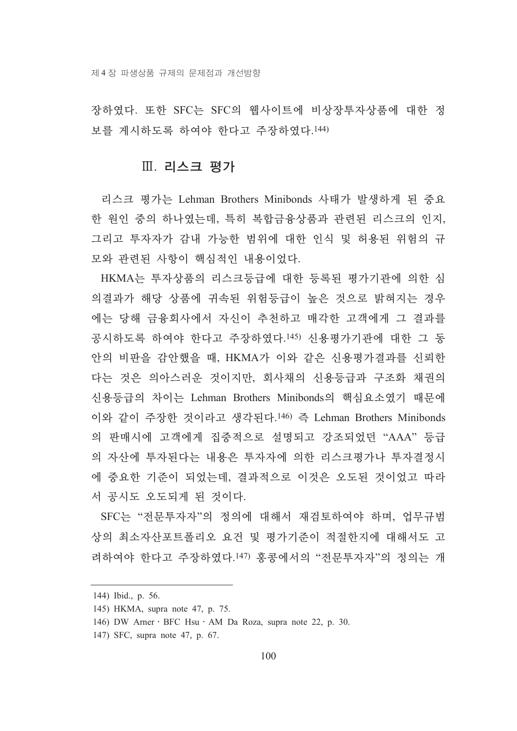장하였다. 또한 SFC는 SFC의 웹사이트에 비상장투자상품에 대한 정보를 게시하도록 하여야 한다고 주장하였다.[144]

## Ⅲ. 리스크 평가

리스크 평가는 Lehman Brothers Minibonds 사태가 발생하게 된 중요한 원인 중의 하나였는데, 특히 복합금융상품과 관련된 리스크의 인지, 그리고 투자자가 감내 가능한 범위에 대한 인식 및 허용된 위험의 규모와 관련된 사항이 핵심적인 내용이었다.

HKMA는 투자상품의 리스크등급에 대한 등록된 평가기관에 의한 심의결과가 해당 상품에 귀속된 위험등급이 높은 것으로 밝혀지는 경우에는 당해 금융회사에서 자신이 추천하고 매각한 고객에게 그 결과를 공시하도록 하여야 한다고 주장하였다.[145] 신용평가기관에 대한 그 동안의 비판을 감안했을 때, HKMA가 이와 같은 신용평가결과를 신뢰한다는 것은 의아스러운 것이지만, 회사채의 신용등급과 구조화 채권의 신용등급의 차이는 Lehman Brothers Minibonds의 핵심요소였기 때문에 이와 같이 주장한 것이라고 생각된다.[146] 즉 Lehman Brothers Minibonds의 판매시에 고객에게 집중적으로 설명되고 강조되었던 "AAA" 등급의 자산에 투자된다는 내용은 투자자에 의한 리스크평가나 투자결정시에 중요한 기준이 되었는데, 결과적으로 이것은 오도된 것이었고 따라서 공시도 오도되게 된 것이다.

SFC는 "전문투자자"의 정의에 대해서 재검토하여야 하며, 업무규범상의 최소자산포트폴리오 요건 및 평가기준이 적절한지에 대해서도 고려하여야 한다고 주장하였다.[147] 홍콩에서의 "전문투자자"의 정의는 개

---

144) Ibid., p. 56.

145) HKMA, supra note 47, p. 75.

146) DW Arner · BFC Hsu · AM Da Roza, supra note 22, p. 30.

147) SFC, supra note 47, p. 67.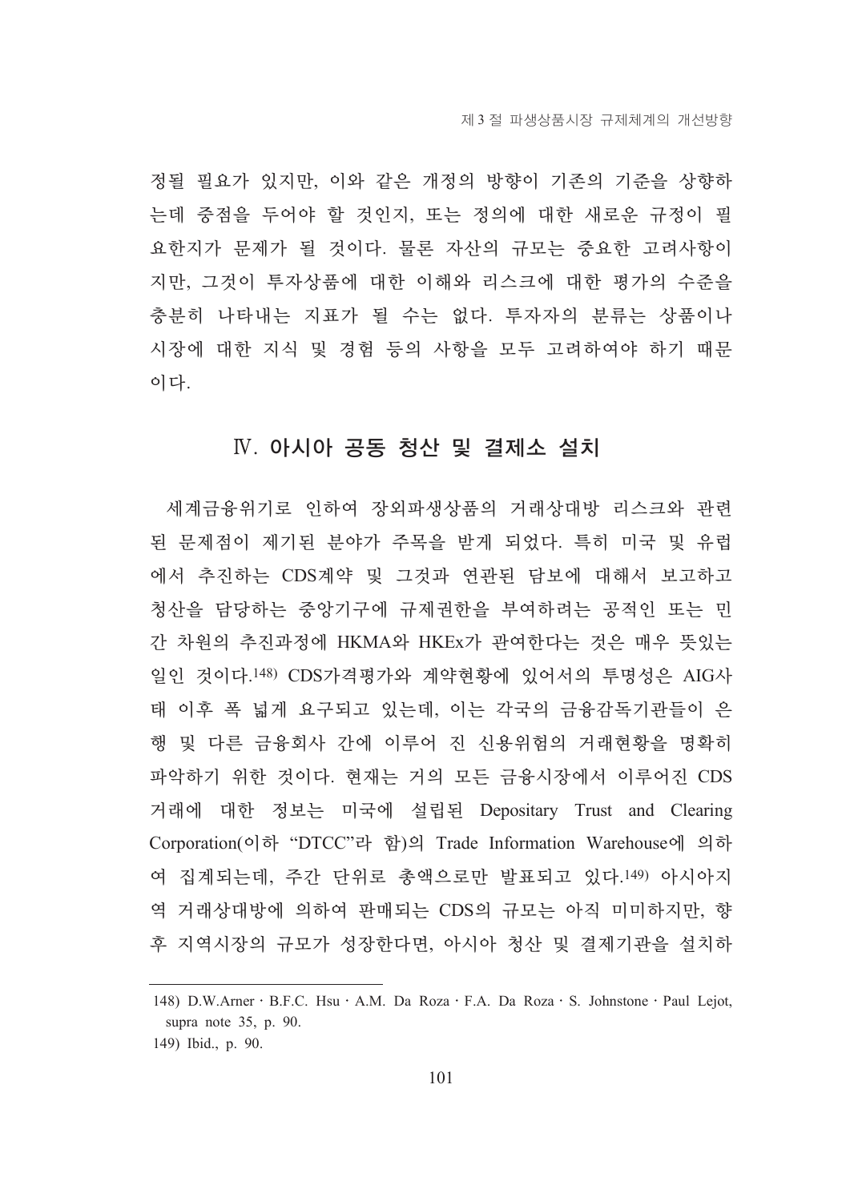정될 필요가 있지만, 이와 같은 개정의 방향이 기존의 기준을 상향하는데 중점을 두어야 할 것인지, 또는 정의에 대한 새로운 규정이 필요한지가 문제가 될 것이다. 물론 자산의 규모는 중요한 고려사항이지만, 그것이 투자상품에 대한 이해와 리스크에 대한 평가의 수준을 충분히 나타내는 지표가 될 수는 없다. 투자자의 분류는 상품이나 시장에 대한 지식 및 경험 등의 사항을 모두 고려하여야 하기 때문이다.

## Ⅳ. 아시아 공동 청산 및 결제소 설치

세계금융위기로 인하여 장외파생상품의 거래상대방 리스크와 관련된 문제점이 제기된 분야가 주목을 받게 되었다. 특히 미국 및 유럽에서 추진하는 CDS계약 및 그것과 연관된 담보에 대해서 보고하고 청산을 담당하는 중앙기구에 규제권한을 부여하려는 공적인 또는 민간 차원의 추진과정에 HKMA와 HKEx가 관여한다는 것은 매우 뜻있는 일인 것이다.[148] CDS가격평가와 계약현황에 있어서의 투명성은 AIG사태 이후 폭 넓게 요구되고 있는데, 이는 각국의 금융감독기관들이 은행 및 다른 금융회사 간에 이루어 진 신용위험의 거래현황을 명확히 파악하기 위한 것이다. 현재는 거의 모든 금융시장에서 이루어진 CDS 거래에 대한 정보는 미국에 설립된 Depositary Trust and Clearing Corporation(이하 "DTCC"라 함)의 Trade Information Warehouse에 의하여 집계되는데, 주간 단위로 총액으로만 발표되고 있다.[149] 아시아지역 거래상대방에 의하여 판매되는 CDS의 규모는 아직 미미하지만, 향후 지역시장의 규모가 성장한다면, 아시아 청산 및 결제기관을 설치하

---

148) D.W.Arner · B.F.C. Hsu · A.M. Da Roza · F.A. Da Roza · S. Johnstone · Paul Lejot, supra note 35, p. 90.

149) Ibid., p. 90.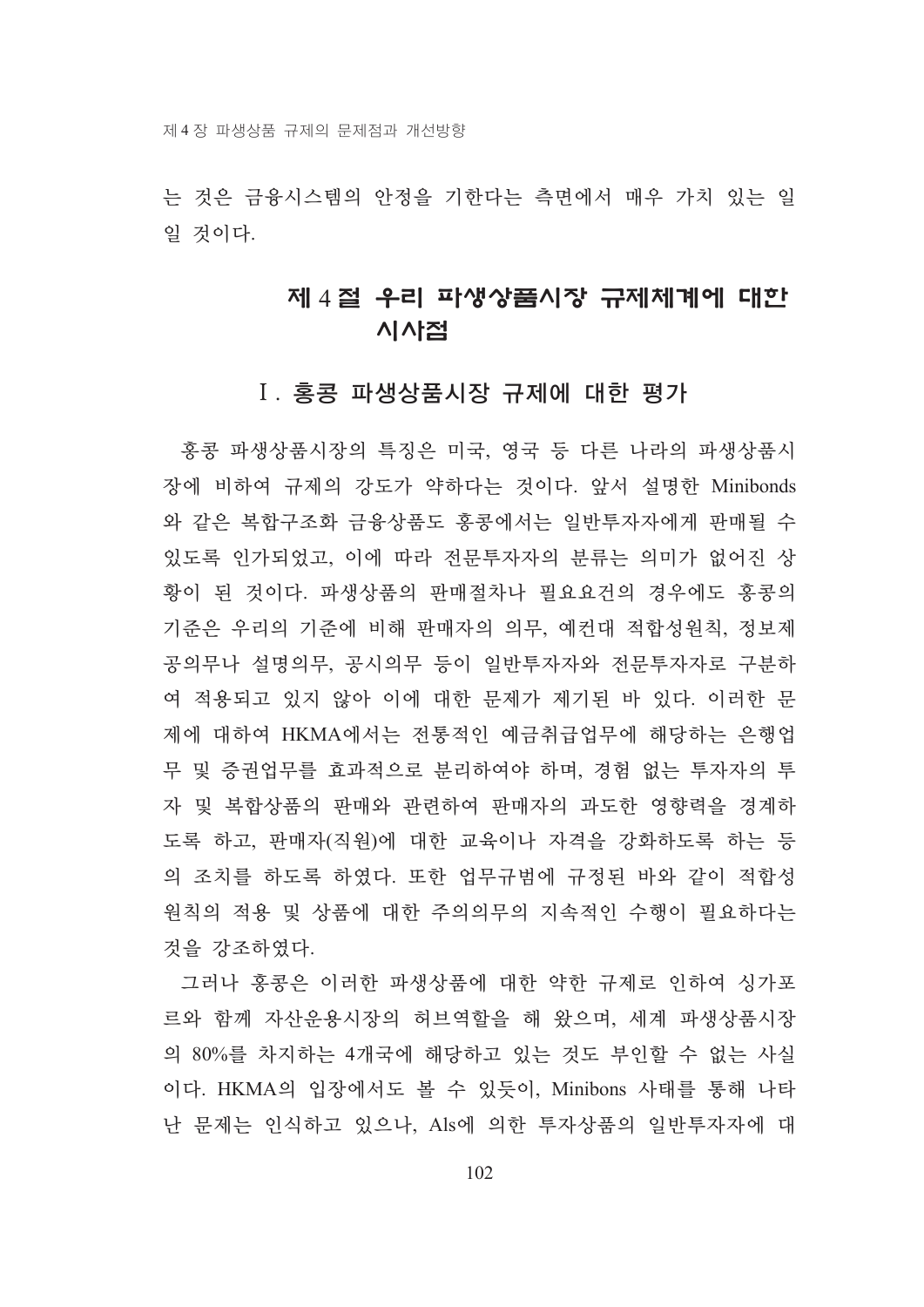는 것은 금융시스템의 안정을 기한다는 측면에서 매우 가치 있는 일일 것이다.

## 제 4 절 우리 파생상품시장 규제체계에 대한 시사점

### Ⅰ. 홍콩 파생상품시장 규제에 대한 평가

홍콩 파생상품시장의 특징은 미국, 영국 등 다른 나라의 파생상품시장에 비하여 규제의 강도가 약하다는 것이다. 앞서 설명한 Minibonds와 같은 복합구조화 금융상품도 홍콩에서는 일반투자자에게 판매될 수 있도록 인가되었고, 이에 따라 전문투자자의 분류는 의미가 없어진 상황이 된 것이다. 파생상품의 판매절차나 필요요건의 경우에도 홍콩의 기준은 우리의 기준에 비해 판매자의 의무, 예컨대 적합성원칙, 정보제공의무나 설명의무, 공시의무 등이 일반투자자와 전문투자자로 구분하여 적용되고 있지 않아 이에 대한 문제가 제기된 바 있다. 이러한 문제에 대하여 HKMA에서는 전통적인 예금취급업무에 해당하는 은행업무 및 증권업무를 효과적으로 분리하여야 하며, 경험 없는 투자자의 투자 및 복합상품의 판매와 관련하여 판매자의 과도한 영향력을 경계하도록 하고, 판매자(직원)에 대한 교육이나 자격을 강화하도록 하는 등의 조치를 하도록 하였다. 또한 업무규범에 규정된 바와 같이 적합성원칙의 적용 및 상품에 대한 주의의무의 지속적인 수행이 필요하다는 것을 강조하였다.

그러나 홍콩은 이러한 파생상품에 대한 약한 규제로 인하여 싱가포르와 함께 자산운용시장의 허브역할을 해 왔으며, 세계 파생상품시장의 80%를 차지하는 4개국에 해당하고 있는 것도 부인할 수 없는 사실이다. HKMA의 입장에서도 볼 수 있듯이, Minibons 사태를 통해 나타난 문제는 인식하고 있으나, Als에 의한 투자상품의 일반투자자에 대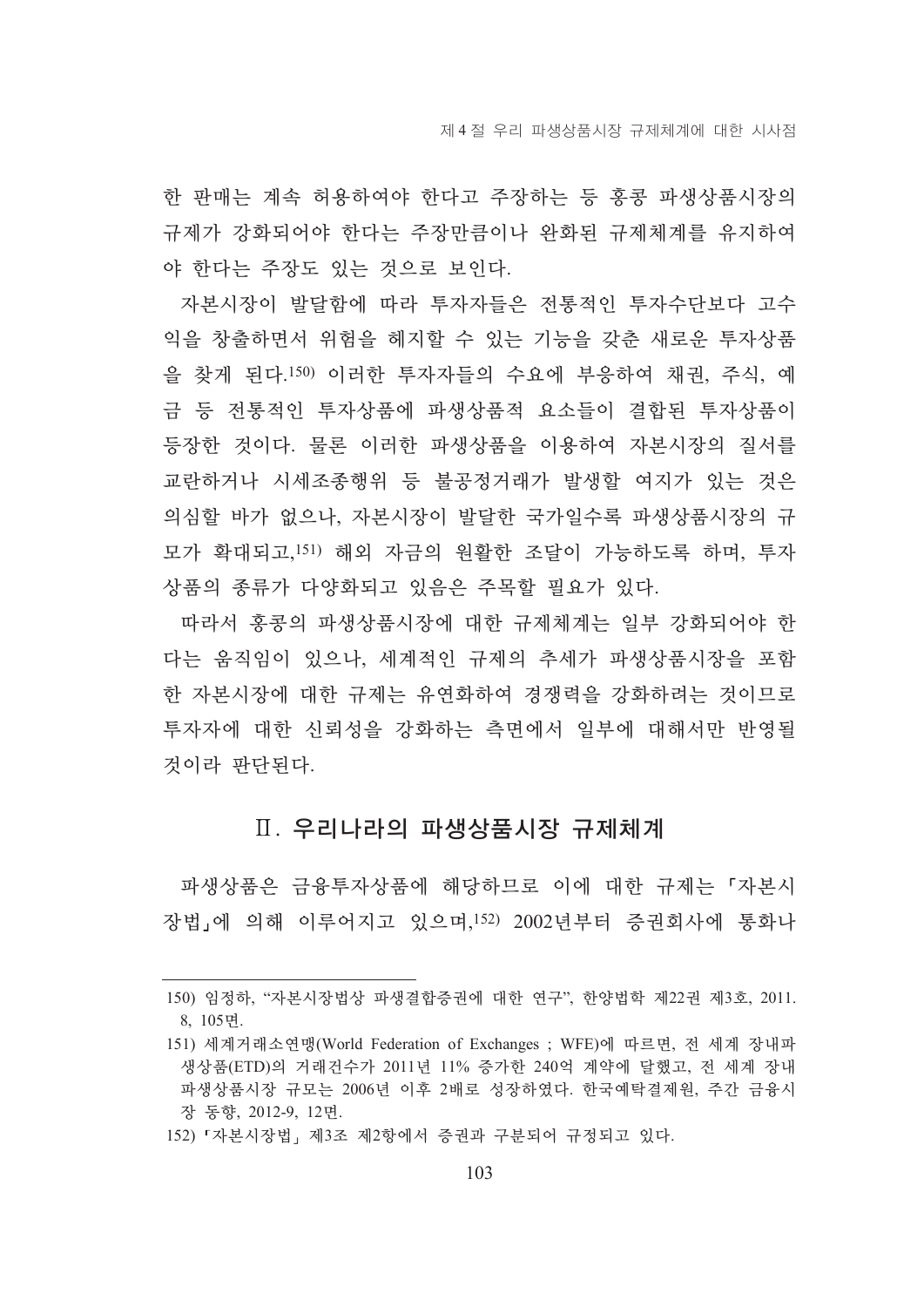한 판매는 계속 허용하여야 한다고 주장하는 등 홍콩 파생상품시장의 규제가 강화되어야 한다는 주장만큼이나 완화된 규제체계를 유지하여야 한다는 주장도 있는 것으로 보인다.

자본시장이 발달함에 따라 투자자들은 전통적인 투자수단보다 고수익을 창출하면서 위험을 헤지할 수 있는 기능을 갖춘 새로운 투자상품을 찾게 된다.[150] 이러한 투자자들의 수요에 부응하여 채권, 주식, 예금 등 전통적인 투자상품에 파생상품적 요소들이 결합된 투자상품이 등장한 것이다. 물론 이러한 파생상품을 이용하여 자본시장의 질서를 교란하거나 시세조종행위 등 불공정거래가 발생할 여지가 있는 것은 의심할 바가 없으나, 자본시장이 발달한 국가일수록 파생상품시장의 규모가 확대되고,[151] 해외 자금의 원활한 조달이 가능하도록 하며, 투자상품의 종류가 다양화되고 있음은 주목할 필요가 있다.

따라서 홍콩의 파생상품시장에 대한 규제체계는 일부 강화되어야 한다는 움직임이 있으나, 세계적인 규제의 추세가 파생상품시장을 포함한 자본시장에 대한 규제는 유연화하여 경쟁력을 강화하려는 것이므로 투자자에 대한 신뢰성을 강화하는 측면에서 일부에 대해서만 반영될 것이라 판단된다.

## Ⅱ. 우리나라의 파생상품시장 규제체계

파생상품은 금융투자상품에 해당하므로 이에 대한 규제는 「자본시장법」에 의해 이루어지고 있으며,[152] 2002년부터 증권회사에 통화나

---

150) 임정하, “자본시장법상 파생결합증권에 대한 연구”, 한양법학 제22권 제3호, 2011. 8, 105면.

151) 세계거래소연맹(World Federation of Exchanges ; WFE)에 따르면, 전 세계 장내파생상품(ETD)의 거래건수가 2011년 11% 증가한 240억 계약에 달했고, 전 세계 장내 파생상품시장 규모는 2006년 이후 2배로 성장하였다. 한국예탁결제원, 주간 금융시장 동향, 2012-9, 12면.

152) 「자본시장법」 제3조 제2항에서 증권과 구분되어 규정되고 있다.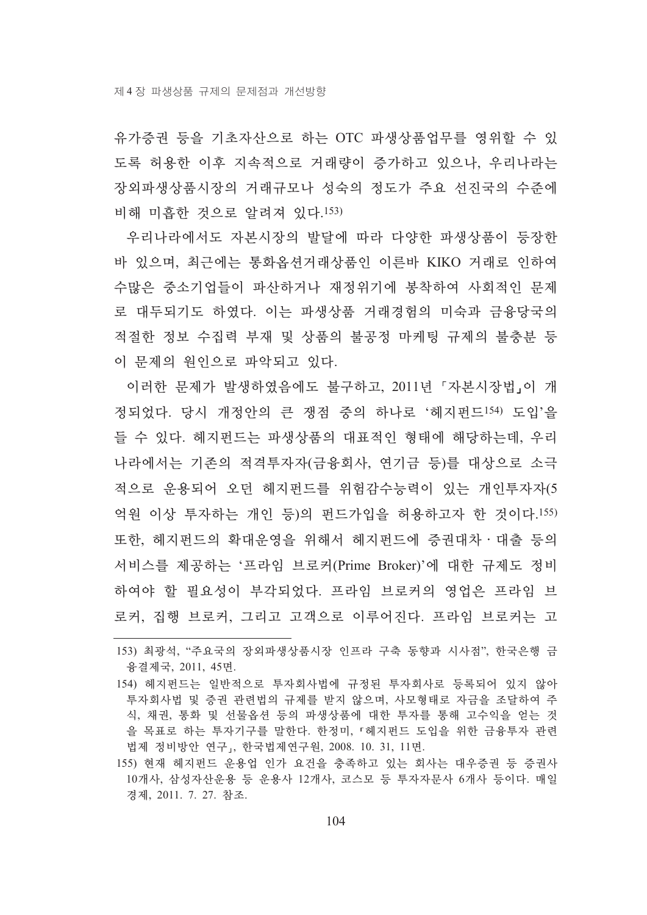유가증권 등을 기초자산으로 하는 OTC 파생상품업무를 영위할 수 있도록 허용한 이후 지속적으로 거래량이 증가하고 있으나, 우리나라는 장외파생상품시장의 거래규모나 성숙의 정도가 주요 선진국의 수준에 비해 미흡한 것으로 알려져 있다.[153)]

우리나라에서도 자본시장의 발달에 따라 다양한 파생상품이 등장한 바 있으며, 최근에는 통화옵션거래상품인 이른바 KIKO 거래로 인하여 수많은 중소기업들이 파산하거나 재정위기에 봉착하여 사회적인 문제로 대두되기도 하였다. 이는 파생상품 거래경험의 미숙과 금융당국의 적절한 정보 수집력 부재 및 상품의 불공정 마케팅 규제의 불충분 등이 문제의 원인으로 파악되고 있다.

이러한 문제가 발생하였음에도 불구하고, 2011년 「자본시장법」이 개정되었다. 당시 개정안의 큰 쟁점 중의 하나로 '헤지펀드[154)] 도입'을 들 수 있다. 헤지펀드는 파생상품의 대표적인 형태에 해당하는데, 우리나라에서는 기존의 적격투자자(금융회사, 연기금 등)를 대상으로 소극적으로 운용되어 오던 헤지펀드를 위험감수능력이 있는 개인투자자(5억원 이상 투자하는 개인 등)의 펀드가입을 허용하고자 한 것이다.[155)] 또한, 헤지펀드의 확대운영을 위해서 헤지펀드에 증권대차ㆍ대출 등의 서비스를 제공하는 '프라임 브로커(Prime Broker)'에 대한 규제도 정비하여야 할 필요성이 부각되었다. 프라임 브로커의 영업은 프라임 브로커, 집행 브로커, 그리고 고객으로 이루어진다. 프라임 브로커는 고

---

153) 최광석, "주요국의 장외파생상품시장 인프라 구축 동향과 시사점", 한국은행 금융결제국, 2011, 45면.

154) 헤지펀드는 일반적으로 투자회사법에 규정된 투자회사로 등록되어 있지 않아 투자회사법 및 증권 관련법의 규제를 받지 않으며, 사모형태로 자금을 조달하여 주식, 채권, 통화 및 선물옵션 등의 파생상품에 대한 투자를 통해 고수익을 얻는 것을 목표로 하는 투자기구를 말한다. 한정미, 「헤지펀드 도입을 위한 금융투자 관련 법제 정비방안 연구」, 한국법제연구원, 2008. 10. 31, 11면.

155) 현재 헤지펀드 운용업 인가 요건을 충족하고 있는 회사는 대우증권 등 증권사 10개사, 삼성자산운용 등 운용사 12개사, 코스모 등 투자자문사 6개사 등이다. 매일경제, 2011. 7. 27. 참조.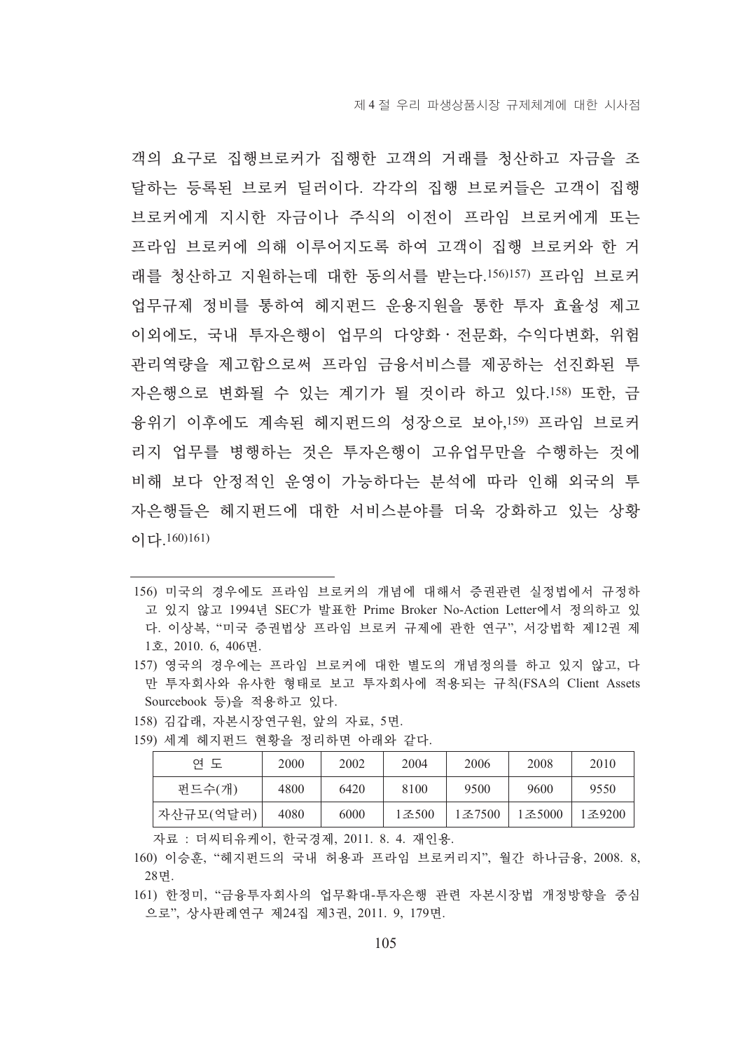객의 요구로 집행브로커가 집행한 고객의 거래를 청산하고 자금을 조달하는 등록된 브로커 딜러이다. 각각의 집행 브로커들은 고객이 집행 브로커에게 지시한 자금이나 주식의 이전이 프라임 브로커에게 또는 프라임 브로커에 의해 이루어지도록 하여 고객이 집행 브로커와 한 거래를 청산하고 지원하는데 대한 동의서를 받는다.[156][157] 프라임 브로커 업무규제 정비를 통하여 헤지펀드 운용지원을 통한 투자 효율성 제고 이외에도, 국내 투자은행이 업무의 다양화·전문화, 수익다변화, 위험관리역량을 제고함으로써 프라임 금융서비스를 제공하는 선진화된 투자은행으로 변화될 수 있는 계기가 될 것이라 하고 있다.[158] 또한, 금융위기 이후에도 계속된 헤지펀드의 성장으로 보아,[159] 프라임 브로커리지 업무를 병행하는 것은 투자은행이 고유업무만을 수행하는 것에 비해 보다 안정적인 운영이 가능하다는 분석에 따라 인해 외국의 투자은행들은 헤지펀드에 대한 서비스분야를 더욱 강화하고 있는 상황이다.[160][161]

---

156) 미국의 경우에도 프라임 브로커의 개념에 대해서 증권관련 실정법에서 규정하고 있지 않고 1994년 SEC가 발표한 Prime Broker No-Action Letter에서 정의하고 있다. 이상복, "미국 증권법상 프라임 브로커 규제에 관한 연구", 서강법학 제12권 제1호, 2010. 6, 406면.

157) 영국의 경우에는 프라임 브로커에 대한 별도의 개념정의를 하고 있지 않고, 다만 투자회사와 유사한 형태로 보고 투자회사에 적용되는 규칙(FSA의 Client Assets Sourcebook 등)을 적용하고 있다.

158) 김갑래, 자본시장연구원, 앞의 자료, 5면.

159) 세계 헤지펀드 현황을 정리하면 아래와 같다.

| 연 도 | 2000 | 2002 | 2004 | 2006 | 2008 | 2010 |
|---|---|---|---|---|---|---|
| 펀드수(개) | 4800 | 6420 | 8100 | 9500 | 9600 | 9550 |
| 자산규모(억달러) | 4080 | 6000 | 1조500 | 1조7500 | 1조5000 | 1조9200 |

자료 : 더씨티유케이, 한국경제, 2011. 8. 4. 재인용.

160) 이승훈, "헤지펀드의 국내 허용과 프라임 브로커리지", 월간 하나금융, 2008. 8, 28면.

161) 한정미, "금융투자회사의 업무확대-투자은행 관련 자본시장법 개정방향을 중심으로", 상사판례연구 제24집 제3권, 2011. 9, 179면.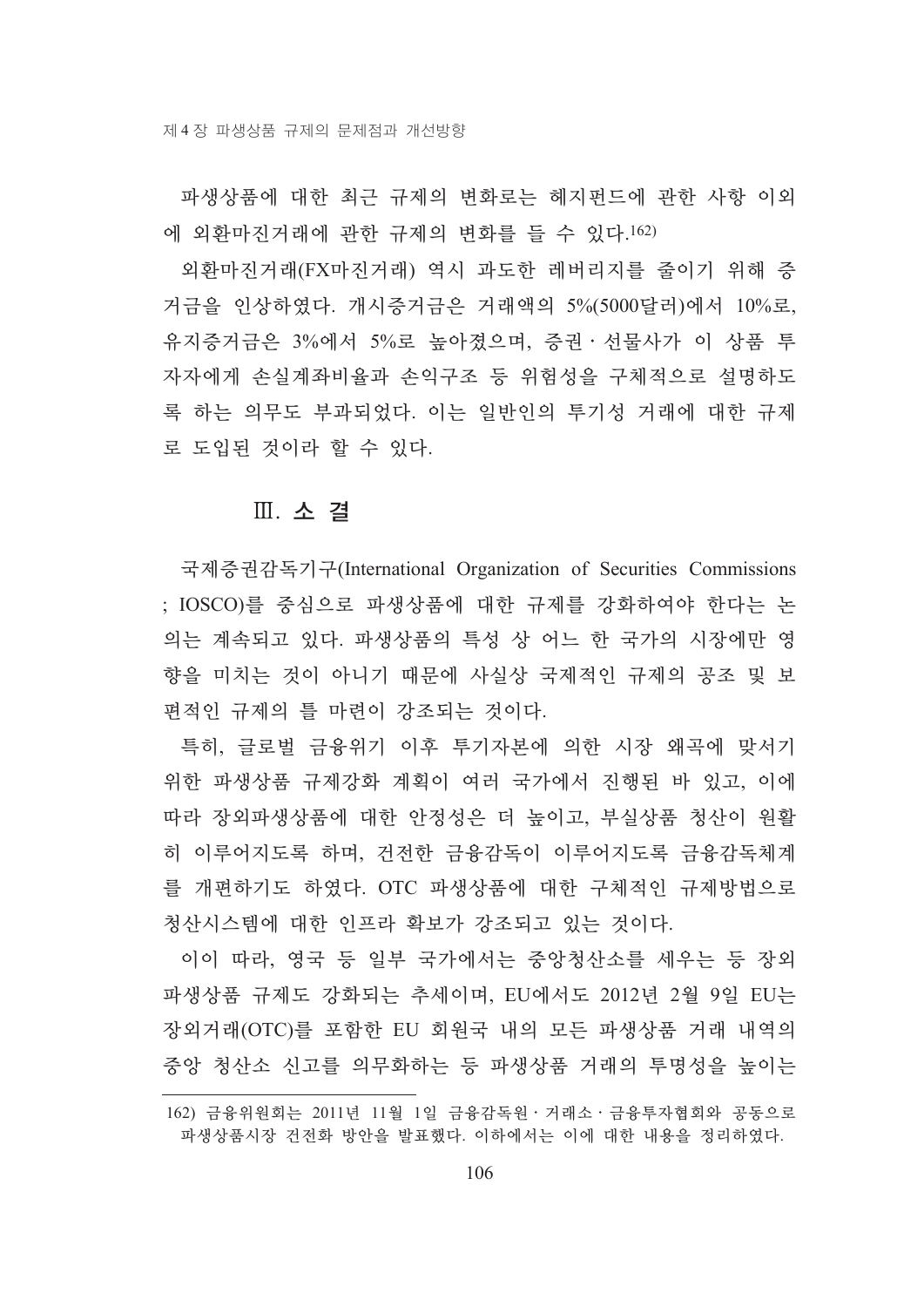파생상품에 대한 최근 규제의 변화로는 헤지펀드에 관한 사항 이외에 외환마진거래에 관한 규제의 변화를 들 수 있다.[162)]

외환마진거래(FX마진거래) 역시 과도한 레버리지를 줄이기 위해 증거금을 인상하였다. 개시증거금은 거래액의 5%(5000달러)에서 10%로, 유지증거금은 3%에서 5%로 높아졌으며, 증권·선물사가 이 상품 투자자에게 손실계좌비율과 손익구조 등 위험성을 구체적으로 설명하도록 하는 의무도 부과되었다. 이는 일반인의 투기성 거래에 대한 규제로 도입된 것이라 할 수 있다.

## Ⅲ. 소 결

국제증권감독기구(International Organization of Securities Commissions ; IOSCO)를 중심으로 파생상품에 대한 규제를 강화하여야 한다는 논의는 계속되고 있다. 파생상품의 특성 상 어느 한 국가의 시장에만 영향을 미치는 것이 아니기 때문에 사실상 국제적인 규제의 공조 및 보편적인 규제의 틀 마련이 강조되는 것이다.

특히, 글로벌 금융위기 이후 투기자본에 의한 시장 왜곡에 맞서기 위한 파생상품 규제강화 계획이 여러 국가에서 진행된 바 있고, 이에 따라 장외파생상품에 대한 안정성은 더 높이고, 부실상품 청산이 원활히 이루어지도록 하며, 건전한 금융감독이 이루어지도록 금융감독체계를 개편하기도 하였다. OTC 파생상품에 대한 구체적인 규제방법으로 청산시스템에 대한 인프라 확보가 강조되고 있는 것이다.

이이 따라, 영국 등 일부 국가에서는 중앙청산소를 세우는 등 장외파생상품 규제도 강화되는 추세이며, EU에서도 2012년 2월 9일 EU는 장외거래(OTC)를 포함한 EU 회원국 내의 모든 파생상품 거래 내역의 중앙 청산소 신고를 의무화하는 등 파생상품 거래의 투명성을 높이는

---

162) 금융위원회는 2011년 11월 1일 금융감독원·거래소·금융투자협회와 공동으로 파생상품시장 건전화 방안을 발표했다. 이하에서는 이에 대한 내용을 정리하였다.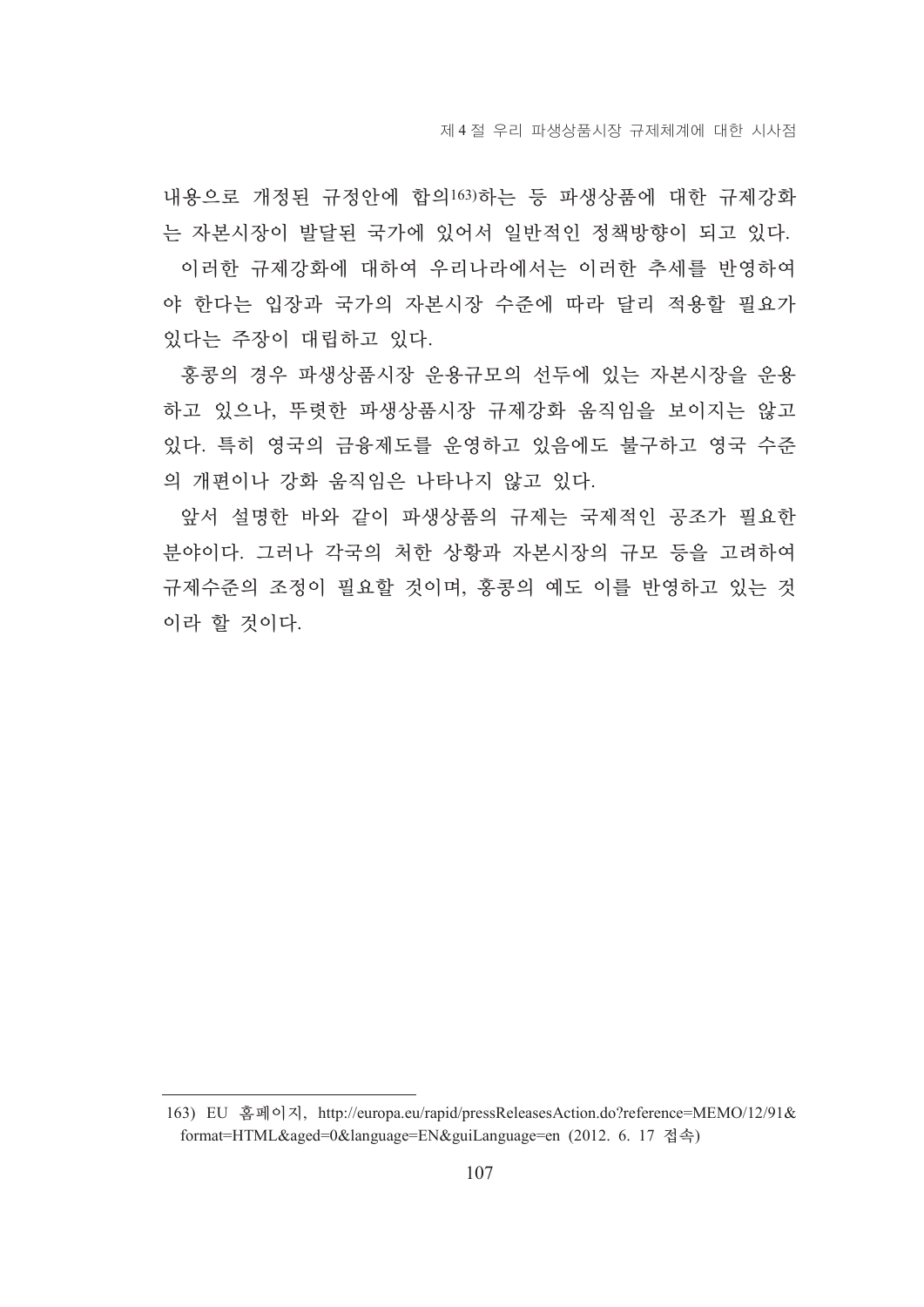내용으로 개정된 규정안에 합의[163]하는 등 파생상품에 대한 규제강화는 자본시장이 발달된 국가에 있어서 일반적인 정책방향이 되고 있다.

이러한 규제강화에 대하여 우리나라에서는 이러한 추세를 반영하여야 한다는 입장과 국가의 자본시장 수준에 따라 달리 적용할 필요가 있다는 주장이 대립하고 있다.

홍콩의 경우 파생상품시장 운용규모의 선두에 있는 자본시장을 운용하고 있으나, 뚜렷한 파생상품시장 규제강화 움직임을 보이지는 않고 있다. 특히 영국의 금융제도를 운영하고 있음에도 불구하고 영국 수준의 개편이나 강화 움직임은 나타나지 않고 있다.

앞서 설명한 바와 같이 파생상품의 규제는 국제적인 공조가 필요한 분야이다. 그러나 각국의 처한 상황과 자본시장의 규모 등을 고려하여 규제수준의 조정이 필요할 것이며, 홍콩의 예도 이를 반영하고 있는 것이라 할 것이다.

---

163) EU 홈페이지, http://europa.eu/rapid/pressReleasesAction.do?reference=MEMO/12/91&format=HTML&aged=0&language=EN&guiLanguage=en (2012. 6. 17 접속)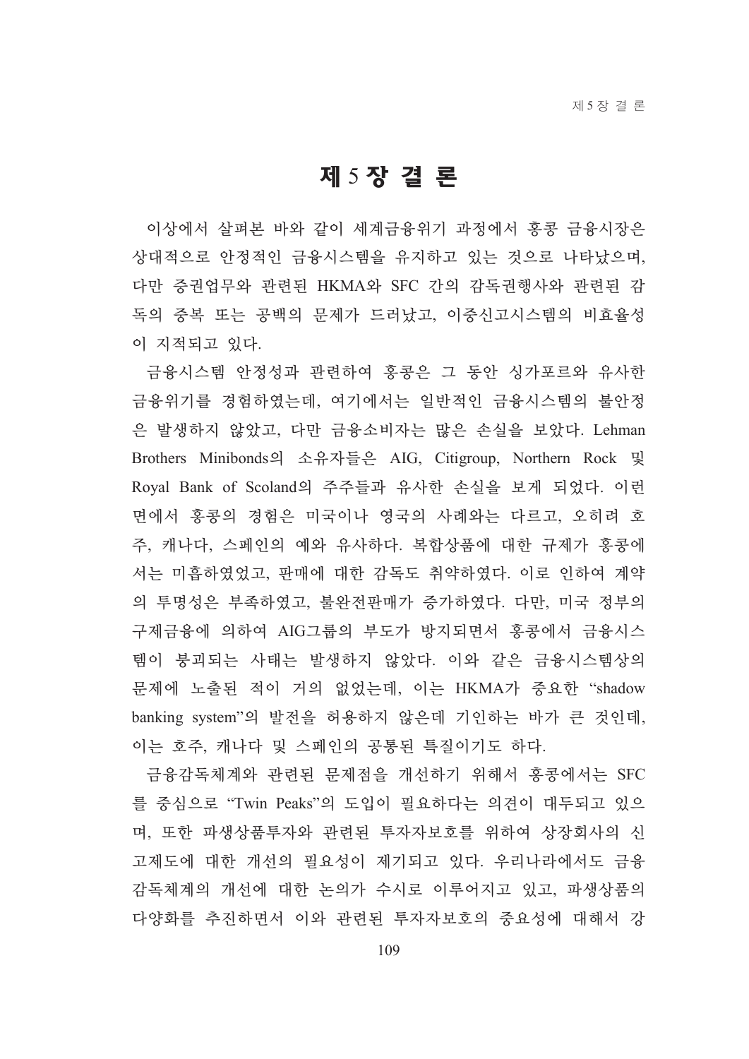# 제 5 장 결 론

이상에서 살펴본 바와 같이 세계금융위기 과정에서 홍콩 금융시장은 상대적으로 안정적인 금융시스템을 유지하고 있는 것으로 나타났으며, 다만 증권업무와 관련된 HKMA와 SFC 간의 감독권행사와 관련된 감독의 중복 또는 공백의 문제가 드러났고, 이중신고시스템의 비효율성이 지적되고 있다.

금융시스템 안정성과 관련하여 홍콩은 그 동안 싱가포르와 유사한 금융위기를 경험하였는데, 여기에서는 일반적인 금융시스템의 불안정은 발생하지 않았고, 다만 금융소비자는 많은 손실을 보았다. Lehman Brothers Minibonds의 소유자들은 AIG, Citigroup, Northern Rock 및 Royal Bank of Scoland의 주주들과 유사한 손실을 보게 되었다. 이런 면에서 홍콩의 경험은 미국이나 영국의 사례와는 다르고, 오히려 호주, 캐나다, 스페인의 예와 유사하다. 복합상품에 대한 규제가 홍콩에서는 미흡하였었고, 판매에 대한 감독도 취약하였다. 이로 인하여 계약의 투명성은 부족하였고, 불완전판매가 증가하였다. 다만, 미국 정부의 구제금융에 의하여 AIG그룹의 부도가 방지되면서 홍콩에서 금융시스템이 붕괴되는 사태는 발생하지 않았다. 이와 같은 금융시스템상의 문제에 노출된 적이 거의 없었는데, 이는 HKMA가 중요한 "shadow banking system"의 발전을 허용하지 않은데 기인하는 바가 큰 것인데, 이는 호주, 캐나다 및 스페인의 공통된 특질이기도 하다.

금융감독체계와 관련된 문제점을 개선하기 위해서 홍콩에서는 SFC를 중심으로 "Twin Peaks"의 도입이 필요하다는 의견이 대두되고 있으며, 또한 파생상품투자와 관련된 투자자보호를 위하여 상장회사의 신고제도에 대한 개선의 필요성이 제기되고 있다. 우리나라에서도 금융감독체계의 개선에 대한 논의가 수시로 이루어지고 있고, 파생상품의 다양화를 추진하면서 이와 관련된 투자자보호의 중요성에 대해서 강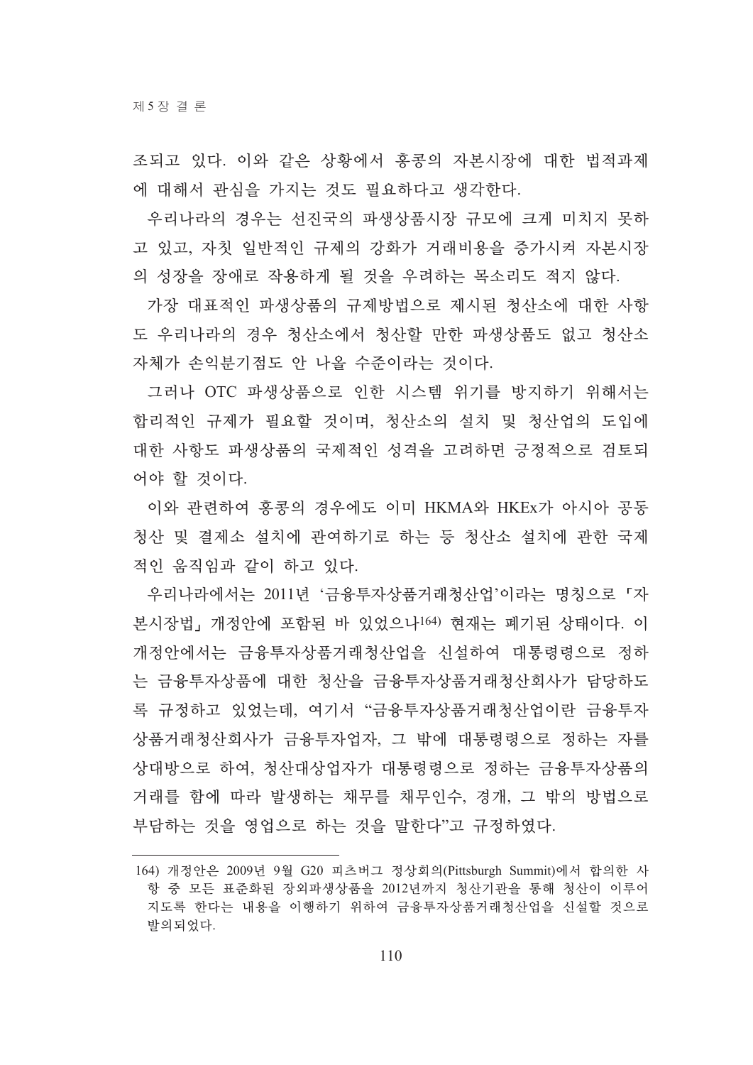조되고 있다. 이와 같은 상황에서 홍콩의 자본시장에 대한 법적과제에 대해서 관심을 가지는 것도 필요하다고 생각한다.

우리나라의 경우는 선진국의 파생상품시장 규모에 크게 미치지 못하고 있고, 자칫 일반적인 규제의 강화가 거래비용을 증가시켜 자본시장의 성장을 장애로 작용하게 될 것을 우려하는 목소리도 적지 않다.

가장 대표적인 파생상품의 규제방법으로 제시된 청산소에 대한 사항도 우리나라의 경우 청산소에서 청산할 만한 파생상품도 없고 청산소 자체가 손익분기점도 안 나올 수준이라는 것이다.

그러나 OTC 파생상품으로 인한 시스템 위기를 방지하기 위해서는 합리적인 규제가 필요할 것이며, 청산소의 설치 및 청산업의 도입에 대한 사항도 파생상품의 국제적인 성격을 고려하면 긍정적으로 검토되어야 할 것이다.

이와 관련하여 홍콩의 경우에도 이미 HKMA와 HKEx가 아시아 공동 청산 및 결제소 설치에 관여하기로 하는 등 청산소 설치에 관한 국제적인 움직임과 같이 하고 있다.

우리나라에서는 2011년 '금융투자상품거래청산업'이라는 명칭으로 「자본시장법」 개정안에 포함된 바 있었으나[164] 현재는 폐기된 상태이다. 이 개정안에서는 금융투자상품거래청산업을 신설하여 대통령령으로 정하는 금융투자상품에 대한 청산을 금융투자상품거래청산회사가 담당하도록 규정하고 있었는데, 여기서 "금융투자상품거래청산업이란 금융투자상품거래청산회사가 금융투자업자, 그 밖에 대통령령으로 정하는 자를 상대방으로 하여, 청산대상업자가 대통령령으로 정하는 금융투자상품의 거래를 함에 따라 발생하는 채무를 채무인수, 경개, 그 밖의 방법으로 부담하는 것을 영업으로 하는 것을 말한다"고 규정하였다.

---

164) 개정안은 2009년 9월 G20 피츠버그 정상회의(Pittsburgh Summit)에서 합의한 사항 중 모든 표준화된 장외파생상품을 2012년까지 청산기관을 통해 청산이 이루어지도록 한다는 내용을 이행하기 위하여 금융투자상품거래청산업을 신설할 것으로 발의되었다.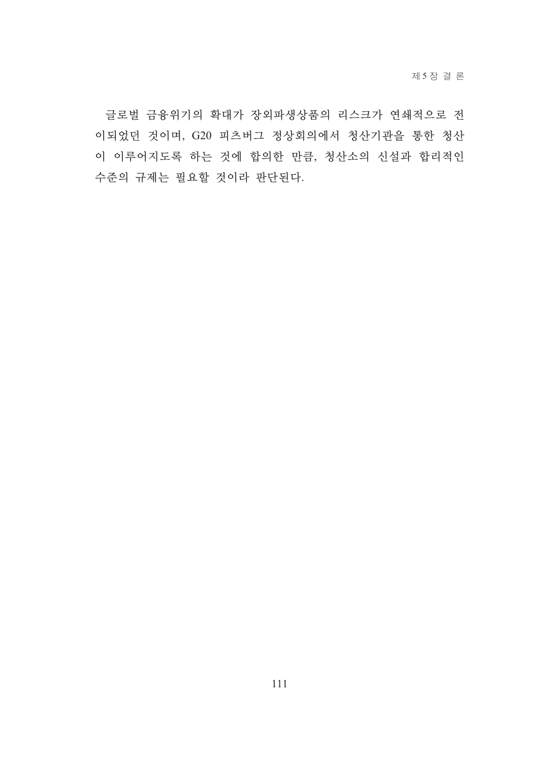글로벌 금융위기의 확대가 장외파생상품의 리스크가 연쇄적으로 전이되었던 것이며, G20 피츠버그 정상회의에서 청산기관을 통한 청산이 이루어지도록 하는 것에 합의한 만큼, 청산소의 신설과 합리적인 수준의 규제는 필요할 것이라 판단된다.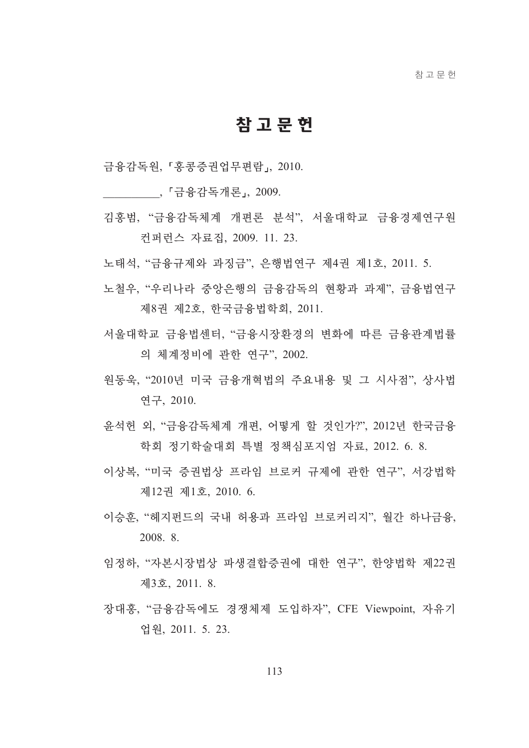# 참 고 문 헌

금융감독원, 「홍콩증권업무편람」, 2010.

__________, 「금융감독개론」, 2009.

김홍범, "금융감독체계 개편론 분석", 서울대학교 금융경제연구원 컨퍼런스 자료집, 2009. 11. 23.

노태석, "금융규제와 과징금", 은행법연구 제4권 제1호, 2011. 5.

노철우, "우리나라 중앙은행의 금융감독의 현황과 과제", 금융법연구 제8권 제2호, 한국금융법학회, 2011.

서울대학교 금융법센터, "금융시장환경의 변화에 따른 금융관계법률의 체계정비에 관한 연구", 2002.

원동욱, "2010년 미국 금융개혁법의 주요내용 및 그 시사점", 상사법연구, 2010.

윤석헌 외, "금융감독체계 개편, 어떻게 할 것인가?", 2012년 한국금융학회 정기학술대회 특별 정책심포지엄 자료, 2012. 6. 8.

이상복, "미국 증권법상 프라임 브로커 규제에 관한 연구", 서강법학 제12권 제1호, 2010. 6.

이승훈, "헤지펀드의 국내 허용과 프라임 브로커리지", 월간 하나금융, 2008. 8.

임정하, "자본시장법상 파생결합증권에 대한 연구", 한양법학 제22권 제3호, 2011. 8.

장대홍, "금융감독에도 경쟁체제 도입하자", CFE Viewpoint, 자유기업원, 2011. 5. 23.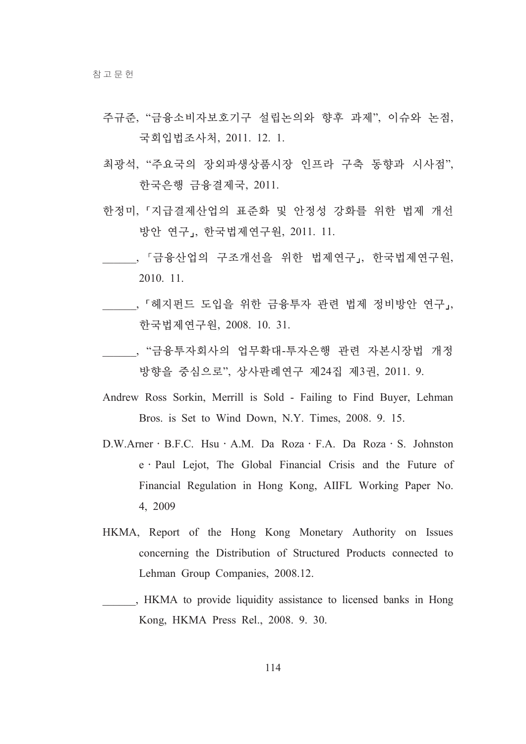주규준, “금융소비자보호기구 설립논의와 향후 과제”, 이슈와 논점, 국회입법조사처, 2011. 12. 1.

최광석, “주요국의 장외파생상품시장 인프라 구축 동향과 시사점”, 한국은행 금융결제국, 2011.

한정미, 「지급결제산업의 표준화 및 안정성 강화를 위한 법제 개선 방안 연구」, 한국법제연구원, 2011. 11.

______, 「금융산업의 구조개선을 위한 법제연구」, 한국법제연구원, 2010. 11.

______, 「헤지펀드 도입을 위한 금융투자 관련 법제 정비방안 연구」, 한국법제연구원, 2008. 10. 31.

______, “금융투자회사의 업무확대-투자은행 관련 자본시장법 개정 방향을 중심으로”, 상사판례연구 제24집 제3권, 2011. 9.

Andrew Ross Sorkin, Merrill is Sold - Failing to Find Buyer, Lehman Bros. is Set to Wind Down, N.Y. Times, 2008. 9. 15.

D.W.Arner · B.F.C. Hsu · A.M. Da Roza · F.A. Da Roza · S. Johnstone · Paul Lejot, The Global Financial Crisis and the Future of Financial Regulation in Hong Kong, AIIFL Working Paper No. 4, 2009

HKMA, Report of the Hong Kong Monetary Authority on Issues concerning the Distribution of Structured Products connected to Lehman Group Companies, 2008.12.

______, HKMA to provide liquidity assistance to licensed banks in Hong Kong, HKMA Press Rel., 2008. 9. 30.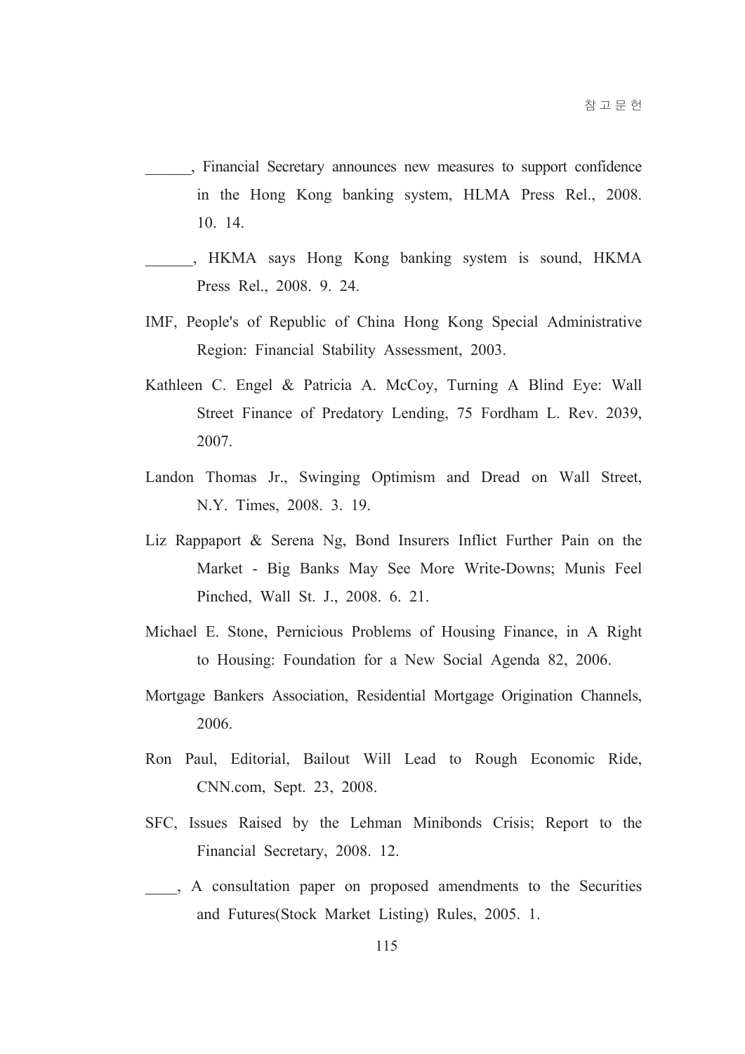______, Financial Secretary announces new measures to support confidence in the Hong Kong banking system, HLMA Press Rel., 2008. 10. 14.

______, HKMA says Hong Kong banking system is sound, HKMA Press Rel., 2008. 9. 24.

IMF, People's of Republic of China Hong Kong Special Administrative Region: Financial Stability Assessment, 2003.

Kathleen C. Engel & Patricia A. McCoy, Turning A Blind Eye: Wall Street Finance of Predatory Lending, 75 Fordham L. Rev. 2039, 2007.

Landon Thomas Jr., Swinging Optimism and Dread on Wall Street, N.Y. Times, 2008. 3. 19.

Liz Rappaport & Serena Ng, Bond Insurers Inflict Further Pain on the Market - Big Banks May See More Write-Downs; Munis Feel Pinched, Wall St. J., 2008. 6. 21.

Michael E. Stone, Pernicious Problems of Housing Finance, in A Right to Housing: Foundation for a New Social Agenda 82, 2006.

Mortgage Bankers Association, Residential Mortgage Origination Channels, 2006.

Ron Paul, Editorial, Bailout Will Lead to Rough Economic Ride, CNN.com, Sept. 23, 2008.

SFC, Issues Raised by the Lehman Minibonds Crisis; Report to the Financial Secretary, 2008. 12.

____, A consultation paper on proposed amendments to the Securities and Futures(Stock Market Listing) Rules, 2005. 1.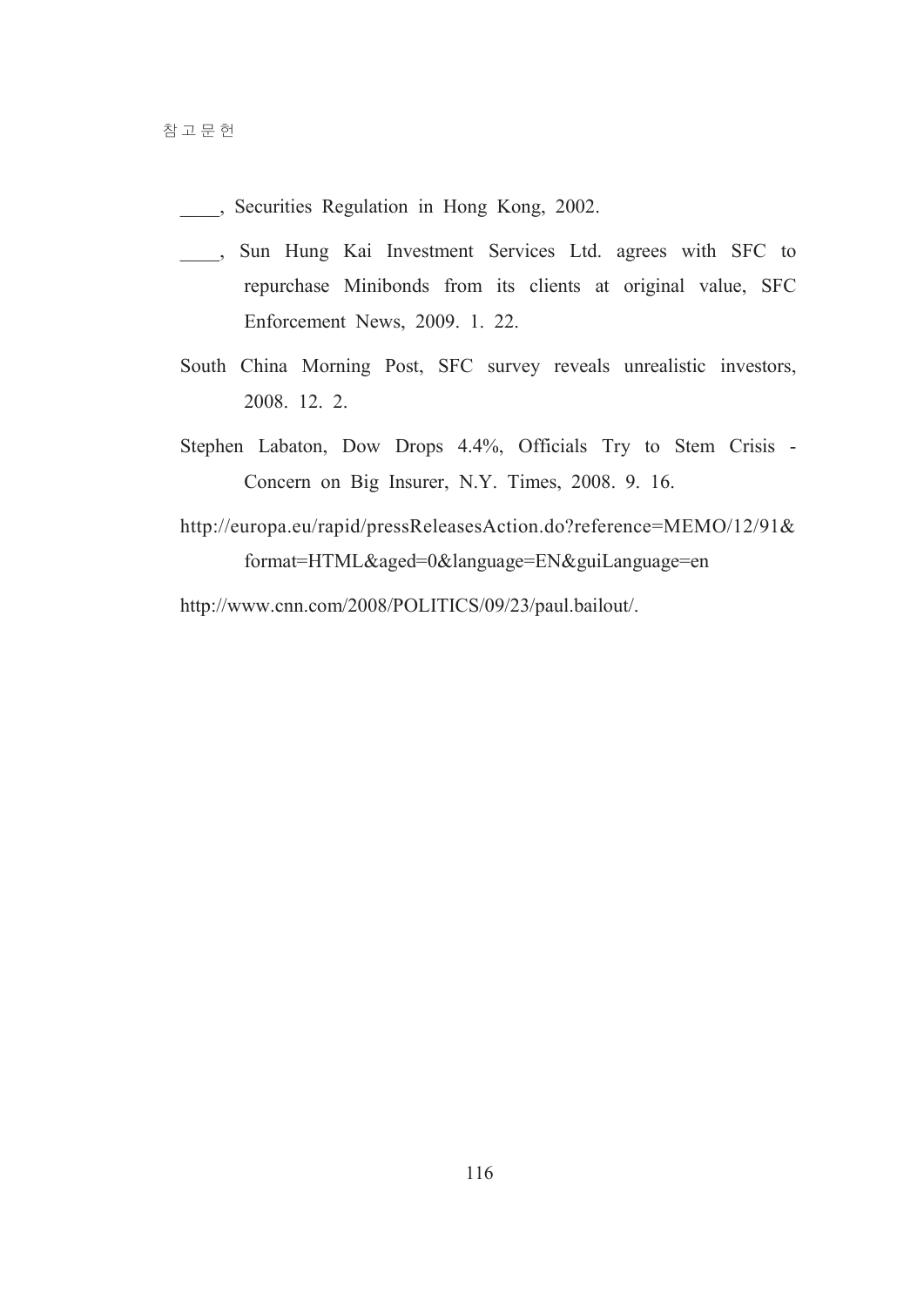____, Securities Regulation in Hong Kong, 2002.

____, Sun Hung Kai Investment Services Ltd. agrees with SFC to repurchase Minibonds from its clients at original value, SFC Enforcement News, 2009. 1. 22.

South China Morning Post, SFC survey reveals unrealistic investors, 2008. 12. 2.

Stephen Labaton, Dow Drops 4.4%, Officials Try to Stem Crisis - Concern on Big Insurer, N.Y. Times, 2008. 9. 16.

http://europa.eu/rapid/pressReleasesAction.do?reference=MEMO/12/91&format=HTML&aged=0&language=EN&guiLanguage=en

http://www.cnn.com/2008/POLITICS/09/23/paul.bailout/.